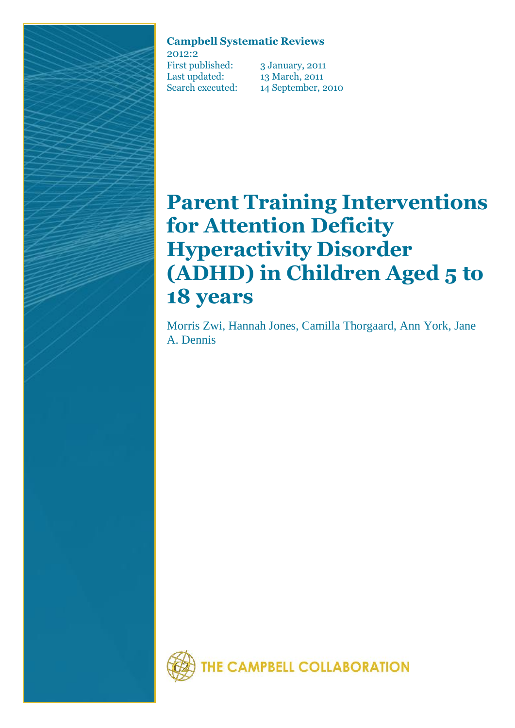**Campbell Systematic Reviews**
2012:2

First published: 3 January, 2011
Last updated: 13 March, 2011
Search executed: 14 September, 2010

# Parent Training Interventions for Attention Deficity Hyperactivity Disorder (ADHD) in Children Aged 5 to 18 years

Morris Zwi, Hannah Jones, Camilla Thorgaard, Ann York, Jane A. Dennis

THE CAMPBELL COLLABORATION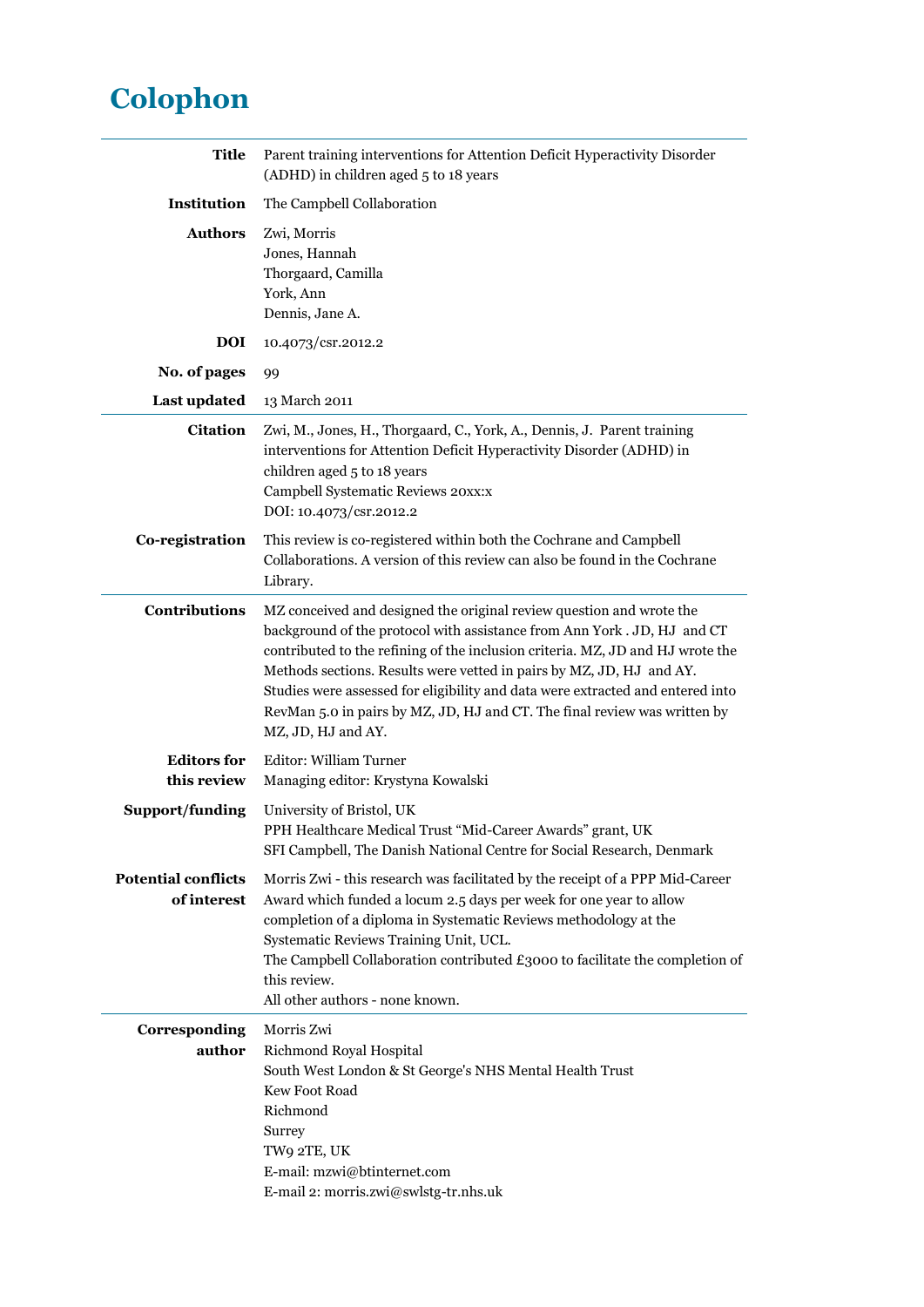# Colophon

| | |
|---|---|
| **Title** | Parent training interventions for Attention Deficit Hyperactivity Disorder (ADHD) in children aged 5 to 18 years |
| **Institution** | The Campbell Collaboration |
| **Authors** | Zwi, Morris<br>Jones, Hannah<br>Thorgaard, Camilla<br>York, Ann<br>Dennis, Jane A. |
| **DOI** | 10.4073/csr.2012.2 |
| **No. of pages** | 99 |
| **Last updated** | 13 March 2011 |
| **Citation** | Zwi, M., Jones, H., Thorgaard, C., York, A., Dennis, J. Parent training interventions for Attention Deficit Hyperactivity Disorder (ADHD) in children aged 5 to 18 years<br>Campbell Systematic Reviews 20xx:x<br>DOI: 10.4073/csr.2012.2 |
| **Co-registration** | This review is co-registered within both the Cochrane and Campbell Collaborations. A version of this review can also be found in the Cochrane Library. |
| **Contributions** | MZ conceived and designed the original review question and wrote the background of the protocol with assistance from Ann York . JD, HJ and CT contributed to the refining of the inclusion criteria. MZ, JD and HJ wrote the Methods sections. Results were vetted in pairs by MZ, JD, HJ and AY. Studies were assessed for eligibility and data were extracted and entered into RevMan 5.0 in pairs by MZ, JD, HJ and CT. The final review was written by MZ, JD, HJ and AY. |
| **Editors for this review** | Editor: William Turner<br>Managing editor: Krystyna Kowalski |
| **Support/funding** | University of Bristol, UK<br>PPH Healthcare Medical Trust "Mid-Career Awards" grant, UK<br>SFI Campbell, The Danish National Centre for Social Research, Denmark |
| **Potential conflicts of interest** | Morris Zwi - this research was facilitated by the receipt of a PPP Mid-Career Award which funded a locum 2.5 days per week for one year to allow completion of a diploma in Systematic Reviews methodology at the Systematic Reviews Training Unit, UCL.<br>The Campbell Collaboration contributed £3000 to facilitate the completion of this review.<br>All other authors - none known. |
| **Corresponding author** | Morris Zwi<br>Richmond Royal Hospital<br>South West London & St George's NHS Mental Health Trust<br>Kew Foot Road<br>Richmond<br>Surrey<br>TW9 2TE, UK<br>E-mail: mzwi@btinternet.com<br>E-mail 2: morris.zwi@swlstg-tr.nhs.uk |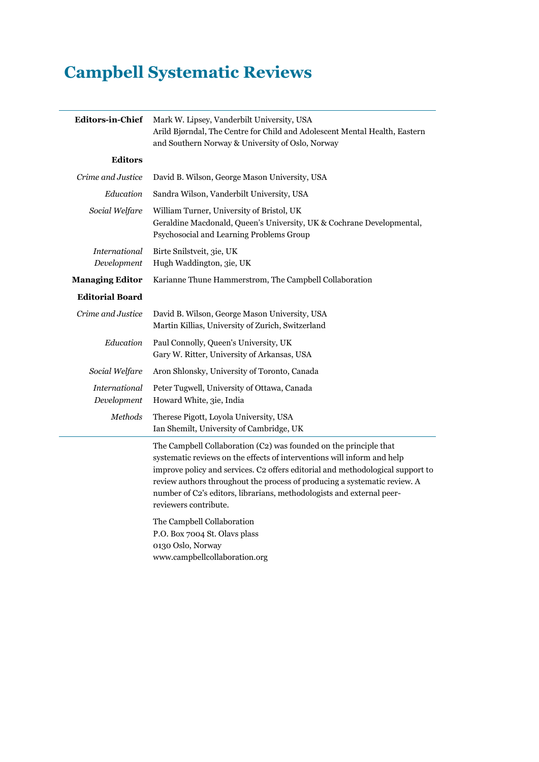# Campbell Systematic Reviews

| | |
|---|---|
| **Editors-in-Chief** | Mark W. Lipsey, Vanderbilt University, USA<br>Arild Bjørndal, The Centre for Child and Adolescent Mental Health, Eastern and Southern Norway & University of Oslo, Norway |
| **Editors** | |
| *Crime and Justice* | David B. Wilson, George Mason University, USA |
| *Education* | Sandra Wilson, Vanderbilt University, USA |
| *Social Welfare* | William Turner, University of Bristol, UK<br>Geraldine Macdonald, Queen's University, UK & Cochrane Developmental, Psychosocial and Learning Problems Group |
| *International Development* | Birte Snilstveit, 3ie, UK<br>Hugh Waddington, 3ie, UK |
| **Managing Editor** | Karianne Thune Hammerstrøm, The Campbell Collaboration |
| **Editorial Board** | |
| *Crime and Justice* | David B. Wilson, George Mason University, USA<br>Martin Killias, University of Zurich, Switzerland |
| *Education* | Paul Connolly, Queen's University, UK<br>Gary W. Ritter, University of Arkansas, USA |
| *Social Welfare* | Aron Shlonsky, University of Toronto, Canada |
| *International Development* | Peter Tugwell, University of Ottawa, Canada<br>Howard White, 3ie, India |
| *Methods* | Therese Pigott, Loyola University, USA<br>Ian Shemilt, University of Cambridge, UK |

The Campbell Collaboration (C2) was founded on the principle that systematic reviews on the effects of interventions will inform and help improve policy and services. C2 offers editorial and methodological support to review authors throughout the process of producing a systematic review. A number of C2's editors, librarians, methodologists and external peer-reviewers contribute.

The Campbell Collaboration  
P.O. Box 7004 St. Olavs plass  
0130 Oslo, Norway  
www.campbellcollaboration.org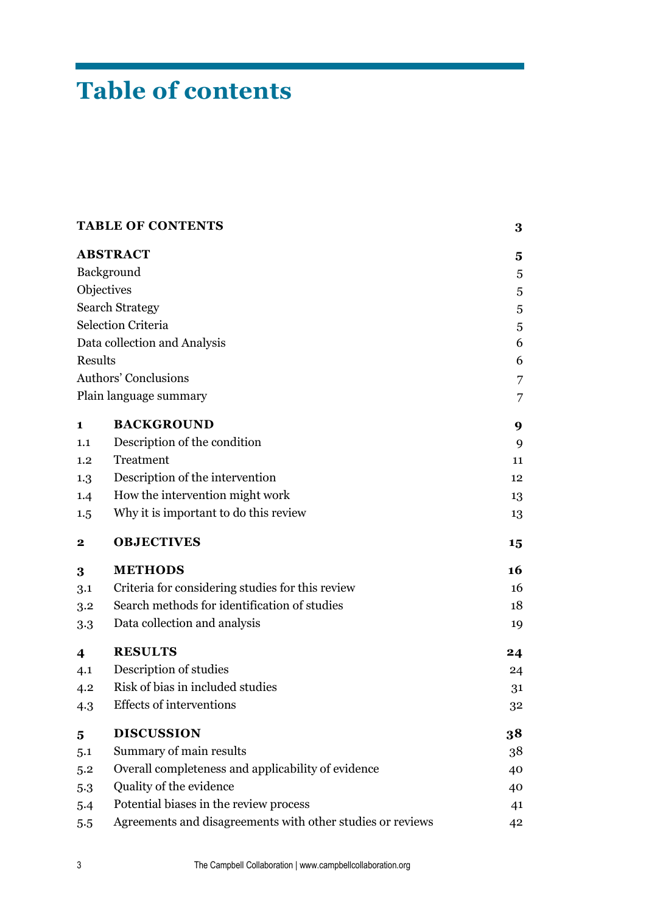# Table of contents

| | | |
|---|---|---|
| **TABLE OF CONTENTS** | | **3** |
| **ABSTRACT** | | **5** |
| Background | | 5 |
| Objectives | | 5 |
| Search Strategy | | 5 |
| Selection Criteria | | 5 |
| Data collection and Analysis | | 6 |
| Results | | 6 |
| Authors' Conclusions | | 7 |
| Plain language summary | | 7 |
| **1** | **BACKGROUND** | **9** |
| 1.1 | Description of the condition | 9 |
| 1.2 | Treatment | 11 |
| 1.3 | Description of the intervention | 12 |
| 1.4 | How the intervention might work | 13 |
| 1.5 | Why it is important to do this review | 13 |
| **2** | **OBJECTIVES** | **15** |
| **3** | **METHODS** | **16** |
| 3.1 | Criteria for considering studies for this review | 16 |
| 3.2 | Search methods for identification of studies | 18 |
| 3.3 | Data collection and analysis | 19 |
| **4** | **RESULTS** | **24** |
| 4.1 | Description of studies | 24 |
| 4.2 | Risk of bias in included studies | 31 |
| 4.3 | Effects of interventions | 32 |
| **5** | **DISCUSSION** | **38** |
| 5.1 | Summary of main results | 38 |
| 5.2 | Overall completeness and applicability of evidence | 40 |
| 5.3 | Quality of the evidence | 40 |
| 5.4 | Potential biases in the review process | 41 |
| 5.5 | Agreements and disagreements with other studies or reviews | 42 |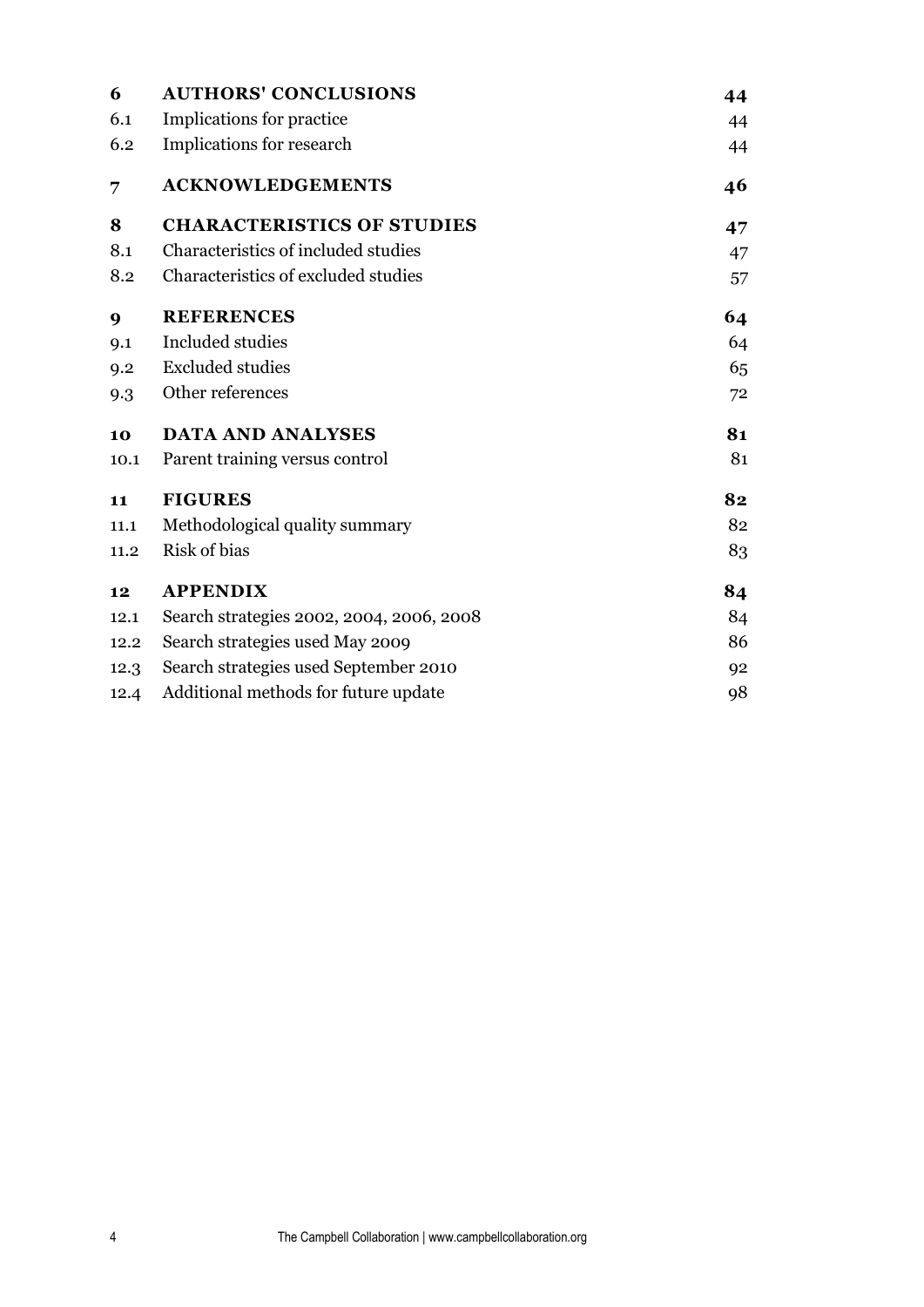| | | |
|---|---|---|
| **6** | **AUTHORS' CONCLUSIONS** | **44** |
| 6.1 | Implications for practice | 44 |
| 6.2 | Implications for research | 44 |
| **7** | **ACKNOWLEDGEMENTS** | **46** |
| **8** | **CHARACTERISTICS OF STUDIES** | **47** |
| 8.1 | Characteristics of included studies | 47 |
| 8.2 | Characteristics of excluded studies | 57 |
| **9** | **REFERENCES** | **64** |
| 9.1 | Included studies | 64 |
| 9.2 | Excluded studies | 65 |
| 9.3 | Other references | 72 |
| **10** | **DATA AND ANALYSES** | **81** |
| 10.1 | Parent training versus control | 81 |
| **11** | **FIGURES** | **82** |
| 11.1 | Methodological quality summary | 82 |
| 11.2 | Risk of bias | 83 |
| **12** | **APPENDIX** | **84** |
| 12.1 | Search strategies 2002, 2004, 2006, 2008 | 84 |
| 12.2 | Search strategies used May 2009 | 86 |
| 12.3 | Search strategies used September 2010 | 92 |
| 12.4 | Additional methods for future update | 98 |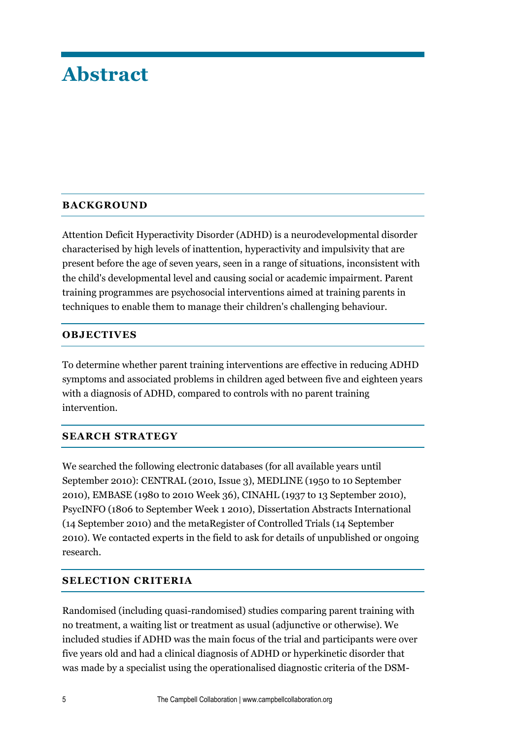# Abstract

## BACKGROUND

Attention Deficit Hyperactivity Disorder (ADHD) is a neurodevelopmental disorder characterised by high levels of inattention, hyperactivity and impulsivity that are present before the age of seven years, seen in a range of situations, inconsistent with the child's developmental level and causing social or academic impairment. Parent training programmes are psychosocial interventions aimed at training parents in techniques to enable them to manage their children's challenging behaviour.

## OBJECTIVES

To determine whether parent training interventions are effective in reducing ADHD symptoms and associated problems in children aged between five and eighteen years with a diagnosis of ADHD, compared to controls with no parent training intervention.

## SEARCH STRATEGY

We searched the following electronic databases (for all available years until September 2010): CENTRAL (2010, Issue 3), MEDLINE (1950 to 10 September 2010), EMBASE (1980 to 2010 Week 36), CINAHL (1937 to 13 September 2010), PsycINFO (1806 to September Week 1 2010), Dissertation Abstracts International (14 September 2010) and the metaRegister of Controlled Trials (14 September 2010). We contacted experts in the field to ask for details of unpublished or ongoing research.

## SELECTION CRITERIA

Randomised (including quasi-randomised) studies comparing parent training with no treatment, a waiting list or treatment as usual (adjunctive or otherwise). We included studies if ADHD was the main focus of the trial and participants were over five years old and had a clinical diagnosis of ADHD or hyperkinetic disorder that was made by a specialist using the operationalised diagnostic criteria of the DSM-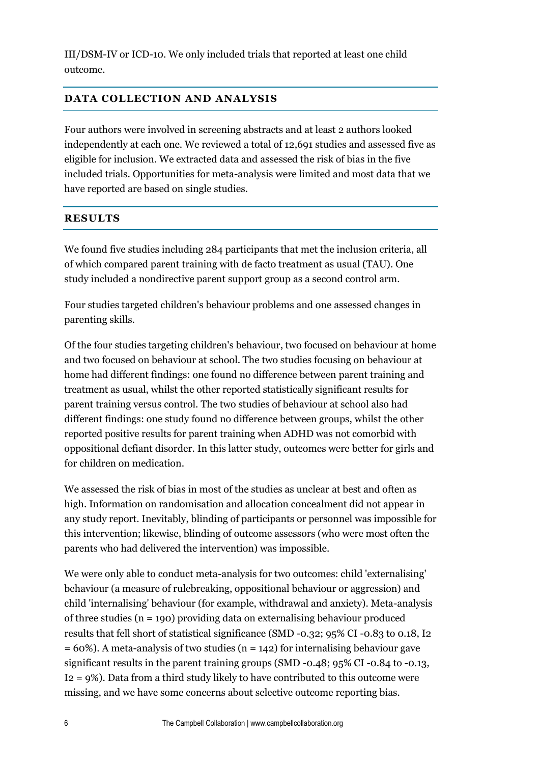III/DSM-IV or ICD-10. We only included trials that reported at least one child outcome.

## DATA COLLECTION AND ANALYSIS

Four authors were involved in screening abstracts and at least 2 authors looked independently at each one. We reviewed a total of 12,691 studies and assessed five as eligible for inclusion. We extracted data and assessed the risk of bias in the five included trials. Opportunities for meta-analysis were limited and most data that we have reported are based on single studies.

## RESULTS

We found five studies including 284 participants that met the inclusion criteria, all of which compared parent training with de facto treatment as usual (TAU). One study included a nondirective parent support group as a second control arm.

Four studies targeted children's behaviour problems and one assessed changes in parenting skills.

Of the four studies targeting children's behaviour, two focused on behaviour at home and two focused on behaviour at school. The two studies focusing on behaviour at home had different findings: one found no difference between parent training and treatment as usual, whilst the other reported statistically significant results for parent training versus control. The two studies of behaviour at school also had different findings: one study found no difference between groups, whilst the other reported positive results for parent training when ADHD was not comorbid with oppositional defiant disorder. In this latter study, outcomes were better for girls and for children on medication.

We assessed the risk of bias in most of the studies as unclear at best and often as high. Information on randomisation and allocation concealment did not appear in any study report. Inevitably, blinding of participants or personnel was impossible for this intervention; likewise, blinding of outcome assessors (who were most often the parents who had delivered the intervention) was impossible.

We were only able to conduct meta-analysis for two outcomes: child 'externalising' behaviour (a measure of rulebreaking, oppositional behaviour or aggression) and child 'internalising' behaviour (for example, withdrawal and anxiety). Meta-analysis of three studies ($n = 190$) providing data on externalising behaviour produced results that fell short of statistical significance (SMD -0.32; 95% CI -0.83 to 0.18, $I^2 = 60\%$). A meta-analysis of two studies ($n = 142$) for internalising behaviour gave significant results in the parent training groups (SMD -0.48; 95% CI -0.84 to -0.13, $I^2 = 9\%$). Data from a third study likely to have contributed to this outcome were missing, and we have some concerns about selective outcome reporting bias.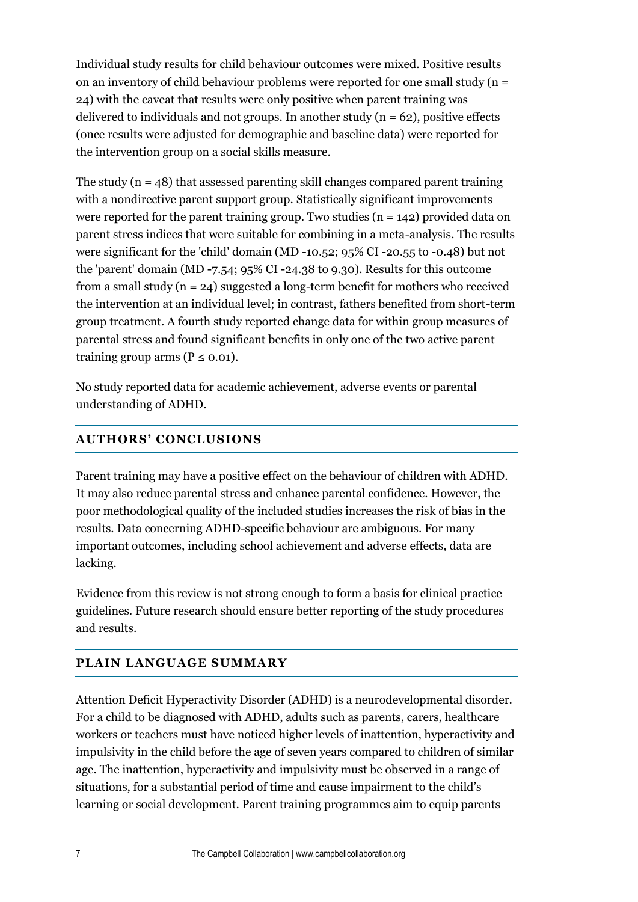Individual study results for child behaviour outcomes were mixed. Positive results on an inventory of child behaviour problems were reported for one small study ($n = 24$) with the caveat that results were only positive when parent training was delivered to individuals and not groups. In another study ($n = 62$), positive effects (once results were adjusted for demographic and baseline data) were reported for the intervention group on a social skills measure.

The study ($n = 48$) that assessed parenting skill changes compared parent training with a nondirective parent support group. Statistically significant improvements were reported for the parent training group. Two studies ($n = 142$) provided data on parent stress indices that were suitable for combining in a meta-analysis. The results were significant for the 'child' domain (MD -10.52; 95% CI -20.55 to -0.48) but not the 'parent' domain (MD -7.54; 95% CI -24.38 to 9.30). Results for this outcome from a small study ($n = 24$) suggested a long-term benefit for mothers who received the intervention at an individual level; in contrast, fathers benefited from short-term group treatment. A fourth study reported change data for within group measures of parental stress and found significant benefits in only one of the two active parent training group arms ($P \leq 0.01$).

No study reported data for academic achievement, adverse events or parental understanding of ADHD.

## AUTHORS' CONCLUSIONS

Parent training may have a positive effect on the behaviour of children with ADHD. It may also reduce parental stress and enhance parental confidence. However, the poor methodological quality of the included studies increases the risk of bias in the results. Data concerning ADHD-specific behaviour are ambiguous. For many important outcomes, including school achievement and adverse effects, data are lacking.

Evidence from this review is not strong enough to form a basis for clinical practice guidelines. Future research should ensure better reporting of the study procedures and results.

## PLAIN LANGUAGE SUMMARY

Attention Deficit Hyperactivity Disorder (ADHD) is a neurodevelopmental disorder. For a child to be diagnosed with ADHD, adults such as parents, carers, healthcare workers or teachers must have noticed higher levels of inattention, hyperactivity and impulsivity in the child before the age of seven years compared to children of similar age. The inattention, hyperactivity and impulsivity must be observed in a range of situations, for a substantial period of time and cause impairment to the child's learning or social development. Parent training programmes aim to equip parents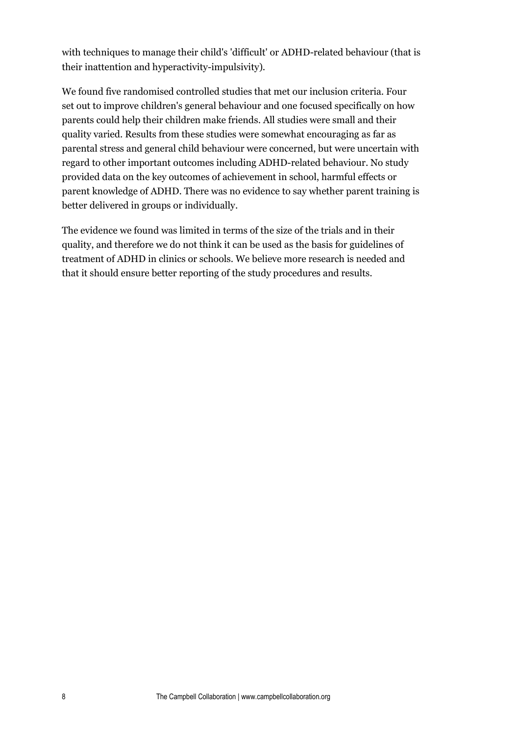with techniques to manage their child's 'difficult' or ADHD-related behaviour (that is their inattention and hyperactivity-impulsivity).

We found five randomised controlled studies that met our inclusion criteria. Four set out to improve children's general behaviour and one focused specifically on how parents could help their children make friends. All studies were small and their quality varied. Results from these studies were somewhat encouraging as far as parental stress and general child behaviour were concerned, but were uncertain with regard to other important outcomes including ADHD-related behaviour. No study provided data on the key outcomes of achievement in school, harmful effects or parent knowledge of ADHD. There was no evidence to say whether parent training is better delivered in groups or individually.

The evidence we found was limited in terms of the size of the trials and in their quality, and therefore we do not think it can be used as the basis for guidelines of treatment of ADHD in clinics or schools. We believe more research is needed and that it should ensure better reporting of the study procedures and results.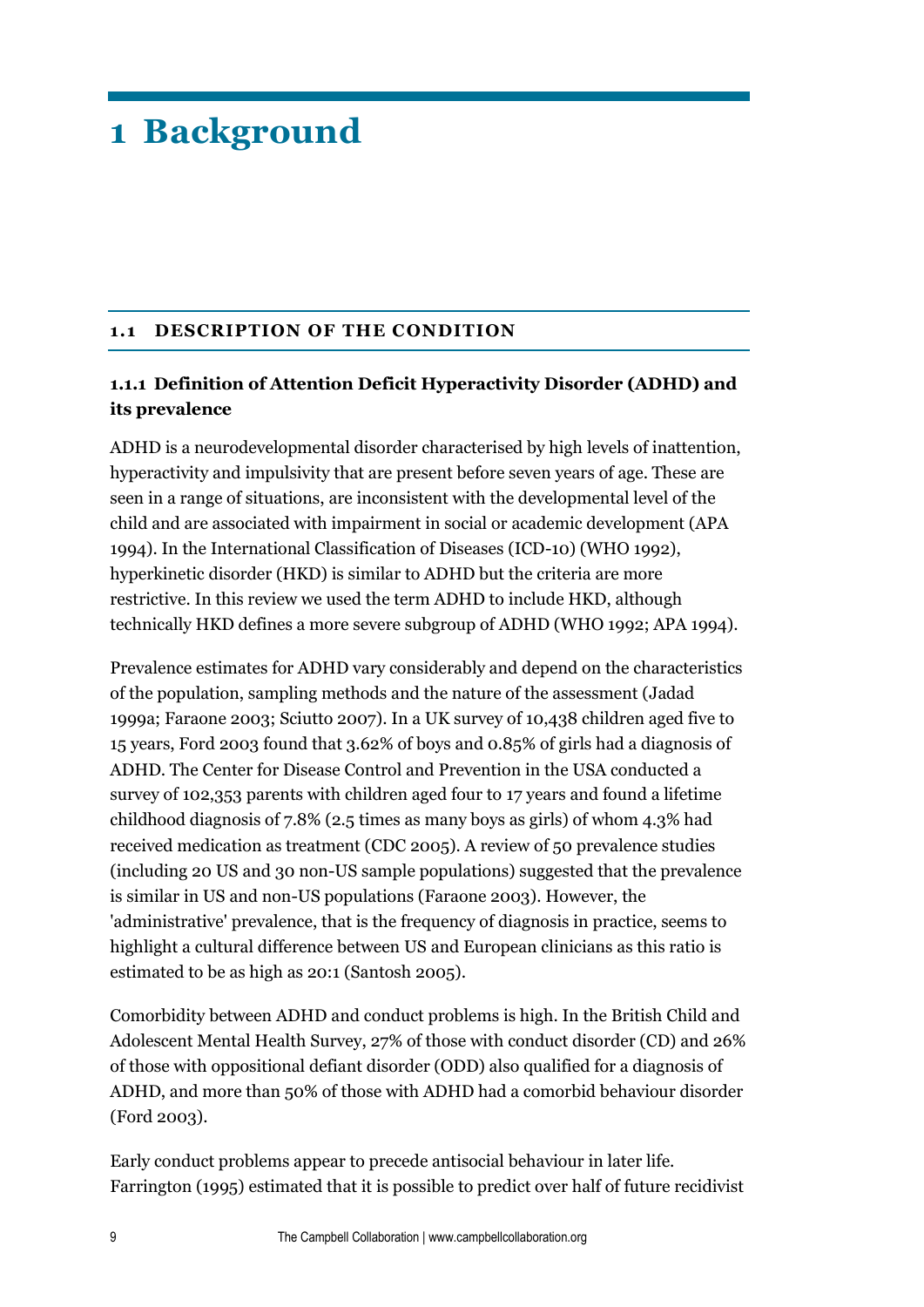# 1 Background

## 1.1 DESCRIPTION OF THE CONDITION

### 1.1.1 Definition of Attention Deficit Hyperactivity Disorder (ADHD) and its prevalence

ADHD is a neurodevelopmental disorder characterised by high levels of inattention, hyperactivity and impulsivity that are present before seven years of age. These are seen in a range of situations, are inconsistent with the developmental level of the child and are associated with impairment in social or academic development (APA 1994). In the International Classification of Diseases (ICD-10) (WHO 1992), hyperkinetic disorder (HKD) is similar to ADHD but the criteria are more restrictive. In this review we used the term ADHD to include HKD, although technically HKD defines a more severe subgroup of ADHD (WHO 1992; APA 1994).

Prevalence estimates for ADHD vary considerably and depend on the characteristics of the population, sampling methods and the nature of the assessment (Jadad 1999a; Faraone 2003; Sciutto 2007). In a UK survey of 10,438 children aged five to 15 years, Ford 2003 found that 3.62% of boys and 0.85% of girls had a diagnosis of ADHD. The Center for Disease Control and Prevention in the USA conducted a survey of 102,353 parents with children aged four to 17 years and found a lifetime childhood diagnosis of 7.8% (2.5 times as many boys as girls) of whom 4.3% had received medication as treatment (CDC 2005). A review of 50 prevalence studies (including 20 US and 30 non-US sample populations) suggested that the prevalence is similar in US and non-US populations (Faraone 2003). However, the 'administrative' prevalence, that is the frequency of diagnosis in practice, seems to highlight a cultural difference between US and European clinicians as this ratio is estimated to be as high as 20:1 (Santosh 2005).

Comorbidity between ADHD and conduct problems is high. In the British Child and Adolescent Mental Health Survey, 27% of those with conduct disorder (CD) and 26% of those with oppositional defiant disorder (ODD) also qualified for a diagnosis of ADHD, and more than 50% of those with ADHD had a comorbid behaviour disorder (Ford 2003).

Early conduct problems appear to precede antisocial behaviour in later life. Farrington (1995) estimated that it is possible to predict over half of future recidivist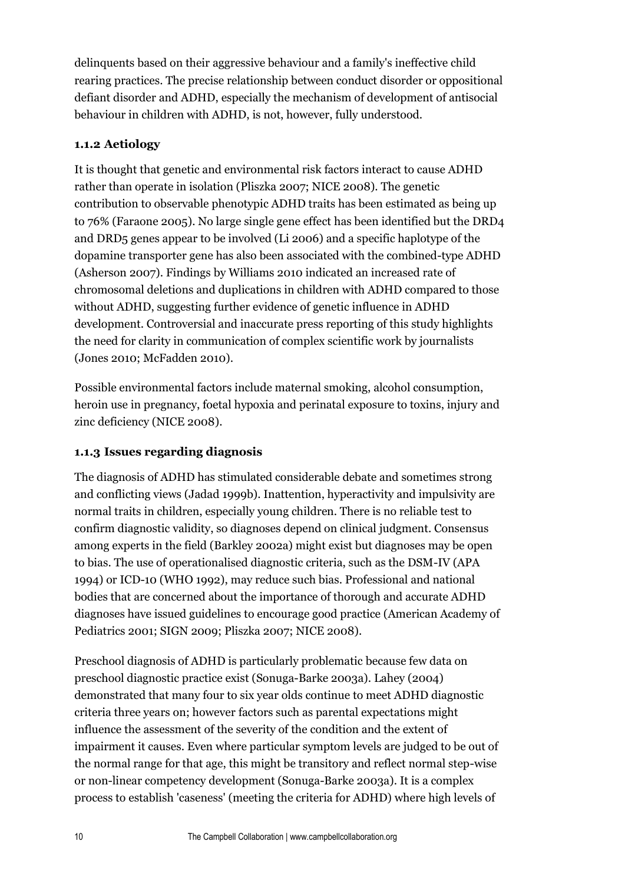delinquents based on their aggressive behaviour and a family's ineffective child rearing practices. The precise relationship between conduct disorder or oppositional defiant disorder and ADHD, especially the mechanism of development of antisocial behaviour in children with ADHD, is not, however, fully understood.

### 1.1.2 Aetiology

It is thought that genetic and environmental risk factors interact to cause ADHD rather than operate in isolation (Pliszka 2007; NICE 2008). The genetic contribution to observable phenotypic ADHD traits has been estimated as being up to 76% (Faraone 2005). No large single gene effect has been identified but the DRD4 and DRD5 genes appear to be involved (Li 2006) and a specific haplotype of the dopamine transporter gene has also been associated with the combined-type ADHD (Asherson 2007). Findings by Williams 2010 indicated an increased rate of chromosomal deletions and duplications in children with ADHD compared to those without ADHD, suggesting further evidence of genetic influence in ADHD development. Controversial and inaccurate press reporting of this study highlights the need for clarity in communication of complex scientific work by journalists (Jones 2010; McFadden 2010).

Possible environmental factors include maternal smoking, alcohol consumption, heroin use in pregnancy, foetal hypoxia and perinatal exposure to toxins, injury and zinc deficiency (NICE 2008).

### 1.1.3 Issues regarding diagnosis

The diagnosis of ADHD has stimulated considerable debate and sometimes strong and conflicting views (Jadad 1999b). Inattention, hyperactivity and impulsivity are normal traits in children, especially young children. There is no reliable test to confirm diagnostic validity, so diagnoses depend on clinical judgment. Consensus among experts in the field (Barkley 2002a) might exist but diagnoses may be open to bias. The use of operationalised diagnostic criteria, such as the DSM-IV (APA 1994) or ICD-10 (WHO 1992), may reduce such bias. Professional and national bodies that are concerned about the importance of thorough and accurate ADHD diagnoses have issued guidelines to encourage good practice (American Academy of Pediatrics 2001; SIGN 2009; Pliszka 2007; NICE 2008).

Preschool diagnosis of ADHD is particularly problematic because few data on preschool diagnostic practice exist (Sonuga-Barke 2003a). Lahey (2004) demonstrated that many four to six year olds continue to meet ADHD diagnostic criteria three years on; however factors such as parental expectations might influence the assessment of the severity of the condition and the extent of impairment it causes. Even where particular symptom levels are judged to be out of the normal range for that age, this might be transitory and reflect normal step-wise or non-linear competency development (Sonuga-Barke 2003a). It is a complex process to establish 'caseness' (meeting the criteria for ADHD) where high levels of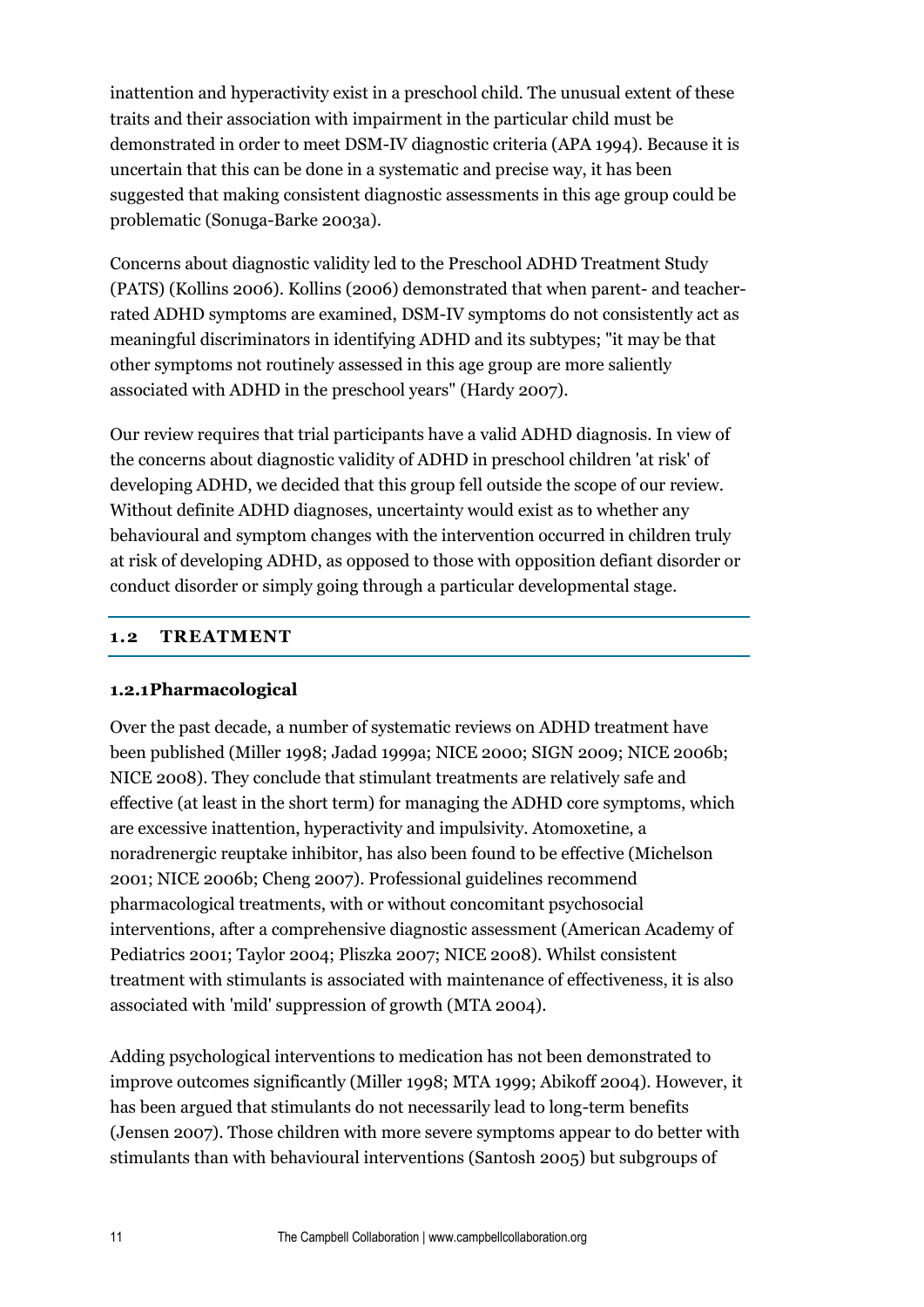inattention and hyperactivity exist in a preschool child. The unusual extent of these traits and their association with impairment in the particular child must be demonstrated in order to meet DSM-IV diagnostic criteria (APA 1994). Because it is uncertain that this can be done in a systematic and precise way, it has been suggested that making consistent diagnostic assessments in this age group could be problematic (Sonuga-Barke 2003a).

Concerns about diagnostic validity led to the Preschool ADHD Treatment Study (PATS) (Kollins 2006). Kollins (2006) demonstrated that when parent- and teacher-rated ADHD symptoms are examined, DSM-IV symptoms do not consistently act as meaningful discriminators in identifying ADHD and its subtypes; "it may be that other symptoms not routinely assessed in this age group are more saliently associated with ADHD in the preschool years" (Hardy 2007).

Our review requires that trial participants have a valid ADHD diagnosis. In view of the concerns about diagnostic validity of ADHD in preschool children 'at risk' of developing ADHD, we decided that this group fell outside the scope of our review. Without definite ADHD diagnoses, uncertainty would exist as to whether any behavioural and symptom changes with the intervention occurred in children truly at risk of developing ADHD, as opposed to those with opposition defiant disorder or conduct disorder or simply going through a particular developmental stage.

## 1.2 TREATMENT

### 1.2.1 Pharmacological

Over the past decade, a number of systematic reviews on ADHD treatment have been published (Miller 1998; Jadad 1999a; NICE 2000; SIGN 2009; NICE 2006b; NICE 2008). They conclude that stimulant treatments are relatively safe and effective (at least in the short term) for managing the ADHD core symptoms, which are excessive inattention, hyperactivity and impulsivity. Atomoxetine, a noradrenergic reuptake inhibitor, has also been found to be effective (Michelson 2001; NICE 2006b; Cheng 2007). Professional guidelines recommend pharmacological treatments, with or without concomitant psychosocial interventions, after a comprehensive diagnostic assessment (American Academy of Pediatrics 2001; Taylor 2004; Pliszka 2007; NICE 2008). Whilst consistent treatment with stimulants is associated with maintenance of effectiveness, it is also associated with 'mild' suppression of growth (MTA 2004).

Adding psychological interventions to medication has not been demonstrated to improve outcomes significantly (Miller 1998; MTA 1999; Abikoff 2004). However, it has been argued that stimulants do not necessarily lead to long-term benefits (Jensen 2007). Those children with more severe symptoms appear to do better with stimulants than with behavioural interventions (Santosh 2005) but subgroups of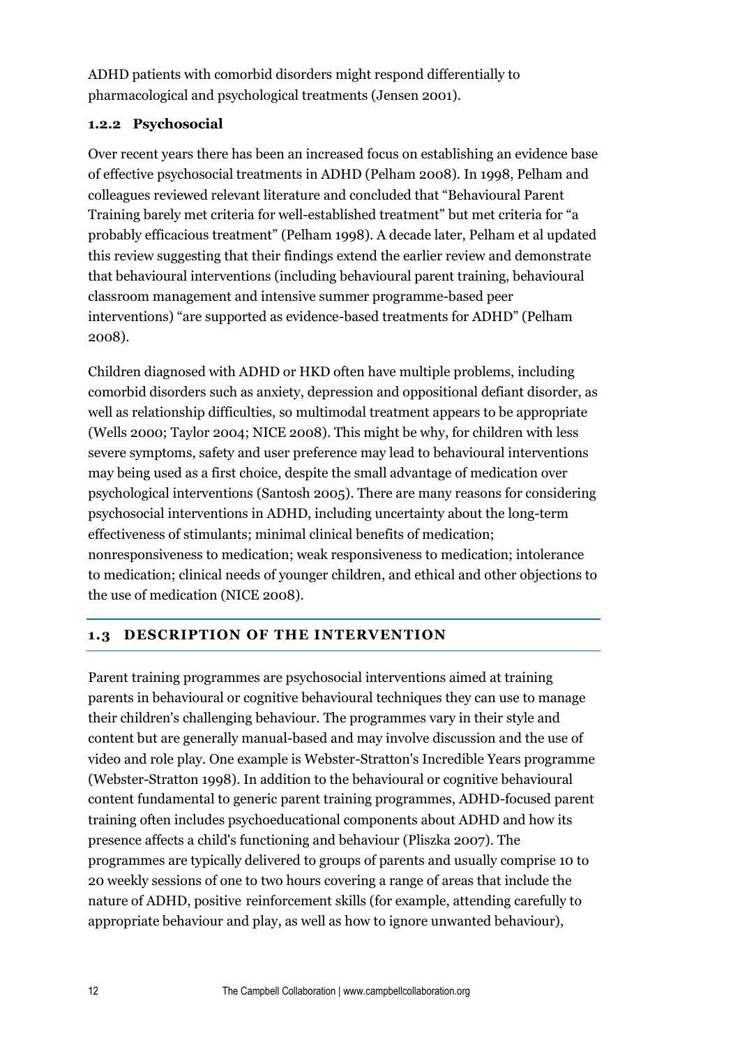ADHD patients with comorbid disorders might respond differentially to pharmacological and psychological treatments (Jensen 2001).

### 1.2.2 Psychosocial

Over recent years there has been an increased focus on establishing an evidence base of effective psychosocial treatments in ADHD (Pelham 2008). In 1998, Pelham and colleagues reviewed relevant literature and concluded that "Behavioural Parent Training barely met criteria for well-established treatment" but met criteria for "a probably efficacious treatment" (Pelham 1998). A decade later, Pelham et al updated this review suggesting that their findings extend the earlier review and demonstrate that behavioural interventions (including behavioural parent training, behavioural classroom management and intensive summer programme-based peer interventions) "are supported as evidence-based treatments for ADHD" (Pelham 2008).

Children diagnosed with ADHD or HKD often have multiple problems, including comorbid disorders such as anxiety, depression and oppositional defiant disorder, as well as relationship difficulties, so multimodal treatment appears to be appropriate (Wells 2000; Taylor 2004; NICE 2008). This might be why, for children with less severe symptoms, safety and user preference may lead to behavioural interventions may being used as a first choice, despite the small advantage of medication over psychological interventions (Santosh 2005). There are many reasons for considering psychosocial interventions in ADHD, including uncertainty about the long-term effectiveness of stimulants; minimal clinical benefits of medication; nonresponsiveness to medication; weak responsiveness to medication; intolerance to medication; clinical needs of younger children, and ethical and other objections to the use of medication (NICE 2008).

## 1.3 DESCRIPTION OF THE INTERVENTION

Parent training programmes are psychosocial interventions aimed at training parents in behavioural or cognitive behavioural techniques they can use to manage their children's challenging behaviour. The programmes vary in their style and content but are generally manual-based and may involve discussion and the use of video and role play. One example is Webster-Stratton's Incredible Years programme (Webster-Stratton 1998). In addition to the behavioural or cognitive behavioural content fundamental to generic parent training programmes, ADHD-focused parent training often includes psychoeducational components about ADHD and how its presence affects a child's functioning and behaviour (Pliszka 2007). The programmes are typically delivered to groups of parents and usually comprise 10 to 20 weekly sessions of one to two hours covering a range of areas that include the nature of ADHD, positive reinforcement skills (for example, attending carefully to appropriate behaviour and play, as well as how to ignore unwanted behaviour),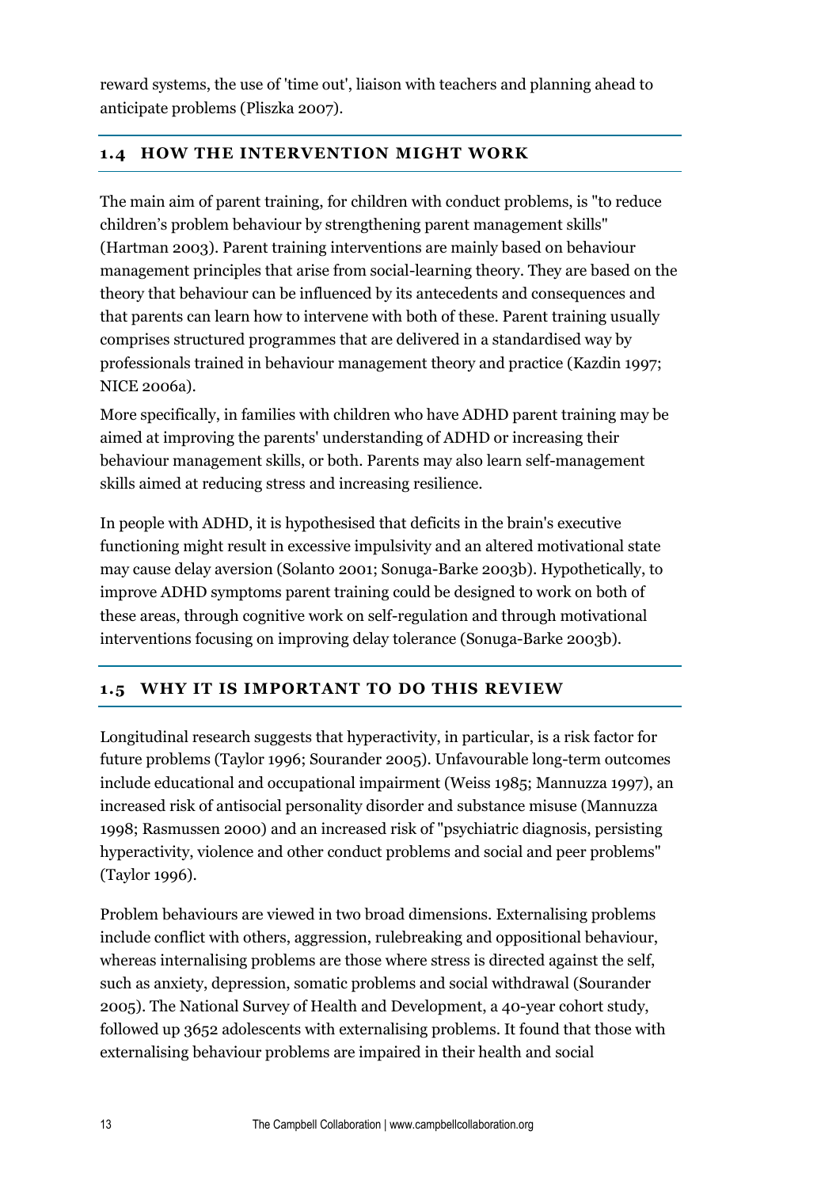reward systems, the use of 'time out', liaison with teachers and planning ahead to anticipate problems (Pliszka 2007).

## 1.4 HOW THE INTERVENTION MIGHT WORK

The main aim of parent training, for children with conduct problems, is "to reduce children's problem behaviour by strengthening parent management skills" (Hartman 2003). Parent training interventions are mainly based on behaviour management principles that arise from social-learning theory. They are based on the theory that behaviour can be influenced by its antecedents and consequences and that parents can learn how to intervene with both of these. Parent training usually comprises structured programmes that are delivered in a standardised way by professionals trained in behaviour management theory and practice (Kazdin 1997; NICE 2006a).

More specifically, in families with children who have ADHD parent training may be aimed at improving the parents' understanding of ADHD or increasing their behaviour management skills, or both. Parents may also learn self-management skills aimed at reducing stress and increasing resilience.

In people with ADHD, it is hypothesised that deficits in the brain's executive functioning might result in excessive impulsivity and an altered motivational state may cause delay aversion (Solanto 2001; Sonuga-Barke 2003b). Hypothetically, to improve ADHD symptoms parent training could be designed to work on both of these areas, through cognitive work on self-regulation and through motivational interventions focusing on improving delay tolerance (Sonuga-Barke 2003b).

## 1.5 WHY IT IS IMPORTANT TO DO THIS REVIEW

Longitudinal research suggests that hyperactivity, in particular, is a risk factor for future problems (Taylor 1996; Sourander 2005). Unfavourable long-term outcomes include educational and occupational impairment (Weiss 1985; Mannuzza 1997), an increased risk of antisocial personality disorder and substance misuse (Mannuzza 1998; Rasmussen 2000) and an increased risk of "psychiatric diagnosis, persisting hyperactivity, violence and other conduct problems and social and peer problems" (Taylor 1996).

Problem behaviours are viewed in two broad dimensions. Externalising problems include conflict with others, aggression, rulebreaking and oppositional behaviour, whereas internalising problems are those where stress is directed against the self, such as anxiety, depression, somatic problems and social withdrawal (Sourander 2005). The National Survey of Health and Development, a 40-year cohort study, followed up 3652 adolescents with externalising problems. It found that those with externalising behaviour problems are impaired in their health and social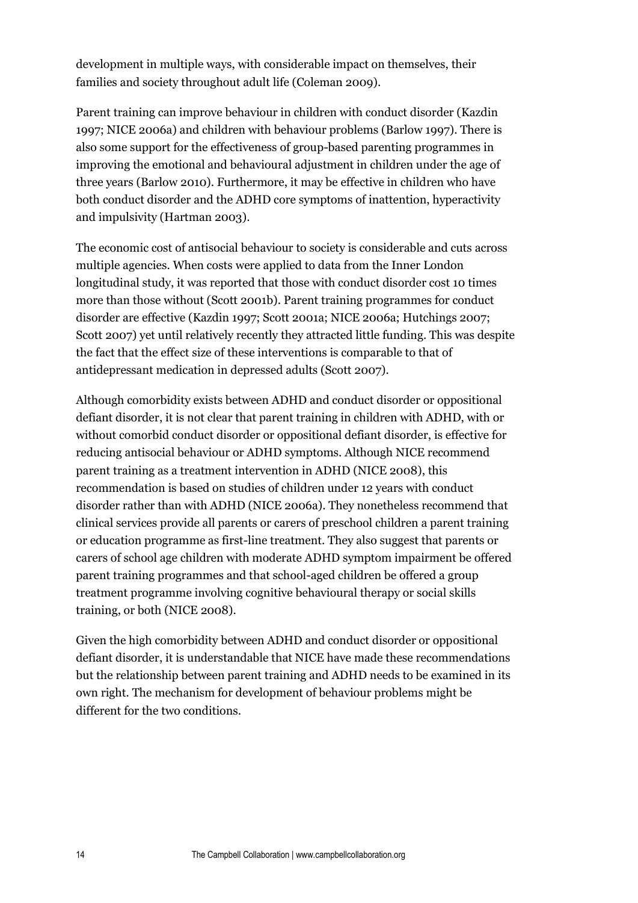development in multiple ways, with considerable impact on themselves, their families and society throughout adult life (Coleman 2009).

Parent training can improve behaviour in children with conduct disorder (Kazdin 1997; NICE 2006a) and children with behaviour problems (Barlow 1997). There is also some support for the effectiveness of group-based parenting programmes in improving the emotional and behavioural adjustment in children under the age of three years (Barlow 2010). Furthermore, it may be effective in children who have both conduct disorder and the ADHD core symptoms of inattention, hyperactivity and impulsivity (Hartman 2003).

The economic cost of antisocial behaviour to society is considerable and cuts across multiple agencies. When costs were applied to data from the Inner London longitudinal study, it was reported that those with conduct disorder cost 10 times more than those without (Scott 2001b). Parent training programmes for conduct disorder are effective (Kazdin 1997; Scott 2001a; NICE 2006a; Hutchings 2007; Scott 2007) yet until relatively recently they attracted little funding. This was despite the fact that the effect size of these interventions is comparable to that of antidepressant medication in depressed adults (Scott 2007).

Although comorbidity exists between ADHD and conduct disorder or oppositional defiant disorder, it is not clear that parent training in children with ADHD, with or without comorbid conduct disorder or oppositional defiant disorder, is effective for reducing antisocial behaviour or ADHD symptoms. Although NICE recommend parent training as a treatment intervention in ADHD (NICE 2008), this recommendation is based on studies of children under 12 years with conduct disorder rather than with ADHD (NICE 2006a). They nonetheless recommend that clinical services provide all parents or carers of preschool children a parent training or education programme as first-line treatment. They also suggest that parents or carers of school age children with moderate ADHD symptom impairment be offered parent training programmes and that school-aged children be offered a group treatment programme involving cognitive behavioural therapy or social skills training, or both (NICE 2008).

Given the high comorbidity between ADHD and conduct disorder or oppositional defiant disorder, it is understandable that NICE have made these recommendations but the relationship between parent training and ADHD needs to be examined in its own right. The mechanism for development of behaviour problems might be different for the two conditions.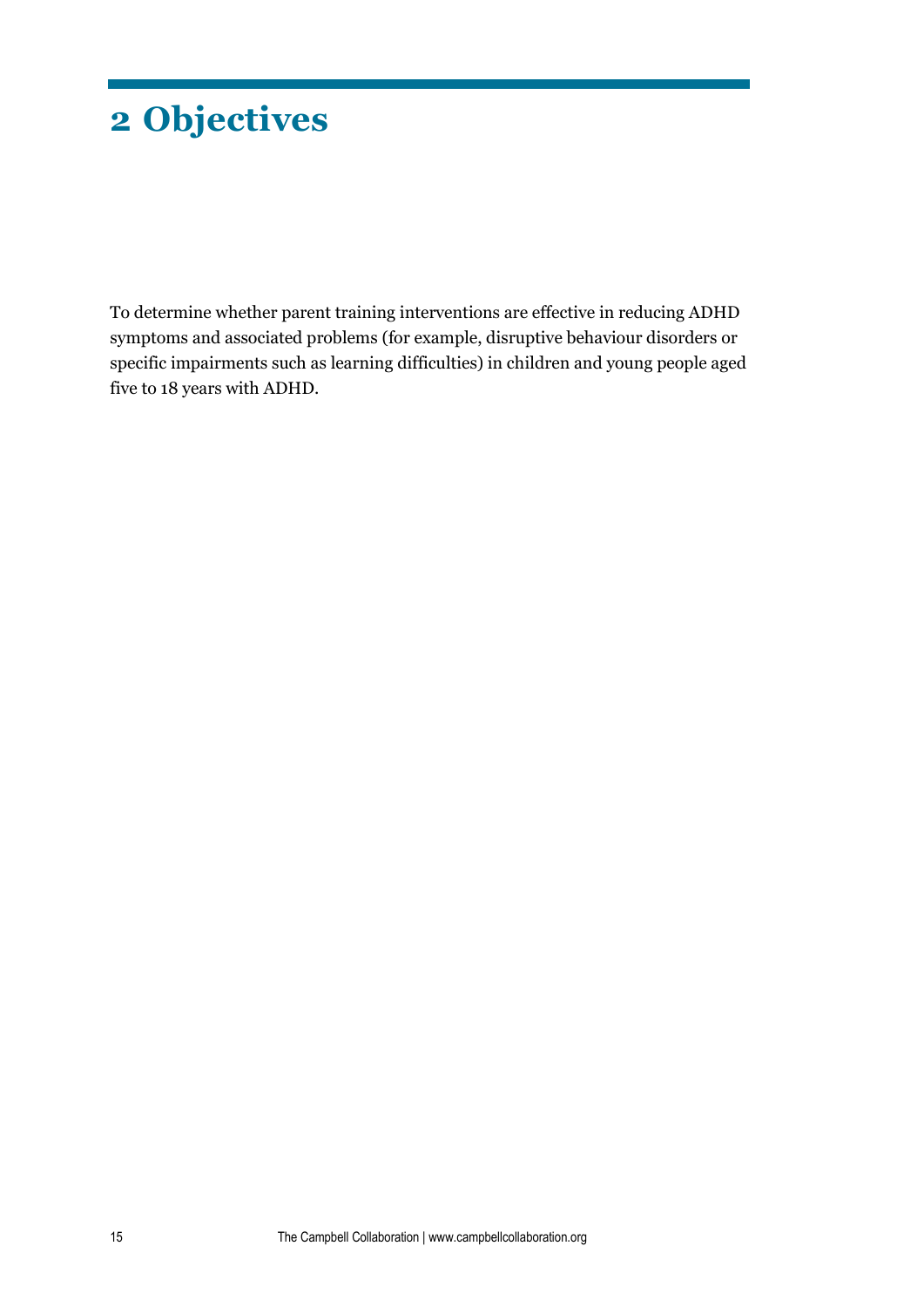# 2 Objectives

To determine whether parent training interventions are effective in reducing ADHD symptoms and associated problems (for example, disruptive behaviour disorders or specific impairments such as learning difficulties) in children and young people aged five to 18 years with ADHD.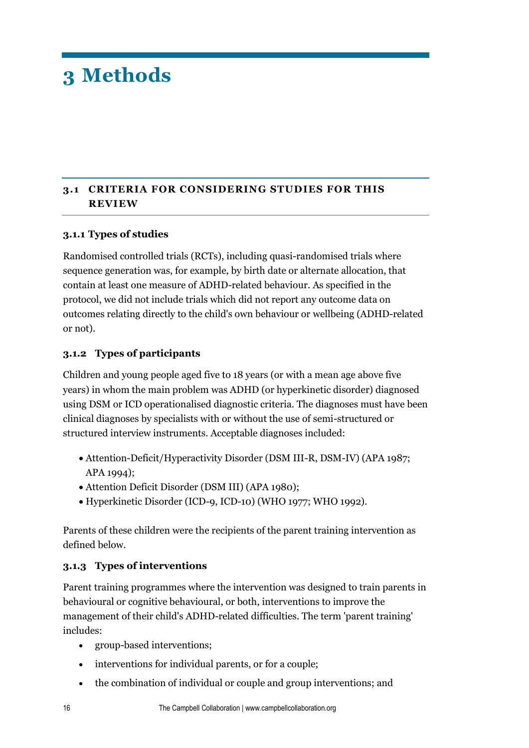# 3 Methods

## 3.1 CRITERIA FOR CONSIDERING STUDIES FOR THIS REVIEW

### 3.1.1 Types of studies

Randomised controlled trials (RCTs), including quasi-randomised trials where sequence generation was, for example, by birth date or alternate allocation, that contain at least one measure of ADHD-related behaviour. As specified in the protocol, we did not include trials which did not report any outcome data on outcomes relating directly to the child's own behaviour or wellbeing (ADHD-related or not).

### 3.1.2 Types of participants

Children and young people aged five to 18 years (or with a mean age above five years) in whom the main problem was ADHD (or hyperkinetic disorder) diagnosed using DSM or ICD operationalised diagnostic criteria. The diagnoses must have been clinical diagnoses by specialists with or without the use of semi-structured or structured interview instruments. Acceptable diagnoses included:

- Attention-Deficit/Hyperactivity Disorder (DSM III-R, DSM-IV) (APA 1987; APA 1994);
- Attention Deficit Disorder (DSM III) (APA 1980);
- Hyperkinetic Disorder (ICD-9, ICD-10) (WHO 1977; WHO 1992).

Parents of these children were the recipients of the parent training intervention as defined below.

### 3.1.3 Types of interventions

Parent training programmes where the intervention was designed to train parents in behavioural or cognitive behavioural, or both, interventions to improve the management of their child's ADHD-related difficulties. The term 'parent training' includes:

- group-based interventions;
- interventions for individual parents, or for a couple;
- the combination of individual or couple and group interventions; and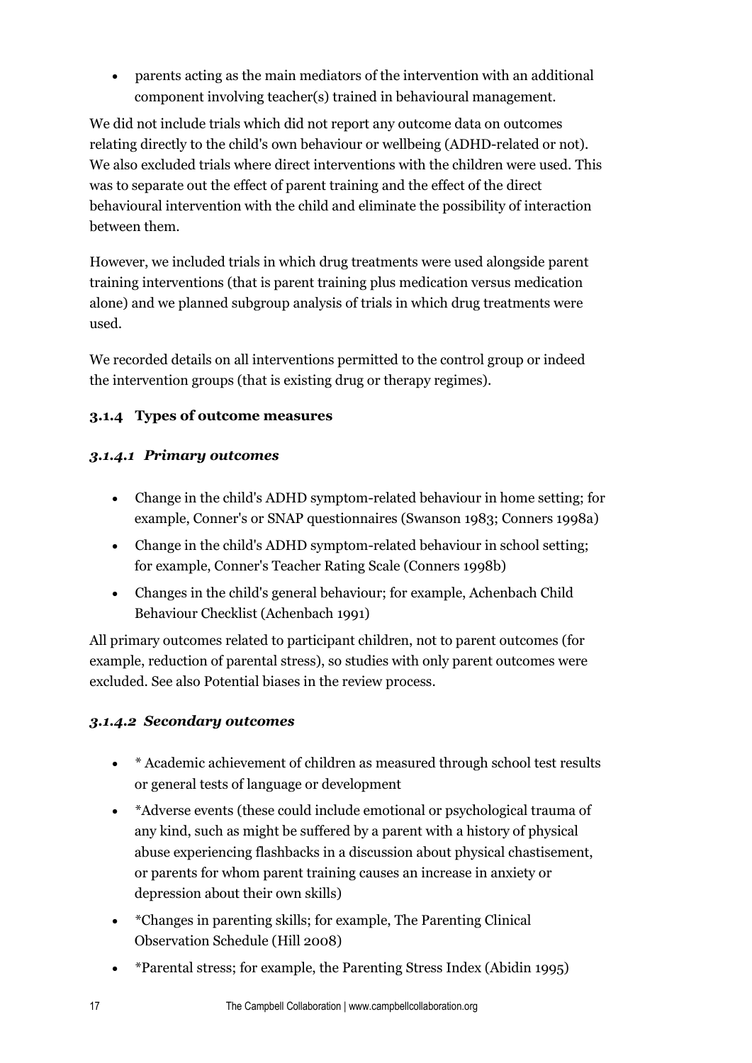- parents acting as the main mediators of the intervention with an additional component involving teacher(s) trained in behavioural management.

We did not include trials which did not report any outcome data on outcomes relating directly to the child's own behaviour or wellbeing (ADHD-related or not). We also excluded trials where direct interventions with the children were used. This was to separate out the effect of parent training and the effect of the direct behavioural intervention with the child and eliminate the possibility of interaction between them.

However, we included trials in which drug treatments were used alongside parent training interventions (that is parent training plus medication versus medication alone) and we planned subgroup analysis of trials in which drug treatments were used.

We recorded details on all interventions permitted to the control group or indeed the intervention groups (that is existing drug or therapy regimes).

### 3.1.4 Types of outcome measures

#### *3.1.4.1 Primary outcomes*

- Change in the child's ADHD symptom-related behaviour in home setting; for example, Conner's or SNAP questionnaires (Swanson 1983; Conners 1998a)
- Change in the child's ADHD symptom-related behaviour in school setting; for example, Conner's Teacher Rating Scale (Conners 1998b)
- Changes in the child's general behaviour; for example, Achenbach Child Behaviour Checklist (Achenbach 1991)

All primary outcomes related to participant children, not to parent outcomes (for example, reduction of parental stress), so studies with only parent outcomes were excluded. See also Potential biases in the review process.

#### *3.1.4.2 Secondary outcomes*

- \* Academic achievement of children as measured through school test results or general tests of language or development
- \*Adverse events (these could include emotional or psychological trauma of any kind, such as might be suffered by a parent with a history of physical abuse experiencing flashbacks in a discussion about physical chastisement, or parents for whom parent training causes an increase in anxiety or depression about their own skills)
- \*Changes in parenting skills; for example, The Parenting Clinical Observation Schedule (Hill 2008)
- \*Parental stress; for example, the Parenting Stress Index (Abidin 1995)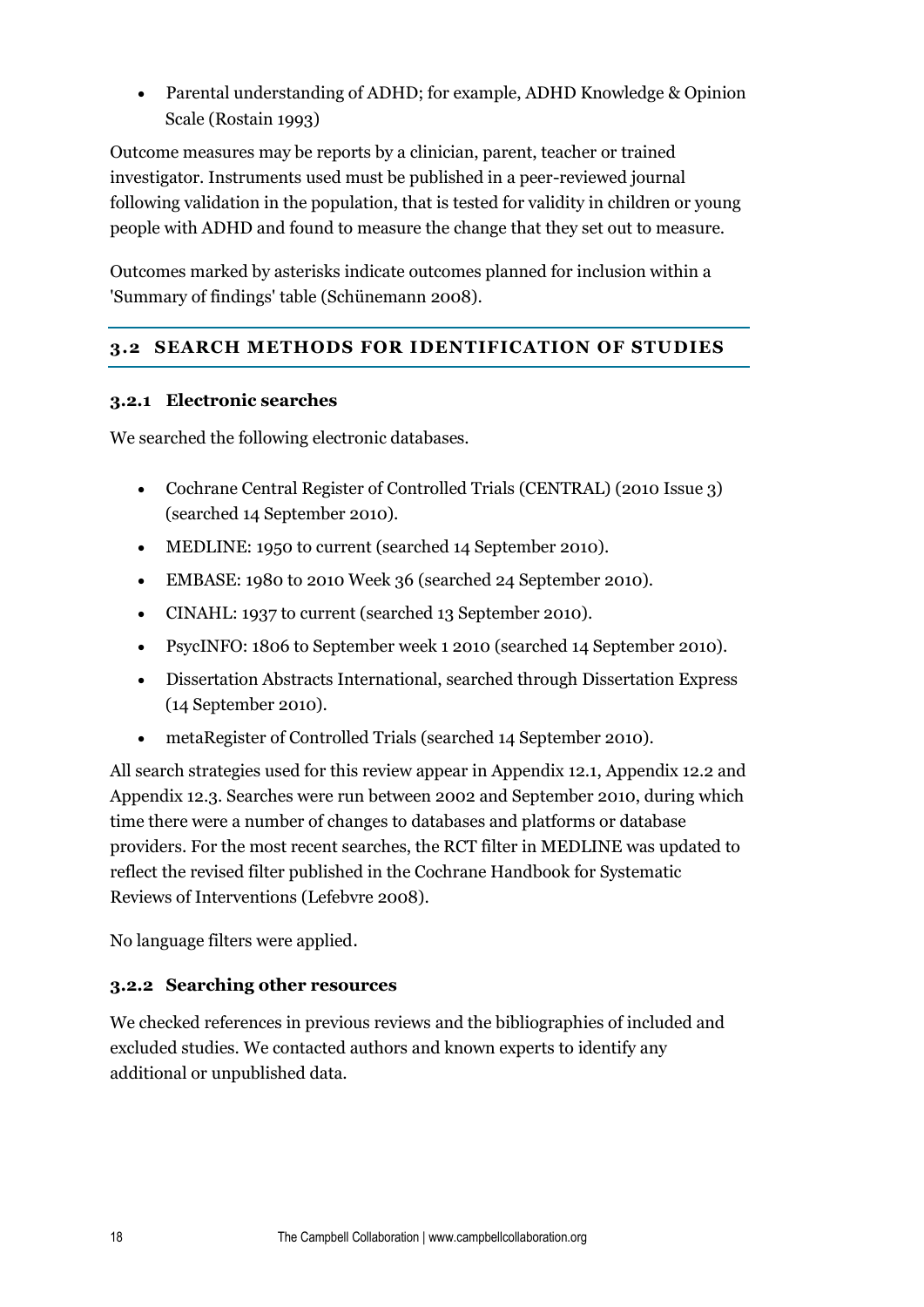- Parental understanding of ADHD; for example, ADHD Knowledge & Opinion Scale (Rostain 1993)

Outcome measures may be reports by a clinician, parent, teacher or trained investigator. Instruments used must be published in a peer-reviewed journal following validation in the population, that is tested for validity in children or young people with ADHD and found to measure the change that they set out to measure.

Outcomes marked by asterisks indicate outcomes planned for inclusion within a 'Summary of findings' table (Schünemann 2008).

## 3.2 SEARCH METHODS FOR IDENTIFICATION OF STUDIES

### 3.2.1 Electronic searches

We searched the following electronic databases.

- Cochrane Central Register of Controlled Trials (CENTRAL) (2010 Issue 3) (searched 14 September 2010).
- MEDLINE: 1950 to current (searched 14 September 2010).
- EMBASE: 1980 to 2010 Week 36 (searched 24 September 2010).
- CINAHL: 1937 to current (searched 13 September 2010).
- PsycINFO: 1806 to September week 1 2010 (searched 14 September 2010).
- Dissertation Abstracts International, searched through Dissertation Express (14 September 2010).
- metaRegister of Controlled Trials (searched 14 September 2010).

All search strategies used for this review appear in Appendix 12.1, Appendix 12.2 and Appendix 12.3. Searches were run between 2002 and September 2010, during which time there were a number of changes to databases and platforms or database providers. For the most recent searches, the RCT filter in MEDLINE was updated to reflect the revised filter published in the Cochrane Handbook for Systematic Reviews of Interventions (Lefebvre 2008).

No language filters were applied.

### 3.2.2 Searching other resources

We checked references in previous reviews and the bibliographies of included and excluded studies. We contacted authors and known experts to identify any additional or unpublished data.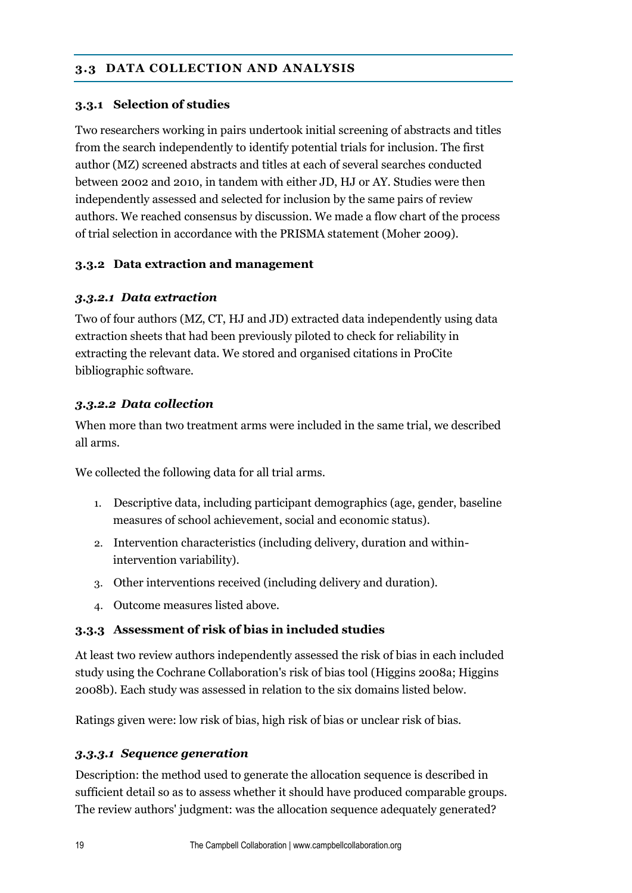## 3.3 DATA COLLECTION AND ANALYSIS

### 3.3.1 Selection of studies

Two researchers working in pairs undertook initial screening of abstracts and titles from the search independently to identify potential trials for inclusion. The first author (MZ) screened abstracts and titles at each of several searches conducted between 2002 and 2010, in tandem with either JD, HJ or AY. Studies were then independently assessed and selected for inclusion by the same pairs of review authors. We reached consensus by discussion. We made a flow chart of the process of trial selection in accordance with the PRISMA statement (Moher 2009).

### 3.3.2 Data extraction and management

#### *3.3.2.1 Data extraction*

Two of four authors (MZ, CT, HJ and JD) extracted data independently using data extraction sheets that had been previously piloted to check for reliability in extracting the relevant data. We stored and organised citations in ProCite bibliographic software.

#### *3.3.2.2 Data collection*

When more than two treatment arms were included in the same trial, we described all arms.

We collected the following data for all trial arms.

1. Descriptive data, including participant demographics (age, gender, baseline measures of school achievement, social and economic status).
2. Intervention characteristics (including delivery, duration and within-intervention variability).
3. Other interventions received (including delivery and duration).
4. Outcome measures listed above.

### 3.3.3 Assessment of risk of bias in included studies

At least two review authors independently assessed the risk of bias in each included study using the Cochrane Collaboration's risk of bias tool (Higgins 2008a; Higgins 2008b). Each study was assessed in relation to the six domains listed below.

Ratings given were: low risk of bias, high risk of bias or unclear risk of bias.

#### *3.3.3.1 Sequence generation*

Description: the method used to generate the allocation sequence is described in sufficient detail so as to assess whether it should have produced comparable groups. The review authors' judgment: was the allocation sequence adequately generated?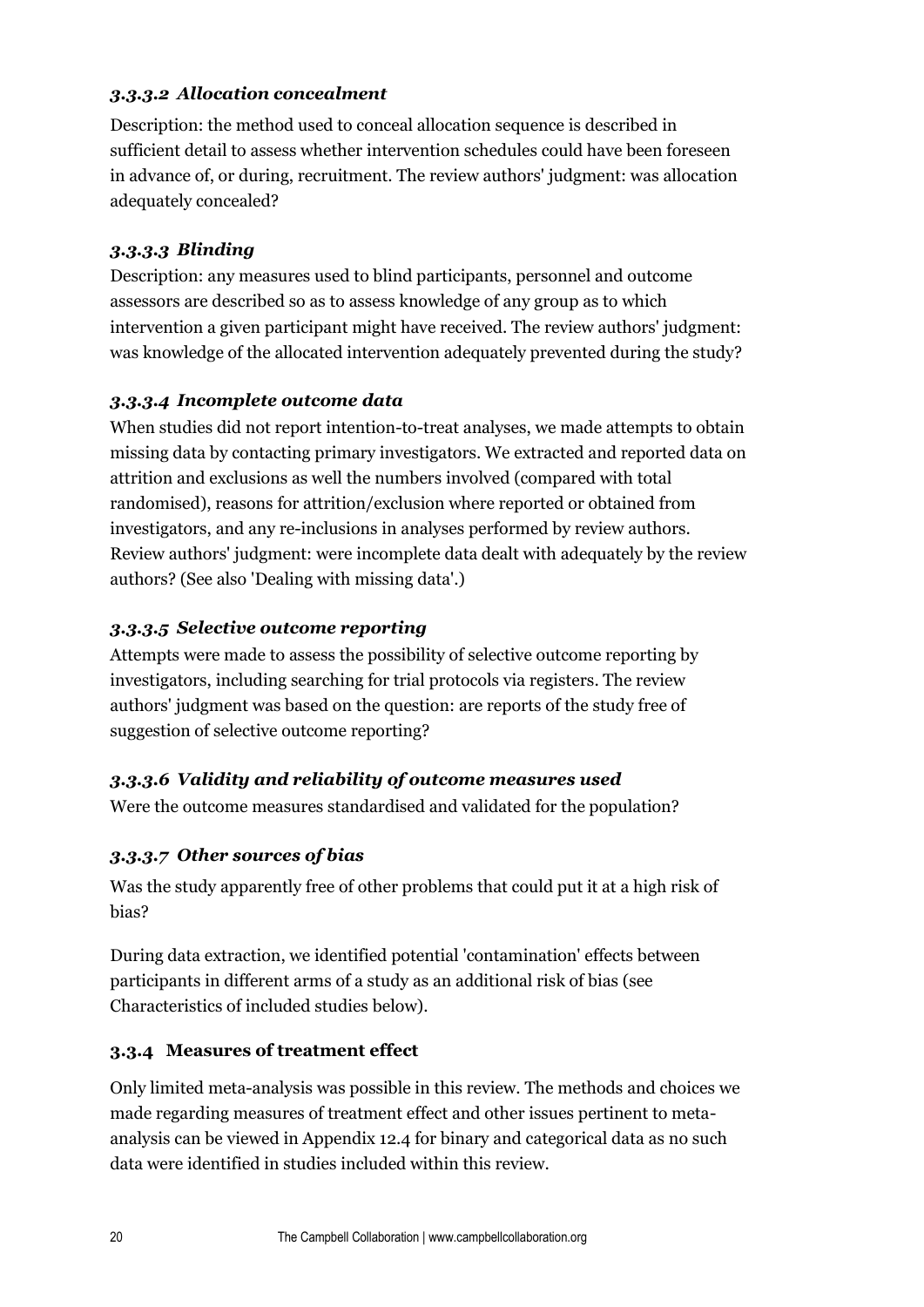#### *3.3.3.2 Allocation concealment*

Description: the method used to conceal allocation sequence is described in sufficient detail to assess whether intervention schedules could have been foreseen in advance of, or during, recruitment. The review authors' judgment: was allocation adequately concealed?

#### *3.3.3.3 Blinding*

Description: any measures used to blind participants, personnel and outcome assessors are described so as to assess knowledge of any group as to which intervention a given participant might have received. The review authors' judgment: was knowledge of the allocated intervention adequately prevented during the study?

#### *3.3.3.4 Incomplete outcome data*

When studies did not report intention-to-treat analyses, we made attempts to obtain missing data by contacting primary investigators. We extracted and reported data on attrition and exclusions as well the numbers involved (compared with total randomised), reasons for attrition/exclusion where reported or obtained from investigators, and any re-inclusions in analyses performed by review authors. Review authors' judgment: were incomplete data dealt with adequately by the review authors? (See also 'Dealing with missing data'.)

#### *3.3.3.5 Selective outcome reporting*

Attempts were made to assess the possibility of selective outcome reporting by investigators, including searching for trial protocols via registers. The review authors' judgment was based on the question: are reports of the study free of suggestion of selective outcome reporting?

#### *3.3.3.6 Validity and reliability of outcome measures used*

Were the outcome measures standardised and validated for the population?

#### *3.3.3.7 Other sources of bias*

Was the study apparently free of other problems that could put it at a high risk of bias?

During data extraction, we identified potential 'contamination' effects between participants in different arms of a study as an additional risk of bias (see Characteristics of included studies below).

### 3.3.4 Measures of treatment effect

Only limited meta-analysis was possible in this review. The methods and choices we made regarding measures of treatment effect and other issues pertinent to meta-analysis can be viewed in Appendix 12.4 for binary and categorical data as no such data were identified in studies included within this review.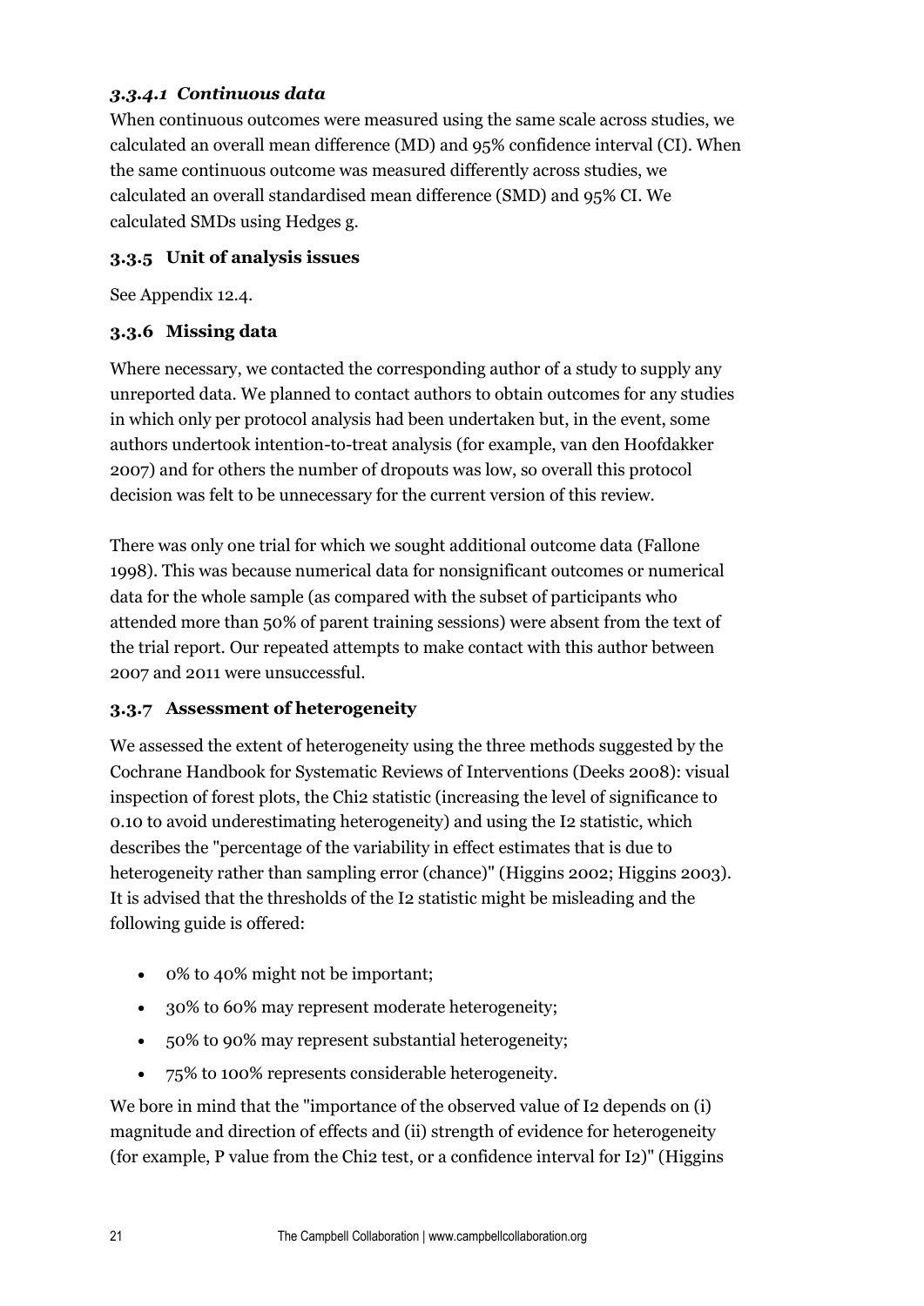#### *3.3.4.1 Continuous data*

When continuous outcomes were measured using the same scale across studies, we calculated an overall mean difference (MD) and 95% confidence interval (CI). When the same continuous outcome was measured differently across studies, we calculated an overall standardised mean difference (SMD) and 95% CI. We calculated SMDs using Hedges g.

### 3.3.5 Unit of analysis issues

See Appendix 12.4.

### 3.3.6 Missing data

Where necessary, we contacted the corresponding author of a study to supply any unreported data. We planned to contact authors to obtain outcomes for any studies in which only per protocol analysis had been undertaken but, in the event, some authors undertook intention-to-treat analysis (for example, van den Hoofdakker 2007) and for others the number of dropouts was low, so overall this protocol decision was felt to be unnecessary for the current version of this review.

There was only one trial for which we sought additional outcome data (Fallone 1998). This was because numerical data for nonsignificant outcomes or numerical data for the whole sample (as compared with the subset of participants who attended more than 50% of parent training sessions) were absent from the text of the trial report. Our repeated attempts to make contact with this author between 2007 and 2011 were unsuccessful.

### 3.3.7 Assessment of heterogeneity

We assessed the extent of heterogeneity using the three methods suggested by the Cochrane Handbook for Systematic Reviews of Interventions (Deeks 2008): visual inspection of forest plots, the Chi2 statistic (increasing the level of significance to 0.10 to avoid underestimating heterogeneity) and using the I2 statistic, which describes the "percentage of the variability in effect estimates that is due to heterogeneity rather than sampling error (chance)" (Higgins 2002; Higgins 2003). It is advised that the thresholds of the I2 statistic might be misleading and the following guide is offered:

- 0% to 40% might not be important;
- 30% to 60% may represent moderate heterogeneity;
- 50% to 90% may represent substantial heterogeneity;
- 75% to 100% represents considerable heterogeneity.

We bore in mind that the "importance of the observed value of I2 depends on (i) magnitude and direction of effects and (ii) strength of evidence for heterogeneity (for example, P value from the Chi2 test, or a confidence interval for I2)" (Higgins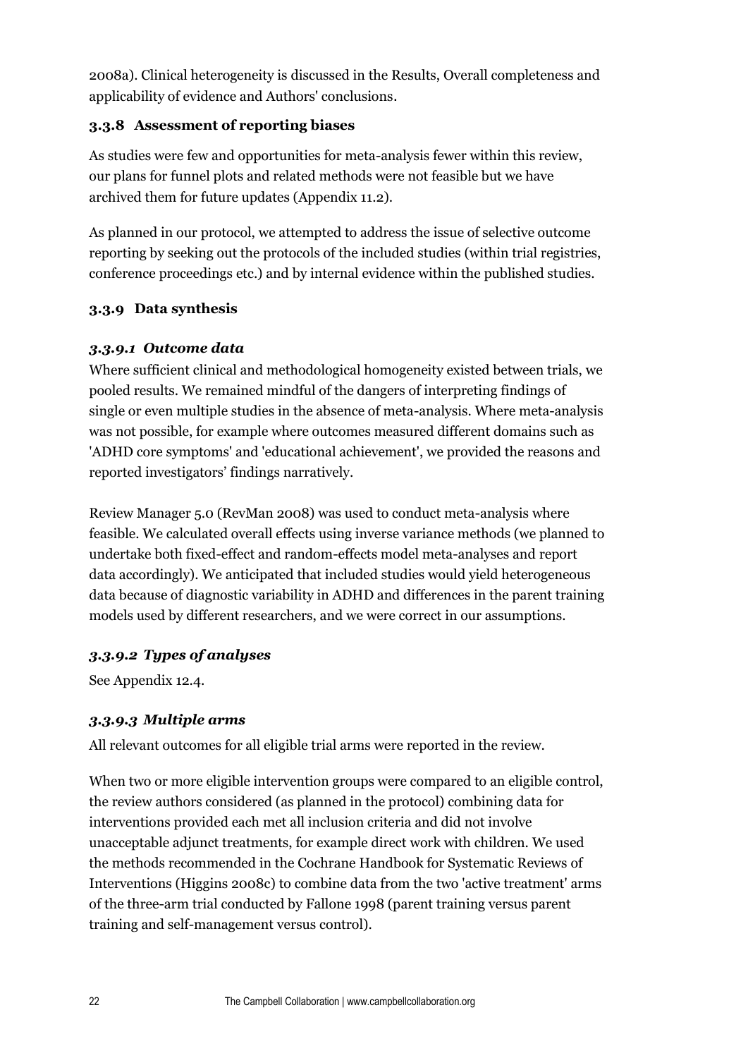2008a). Clinical heterogeneity is discussed in the Results, Overall completeness and applicability of evidence and Authors' conclusions.

### 3.3.8 Assessment of reporting biases

As studies were few and opportunities for meta-analysis fewer within this review, our plans for funnel plots and related methods were not feasible but we have archived them for future updates (Appendix 11.2).

As planned in our protocol, we attempted to address the issue of selective outcome reporting by seeking out the protocols of the included studies (within trial registries, conference proceedings etc.) and by internal evidence within the published studies.

### 3.3.9 Data synthesis

#### *3.3.9.1 Outcome data*

Where sufficient clinical and methodological homogeneity existed between trials, we pooled results. We remained mindful of the dangers of interpreting findings of single or even multiple studies in the absence of meta-analysis. Where meta-analysis was not possible, for example where outcomes measured different domains such as 'ADHD core symptoms' and 'educational achievement', we provided the reasons and reported investigators' findings narratively.

Review Manager 5.0 (RevMan 2008) was used to conduct meta-analysis where feasible. We calculated overall effects using inverse variance methods (we planned to undertake both fixed-effect and random-effects model meta-analyses and report data accordingly). We anticipated that included studies would yield heterogeneous data because of diagnostic variability in ADHD and differences in the parent training models used by different researchers, and we were correct in our assumptions.

#### *3.3.9.2 Types of analyses*

See Appendix 12.4.

#### *3.3.9.3 Multiple arms*

All relevant outcomes for all eligible trial arms were reported in the review.

When two or more eligible intervention groups were compared to an eligible control, the review authors considered (as planned in the protocol) combining data for interventions provided each met all inclusion criteria and did not involve unacceptable adjunct treatments, for example direct work with children. We used the methods recommended in the Cochrane Handbook for Systematic Reviews of Interventions (Higgins 2008c) to combine data from the two 'active treatment' arms of the three-arm trial conducted by Fallone 1998 (parent training versus parent training and self-management versus control).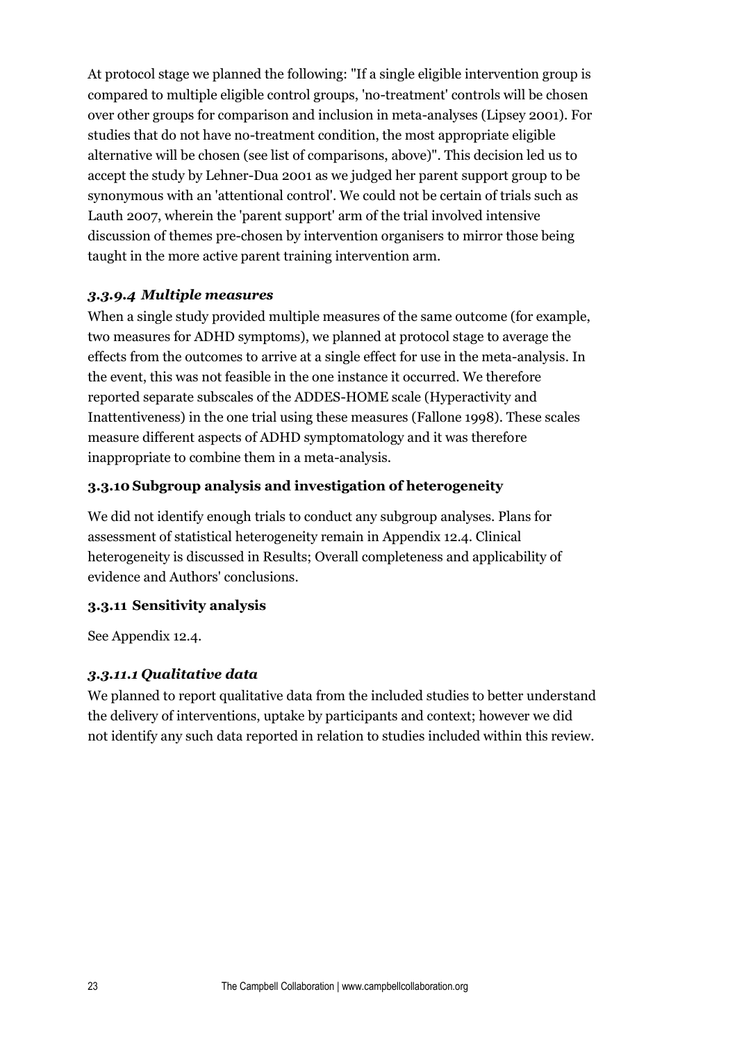At protocol stage we planned the following: "If a single eligible intervention group is compared to multiple eligible control groups, 'no-treatment' controls will be chosen over other groups for comparison and inclusion in meta-analyses (Lipsey 2001). For studies that do not have no-treatment condition, the most appropriate eligible alternative will be chosen (see list of comparisons, above)". This decision led us to accept the study by Lehner-Dua 2001 as we judged her parent support group to be synonymous with an 'attentional control'. We could not be certain of trials such as Lauth 2007, wherein the 'parent support' arm of the trial involved intensive discussion of themes pre-chosen by intervention organisers to mirror those being taught in the more active parent training intervention arm.

#### *3.3.9.4 Multiple measures*

When a single study provided multiple measures of the same outcome (for example, two measures for ADHD symptoms), we planned at protocol stage to average the effects from the outcomes to arrive at a single effect for use in the meta-analysis. In the event, this was not feasible in the one instance it occurred. We therefore reported separate subscales of the ADDES-HOME scale (Hyperactivity and Inattentiveness) in the one trial using these measures (Fallone 1998). These scales measure different aspects of ADHD symptomatology and it was therefore inappropriate to combine them in a meta-analysis.

### 3.3.10 Subgroup analysis and investigation of heterogeneity

We did not identify enough trials to conduct any subgroup analyses. Plans for assessment of statistical heterogeneity remain in Appendix 12.4. Clinical heterogeneity is discussed in Results; Overall completeness and applicability of evidence and Authors' conclusions.

### 3.3.11 Sensitivity analysis

See Appendix 12.4.

#### *3.3.11.1 Qualitative data*

We planned to report qualitative data from the included studies to better understand the delivery of interventions, uptake by participants and context; however we did not identify any such data reported in relation to studies included within this review.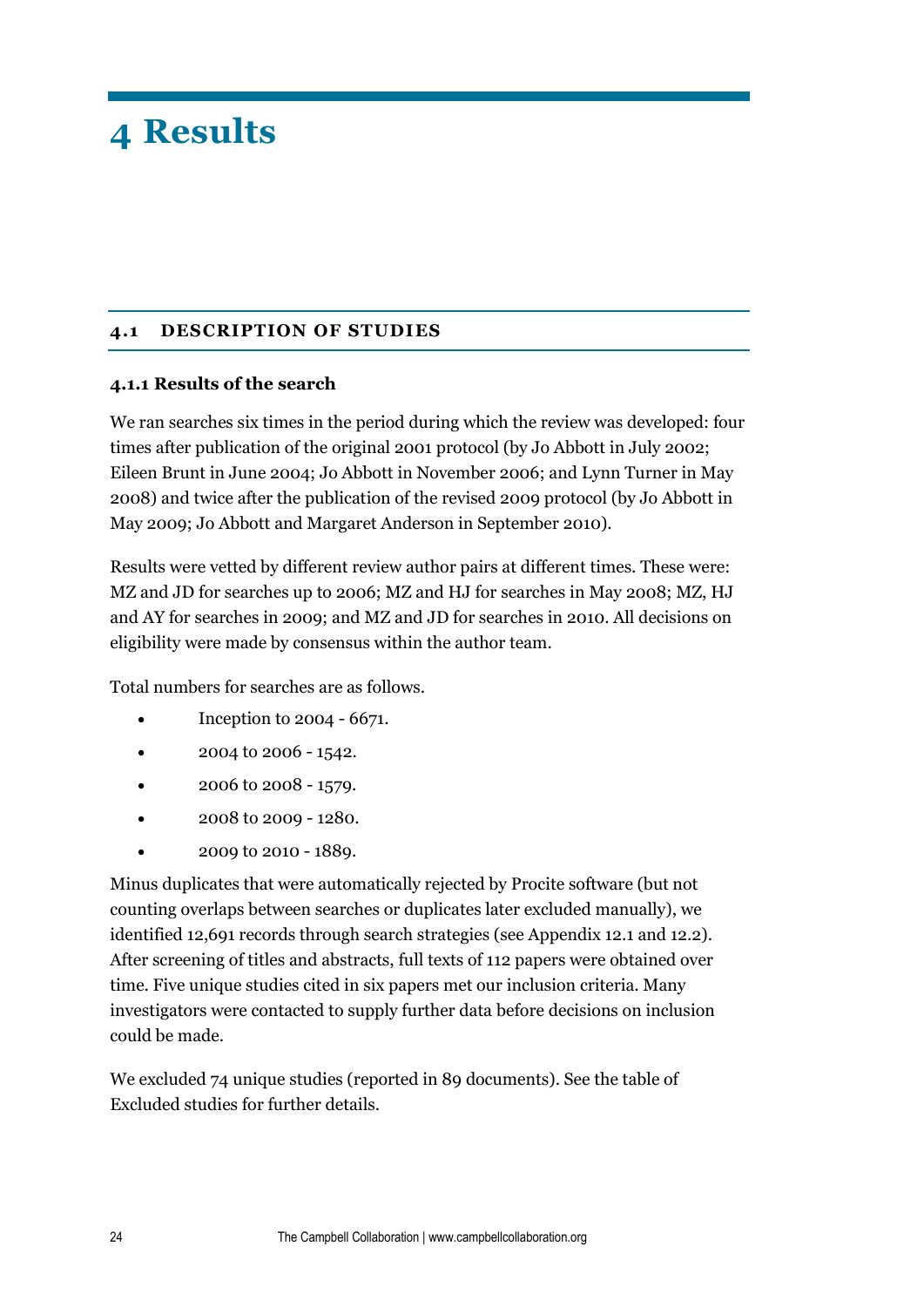# 4 Results

## 4.1 DESCRIPTION OF STUDIES

### 4.1.1 Results of the search

We ran searches six times in the period during which the review was developed: four times after publication of the original 2001 protocol (by Jo Abbott in July 2002; Eileen Brunt in June 2004; Jo Abbott in November 2006; and Lynn Turner in May 2008) and twice after the publication of the revised 2009 protocol (by Jo Abbott in May 2009; Jo Abbott and Margaret Anderson in September 2010).

Results were vetted by different review author pairs at different times. These were: MZ and JD for searches up to 2006; MZ and HJ for searches in May 2008; MZ, HJ and AY for searches in 2009; and MZ and JD for searches in 2010. All decisions on eligibility were made by consensus within the author team.

Total numbers for searches are as follows.

- Inception to 2004 - 6671.
- 2004 to 2006 - 1542.
- 2006 to 2008 - 1579.
- 2008 to 2009 - 1280.
- 2009 to 2010 - 1889.

Minus duplicates that were automatically rejected by Procite software (but not counting overlaps between searches or duplicates later excluded manually), we identified 12,691 records through search strategies (see Appendix 12.1 and 12.2). After screening of titles and abstracts, full texts of 112 papers were obtained over time. Five unique studies cited in six papers met our inclusion criteria. Many investigators were contacted to supply further data before decisions on inclusion could be made.

We excluded 74 unique studies (reported in 89 documents). See the table of Excluded studies for further details.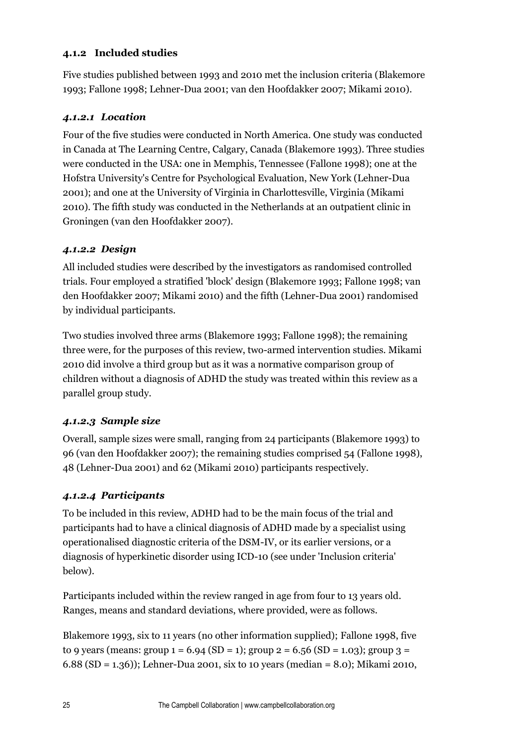### 4.1.2 Included studies

Five studies published between 1993 and 2010 met the inclusion criteria (Blakemore 1993; Fallone 1998; Lehner-Dua 2001; van den Hoofdakker 2007; Mikami 2010).

#### *4.1.2.1 Location*

Four of the five studies were conducted in North America. One study was conducted in Canada at The Learning Centre, Calgary, Canada (Blakemore 1993). Three studies were conducted in the USA: one in Memphis, Tennessee (Fallone 1998); one at the Hofstra University's Centre for Psychological Evaluation, New York (Lehner-Dua 2001); and one at the University of Virginia in Charlottesville, Virginia (Mikami 2010). The fifth study was conducted in the Netherlands at an outpatient clinic in Groningen (van den Hoofdakker 2007).

#### *4.1.2.2 Design*

All included studies were described by the investigators as randomised controlled trials. Four employed a stratified 'block' design (Blakemore 1993; Fallone 1998; van den Hoofdakker 2007; Mikami 2010) and the fifth (Lehner-Dua 2001) randomised by individual participants.

Two studies involved three arms (Blakemore 1993; Fallone 1998); the remaining three were, for the purposes of this review, two-armed intervention studies. Mikami 2010 did involve a third group but as it was a normative comparison group of children without a diagnosis of ADHD the study was treated within this review as a parallel group study.

#### *4.1.2.3 Sample size*

Overall, sample sizes were small, ranging from 24 participants (Blakemore 1993) to 96 (van den Hoofdakker 2007); the remaining studies comprised 54 (Fallone 1998), 48 (Lehner-Dua 2001) and 62 (Mikami 2010) participants respectively.

#### *4.1.2.4 Participants*

To be included in this review, ADHD had to be the main focus of the trial and participants had to have a clinical diagnosis of ADHD made by a specialist using operationalised diagnostic criteria of the DSM-IV, or its earlier versions, or a diagnosis of hyperkinetic disorder using ICD-10 (see under 'Inclusion criteria' below).

Participants included within the review ranged in age from four to 13 years old. Ranges, means and standard deviations, where provided, were as follows.

Blakemore 1993, six to 11 years (no other information supplied); Fallone 1998, five to 9 years (means: group 1 = 6.94 (SD = 1); group 2 = 6.56 (SD = 1.03); group 3 = 6.88 (SD = 1.36)); Lehner-Dua 2001, six to 10 years (median = 8.0); Mikami 2010,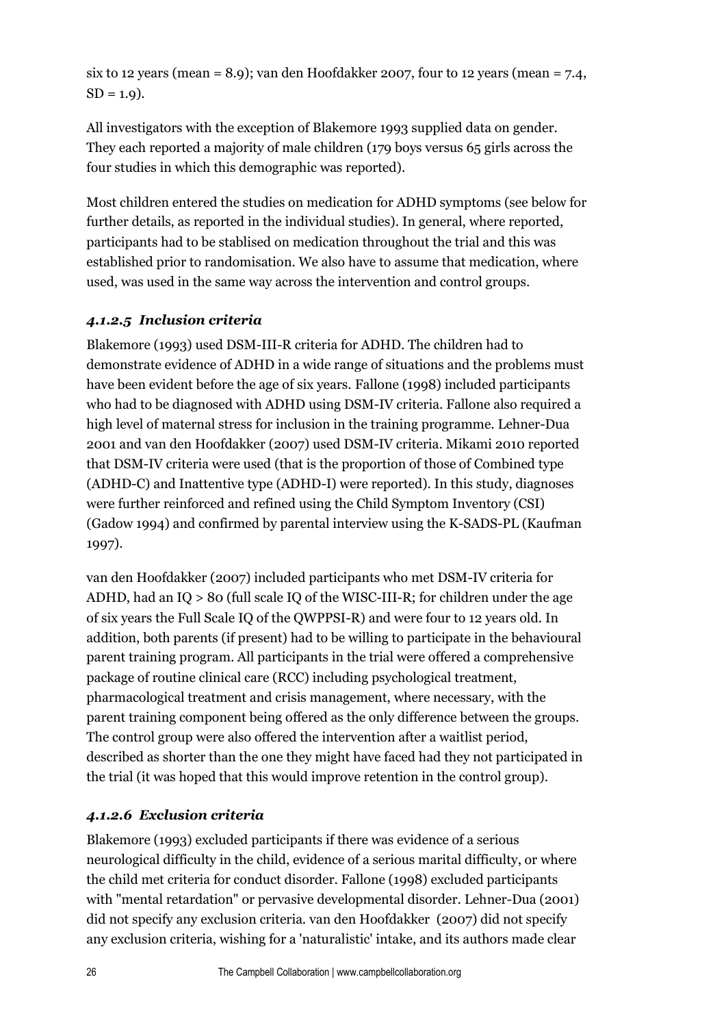six to 12 years (mean = 8.9); van den Hoofdakker 2007, four to 12 years (mean = 7.4, SD = 1.9).

All investigators with the exception of Blakemore 1993 supplied data on gender. They each reported a majority of male children (179 boys versus 65 girls across the four studies in which this demographic was reported).

Most children entered the studies on medication for ADHD symptoms (see below for further details, as reported in the individual studies). In general, where reported, participants had to be stablised on medication throughout the trial and this was established prior to randomisation. We also have to assume that medication, where used, was used in the same way across the intervention and control groups.

#### *4.1.2.5 Inclusion criteria*

Blakemore (1993) used DSM-III-R criteria for ADHD. The children had to demonstrate evidence of ADHD in a wide range of situations and the problems must have been evident before the age of six years. Fallone (1998) included participants who had to be diagnosed with ADHD using DSM-IV criteria. Fallone also required a high level of maternal stress for inclusion in the training programme. Lehner-Dua 2001 and van den Hoofdakker (2007) used DSM-IV criteria. Mikami 2010 reported that DSM-IV criteria were used (that is the proportion of those of Combined type (ADHD-C) and Inattentive type (ADHD-I) were reported). In this study, diagnoses were further reinforced and refined using the Child Symptom Inventory (CSI) (Gadow 1994) and confirmed by parental interview using the K-SADS-PL (Kaufman 1997).

van den Hoofdakker (2007) included participants who met DSM-IV criteria for ADHD, had an IQ > 80 (full scale IQ of the WISC-III-R; for children under the age of six years the Full Scale IQ of the QWPPSI-R) and were four to 12 years old. In addition, both parents (if present) had to be willing to participate in the behavioural parent training program. All participants in the trial were offered a comprehensive package of routine clinical care (RCC) including psychological treatment, pharmacological treatment and crisis management, where necessary, with the parent training component being offered as the only difference between the groups. The control group were also offered the intervention after a waitlist period, described as shorter than the one they might have faced had they not participated in the trial (it was hoped that this would improve retention in the control group).

#### *4.1.2.6 Exclusion criteria*

Blakemore (1993) excluded participants if there was evidence of a serious neurological difficulty in the child, evidence of a serious marital difficulty, or where the child met criteria for conduct disorder. Fallone (1998) excluded participants with "mental retardation" or pervasive developmental disorder. Lehner-Dua (2001) did not specify any exclusion criteria. van den Hoofdakker (2007) did not specify any exclusion criteria, wishing for a 'naturalistic' intake, and its authors made clear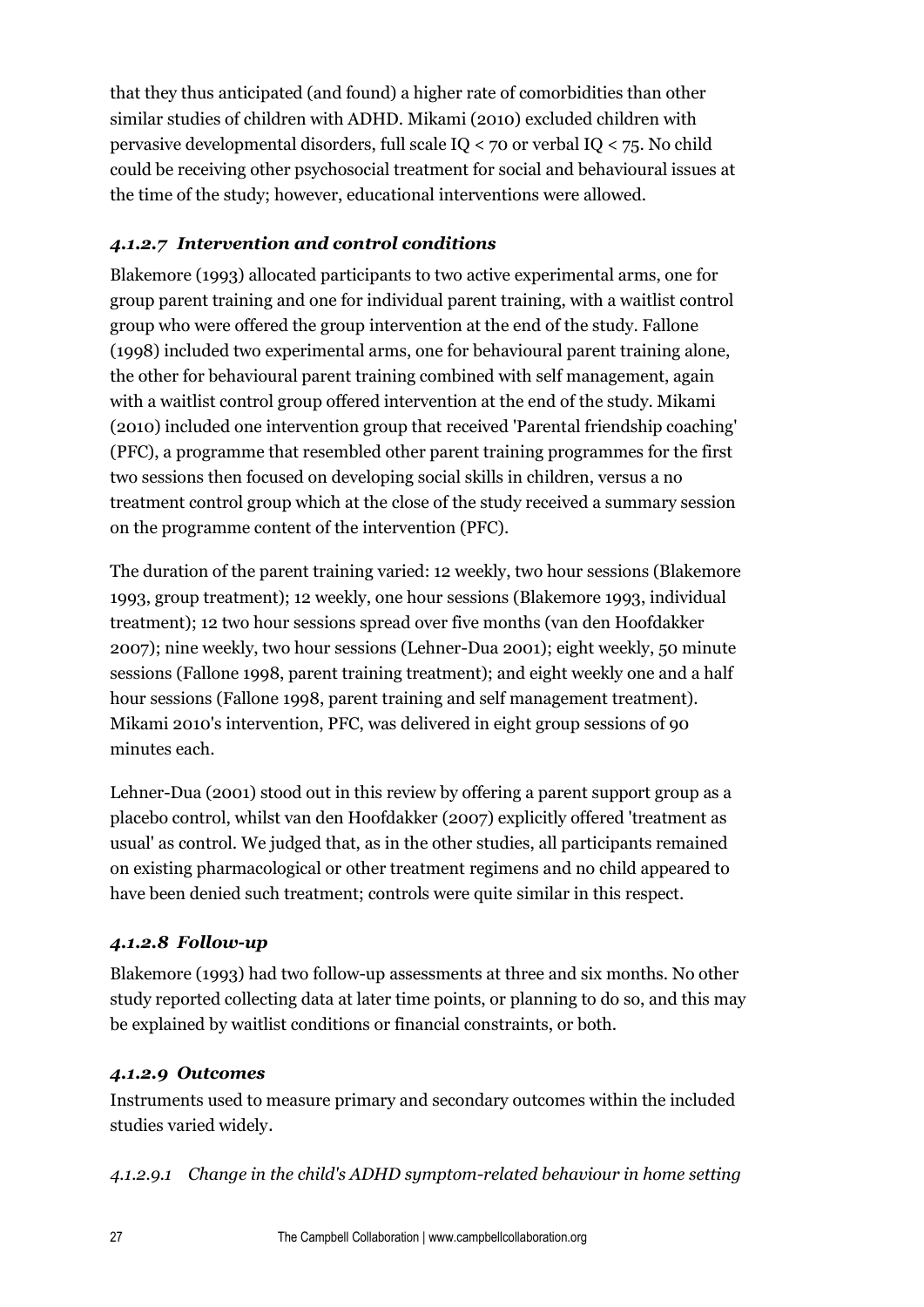that they thus anticipated (and found) a higher rate of comorbidities than other similar studies of children with ADHD. Mikami (2010) excluded children with pervasive developmental disorders, full scale IQ < 70 or verbal IQ < 75. No child could be receiving other psychosocial treatment for social and behavioural issues at the time of the study; however, educational interventions were allowed.

### *4.1.2.7 Intervention and control conditions*

Blakemore (1993) allocated participants to two active experimental arms, one for group parent training and one for individual parent training, with a waitlist control group who were offered the group intervention at the end of the study. Fallone (1998) included two experimental arms, one for behavioural parent training alone, the other for behavioural parent training combined with self management, again with a waitlist control group offered intervention at the end of the study. Mikami (2010) included one intervention group that received 'Parental friendship coaching' (PFC), a programme that resembled other parent training programmes for the first two sessions then focused on developing social skills in children, versus a no treatment control group which at the close of the study received a summary session on the programme content of the intervention (PFC).

The duration of the parent training varied: 12 weekly, two hour sessions (Blakemore 1993, group treatment); 12 weekly, one hour sessions (Blakemore 1993, individual treatment); 12 two hour sessions spread over five months (van den Hoofdakker 2007); nine weekly, two hour sessions (Lehner-Dua 2001); eight weekly, 50 minute sessions (Fallone 1998, parent training treatment); and eight weekly one and a half hour sessions (Fallone 1998, parent training and self management treatment). Mikami 2010's intervention, PFC, was delivered in eight group sessions of 90 minutes each.

Lehner-Dua (2001) stood out in this review by offering a parent support group as a placebo control, whilst van den Hoofdakker (2007) explicitly offered 'treatment as usual' as control. We judged that, as in the other studies, all participants remained on existing pharmacological or other treatment regimens and no child appeared to have been denied such treatment; controls were quite similar in this respect.

### *4.1.2.8 Follow-up*

Blakemore (1993) had two follow-up assessments at three and six months. No other study reported collecting data at later time points, or planning to do so, and this may be explained by waitlist conditions or financial constraints, or both.

### *4.1.2.9 Outcomes*

Instruments used to measure primary and secondary outcomes within the included studies varied widely.

#### *4.1.2.9.1 Change in the child's ADHD symptom-related behaviour in home setting*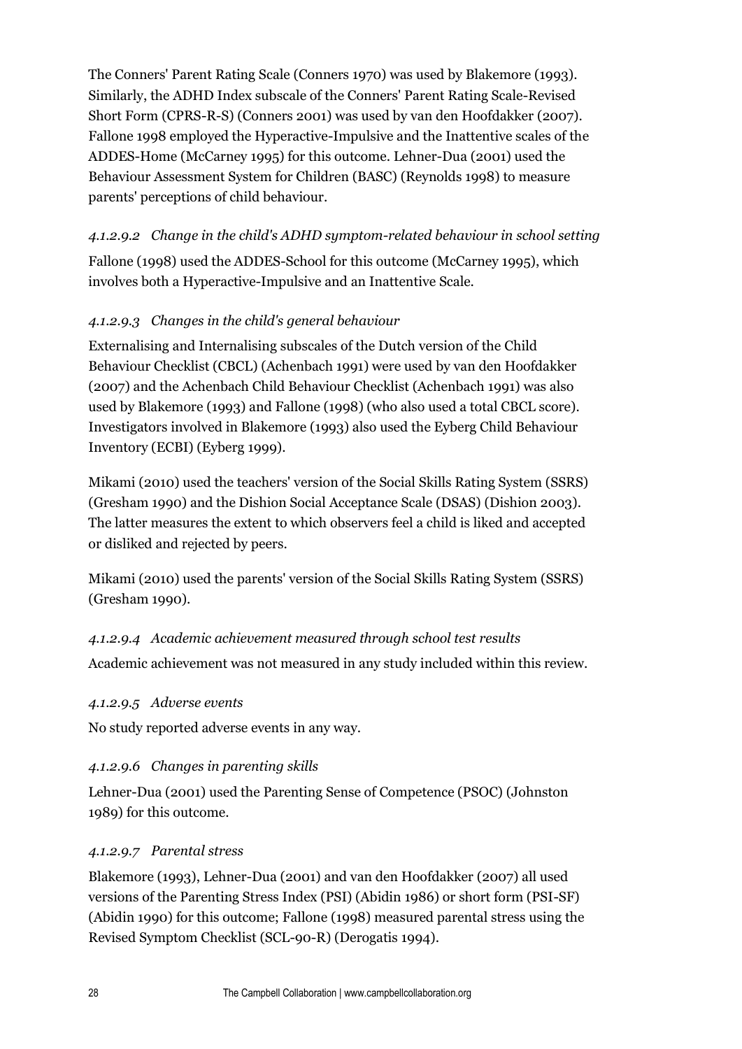The Conners' Parent Rating Scale (Conners 1970) was used by Blakemore (1993). Similarly, the ADHD Index subscale of the Conners' Parent Rating Scale-Revised Short Form (CPRS-R-S) (Conners 2001) was used by van den Hoofdakker (2007). Fallone 1998 employed the Hyperactive-Impulsive and the Inattentive scales of the ADDES-Home (McCarney 1995) for this outcome. Lehner-Dua (2001) used the Behaviour Assessment System for Children (BASC) (Reynolds 1998) to measure parents' perceptions of child behaviour.

#### *4.1.2.9.2 Change in the child's ADHD symptom-related behaviour in school setting*

Fallone (1998) used the ADDES-School for this outcome (McCarney 1995), which involves both a Hyperactive-Impulsive and an Inattentive Scale.

#### *4.1.2.9.3 Changes in the child's general behaviour*

Externalising and Internalising subscales of the Dutch version of the Child Behaviour Checklist (CBCL) (Achenbach 1991) were used by van den Hoofdakker (2007) and the Achenbach Child Behaviour Checklist (Achenbach 1991) was also used by Blakemore (1993) and Fallone (1998) (who also used a total CBCL score). Investigators involved in Blakemore (1993) also used the Eyberg Child Behaviour Inventory (ECBI) (Eyberg 1999).

Mikami (2010) used the teachers' version of the Social Skills Rating System (SSRS) (Gresham 1990) and the Dishion Social Acceptance Scale (DSAS) (Dishion 2003). The latter measures the extent to which observers feel a child is liked and accepted or disliked and rejected by peers.

Mikami (2010) used the parents' version of the Social Skills Rating System (SSRS) (Gresham 1990).

#### *4.1.2.9.4 Academic achievement measured through school test results*

Academic achievement was not measured in any study included within this review.

#### *4.1.2.9.5 Adverse events*

No study reported adverse events in any way.

#### *4.1.2.9.6 Changes in parenting skills*

Lehner-Dua (2001) used the Parenting Sense of Competence (PSOC) (Johnston 1989) for this outcome.

#### *4.1.2.9.7 Parental stress*

Blakemore (1993), Lehner-Dua (2001) and van den Hoofdakker (2007) all used versions of the Parenting Stress Index (PSI) (Abidin 1986) or short form (PSI-SF) (Abidin 1990) for this outcome; Fallone (1998) measured parental stress using the Revised Symptom Checklist (SCL-90-R) (Derogatis 1994).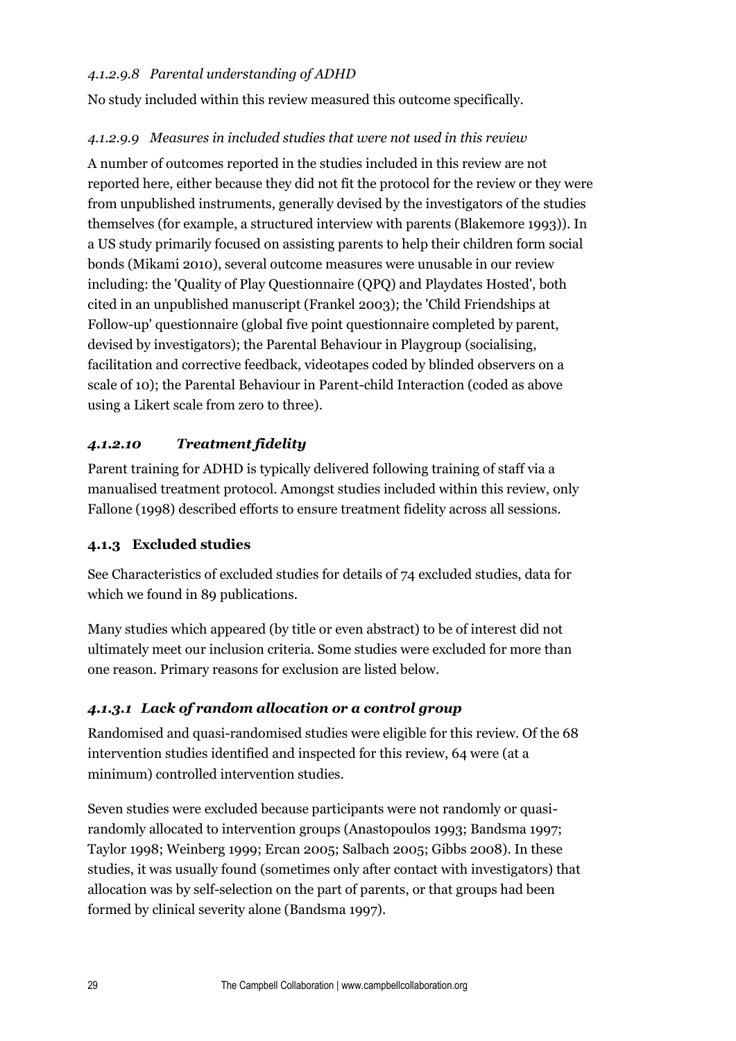#### *4.1.2.9.8 Parental understanding of ADHD*

No study included within this review measured this outcome specifically.

#### *4.1.2.9.9 Measures in included studies that were not used in this review*

A number of outcomes reported in the studies included in this review are not reported here, either because they did not fit the protocol for the review or they were from unpublished instruments, generally devised by the investigators of the studies themselves (for example, a structured interview with parents (Blakemore 1993)). In a US study primarily focused on assisting parents to help their children form social bonds (Mikami 2010), several outcome measures were unusable in our review including: the 'Quality of Play Questionnaire (QPQ) and Playdates Hosted', both cited in an unpublished manuscript (Frankel 2003); the 'Child Friendships at Follow-up' questionnaire (global five point questionnaire completed by parent, devised by investigators); the Parental Behaviour in Playgroup (socialising, facilitation and corrective feedback, videotapes coded by blinded observers on a scale of 10); the Parental Behaviour in Parent-child Interaction (coded as above using a Likert scale from zero to three).

### *4.1.2.10 Treatment fidelity*

Parent training for ADHD is typically delivered following training of staff via a manualised treatment protocol. Amongst studies included within this review, only Fallone (1998) described efforts to ensure treatment fidelity across all sessions.

### 4.1.3 Excluded studies

See Characteristics of excluded studies for details of 74 excluded studies, data for which we found in 89 publications.

Many studies which appeared (by title or even abstract) to be of interest did not ultimately meet our inclusion criteria. Some studies were excluded for more than one reason. Primary reasons for exclusion are listed below.

#### *4.1.3.1 Lack of random allocation or a control group*

Randomised and quasi-randomised studies were eligible for this review. Of the 68 intervention studies identified and inspected for this review, 64 were (at a minimum) controlled intervention studies.

Seven studies were excluded because participants were not randomly or quasi-randomly allocated to intervention groups (Anastopoulos 1993; Bandsma 1997; Taylor 1998; Weinberg 1999; Ercan 2005; Salbach 2005; Gibbs 2008). In these studies, it was usually found (sometimes only after contact with investigators) that allocation was by self-selection on the part of parents, or that groups had been formed by clinical severity alone (Bandsma 1997).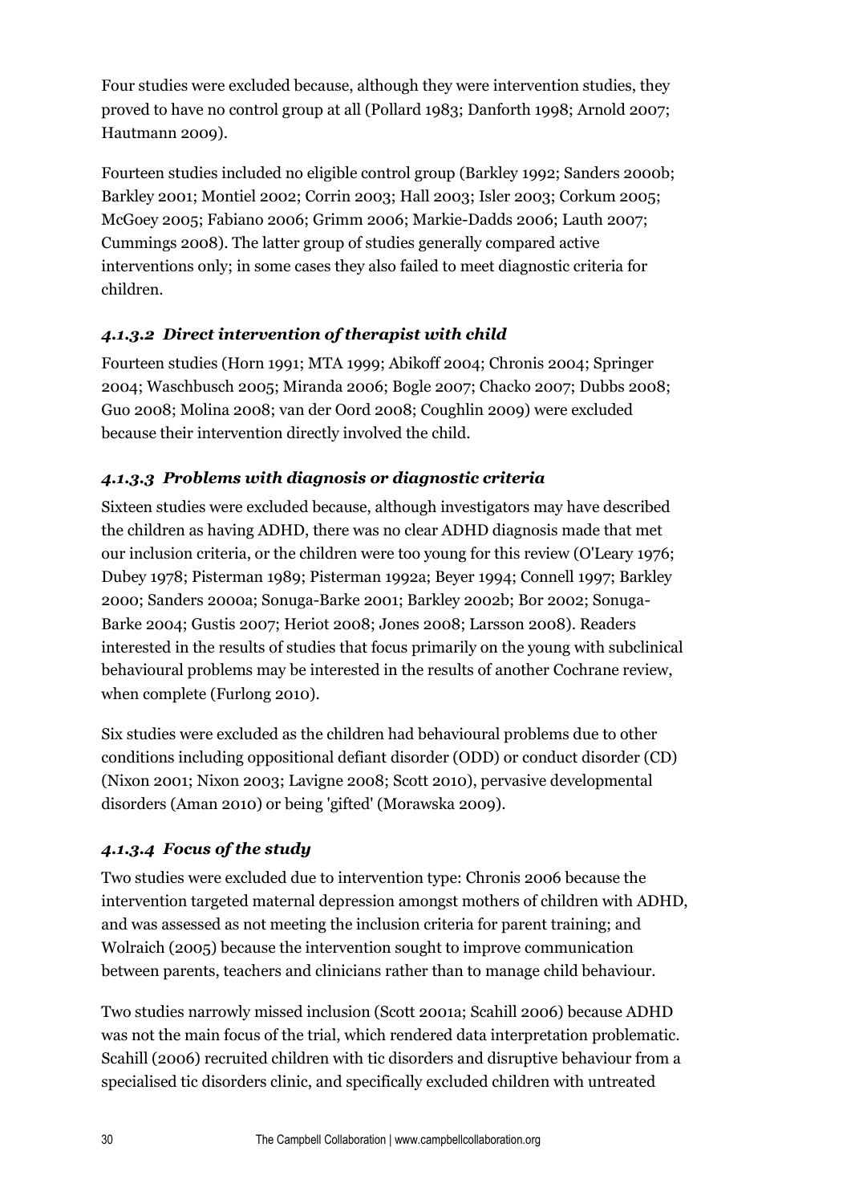Four studies were excluded because, although they were intervention studies, they proved to have no control group at all (Pollard 1983; Danforth 1998; Arnold 2007; Hautmann 2009).

Fourteen studies included no eligible control group (Barkley 1992; Sanders 2000b; Barkley 2001; Montiel 2002; Corrin 2003; Hall 2003; Isler 2003; Corkum 2005; McGoey 2005; Fabiano 2006; Grimm 2006; Markie-Dadds 2006; Lauth 2007; Cummings 2008). The latter group of studies generally compared active interventions only; in some cases they also failed to meet diagnostic criteria for children.

#### *4.1.3.2 Direct intervention of therapist with child*

Fourteen studies (Horn 1991; MTA 1999; Abikoff 2004; Chronis 2004; Springer 2004; Waschbusch 2005; Miranda 2006; Bogle 2007; Chacko 2007; Dubbs 2008; Guo 2008; Molina 2008; van der Oord 2008; Coughlin 2009) were excluded because their intervention directly involved the child.

#### *4.1.3.3 Problems with diagnosis or diagnostic criteria*

Sixteen studies were excluded because, although investigators may have described the children as having ADHD, there was no clear ADHD diagnosis made that met our inclusion criteria, or the children were too young for this review (O'Leary 1976; Dubey 1978; Pisterman 1989; Pisterman 1992a; Beyer 1994; Connell 1997; Barkley 2000; Sanders 2000a; Sonuga-Barke 2001; Barkley 2002b; Bor 2002; Sonuga-Barke 2004; Gustis 2007; Heriot 2008; Jones 2008; Larsson 2008). Readers interested in the results of studies that focus primarily on the young with subclinical behavioural problems may be interested in the results of another Cochrane review, when complete (Furlong 2010).

Six studies were excluded as the children had behavioural problems due to other conditions including oppositional defiant disorder (ODD) or conduct disorder (CD) (Nixon 2001; Nixon 2003; Lavigne 2008; Scott 2010), pervasive developmental disorders (Aman 2010) or being 'gifted' (Morawska 2009).

#### *4.1.3.4 Focus of the study*

Two studies were excluded due to intervention type: Chronis 2006 because the intervention targeted maternal depression amongst mothers of children with ADHD, and was assessed as not meeting the inclusion criteria for parent training; and Wolraich (2005) because the intervention sought to improve communication between parents, teachers and clinicians rather than to manage child behaviour.

Two studies narrowly missed inclusion (Scott 2001a; Scahill 2006) because ADHD was not the main focus of the trial, which rendered data interpretation problematic. Scahill (2006) recruited children with tic disorders and disruptive behaviour from a specialised tic disorders clinic, and specifically excluded children with untreated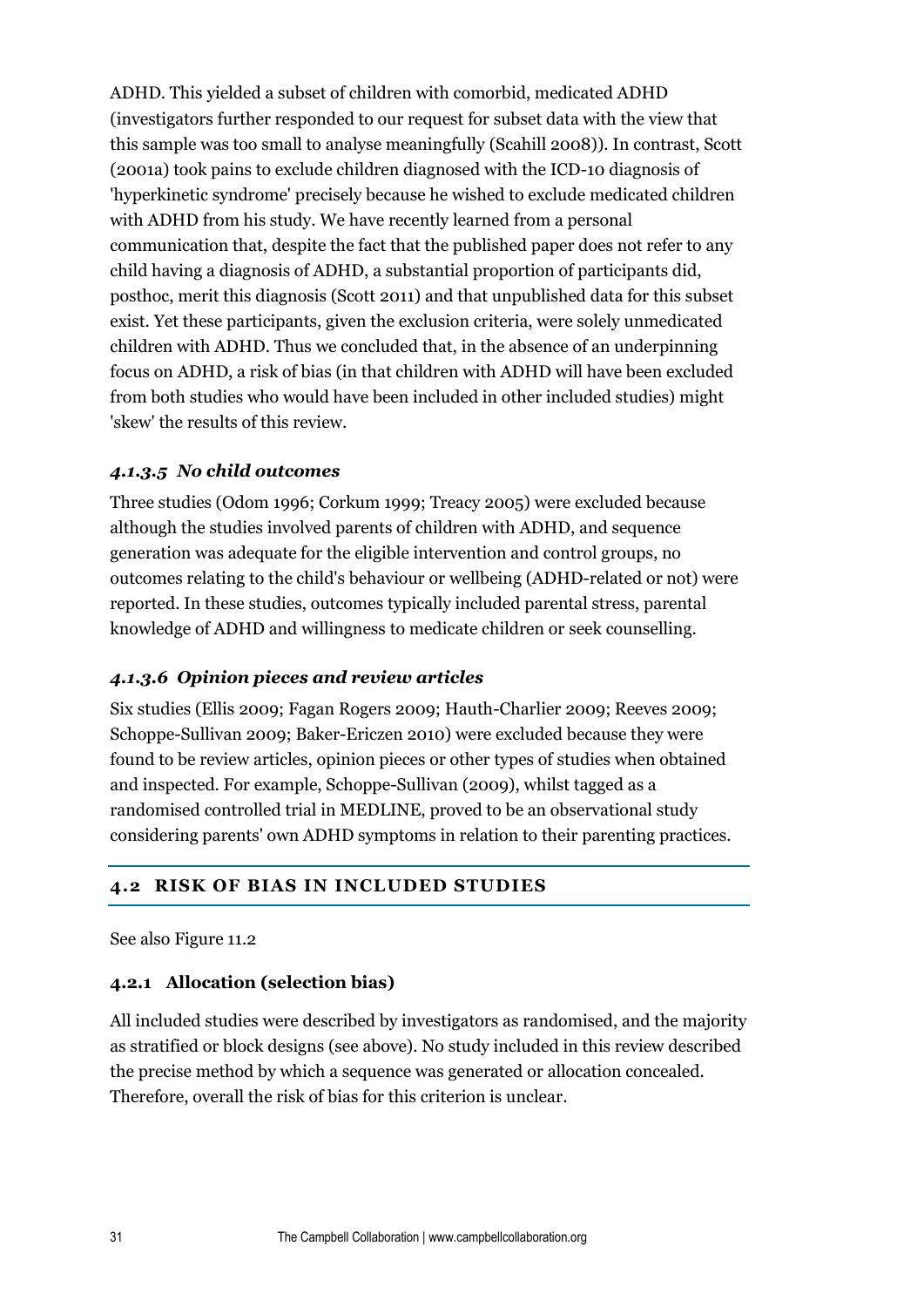ADHD. This yielded a subset of children with comorbid, medicated ADHD (investigators further responded to our request for subset data with the view that this sample was too small to analyse meaningfully (Scahill 2008)). In contrast, Scott (2001a) took pains to exclude children diagnosed with the ICD-10 diagnosis of 'hyperkinetic syndrome' precisely because he wished to exclude medicated children with ADHD from his study. We have recently learned from a personal communication that, despite the fact that the published paper does not refer to any child having a diagnosis of ADHD, a substantial proportion of participants did, posthoc, merit this diagnosis (Scott 2011) and that unpublished data for this subset exist. Yet these participants, given the exclusion criteria, were solely unmedicated children with ADHD. Thus we concluded that, in the absence of an underpinning focus on ADHD, a risk of bias (in that children with ADHD will have been excluded from both studies who would have been included in other included studies) might 'skew' the results of this review.

#### *4.1.3.5 No child outcomes*

Three studies (Odom 1996; Corkum 1999; Treacy 2005) were excluded because although the studies involved parents of children with ADHD, and sequence generation was adequate for the eligible intervention and control groups, no outcomes relating to the child's behaviour or wellbeing (ADHD-related or not) were reported. In these studies, outcomes typically included parental stress, parental knowledge of ADHD and willingness to medicate children or seek counselling.

#### *4.1.3.6 Opinion pieces and review articles*

Six studies (Ellis 2009; Fagan Rogers 2009; Hauth-Charlier 2009; Reeves 2009; Schoppe-Sullivan 2009; Baker-Ericzen 2010) were excluded because they were found to be review articles, opinion pieces or other types of studies when obtained and inspected. For example, Schoppe-Sullivan (2009), whilst tagged as a randomised controlled trial in MEDLINE, proved to be an observational study considering parents' own ADHD symptoms in relation to their parenting practices.

## 4.2 RISK OF BIAS IN INCLUDED STUDIES

See also Figure 11.2

### 4.2.1 Allocation (selection bias)

All included studies were described by investigators as randomised, and the majority as stratified or block designs (see above). No study included in this review described the precise method by which a sequence was generated or allocation concealed. Therefore, overall the risk of bias for this criterion is unclear.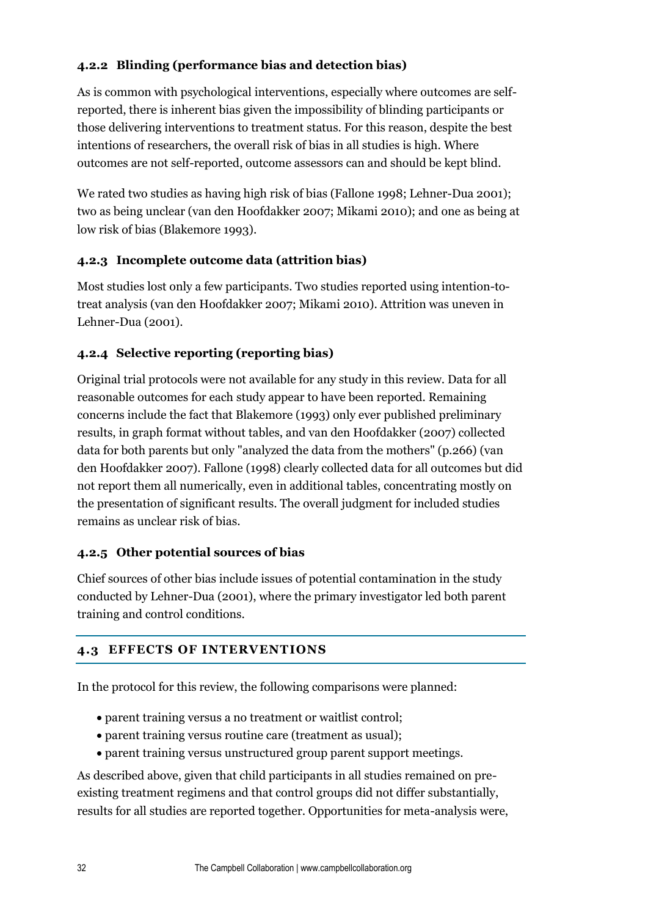### 4.2.2 Blinding (performance bias and detection bias)

As is common with psychological interventions, especially where outcomes are self-reported, there is inherent bias given the impossibility of blinding participants or those delivering interventions to treatment status. For this reason, despite the best intentions of researchers, the overall risk of bias in all studies is high. Where outcomes are not self-reported, outcome assessors can and should be kept blind.

We rated two studies as having high risk of bias (Fallone 1998; Lehner-Dua 2001); two as being unclear (van den Hoofdakker 2007; Mikami 2010); and one as being at low risk of bias (Blakemore 1993).

### 4.2.3 Incomplete outcome data (attrition bias)

Most studies lost only a few participants. Two studies reported using intention-to-treat analysis (van den Hoofdakker 2007; Mikami 2010). Attrition was uneven in Lehner-Dua (2001).

### 4.2.4 Selective reporting (reporting bias)

Original trial protocols were not available for any study in this review. Data for all reasonable outcomes for each study appear to have been reported. Remaining concerns include the fact that Blakemore (1993) only ever published preliminary results, in graph format without tables, and van den Hoofdakker (2007) collected data for both parents but only "analyzed the data from the mothers" (p.266) (van den Hoofdakker 2007). Fallone (1998) clearly collected data for all outcomes but did not report them all numerically, even in additional tables, concentrating mostly on the presentation of significant results. The overall judgment for included studies remains as unclear risk of bias.

### 4.2.5 Other potential sources of bias

Chief sources of other bias include issues of potential contamination in the study conducted by Lehner-Dua (2001), where the primary investigator led both parent training and control conditions.

## 4.3 EFFECTS OF INTERVENTIONS

In the protocol for this review, the following comparisons were planned:

- parent training versus a no treatment or waitlist control;
- parent training versus routine care (treatment as usual);
- parent training versus unstructured group parent support meetings.

As described above, given that child participants in all studies remained on pre-existing treatment regimens and that control groups did not differ substantially, results for all studies are reported together. Opportunities for meta-analysis were,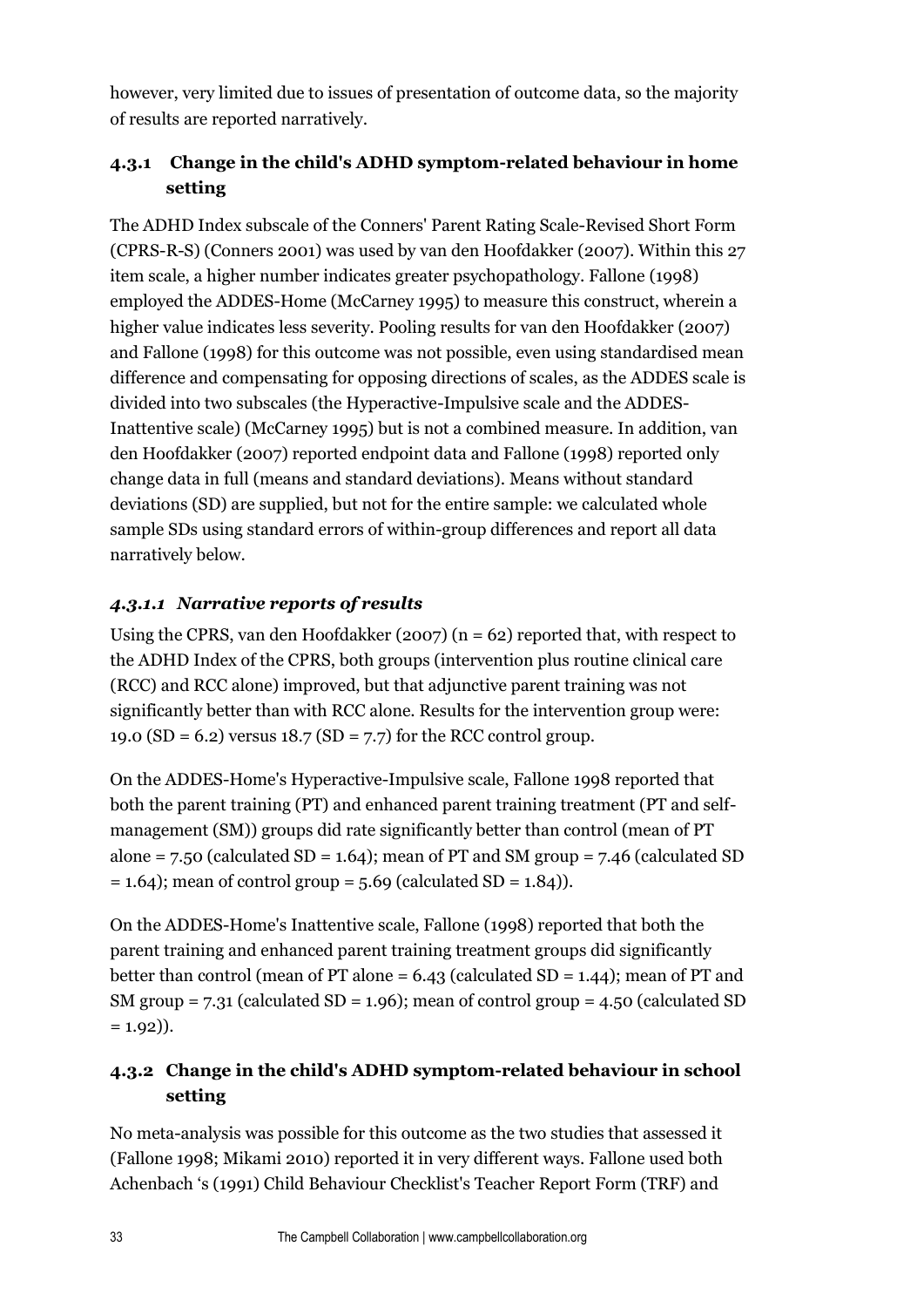however, very limited due to issues of presentation of outcome data, so the majority of results are reported narratively.

### 4.3.1 Change in the child's ADHD symptom-related behaviour in home setting

The ADHD Index subscale of the Conners' Parent Rating Scale-Revised Short Form (CPRS-R-S) (Conners 2001) was used by van den Hoofdakker (2007). Within this 27 item scale, a higher number indicates greater psychopathology. Fallone (1998) employed the ADDES-Home (McCarney 1995) to measure this construct, wherein a higher value indicates less severity. Pooling results for van den Hoofdakker (2007) and Fallone (1998) for this outcome was not possible, even using standardised mean difference and compensating for opposing directions of scales, as the ADDES scale is divided into two subscales (the Hyperactive-Impulsive scale and the ADDES-Inattentive scale) (McCarney 1995) but is not a combined measure. In addition, van den Hoofdakker (2007) reported endpoint data and Fallone (1998) reported only change data in full (means and standard deviations). Means without standard deviations (SD) are supplied, but not for the entire sample: we calculated whole sample SDs using standard errors of within-group differences and report all data narratively below.

#### *4.3.1.1 Narrative reports of results*

Using the CPRS, van den Hoofdakker (2007) (n = 62) reported that, with respect to the ADHD Index of the CPRS, both groups (intervention plus routine clinical care (RCC) and RCC alone) improved, but that adjunctive parent training was not significantly better than with RCC alone. Results for the intervention group were: 19.0 (SD = 6.2) versus 18.7 (SD = 7.7) for the RCC control group.

On the ADDES-Home's Hyperactive-Impulsive scale, Fallone 1998 reported that both the parent training (PT) and enhanced parent training treatment (PT and self-management (SM)) groups did rate significantly better than control (mean of PT alone = 7.50 (calculated SD = 1.64); mean of PT and SM group = 7.46 (calculated SD = 1.64); mean of control group = 5.69 (calculated SD = 1.84)).

On the ADDES-Home's Inattentive scale, Fallone (1998) reported that both the parent training and enhanced parent training treatment groups did significantly better than control (mean of PT alone = 6.43 (calculated SD = 1.44); mean of PT and SM group = 7.31 (calculated SD = 1.96); mean of control group = 4.50 (calculated SD = 1.92)).

### 4.3.2 Change in the child's ADHD symptom-related behaviour in school setting

No meta-analysis was possible for this outcome as the two studies that assessed it (Fallone 1998; Mikami 2010) reported it in very different ways. Fallone used both Achenbach 's (1991) Child Behaviour Checklist's Teacher Report Form (TRF) and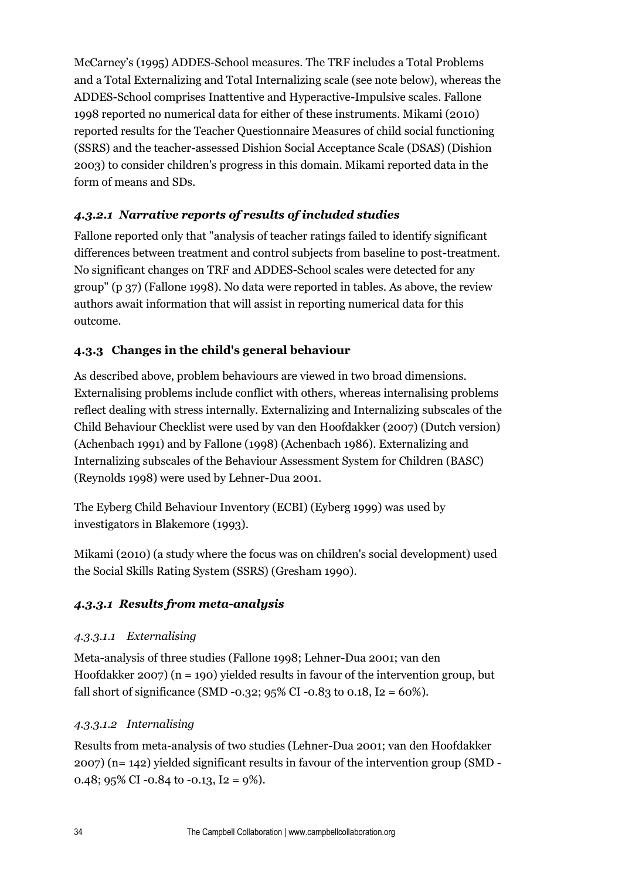McCarney's (1995) ADDES-School measures. The TRF includes a Total Problems and a Total Externalizing and Total Internalizing scale (see note below), whereas the ADDES-School comprises Inattentive and Hyperactive-Impulsive scales. Fallone 1998 reported no numerical data for either of these instruments. Mikami (2010) reported results for the Teacher Questionnaire Measures of child social functioning (SSRS) and the teacher-assessed Dishion Social Acceptance Scale (DSAS) (Dishion 2003) to consider children's progress in this domain. Mikami reported data in the form of means and SDs.

#### *4.3.2.1 Narrative reports of results of included studies*

Fallone reported only that "analysis of teacher ratings failed to identify significant differences between treatment and control subjects from baseline to post-treatment. No significant changes on TRF and ADDES-School scales were detected for any group" (p 37) (Fallone 1998). No data were reported in tables. As above, the review authors await information that will assist in reporting numerical data for this outcome.

### 4.3.3 Changes in the child's general behaviour

As described above, problem behaviours are viewed in two broad dimensions. Externalising problems include conflict with others, whereas internalising problems reflect dealing with stress internally. Externalizing and Internalizing subscales of the Child Behaviour Checklist were used by van den Hoofdakker (2007) (Dutch version) (Achenbach 1991) and by Fallone (1998) (Achenbach 1986). Externalizing and Internalizing subscales of the Behaviour Assessment System for Children (BASC) (Reynolds 1998) were used by Lehner-Dua 2001.

The Eyberg Child Behaviour Inventory (ECBI) (Eyberg 1999) was used by investigators in Blakemore (1993).

Mikami (2010) (a study where the focus was on children's social development) used the Social Skills Rating System (SSRS) (Gresham 1990).

#### *4.3.3.1 Results from meta-analysis*

##### *4.3.3.1.1 Externalising*

Meta-analysis of three studies (Fallone 1998; Lehner-Dua 2001; van den Hoofdakker 2007) (n = 190) yielded results in favour of the intervention group, but fall short of significance (SMD -0.32; 95% CI -0.83 to 0.18, $I^2$ = 60%).

##### *4.3.3.1.2 Internalising*

Results from meta-analysis of two studies (Lehner-Dua 2001; van den Hoofdakker 2007) (n= 142) yielded significant results in favour of the intervention group (SMD -0.48; 95% CI -0.84 to -0.13, $I^2$ = 9%).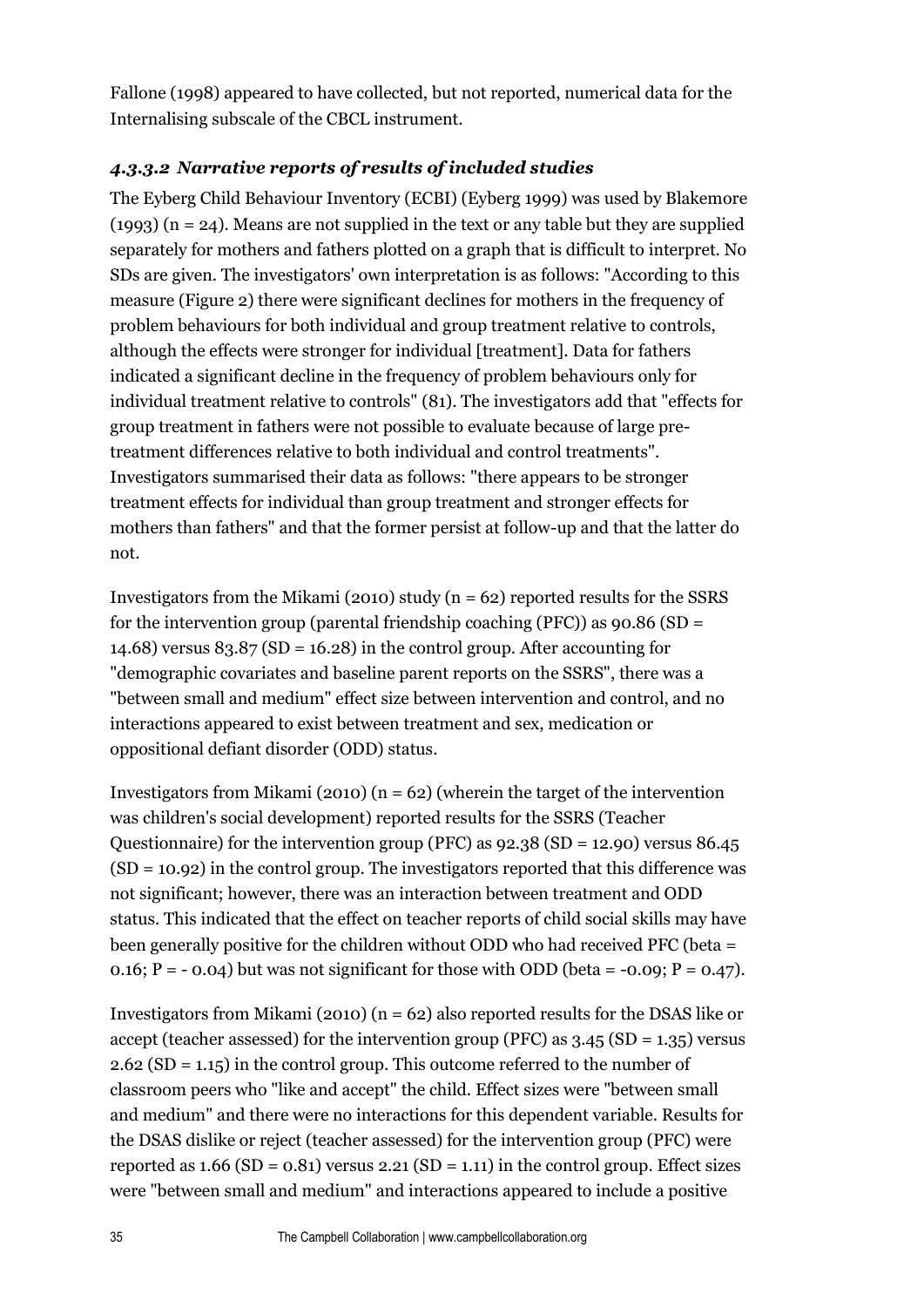Fallone (1998) appeared to have collected, but not reported, numerical data for the Internalising subscale of the CBCL instrument.

#### *4.3.3.2 Narrative reports of results of included studies*

The Eyberg Child Behaviour Inventory (ECBI) (Eyberg 1999) was used by Blakemore (1993) (n = 24). Means are not supplied in the text or any table but they are supplied separately for mothers and fathers plotted on a graph that is difficult to interpret. No SDs are given. The investigators' own interpretation is as follows: "According to this measure (Figure 2) there were significant declines for mothers in the frequency of problem behaviours for both individual and group treatment relative to controls, although the effects were stronger for individual [treatment]. Data for fathers indicated a significant decline in the frequency of problem behaviours only for individual treatment relative to controls" (81). The investigators add that "effects for group treatment in fathers were not possible to evaluate because of large pre-treatment differences relative to both individual and control treatments". Investigators summarised their data as follows: "there appears to be stronger treatment effects for individual than group treatment and stronger effects for mothers than fathers" and that the former persist at follow-up and that the latter do not.

Investigators from the Mikami (2010) study (n = 62) reported results for the SSRS for the intervention group (parental friendship coaching (PFC)) as 90.86 (SD = 14.68) versus 83.87 (SD = 16.28) in the control group. After accounting for "demographic covariates and baseline parent reports on the SSRS", there was a "between small and medium" effect size between intervention and control, and no interactions appeared to exist between treatment and sex, medication or oppositional defiant disorder (ODD) status.

Investigators from Mikami (2010) (n = 62) (wherein the target of the intervention was children's social development) reported results for the SSRS (Teacher Questionnaire) for the intervention group (PFC) as 92.38 (SD = 12.90) versus 86.45 (SD = 10.92) in the control group. The investigators reported that this difference was not significant; however, there was an interaction between treatment and ODD status. This indicated that the effect on teacher reports of child social skills may have been generally positive for the children without ODD who had received PFC (beta = 0.16; P = - 0.04) but was not significant for those with ODD (beta = -0.09; P = 0.47).

Investigators from Mikami (2010) (n = 62) also reported results for the DSAS like or accept (teacher assessed) for the intervention group (PFC) as 3.45 (SD = 1.35) versus 2.62 (SD = 1.15) in the control group. This outcome referred to the number of classroom peers who "like and accept" the child. Effect sizes were "between small and medium" and there were no interactions for this dependent variable. Results for the DSAS dislike or reject (teacher assessed) for the intervention group (PFC) were reported as 1.66 (SD = 0.81) versus 2.21 (SD = 1.11) in the control group. Effect sizes were "between small and medium" and interactions appeared to include a positive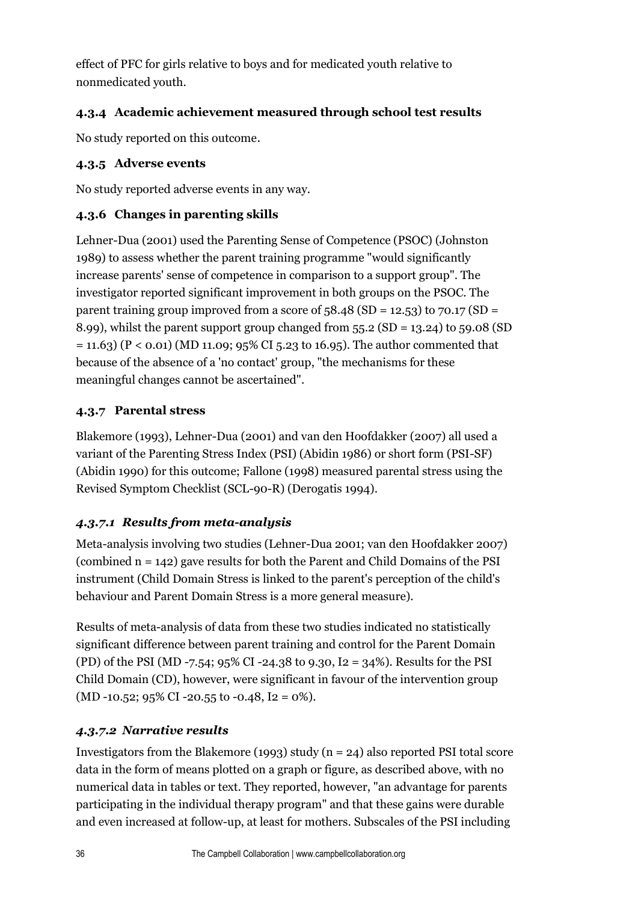effect of PFC for girls relative to boys and for medicated youth relative to nonmedicated youth.

### 4.3.4 Academic achievement measured through school test results

No study reported on this outcome.

### 4.3.5 Adverse events

No study reported adverse events in any way.

### 4.3.6 Changes in parenting skills

Lehner-Dua (2001) used the Parenting Sense of Competence (PSOC) (Johnston 1989) to assess whether the parent training programme "would significantly increase parents' sense of competence in comparison to a support group". The investigator reported significant improvement in both groups on the PSOC. The parent training group improved from a score of 58.48 (SD = 12.53) to 70.17 (SD = 8.99), whilst the parent support group changed from 55.2 (SD = 13.24) to 59.08 (SD = 11.63) ($P < 0.01$) (MD 11.09; 95% CI 5.23 to 16.95). The author commented that because of the absence of a 'no contact' group, "the mechanisms for these meaningful changes cannot be ascertained".

### 4.3.7 Parental stress

Blakemore (1993), Lehner-Dua (2001) and van den Hoofdakker (2007) all used a variant of the Parenting Stress Index (PSI) (Abidin 1986) or short form (PSI-SF) (Abidin 1990) for this outcome; Fallone (1998) measured parental stress using the Revised Symptom Checklist (SCL-90-R) (Derogatis 1994).

#### *4.3.7.1 Results from meta-analysis*

Meta-analysis involving two studies (Lehner-Dua 2001; van den Hoofdakker 2007) (combined n = 142) gave results for both the Parent and Child Domains of the PSI instrument (Child Domain Stress is linked to the parent's perception of the child's behaviour and Parent Domain Stress is a more general measure).

Results of meta-analysis of data from these two studies indicated no statistically significant difference between parent training and control for the Parent Domain (PD) of the PSI (MD -7.54; 95% CI -24.38 to 9.30, $I^2 = 34\%$). Results for the PSI Child Domain (CD), however, were significant in favour of the intervention group (MD -10.52; 95% CI -20.55 to -0.48, $I^2 = 0\%$).

#### *4.3.7.2 Narrative results*

Investigators from the Blakemore (1993) study (n = 24) also reported PSI total score data in the form of means plotted on a graph or figure, as described above, with no numerical data in tables or text. They reported, however, "an advantage for parents participating in the individual therapy program" and that these gains were durable and even increased at follow-up, at least for mothers. Subscales of the PSI including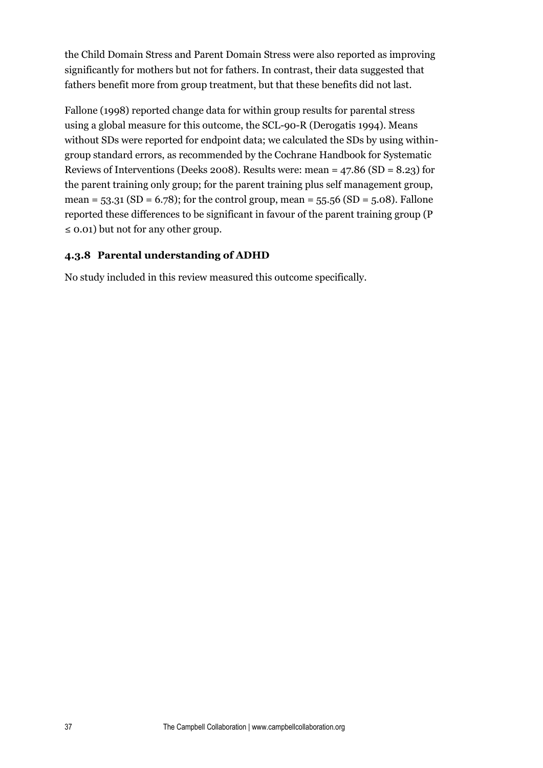the Child Domain Stress and Parent Domain Stress were also reported as improving significantly for mothers but not for fathers. In contrast, their data suggested that fathers benefit more from group treatment, but that these benefits did not last.

Fallone (1998) reported change data for within group results for parental stress using a global measure for this outcome, the SCL-90-R (Derogatis 1994). Means without SDs were reported for endpoint data; we calculated the SDs by using within-group standard errors, as recommended by the Cochrane Handbook for Systematic Reviews of Interventions (Deeks 2008). Results were: mean = 47.86 (SD = 8.23) for the parent training only group; for the parent training plus self management group, mean = 53.31 (SD = 6.78); for the control group, mean = 55.56 (SD = 5.08). Fallone reported these differences to be significant in favour of the parent training group ($P \leq 0.01$) but not for any other group.

### 4.3.8 Parental understanding of ADHD

No study included in this review measured this outcome specifically.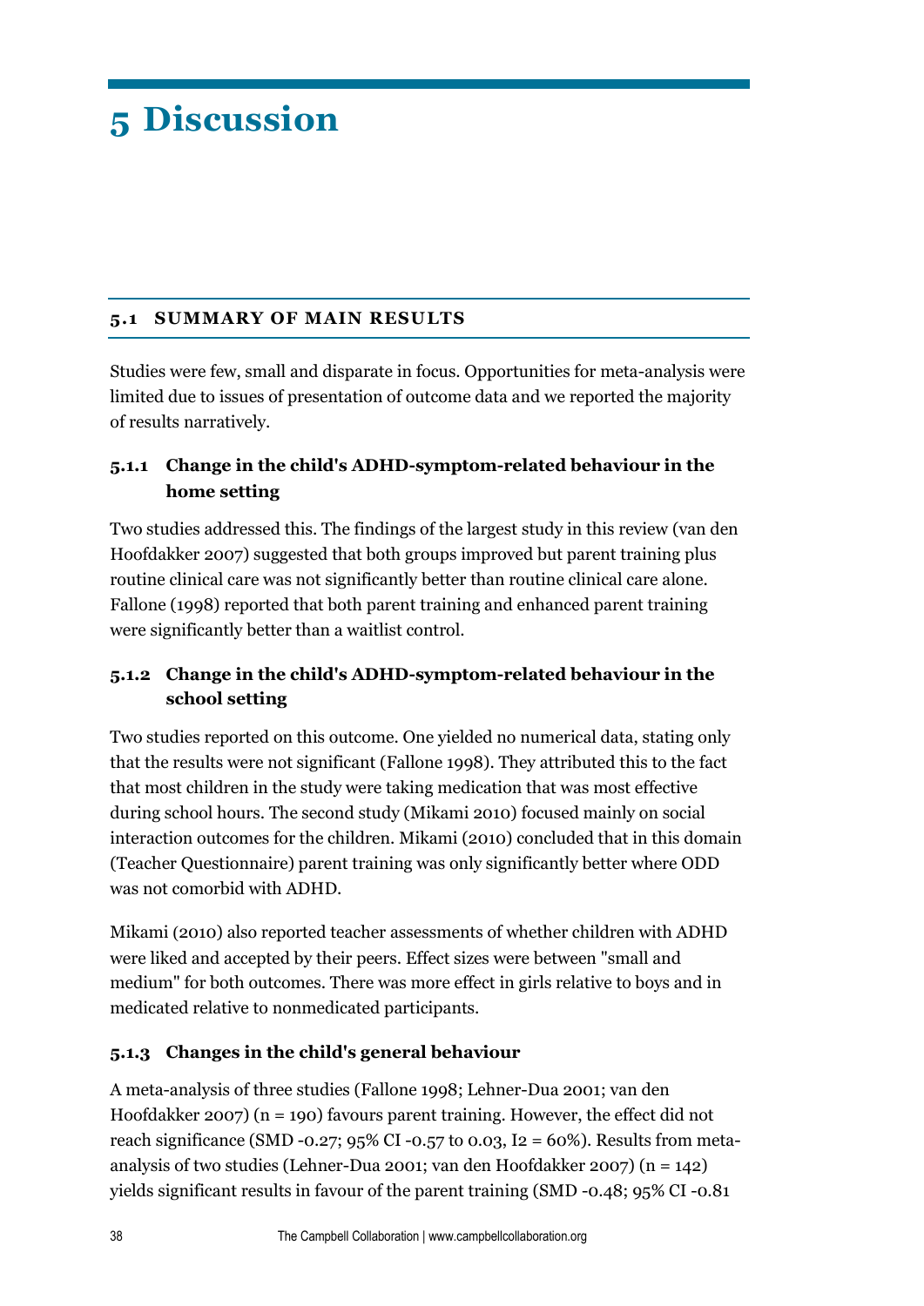# 5 Discussion

## 5.1 SUMMARY OF MAIN RESULTS

Studies were few, small and disparate in focus. Opportunities for meta-analysis were limited due to issues of presentation of outcome data and we reported the majority of results narratively.

### 5.1.1 Change in the child's ADHD-symptom-related behaviour in the home setting

Two studies addressed this. The findings of the largest study in this review (van den Hoofdakker 2007) suggested that both groups improved but parent training plus routine clinical care was not significantly better than routine clinical care alone. Fallone (1998) reported that both parent training and enhanced parent training were significantly better than a waitlist control.

### 5.1.2 Change in the child's ADHD-symptom-related behaviour in the school setting

Two studies reported on this outcome. One yielded no numerical data, stating only that the results were not significant (Fallone 1998). They attributed this to the fact that most children in the study were taking medication that was most effective during school hours. The second study (Mikami 2010) focused mainly on social interaction outcomes for the children. Mikami (2010) concluded that in this domain (Teacher Questionnaire) parent training was only significantly better where ODD was not comorbid with ADHD.

Mikami (2010) also reported teacher assessments of whether children with ADHD were liked and accepted by their peers. Effect sizes were between "small and medium" for both outcomes. There was more effect in girls relative to boys and in medicated relative to nonmedicated participants.

### 5.1.3 Changes in the child's general behaviour

A meta-analysis of three studies (Fallone 1998; Lehner-Dua 2001; van den Hoofdakker 2007) (n = 190) favours parent training. However, the effect did not reach significance (SMD -0.27; 95% CI -0.57 to 0.03, $I^2$ = 60%). Results from meta-analysis of two studies (Lehner-Dua 2001; van den Hoofdakker 2007) (n = 142) yields significant results in favour of the parent training (SMD -0.48; 95% CI -0.81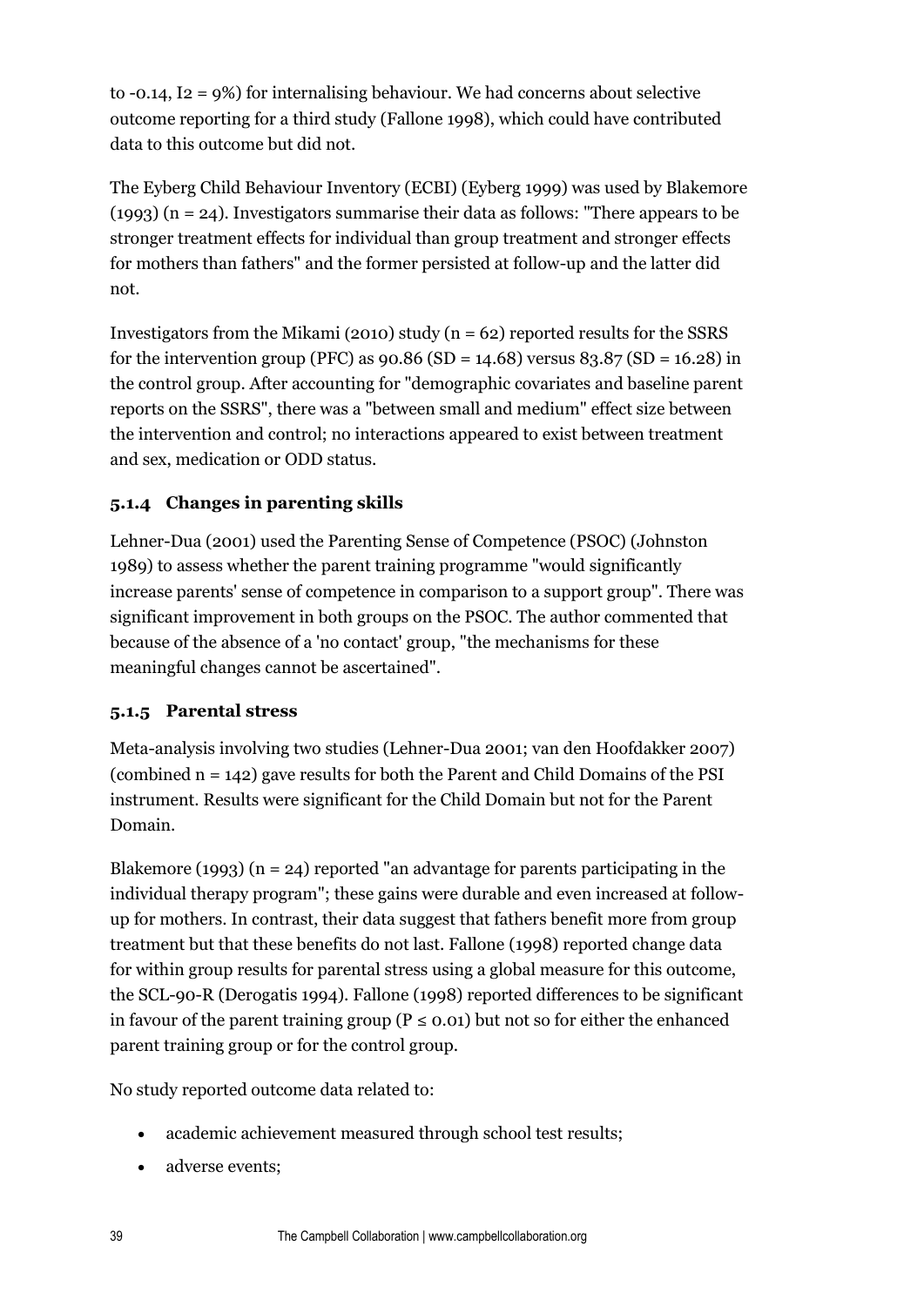to -0.14, $I^2 = 9\%$) for internalising behaviour. We had concerns about selective outcome reporting for a third study (Fallone 1998), which could have contributed data to this outcome but did not.

The Eyberg Child Behaviour Inventory (ECBI) (Eyberg 1999) was used by Blakemore (1993) (n = 24). Investigators summarise their data as follows: "There appears to be stronger treatment effects for individual than group treatment and stronger effects for mothers than fathers" and the former persisted at follow-up and the latter did not.

Investigators from the Mikami (2010) study (n = 62) reported results for the SSRS for the intervention group (PFC) as 90.86 (SD = 14.68) versus 83.87 (SD = 16.28) in the control group. After accounting for "demographic covariates and baseline parent reports on the SSRS", there was a "between small and medium" effect size between the intervention and control; no interactions appeared to exist between treatment and sex, medication or ODD status.

### 5.1.4 Changes in parenting skills

Lehner-Dua (2001) used the Parenting Sense of Competence (PSOC) (Johnston 1989) to assess whether the parent training programme "would significantly increase parents' sense of competence in comparison to a support group". There was significant improvement in both groups on the PSOC. The author commented that because of the absence of a 'no contact' group, "the mechanisms for these meaningful changes cannot be ascertained".

### 5.1.5 Parental stress

Meta-analysis involving two studies (Lehner-Dua 2001; van den Hoofdakker 2007) (combined n = 142) gave results for both the Parent and Child Domains of the PSI instrument. Results were significant for the Child Domain but not for the Parent Domain.

Blakemore (1993) (n = 24) reported "an advantage for parents participating in the individual therapy program"; these gains were durable and even increased at follow-up for mothers. In contrast, their data suggest that fathers benefit more from group treatment but that these benefits do not last. Fallone (1998) reported change data for within group results for parental stress using a global measure for this outcome, the SCL-90-R (Derogatis 1994). Fallone (1998) reported differences to be significant in favour of the parent training group ($P \leq 0.01$) but not so for either the enhanced parent training group or for the control group.

No study reported outcome data related to:

- academic achievement measured through school test results;
- adverse events;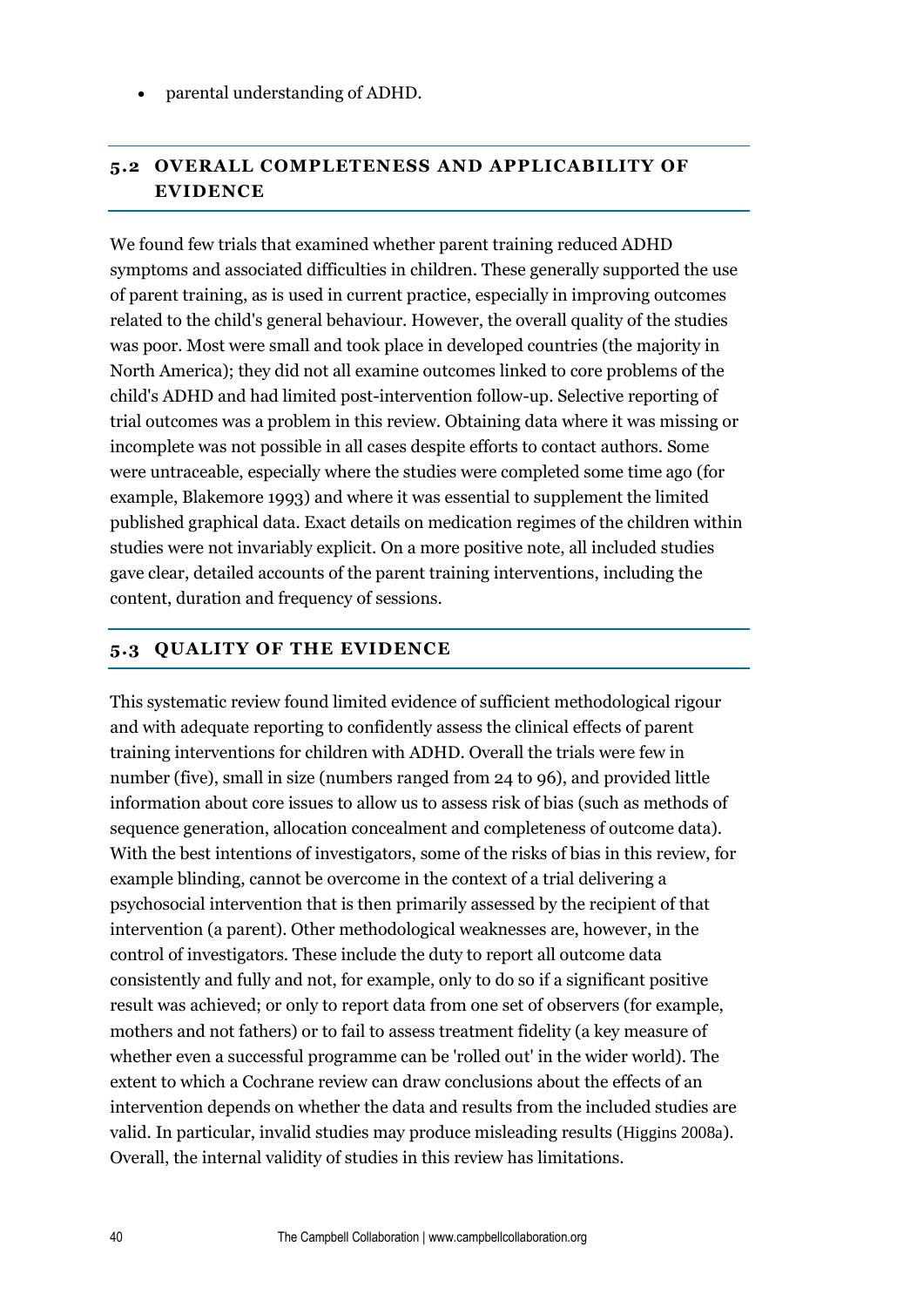- parental understanding of ADHD.

## 5.2 OVERALL COMPLETENESS AND APPLICABILITY OF EVIDENCE

We found few trials that examined whether parent training reduced ADHD symptoms and associated difficulties in children. These generally supported the use of parent training, as is used in current practice, especially in improving outcomes related to the child's general behaviour. However, the overall quality of the studies was poor. Most were small and took place in developed countries (the majority in North America); they did not all examine outcomes linked to core problems of the child's ADHD and had limited post-intervention follow-up. Selective reporting of trial outcomes was a problem in this review. Obtaining data where it was missing or incomplete was not possible in all cases despite efforts to contact authors. Some were untraceable, especially where the studies were completed some time ago (for example, Blakemore 1993) and where it was essential to supplement the limited published graphical data. Exact details on medication regimes of the children within studies were not invariably explicit. On a more positive note, all included studies gave clear, detailed accounts of the parent training interventions, including the content, duration and frequency of sessions.

## 5.3 QUALITY OF THE EVIDENCE

This systematic review found limited evidence of sufficient methodological rigour and with adequate reporting to confidently assess the clinical effects of parent training interventions for children with ADHD. Overall the trials were few in number (five), small in size (numbers ranged from 24 to 96), and provided little information about core issues to allow us to assess risk of bias (such as methods of sequence generation, allocation concealment and completeness of outcome data). With the best intentions of investigators, some of the risks of bias in this review, for example blinding, cannot be overcome in the context of a trial delivering a psychosocial intervention that is then primarily assessed by the recipient of that intervention (a parent). Other methodological weaknesses are, however, in the control of investigators. These include the duty to report all outcome data consistently and fully and not, for example, only to do so if a significant positive result was achieved; or only to report data from one set of observers (for example, mothers and not fathers) or to fail to assess treatment fidelity (a key measure of whether even a successful programme can be 'rolled out' in the wider world). The extent to which a Cochrane review can draw conclusions about the effects of an intervention depends on whether the data and results from the included studies are valid. In particular, invalid studies may produce misleading results (Higgins 2008a). Overall, the internal validity of studies in this review has limitations.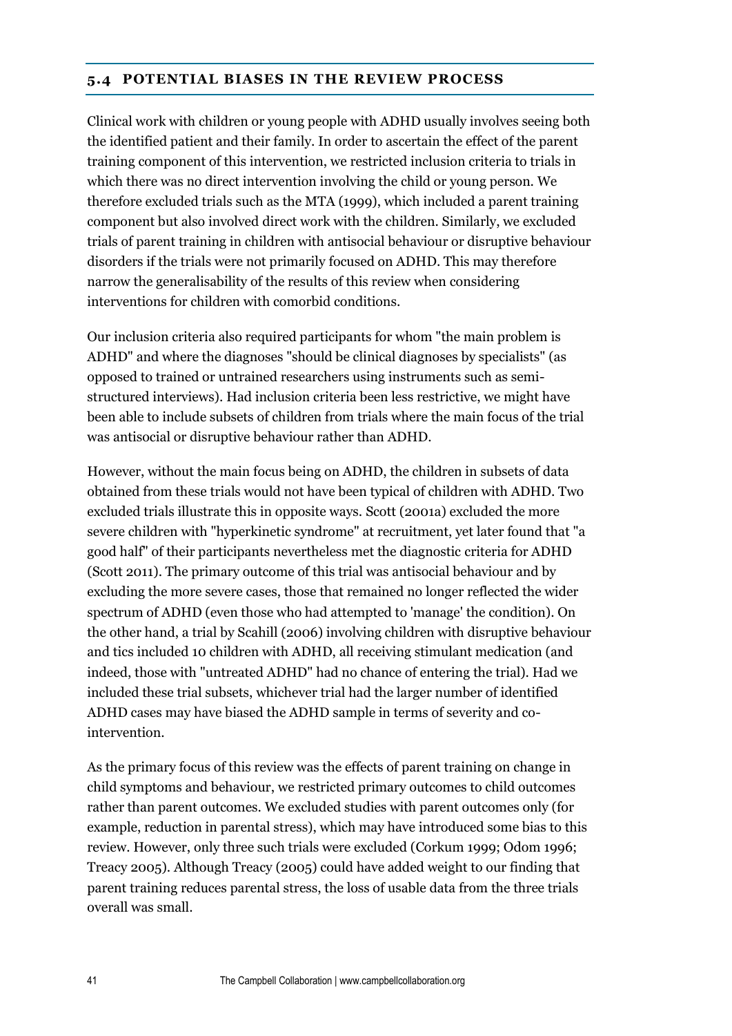## 5.4 POTENTIAL BIASES IN THE REVIEW PROCESS

Clinical work with children or young people with ADHD usually involves seeing both the identified patient and their family. In order to ascertain the effect of the parent training component of this intervention, we restricted inclusion criteria to trials in which there was no direct intervention involving the child or young person. We therefore excluded trials such as the MTA (1999), which included a parent training component but also involved direct work with the children. Similarly, we excluded trials of parent training in children with antisocial behaviour or disruptive behaviour disorders if the trials were not primarily focused on ADHD. This may therefore narrow the generalisability of the results of this review when considering interventions for children with comorbid conditions.

Our inclusion criteria also required participants for whom "the main problem is ADHD" and where the diagnoses "should be clinical diagnoses by specialists" (as opposed to trained or untrained researchers using instruments such as semi-structured interviews). Had inclusion criteria been less restrictive, we might have been able to include subsets of children from trials where the main focus of the trial was antisocial or disruptive behaviour rather than ADHD.

However, without the main focus being on ADHD, the children in subsets of data obtained from these trials would not have been typical of children with ADHD. Two excluded trials illustrate this in opposite ways. Scott (2001a) excluded the more severe children with "hyperkinetic syndrome" at recruitment, yet later found that "a good half" of their participants nevertheless met the diagnostic criteria for ADHD (Scott 2011). The primary outcome of this trial was antisocial behaviour and by excluding the more severe cases, those that remained no longer reflected the wider spectrum of ADHD (even those who had attempted to 'manage' the condition). On the other hand, a trial by Scahill (2006) involving children with disruptive behaviour and tics included 10 children with ADHD, all receiving stimulant medication (and indeed, those with "untreated ADHD" had no chance of entering the trial). Had we included these trial subsets, whichever trial had the larger number of identified ADHD cases may have biased the ADHD sample in terms of severity and co-intervention.

As the primary focus of this review was the effects of parent training on change in child symptoms and behaviour, we restricted primary outcomes to child outcomes rather than parent outcomes. We excluded studies with parent outcomes only (for example, reduction in parental stress), which may have introduced some bias to this review. However, only three such trials were excluded (Corkum 1999; Odom 1996; Treacy 2005). Although Treacy (2005) could have added weight to our finding that parent training reduces parental stress, the loss of usable data from the three trials overall was small.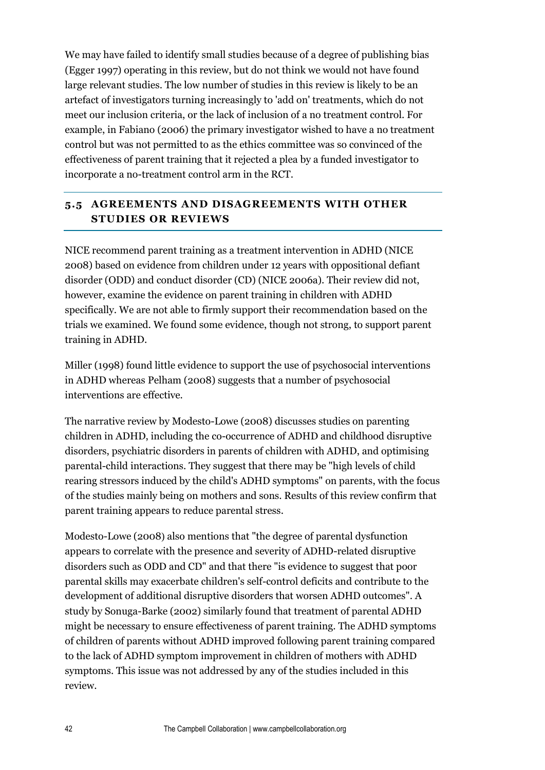We may have failed to identify small studies because of a degree of publishing bias (Egger 1997) operating in this review, but do not think we would not have found large relevant studies. The low number of studies in this review is likely to be an artefact of investigators turning increasingly to 'add on' treatments, which do not meet our inclusion criteria, or the lack of inclusion of a no treatment control. For example, in Fabiano (2006) the primary investigator wished to have a no treatment control but was not permitted to as the ethics committee was so convinced of the effectiveness of parent training that it rejected a plea by a funded investigator to incorporate a no-treatment control arm in the RCT.

## 5.5 AGREEMENTS AND DISAGREEMENTS WITH OTHER STUDIES OR REVIEWS

NICE recommend parent training as a treatment intervention in ADHD (NICE 2008) based on evidence from children under 12 years with oppositional defiant disorder (ODD) and conduct disorder (CD) (NICE 2006a). Their review did not, however, examine the evidence on parent training in children with ADHD specifically. We are not able to firmly support their recommendation based on the trials we examined. We found some evidence, though not strong, to support parent training in ADHD.

Miller (1998) found little evidence to support the use of psychosocial interventions in ADHD whereas Pelham (2008) suggests that a number of psychosocial interventions are effective.

The narrative review by Modesto-Lowe (2008) discusses studies on parenting children in ADHD, including the co-occurrence of ADHD and childhood disruptive disorders, psychiatric disorders in parents of children with ADHD, and optimising parental-child interactions. They suggest that there may be "high levels of child rearing stressors induced by the child's ADHD symptoms" on parents, with the focus of the studies mainly being on mothers and sons. Results of this review confirm that parent training appears to reduce parental stress.

Modesto-Lowe (2008) also mentions that "the degree of parental dysfunction appears to correlate with the presence and severity of ADHD-related disruptive disorders such as ODD and CD" and that there "is evidence to suggest that poor parental skills may exacerbate children's self-control deficits and contribute to the development of additional disruptive disorders that worsen ADHD outcomes". A study by Sonuga-Barke (2002) similarly found that treatment of parental ADHD might be necessary to ensure effectiveness of parent training. The ADHD symptoms of children of parents without ADHD improved following parent training compared to the lack of ADHD symptom improvement in children of mothers with ADHD symptoms. This issue was not addressed by any of the studies included in this review.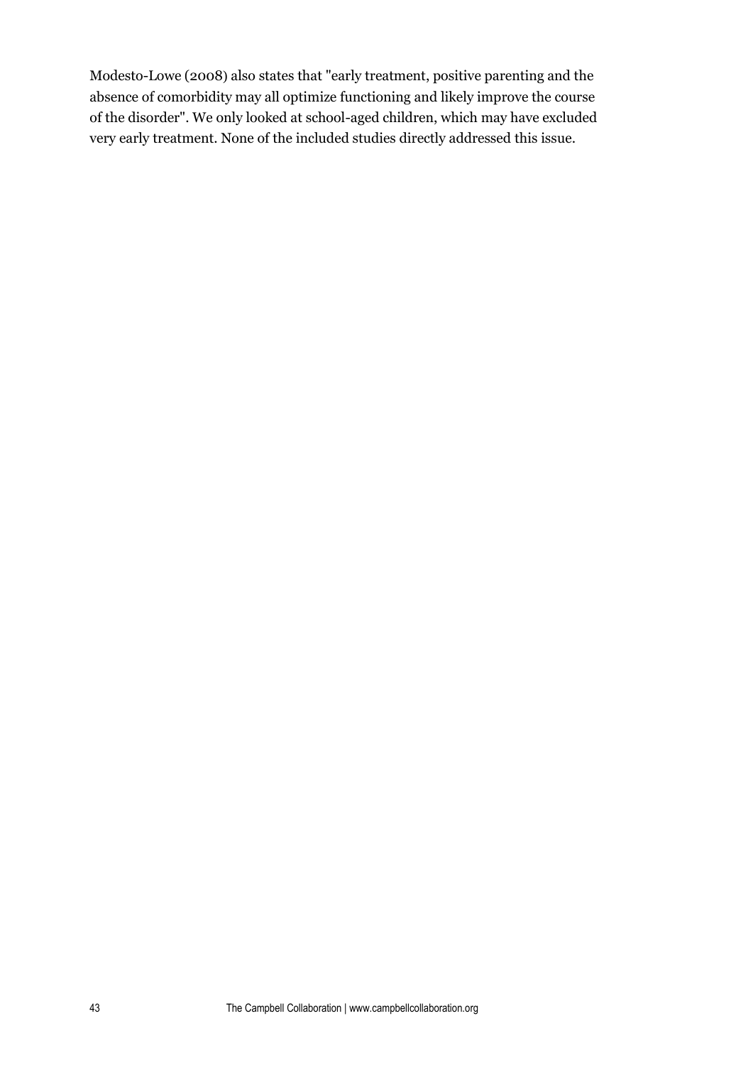Modesto-Lowe (2008) also states that "early treatment, positive parenting and the absence of comorbidity may all optimize functioning and likely improve the course of the disorder". We only looked at school-aged children, which may have excluded very early treatment. None of the included studies directly addressed this issue.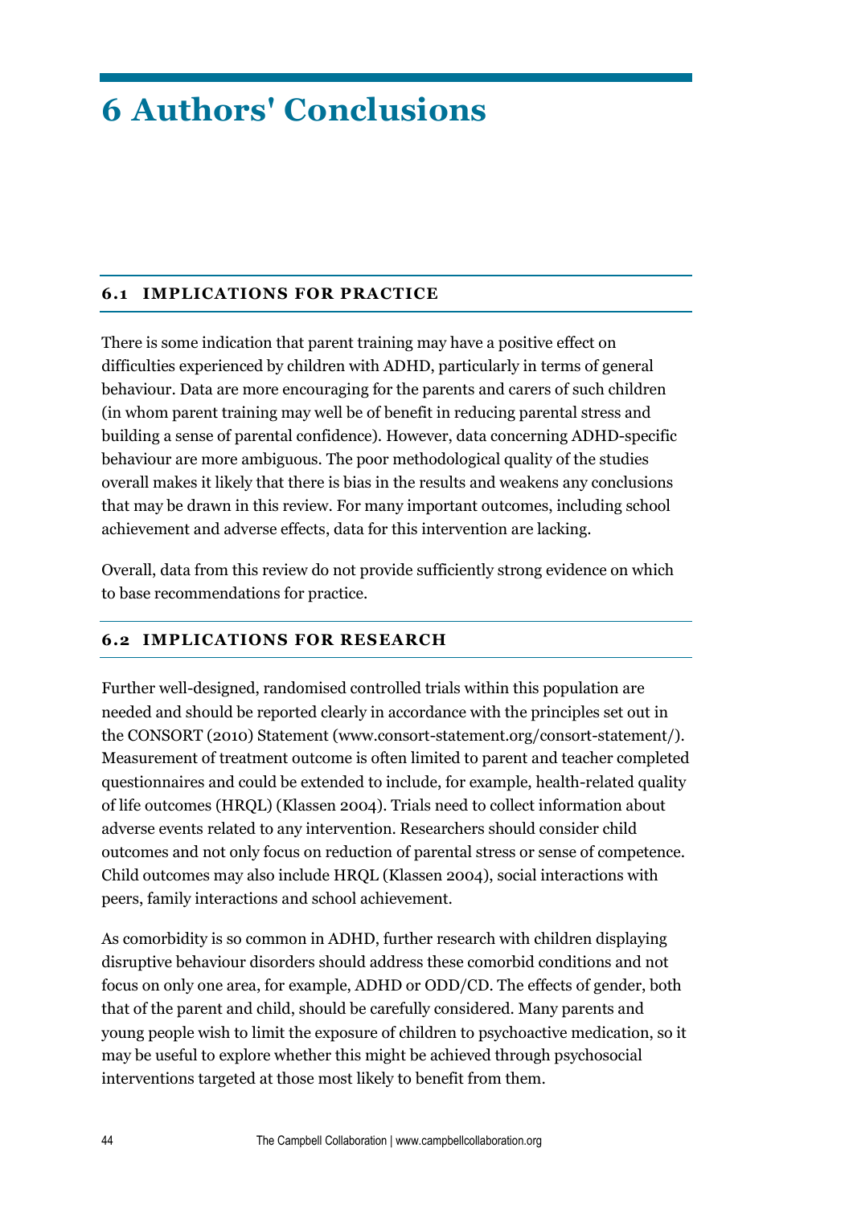# 6 Authors' Conclusions

## 6.1 IMPLICATIONS FOR PRACTICE

There is some indication that parent training may have a positive effect on difficulties experienced by children with ADHD, particularly in terms of general behaviour. Data are more encouraging for the parents and carers of such children (in whom parent training may well be of benefit in reducing parental stress and building a sense of parental confidence). However, data concerning ADHD-specific behaviour are more ambiguous. The poor methodological quality of the studies overall makes it likely that there is bias in the results and weakens any conclusions that may be drawn in this review. For many important outcomes, including school achievement and adverse effects, data for this intervention are lacking.

Overall, data from this review do not provide sufficiently strong evidence on which to base recommendations for practice.

## 6.2 IMPLICATIONS FOR RESEARCH

Further well-designed, randomised controlled trials within this population are needed and should be reported clearly in accordance with the principles set out in the CONSORT (2010) Statement (www.consort-statement.org/consort-statement/). Measurement of treatment outcome is often limited to parent and teacher completed questionnaires and could be extended to include, for example, health-related quality of life outcomes (HRQL) (Klassen 2004). Trials need to collect information about adverse events related to any intervention. Researchers should consider child outcomes and not only focus on reduction of parental stress or sense of competence. Child outcomes may also include HRQL (Klassen 2004), social interactions with peers, family interactions and school achievement.

As comorbidity is so common in ADHD, further research with children displaying disruptive behaviour disorders should address these comorbid conditions and not focus on only one area, for example, ADHD or ODD/CD. The effects of gender, both that of the parent and child, should be carefully considered. Many parents and young people wish to limit the exposure of children to psychoactive medication, so it may be useful to explore whether this might be achieved through psychosocial interventions targeted at those most likely to benefit from them.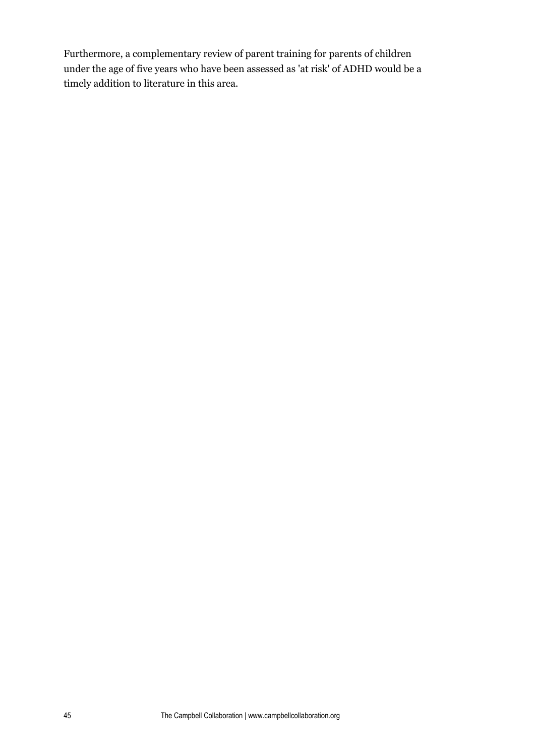Furthermore, a complementary review of parent training for parents of children under the age of five years who have been assessed as 'at risk' of ADHD would be a timely addition to literature in this area.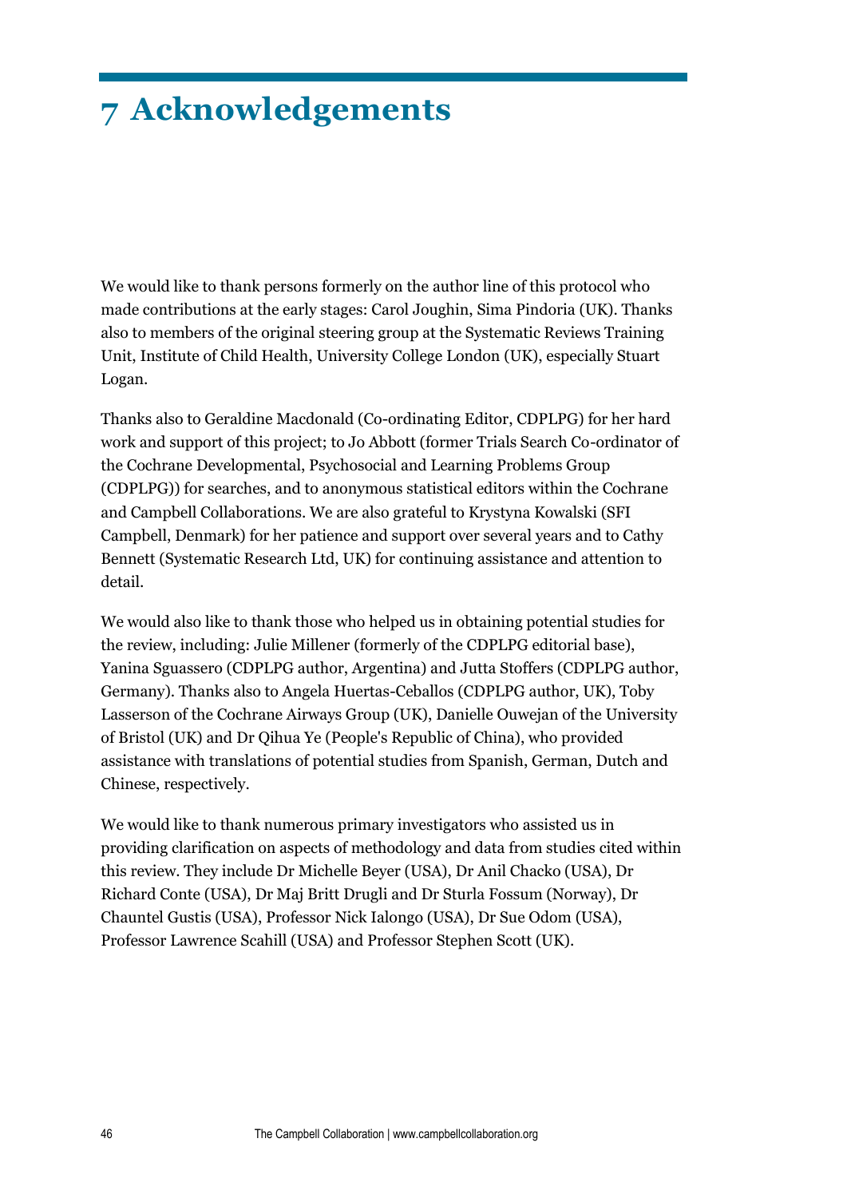# 7 Acknowledgements

We would like to thank persons formerly on the author line of this protocol who made contributions at the early stages: Carol Joughin, Sima Pindoria (UK). Thanks also to members of the original steering group at the Systematic Reviews Training Unit, Institute of Child Health, University College London (UK), especially Stuart Logan.

Thanks also to Geraldine Macdonald (Co-ordinating Editor, CDPLPG) for her hard work and support of this project; to Jo Abbott (former Trials Search Co-ordinator of the Cochrane Developmental, Psychosocial and Learning Problems Group (CDPLPG)) for searches, and to anonymous statistical editors within the Cochrane and Campbell Collaborations. We are also grateful to Krystyna Kowalski (SFI Campbell, Denmark) for her patience and support over several years and to Cathy Bennett (Systematic Research Ltd, UK) for continuing assistance and attention to detail.

We would also like to thank those who helped us in obtaining potential studies for the review, including: Julie Millener (formerly of the CDPLPG editorial base), Yanina Sguassero (CDPLPG author, Argentina) and Jutta Stoffers (CDPLPG author, Germany). Thanks also to Angela Huertas-Ceballos (CDPLPG author, UK), Toby Lasserson of the Cochrane Airways Group (UK), Danielle Ouwejan of the University of Bristol (UK) and Dr Qihua Ye (People's Republic of China), who provided assistance with translations of potential studies from Spanish, German, Dutch and Chinese, respectively.

We would like to thank numerous primary investigators who assisted us in providing clarification on aspects of methodology and data from studies cited within this review. They include Dr Michelle Beyer (USA), Dr Anil Chacko (USA), Dr Richard Conte (USA), Dr Maj Britt Drugli and Dr Sturla Fossum (Norway), Dr Chauntel Gustis (USA), Professor Nick Ialongo (USA), Dr Sue Odom (USA), Professor Lawrence Scahill (USA) and Professor Stephen Scott (UK).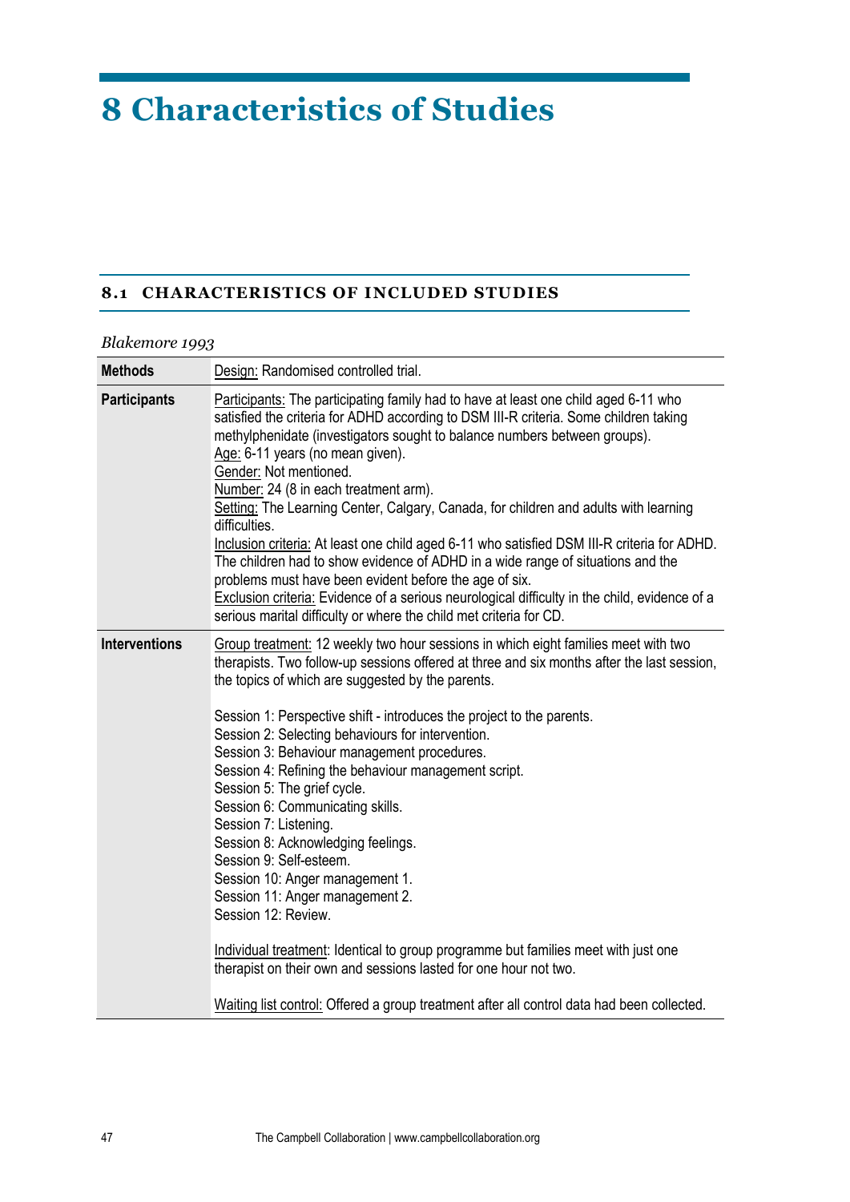# 8 Characteristics of Studies

## 8.1 CHARACTERISTICS OF INCLUDED STUDIES

*Blakemore 1993*

| | |
|---|---|
| **Methods** | Design: Randomised controlled trial. |
| **Participants** | Participants: The participating family had to have at least one child aged 6-11 who satisfied the criteria for ADHD according to DSM III-R criteria. Some children taking methylphenidate (investigators sought to balance numbers between groups).<br>Age: 6-11 years (no mean given).<br>Gender: Not mentioned.<br>Number: 24 (8 in each treatment arm).<br>Setting: The Learning Center, Calgary, Canada, for children and adults with learning difficulties.<br>Inclusion criteria: At least one child aged 6-11 who satisfied DSM III-R criteria for ADHD. The children had to show evidence of ADHD in a wide range of situations and the problems must have been evident before the age of six.<br>Exclusion criteria: Evidence of a serious neurological difficulty in the child, evidence of a serious marital difficulty or where the child met criteria for CD. |
| **Interventions** | Group treatment: 12 weekly two hour sessions in which eight families meet with two therapists. Two follow-up sessions offered at three and six months after the last session, the topics of which are suggested by the parents.<br><br>Session 1: Perspective shift - introduces the project to the parents.<br>Session 2: Selecting behaviours for intervention.<br>Session 3: Behaviour management procedures.<br>Session 4: Refining the behaviour management script.<br>Session 5: The grief cycle.<br>Session 6: Communicating skills.<br>Session 7: Listening.<br>Session 8: Acknowledging feelings.<br>Session 9: Self-esteem.<br>Session 10: Anger management 1.<br>Session 11: Anger management 2.<br>Session 12: Review.<br><br>Individual treatment: Identical to group programme but families meet with just one therapist on their own and sessions lasted for one hour not two.<br><br>Waiting list control: Offered a group treatment after all control data had been collected. |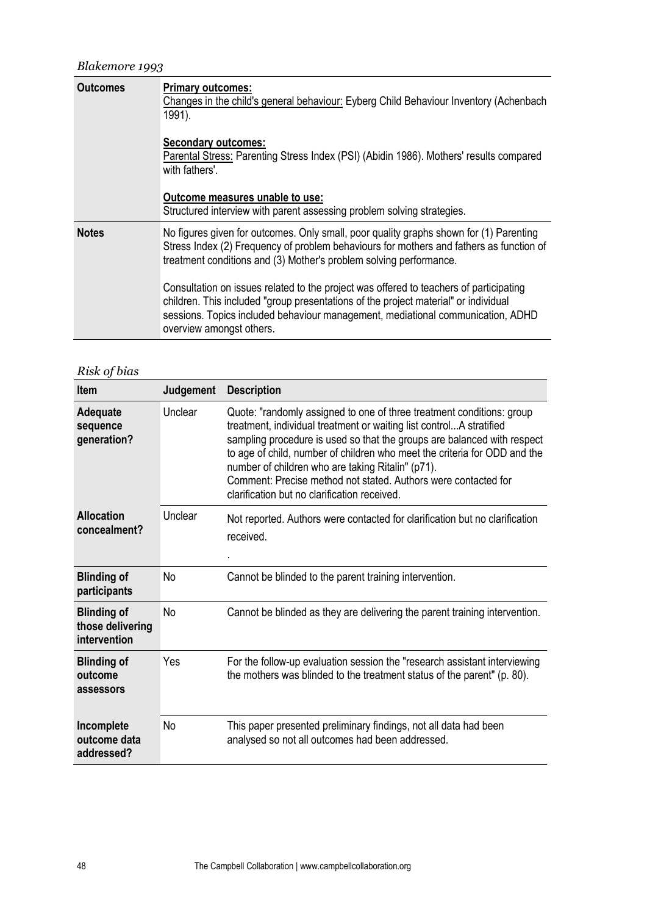*Blakemore 1993*

| | |
|---|---|
| **Outcomes** | **Primary outcomes:** Changes in the child's general behaviour: Eyberg Child Behaviour Inventory (Achenbach 1991).<br><br>**Secondary outcomes:** Parental Stress: Parenting Stress Index (PSI) (Abidin 1986). Mothers' results compared with fathers'.<br><br>**Outcome measures unable to use:** Structured interview with parent assessing problem solving strategies. |
| **Notes** | No figures given for outcomes. Only small, poor quality graphs shown for (1) Parenting Stress Index (2) Frequency of problem behaviours for mothers and fathers as function of treatment conditions and (3) Mother's problem solving performance.<br><br>Consultation on issues related to the project was offered to teachers of participating children. This included "group presentations of the project material" or individual sessions. Topics included behaviour management, mediational communication, ADHD overview amongst others. |

*Risk of bias*

| Item | Judgement | Description |
|---|---|---|
| **Adequate sequence generation?** | Unclear | Quote: "randomly assigned to one of three treatment conditions: group treatment, individual treatment or waiting list control...A stratified sampling procedure is used so that the groups are balanced with respect to age of child, number of children who meet the criteria for ODD and the number of children who are taking Ritalin" (p71).<br>Comment: Precise method not stated. Authors were contacted for clarification but no clarification received. |
| **Allocation concealment?** | Unclear | Not reported. Authors were contacted for clarification but no clarification received.<br>. |
| **Blinding of participants** | No | Cannot be blinded to the parent training intervention. |
| **Blinding of those delivering intervention** | No | Cannot be blinded as they are delivering the parent training intervention. |
| **Blinding of outcome assessors** | Yes | For the follow-up evaluation session the "research assistant interviewing the mothers was blinded to the treatment status of the parent" (p. 80). |
| **Incomplete outcome data addressed?** | No | This paper presented preliminary findings, not all data had been analysed so not all outcomes had been addressed. |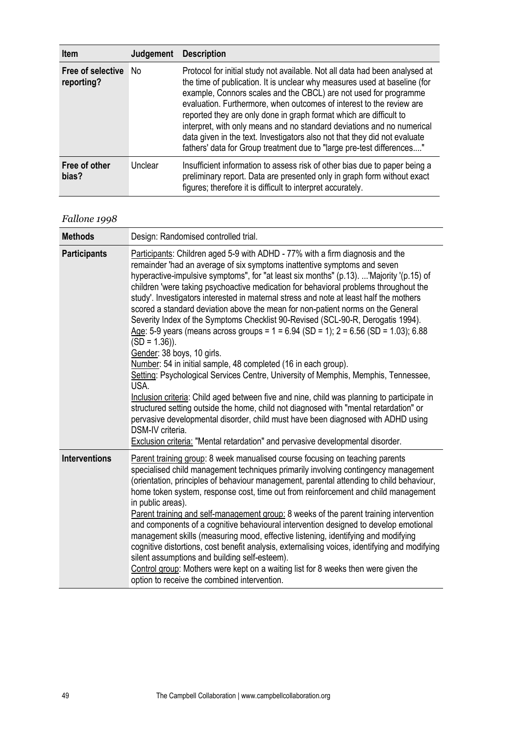| Item | Judgement | Description |
|---|---|---|
| **Free of selective reporting?** | No | Protocol for initial study not available. Not all data had been analysed at the time of publication. It is unclear why measures used at baseline (for example, Connors scales and the CBCL) are not used for programme evaluation. Furthermore, when outcomes of interest to the review are reported they are only done in graph format which are difficult to interpret, with only means and no standard deviations and no numerical data given in the text. Investigators also not that they did not evaluate fathers' data for Group treatment due to "large pre-test differences...." |
| **Free of other bias?** | Unclear | Insufficient information to assess risk of other bias due to paper being a preliminary report. Data are presented only in graph form without exact figures; therefore it is difficult to interpret accurately. |

*Fallone 1998*

| **Methods** | Design: Randomised controlled trial. |
|---|---|
| **Participants** | Participants: Children aged 5-9 with ADHD - 77% with a firm diagnosis and the remainder 'had an average of six symptoms inattentive symptoms and seven hyperactive-impulsive symptoms", for "at least six months" (p.13). ...'Majority '(p.15) of children 'were taking psychoactive medication for behavioral problems throughout the study'. Investigators interested in maternal stress and note at least half the mothers scored a standard deviation above the mean for non-patient norms on the General Severity Index of the Symptoms Checklist 90-Revised (SCL-90-R, Derogatis 1994).<br>Age: 5-9 years (means across groups = 1 = 6.94 (SD = 1); 2 = 6.56 (SD = 1.03); 6.88 (SD = 1.36)).<br>Gender: 38 boys, 10 girls.<br>Number: 54 in initial sample, 48 completed (16 in each group).<br>Setting: Psychological Services Centre, University of Memphis, Memphis, Tennessee, USA.<br>Inclusion criteria: Child aged between five and nine, child was planning to participate in structured setting outside the home, child not diagnosed with "mental retardation" or pervasive developmental disorder, child must have been diagnosed with ADHD using DSM-IV criteria.<br>Exclusion criteria: "Mental retardation" and pervasive developmental disorder. |
| **Interventions** | Parent training group: 8 week manualised course focusing on teaching parents specialised child management techniques primarily involving contingency management (orientation, principles of behaviour management, parental attending to child behaviour, home token system, response cost, time out from reinforcement and child management in public areas).<br>Parent training and self-management group: 8 weeks of the parent training intervention and components of a cognitive behavioural intervention designed to develop emotional management skills (measuring mood, effective listening, identifying and modifying cognitive distortions, cost benefit analysis, externalising voices, identifying and modifying silent assumptions and building self-esteem).<br>Control group: Mothers were kept on a waiting list for 8 weeks then were given the option to receive the combined intervention. |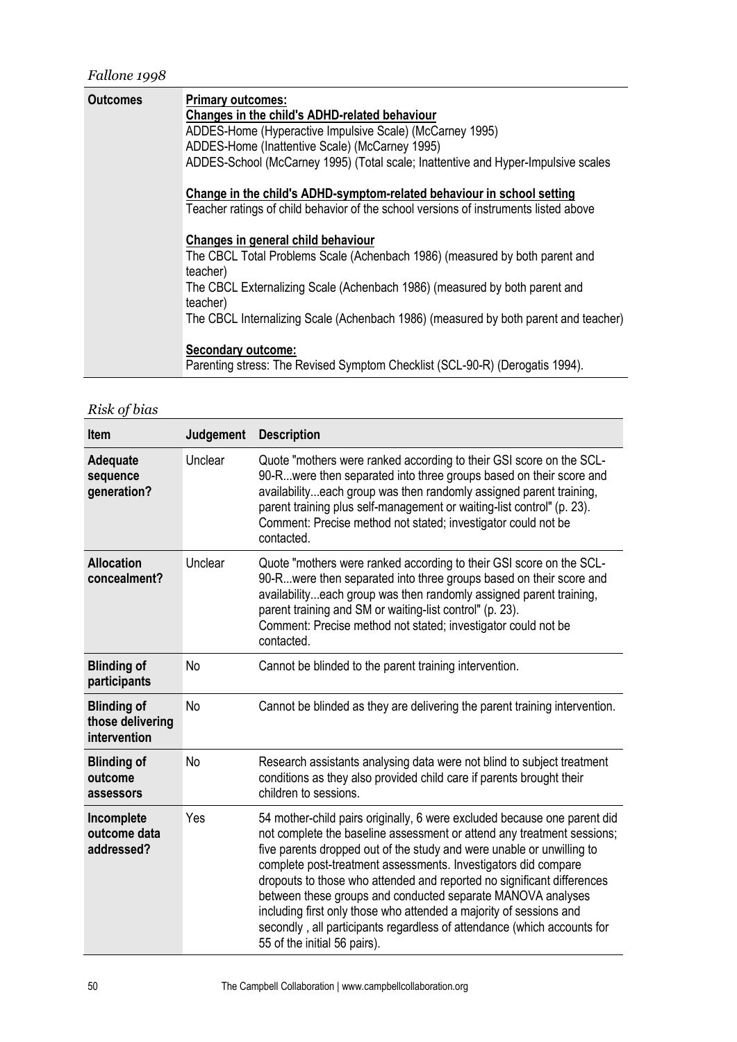*Fallone 1998*

| | |
|---|---|
| **Outcomes** | **Primary outcomes:**<br>**Changes in the child's ADHD-related behaviour**<br>ADDES-Home (Hyperactive Impulsive Scale) (McCarney 1995)<br>ADDES-Home (Inattentive Scale) (McCarney 1995)<br>ADDES-School (McCarney 1995) (Total scale; Inattentive and Hyper-Impulsive scales<br><br>**Change in the child's ADHD-symptom-related behaviour in school setting**<br>Teacher ratings of child behavior of the school versions of instruments listed above<br><br>**Changes in general child behaviour**<br>The CBCL Total Problems Scale (Achenbach 1986) (measured by both parent and teacher)<br>The CBCL Externalizing Scale (Achenbach 1986) (measured by both parent and teacher)<br>The CBCL Internalizing Scale (Achenbach 1986) (measured by both parent and teacher)<br><br>**Secondary outcome:**<br>Parenting stress: The Revised Symptom Checklist (SCL-90-R) (Derogatis 1994). |

*Risk of bias*

| Item | Judgement | Description |
|---|---|---|
| **Adequate sequence generation?** | Unclear | Quote "mothers were ranked according to their GSI score on the SCL-90-R...were then separated into three groups based on their score and availability...each group was then randomly assigned parent training, parent training plus self-management or waiting-list control" (p. 23).<br>Comment: Precise method not stated; investigator could not be contacted. |
| **Allocation concealment?** | Unclear | Quote "mothers were ranked according to their GSI score on the SCL-90-R...were then separated into three groups based on their score and availability...each group was then randomly assigned parent training, parent training and SM or waiting-list control" (p. 23).<br>Comment: Precise method not stated; investigator could not be contacted. |
| **Blinding of participants** | No | Cannot be blinded to the parent training intervention. |
| **Blinding of those delivering intervention** | No | Cannot be blinded as they are delivering the parent training intervention. |
| **Blinding of outcome assessors** | No | Research assistants analysing data were not blind to subject treatment conditions as they also provided child care if parents brought their children to sessions. |
| **Incomplete outcome data addressed?** | Yes | 54 mother-child pairs originally, 6 were excluded because one parent did not complete the baseline assessment or attend any treatment sessions; five parents dropped out of the study and were unable or unwilling to complete post-treatment assessments. Investigators did compare dropouts to those who attended and reported no significant differences between these groups and conducted separate MANOVA analyses including first only those who attended a majority of sessions and secondly , all participants regardless of attendance (which accounts for 55 of the initial 56 pairs). |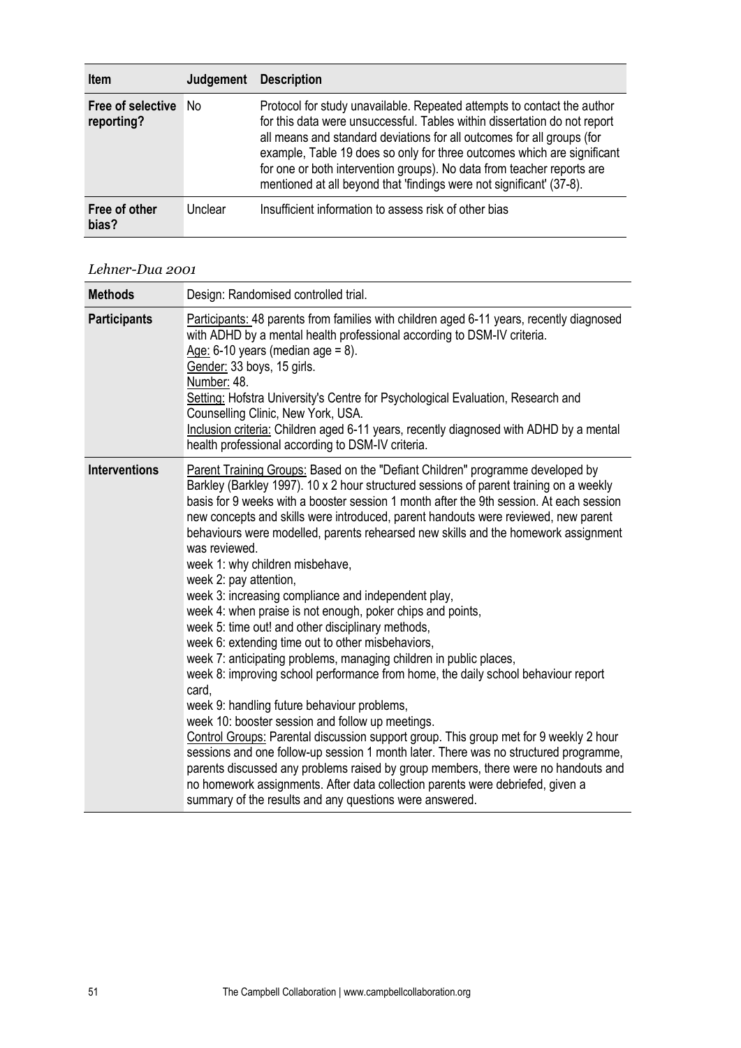| Item | Judgement | Description |
|---|---|---|
| **Free of selective reporting?** | No | Protocol for study unavailable. Repeated attempts to contact the author for this data were unsuccessful. Tables within dissertation do not report all means and standard deviations for all outcomes for all groups (for example, Table 19 does so only for three outcomes which are significant for one or both intervention groups). No data from teacher reports are mentioned at all beyond that 'findings were not significant' (37-8). |
| **Free of other bias?** | Unclear | Insufficient information to assess risk of other bias |

*Lehner-Dua 2001*

| **Methods** | Design: Randomised controlled trial. |
|---|---|
| **Participants** | Participants: 48 parents from families with children aged 6-11 years, recently diagnosed with ADHD by a mental health professional according to DSM-IV criteria.<br>Age: 6-10 years (median age = 8).<br>Gender: 33 boys, 15 girls.<br>Number: 48.<br>Setting: Hofstra University's Centre for Psychological Evaluation, Research and Counselling Clinic, New York, USA.<br>Inclusion criteria: Children aged 6-11 years, recently diagnosed with ADHD by a mental health professional according to DSM-IV criteria. |
| **Interventions** | Parent Training Groups: Based on the "Defiant Children" programme developed by Barkley (Barkley 1997). 10 x 2 hour structured sessions of parent training on a weekly basis for 9 weeks with a booster session 1 month after the 9th session. At each session new concepts and skills were introduced, parent handouts were reviewed, new parent behaviours were modelled, parents rehearsed new skills and the homework assignment was reviewed.<br>week 1: why children misbehave,<br>week 2: pay attention,<br>week 3: increasing compliance and independent play,<br>week 4: when praise is not enough, poker chips and points,<br>week 5: time out! and other disciplinary methods,<br>week 6: extending time out to other misbehaviors,<br>week 7: anticipating problems, managing children in public places,<br>week 8: improving school performance from home, the daily school behaviour report card,<br>week 9: handling future behaviour problems,<br>week 10: booster session and follow up meetings.<br>Control Groups: Parental discussion support group. This group met for 9 weekly 2 hour sessions and one follow-up session 1 month later. There was no structured programme, parents discussed any problems raised by group members, there were no handouts and no homework assignments. After data collection parents were debriefed, given a summary of the results and any questions were answered. |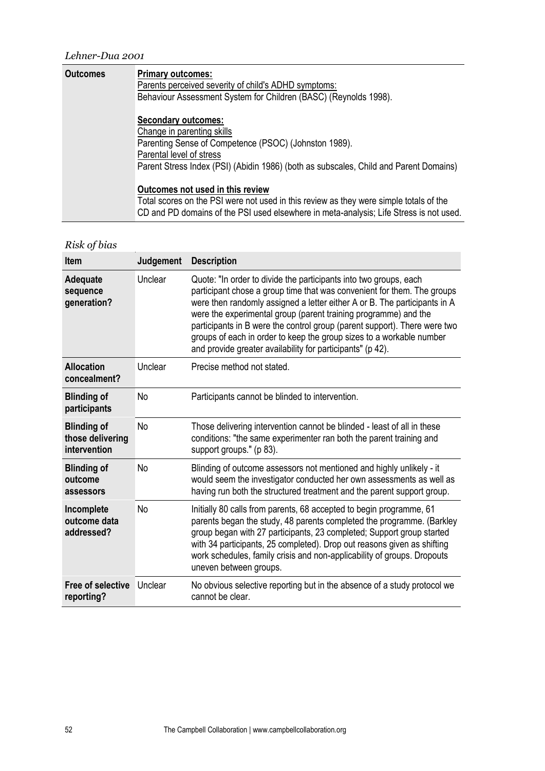*Lehner-Dua 2001*

| | |
|---|---|
| **Outcomes** | **Primary outcomes:**<br>Parents perceived severity of child's ADHD symptoms:<br>Behaviour Assessment System for Children (BASC) (Reynolds 1998).<br><br>**Secondary outcomes:**<br>Change in parenting skills<br>Parenting Sense of Competence (PSOC) (Johnston 1989).<br>Parental level of stress<br>Parent Stress Index (PSI) (Abidin 1986) (both as subscales, Child and Parent Domains)<br><br>**Outcomes not used in this review**<br>Total scores on the PSI were not used in this review as they were simple totals of the CD and PD domains of the PSI used elsewhere in meta-analysis; Life Stress is not used. |

*Risk of bias*

| Item | Judgement | Description |
|---|---|---|
| **Adequate sequence generation?** | Unclear | Quote: "In order to divide the participants into two groups, each participant chose a group time that was convenient for them. The groups were then randomly assigned a letter either A or B. The participants in A were the experimental group (parent training programme) and the participants in B were the control group (parent support). There were two groups of each in order to keep the group sizes to a workable number and provide greater availability for participants" (p 42). |
| **Allocation concealment?** | Unclear | Precise method not stated. |
| **Blinding of participants** | No | Participants cannot be blinded to intervention. |
| **Blinding of those delivering intervention** | No | Those delivering intervention cannot be blinded - least of all in these conditions: "the same experimenter ran both the parent training and support groups." (p 83). |
| **Blinding of outcome assessors** | No | Blinding of outcome assessors not mentioned and highly unlikely - it would seem the investigator conducted her own assessments as well as having run both the structured treatment and the parent support group. |
| **Incomplete outcome data addressed?** | No | Initially 80 calls from parents, 68 accepted to begin programme, 61 parents began the study, 48 parents completed the programme. (Barkley group began with 27 participants, 23 completed; Support group started with 34 participants, 25 completed). Drop out reasons given as shifting work schedules, family crisis and non-applicability of groups. Dropouts uneven between groups. |
| **Free of selective reporting?** | Unclear | No obvious selective reporting but in the absence of a study protocol we cannot be clear. |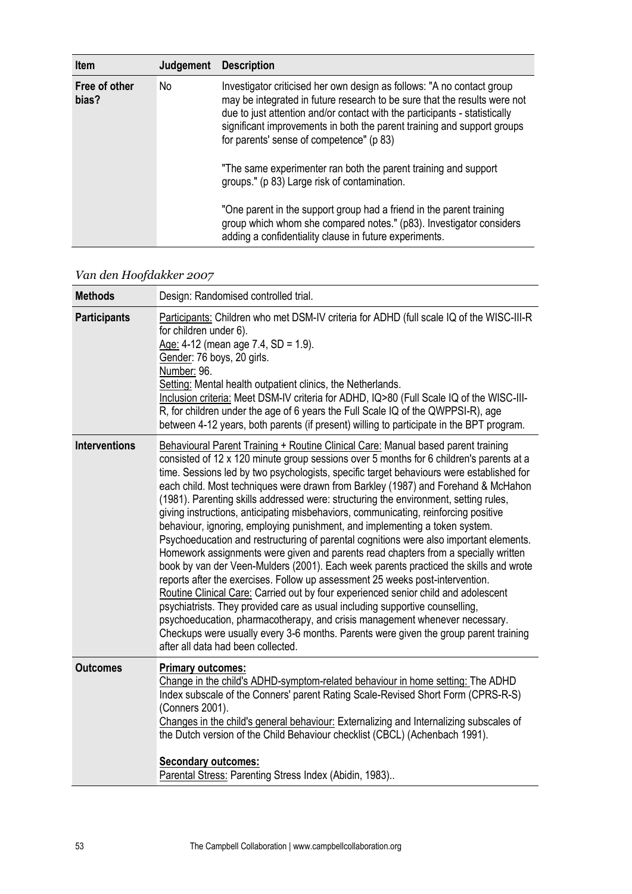| Item | Judgement | Description |
|---|---|---|
| Free of other bias? | No | Investigator criticised her own design as follows: "A no contact group may be integrated in future research to be sure that the results were not due to just attention and/or contact with the participants - statistically significant improvements in both the parent training and support groups for parents' sense of competence" (p 83)<br><br>"The same experimenter ran both the parent training and support groups." (p 83) Large risk of contamination.<br><br>"One parent in the support group had a friend in the parent training group which whom she compared notes." (p83). Investigator considers adding a confidentiality clause in future experiments. |

*Van den Hoofdakker 2007*

| | |
|---|---|
| **Methods** | Design: Randomised controlled trial. |
| **Participants** | Participants: Children who met DSM-IV criteria for ADHD (full scale IQ of the WISC-III-R for children under 6).<br>Age: 4-12 (mean age 7.4, SD = 1.9).<br>Gender: 76 boys, 20 girls.<br>Number: 96.<br>Setting: Mental health outpatient clinics, the Netherlands.<br>Inclusion criteria: Meet DSM-IV criteria for ADHD, IQ>80 (Full Scale IQ of the WISC-III-R, for children under the age of 6 years the Full Scale IQ of the QWPPSI-R), age between 4-12 years, both parents (if present) willing to participate in the BPT program. |
| **Interventions** | Behavioural Parent Training + Routine Clinical Care: Manual based parent training consisted of 12 x 120 minute group sessions over 5 months for 6 children's parents at a time. Sessions led by two psychologists, specific target behaviours were established for each child. Most techniques were drawn from Barkley (1987) and Forehand & McHahon (1981). Parenting skills addressed were: structuring the environment, setting rules, giving instructions, anticipating misbehaviors, communicating, reinforcing positive behaviour, ignoring, employing punishment, and implementing a token system. Psychoeducation and restructuring of parental cognitions were also important elements. Homework assignments were given and parents read chapters from a specially written book by van der Veen-Mulders (2001). Each week parents practiced the skills and wrote reports after the exercises. Follow up assessment 25 weeks post-intervention.<br>Routine Clinical Care: Carried out by four experienced senior child and adolescent psychiatrists. They provided care as usual including supportive counselling, psychoeducation, pharmacotherapy, and crisis management whenever necessary. Checkups were usually every 3-6 months. Parents were given the group parent training after all data had been collected. |
| **Outcomes** | **Primary outcomes:**<br>Change in the child's ADHD-symptom-related behaviour in home setting: The ADHD Index subscale of the Conners' parent Rating Scale-Revised Short Form (CPRS-R-S) (Conners 2001).<br>Changes in the child's general behaviour: Externalizing and Internalizing subscales of the Dutch version of the Child Behaviour checklist (CBCL) (Achenbach 1991).<br><br>**Secondary outcomes:**<br>Parental Stress: Parenting Stress Index (Abidin, 1983).. |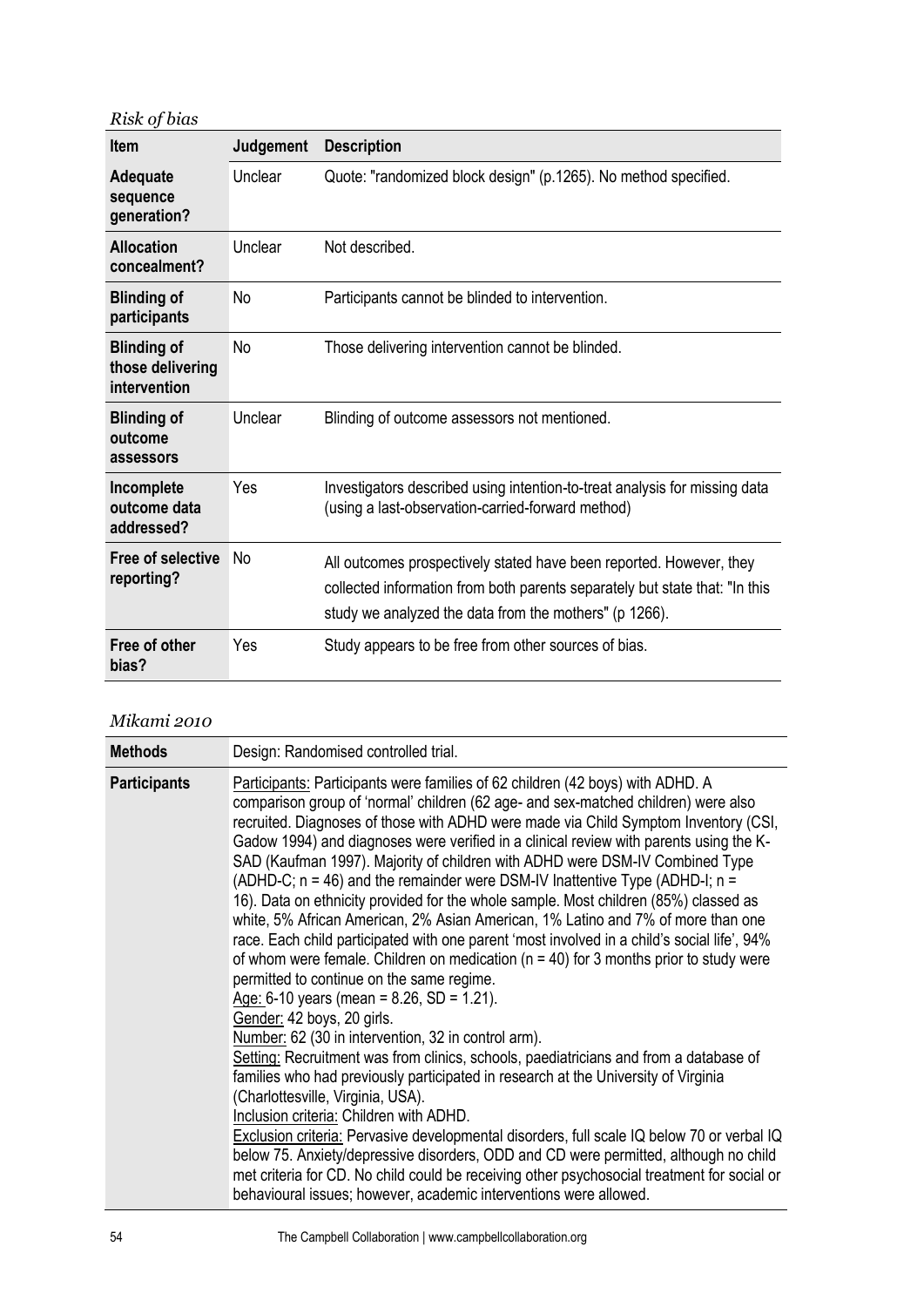*Risk of bias*

| Item | Judgement | Description |
|---|---|---|
| **Adequate sequence generation?** | Unclear | Quote: "randomized block design" (p.1265). No method specified. |
| **Allocation concealment?** | Unclear | Not described. |
| **Blinding of participants** | No | Participants cannot be blinded to intervention. |
| **Blinding of those delivering intervention** | No | Those delivering intervention cannot be blinded. |
| **Blinding of outcome assessors** | Unclear | Blinding of outcome assessors not mentioned. |
| **Incomplete outcome data addressed?** | Yes | Investigators described using intention-to-treat analysis for missing data (using a last-observation-carried-forward method) |
| **Free of selective reporting?** | No | All outcomes prospectively stated have been reported. However, they collected information from both parents separately but state that: "In this study we analyzed the data from the mothers" (p 1266). |
| **Free of other bias?** | Yes | Study appears to be free from other sources of bias. |

*Mikami 2010*

| **Methods** | Design: Randomised controlled trial. |
|---|---|
| **Participants** | Participants: Participants were families of 62 children (42 boys) with ADHD. A comparison group of 'normal' children (62 age- and sex-matched children) were also recruited. Diagnoses of those with ADHD were made via Child Symptom Inventory (CSI, Gadow 1994) and diagnoses were verified in a clinical review with parents using the K-SAD (Kaufman 1997). Majority of children with ADHD were DSM-IV Combined Type (ADHD-C; n = 46) and the remainder were DSM-IV Inattentive Type (ADHD-I; n = 16). Data on ethnicity provided for the whole sample. Most children (85%) classed as white, 5% African American, 2% Asian American, 1% Latino and 7% of more than one race. Each child participated with one parent 'most involved in a child's social life', 94% of whom were female. Children on medication (n = 40) for 3 months prior to study were permitted to continue on the same regime.<br>Age: 6-10 years (mean = 8.26, SD = 1.21).<br>Gender: 42 boys, 20 girls.<br>Number: 62 (30 in intervention, 32 in control arm).<br>Setting: Recruitment was from clinics, schools, paediatricians and from a database of families who had previously participated in research at the University of Virginia (Charlottesville, Virginia, USA).<br>Inclusion criteria: Children with ADHD.<br>Exclusion criteria: Pervasive developmental disorders, full scale IQ below 70 or verbal IQ below 75. Anxiety/depressive disorders, ODD and CD were permitted, although no child met criteria for CD. No child could be receiving other psychosocial treatment for social or behavioural issues; however, academic interventions were allowed. |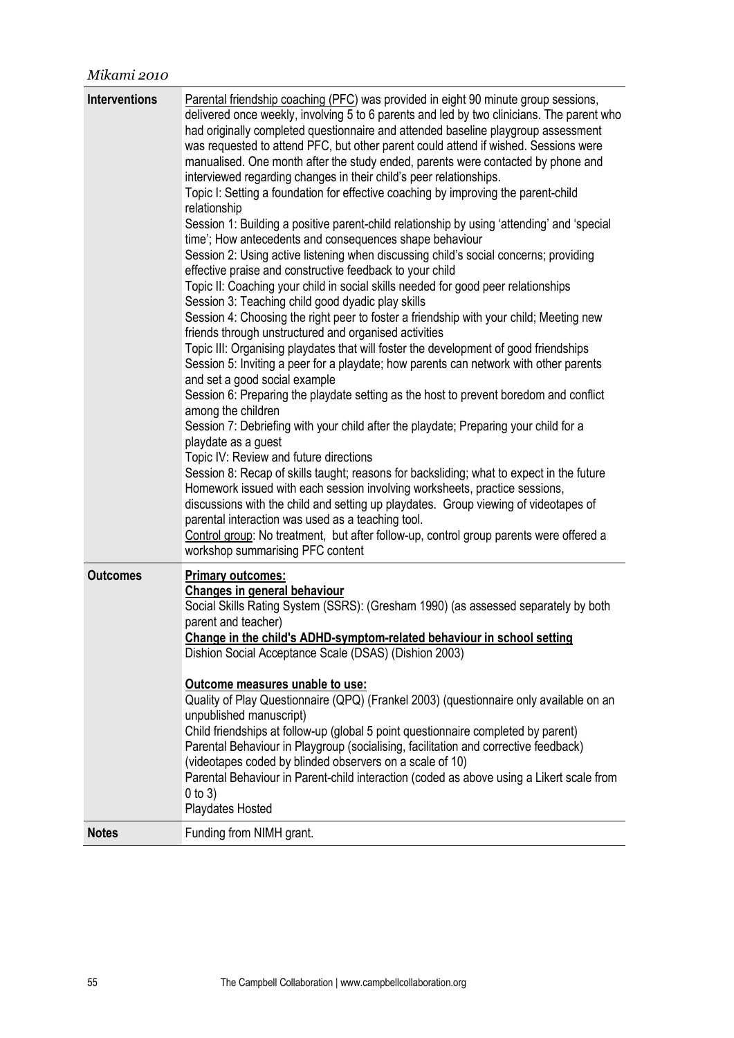*Mikami 2010*

| | |
|---|---|
| **Interventions** | Parental friendship coaching (PFC) was provided in eight 90 minute group sessions, delivered once weekly, involving 5 to 6 parents and led by two clinicians. The parent who had originally completed questionnaire and attended baseline playgroup assessment was requested to attend PFC, but other parent could attend if wished. Sessions were manualised. One month after the study ended, parents were contacted by phone and interviewed regarding changes in their child's peer relationships.<br>Topic I: Setting a foundation for effective coaching by improving the parent-child relationship<br>Session 1: Building a positive parent-child relationship by using 'attending' and 'special time'; How antecedents and consequences shape behaviour<br>Session 2: Using active listening when discussing child's social concerns; providing effective praise and constructive feedback to your child<br>Topic II: Coaching your child in social skills needed for good peer relationships<br>Session 3: Teaching child good dyadic play skills<br>Session 4: Choosing the right peer to foster a friendship with your child; Meeting new friends through unstructured and organised activities<br>Topic III: Organising playdates that will foster the development of good friendships<br>Session 5: Inviting a peer for a playdate; how parents can network with other parents and set a good social example<br>Session 6: Preparing the playdate setting as the host to prevent boredom and conflict among the children<br>Session 7: Debriefing with your child after the playdate; Preparing your child for a playdate as a guest<br>Topic IV: Review and future directions<br>Session 8: Recap of skills taught; reasons for backsliding; what to expect in the future<br>Homework issued with each session involving worksheets, practice sessions, discussions with the child and setting up playdates. Group viewing of videotapes of parental interaction was used as a teaching tool.<br>Control group: No treatment, but after follow-up, control group parents were offered a workshop summarising PFC content |
| **Outcomes** | **Primary outcomes:**<br>**Changes in general behaviour**<br>Social Skills Rating System (SSRS): (Gresham 1990) (as assessed separately by both parent and teacher)<br>**Change in the child's ADHD-symptom-related behaviour in school setting**<br>Dishion Social Acceptance Scale (DSAS) (Dishion 2003)<br><br>**Outcome measures unable to use:**<br>Quality of Play Questionnaire (QPQ) (Frankel 2003) (questionnaire only available on an unpublished manuscript)<br>Child friendships at follow-up (global 5 point questionnaire completed by parent)<br>Parental Behaviour in Playgroup (socialising, facilitation and corrective feedback) (videotapes coded by blinded observers on a scale of 10)<br>Parental Behaviour in Parent-child interaction (coded as above using a Likert scale from 0 to 3)<br>Playdates Hosted |
| **Notes** | Funding from NIMH grant. |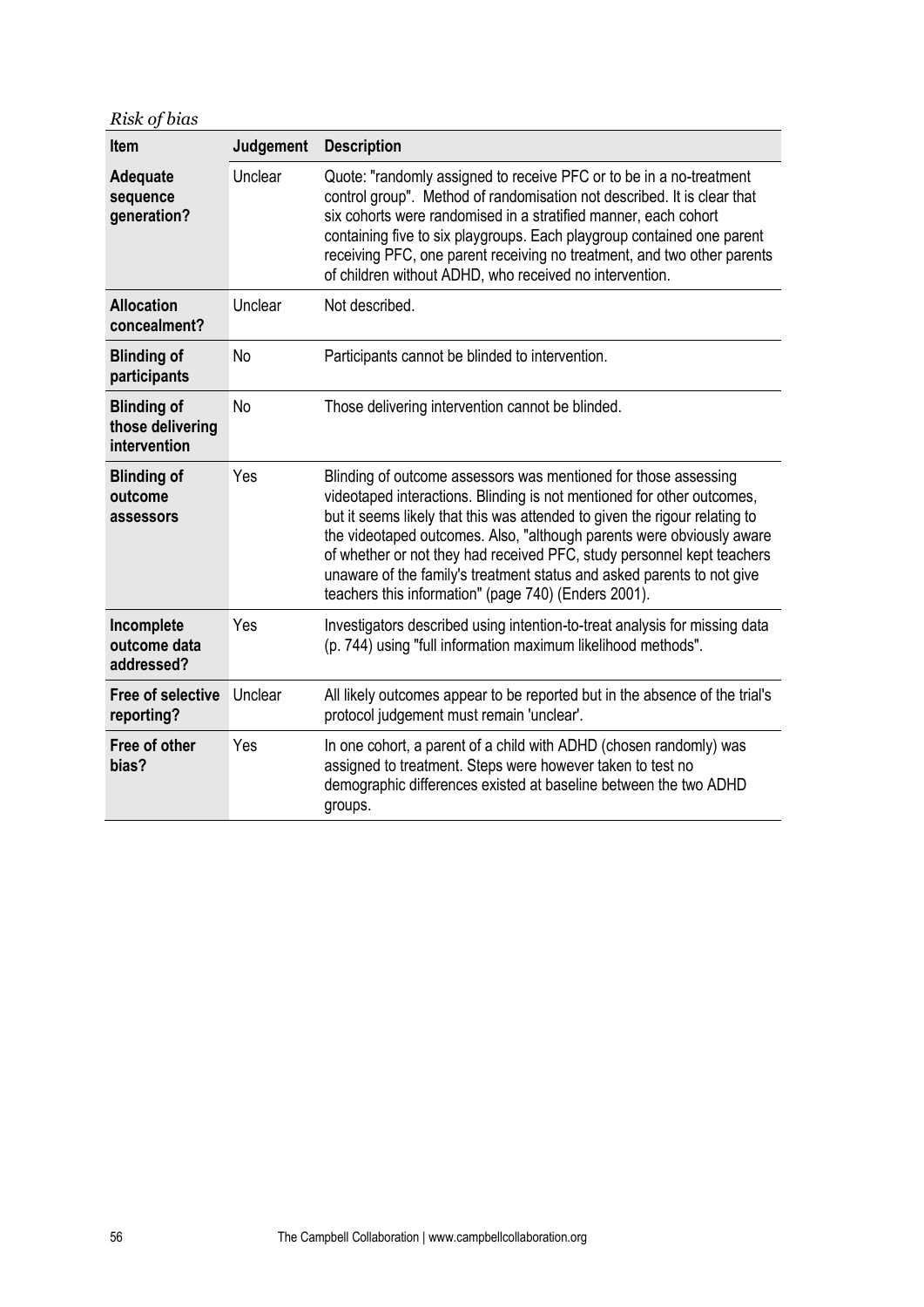*Risk of bias*

| Item | Judgement | Description |
|---|---|---|
| **Adequate sequence generation?** | Unclear | Quote: "randomly assigned to receive PFC or to be in a no-treatment control group". Method of randomisation not described. It is clear that six cohorts were randomised in a stratified manner, each cohort containing five to six playgroups. Each playgroup contained one parent receiving PFC, one parent receiving no treatment, and two other parents of children without ADHD, who received no intervention. |
| **Allocation concealment?** | Unclear | Not described. |
| **Blinding of participants** | No | Participants cannot be blinded to intervention. |
| **Blinding of those delivering intervention** | No | Those delivering intervention cannot be blinded. |
| **Blinding of outcome assessors** | Yes | Blinding of outcome assessors was mentioned for those assessing videotaped interactions. Blinding is not mentioned for other outcomes, but it seems likely that this was attended to given the rigour relating to the videotaped outcomes. Also, "although parents were obviously aware of whether or not they had received PFC, study personnel kept teachers unaware of the family's treatment status and asked parents to not give teachers this information" (page 740) (Enders 2001). |
| **Incomplete outcome data addressed?** | Yes | Investigators described using intention-to-treat analysis for missing data (p. 744) using "full information maximum likelihood methods". |
| **Free of selective reporting?** | Unclear | All likely outcomes appear to be reported but in the absence of the trial's protocol judgement must remain 'unclear'. |
| **Free of other bias?** | Yes | In one cohort, a parent of a child with ADHD (chosen randomly) was assigned to treatment. Steps were however taken to test no demographic differences existed at baseline between the two ADHD groups. |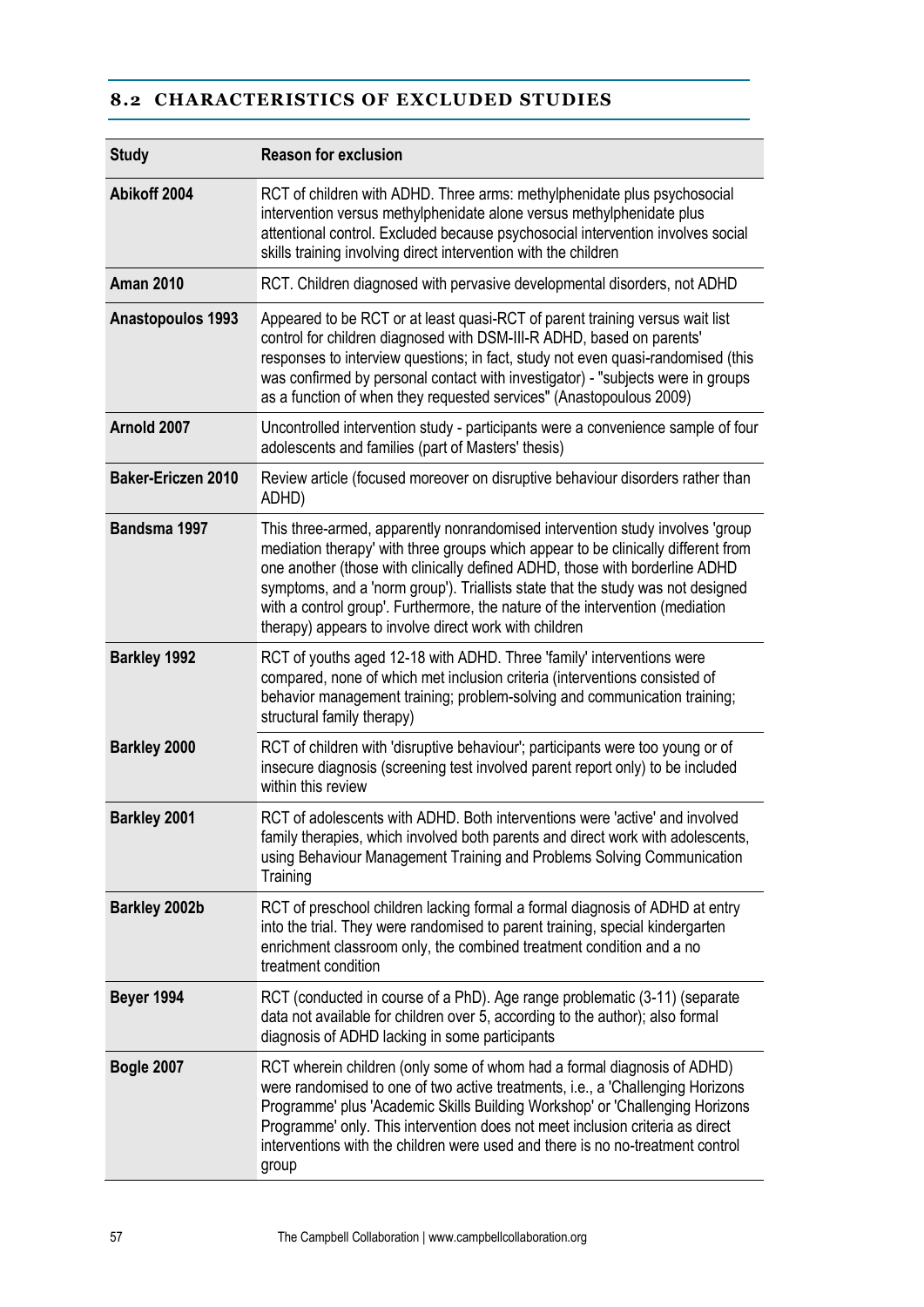## 8.2 CHARACTERISTICS OF EXCLUDED STUDIES

| Study | Reason for exclusion |
|---|---|
| **Abikoff 2004** | RCT of children with ADHD. Three arms: methylphenidate plus psychosocial intervention versus methylphenidate alone versus methylphenidate plus attentional control. Excluded because psychosocial intervention involves social skills training involving direct intervention with the children |
| **Aman 2010** | RCT. Children diagnosed with pervasive developmental disorders, not ADHD |
| **Anastopoulos 1993** | Appeared to be RCT or at least quasi-RCT of parent training versus wait list control for children diagnosed with DSM-III-R ADHD, based on parents' responses to interview questions; in fact, study not even quasi-randomised (this was confirmed by personal contact with investigator) - "subjects were in groups as a function of when they requested services" (Anastopoulous 2009) |
| **Arnold 2007** | Uncontrolled intervention study - participants were a convenience sample of four adolescents and families (part of Masters' thesis) |
| **Baker-Ericzen 2010** | Review article (focused moreover on disruptive behaviour disorders rather than ADHD) |
| **Bandsma 1997** | This three-armed, apparently nonrandomised intervention study involves 'group mediation therapy' with three groups which appear to be clinically different from one another (those with clinically defined ADHD, those with borderline ADHD symptoms, and a 'norm group'). Triallists state that the study was not designed with a control group'. Furthermore, the nature of the intervention (mediation therapy) appears to involve direct work with children |
| **Barkley 1992** | RCT of youths aged 12-18 with ADHD. Three 'family' interventions were compared, none of which met inclusion criteria (interventions consisted of behavior management training; problem-solving and communication training; structural family therapy) |
| **Barkley 2000** | RCT of children with 'disruptive behaviour'; participants were too young or of insecure diagnosis (screening test involved parent report only) to be included within this review |
| **Barkley 2001** | RCT of adolescents with ADHD. Both interventions were 'active' and involved family therapies, which involved both parents and direct work with adolescents, using Behaviour Management Training and Problems Solving Communication Training |
| **Barkley 2002b** | RCT of preschool children lacking formal a formal diagnosis of ADHD at entry into the trial. They were randomised to parent training, special kindergarten enrichment classroom only, the combined treatment condition and a no treatment condition |
| **Beyer 1994** | RCT (conducted in course of a PhD). Age range problematic (3-11) (separate data not available for children over 5, according to the author); also formal diagnosis of ADHD lacking in some participants |
| **Bogle 2007** | RCT wherein children (only some of whom had a formal diagnosis of ADHD) were randomised to one of two active treatments, i.e., a 'Challenging Horizons Programme' plus 'Academic Skills Building Workshop' or 'Challenging Horizons Programme' only. This intervention does not meet inclusion criteria as direct interventions with the children were used and there is no no-treatment control group |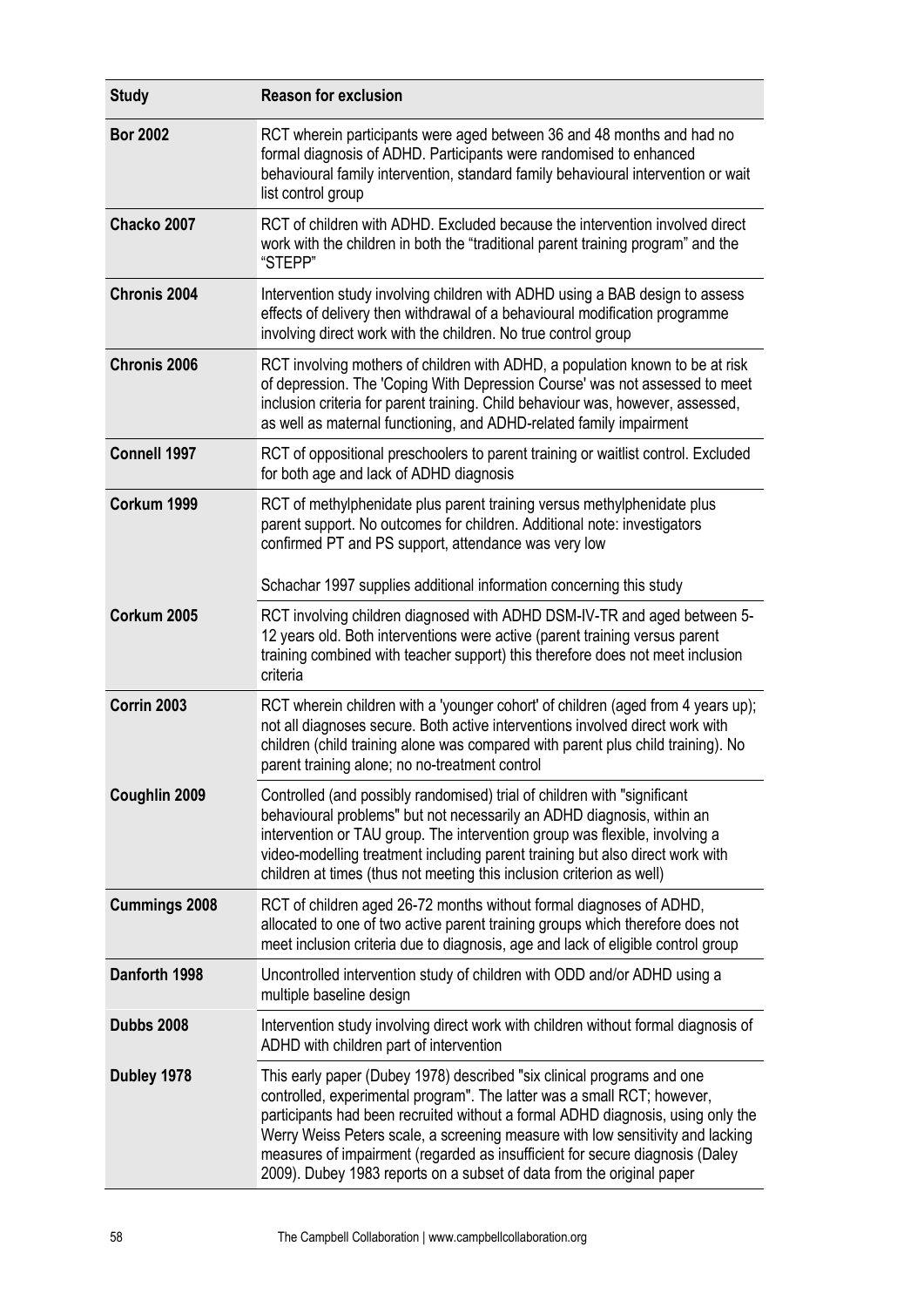| Study | Reason for exclusion |
|---|---|
| **Bor 2002** | RCT wherein participants were aged between 36 and 48 months and had no formal diagnosis of ADHD. Participants were randomised to enhanced behavioural family intervention, standard family behavioural intervention or wait list control group |
| **Chacko 2007** | RCT of children with ADHD. Excluded because the intervention involved direct work with the children in both the "traditional parent training program" and the "STEPP" |
| **Chronis 2004** | Intervention study involving children with ADHD using a BAB design to assess effects of delivery then withdrawal of a behavioural modification programme involving direct work with the children. No true control group |
| **Chronis 2006** | RCT involving mothers of children with ADHD, a population known to be at risk of depression. The 'Coping With Depression Course' was not assessed to meet inclusion criteria for parent training. Child behaviour was, however, assessed, as well as maternal functioning, and ADHD-related family impairment |
| **Connell 1997** | RCT of oppositional preschoolers to parent training or waitlist control. Excluded for both age and lack of ADHD diagnosis |
| **Corkum 1999** | RCT of methylphenidate plus parent training versus methylphenidate plus parent support. No outcomes for children. Additional note: investigators confirmed PT and PS support, attendance was very low<br><br>Schachar 1997 supplies additional information concerning this study |
| **Corkum 2005** | RCT involving children diagnosed with ADHD DSM-IV-TR and aged between 5-12 years old. Both interventions were active (parent training versus parent training combined with teacher support) this therefore does not meet inclusion criteria |
| **Corrin 2003** | RCT wherein children with a 'younger cohort' of children (aged from 4 years up); not all diagnoses secure. Both active interventions involved direct work with children (child training alone was compared with parent plus child training). No parent training alone; no no-treatment control |
| **Coughlin 2009** | Controlled (and possibly randomised) trial of children with "significant behavioural problems" but not necessarily an ADHD diagnosis, within an intervention or TAU group. The intervention group was flexible, involving a video-modelling treatment including parent training but also direct work with children at times (thus not meeting this inclusion criterion as well) |
| **Cummings 2008** | RCT of children aged 26-72 months without formal diagnoses of ADHD, allocated to one of two active parent training groups which therefore does not meet inclusion criteria due to diagnosis, age and lack of eligible control group |
| **Danforth 1998** | Uncontrolled intervention study of children with ODD and/or ADHD using a multiple baseline design |
| **Dubbs 2008** | Intervention study involving direct work with children without formal diagnosis of ADHD with children part of intervention |
| **Dubley 1978** | This early paper (Dubey 1978) described "six clinical programs and one controlled, experimental program". The latter was a small RCT; however, participants had been recruited without a formal ADHD diagnosis, using only the Werry Weiss Peters scale, a screening measure with low sensitivity and lacking measures of impairment (regarded as insufficient for secure diagnosis (Daley 2009). Dubey 1983 reports on a subset of data from the original paper |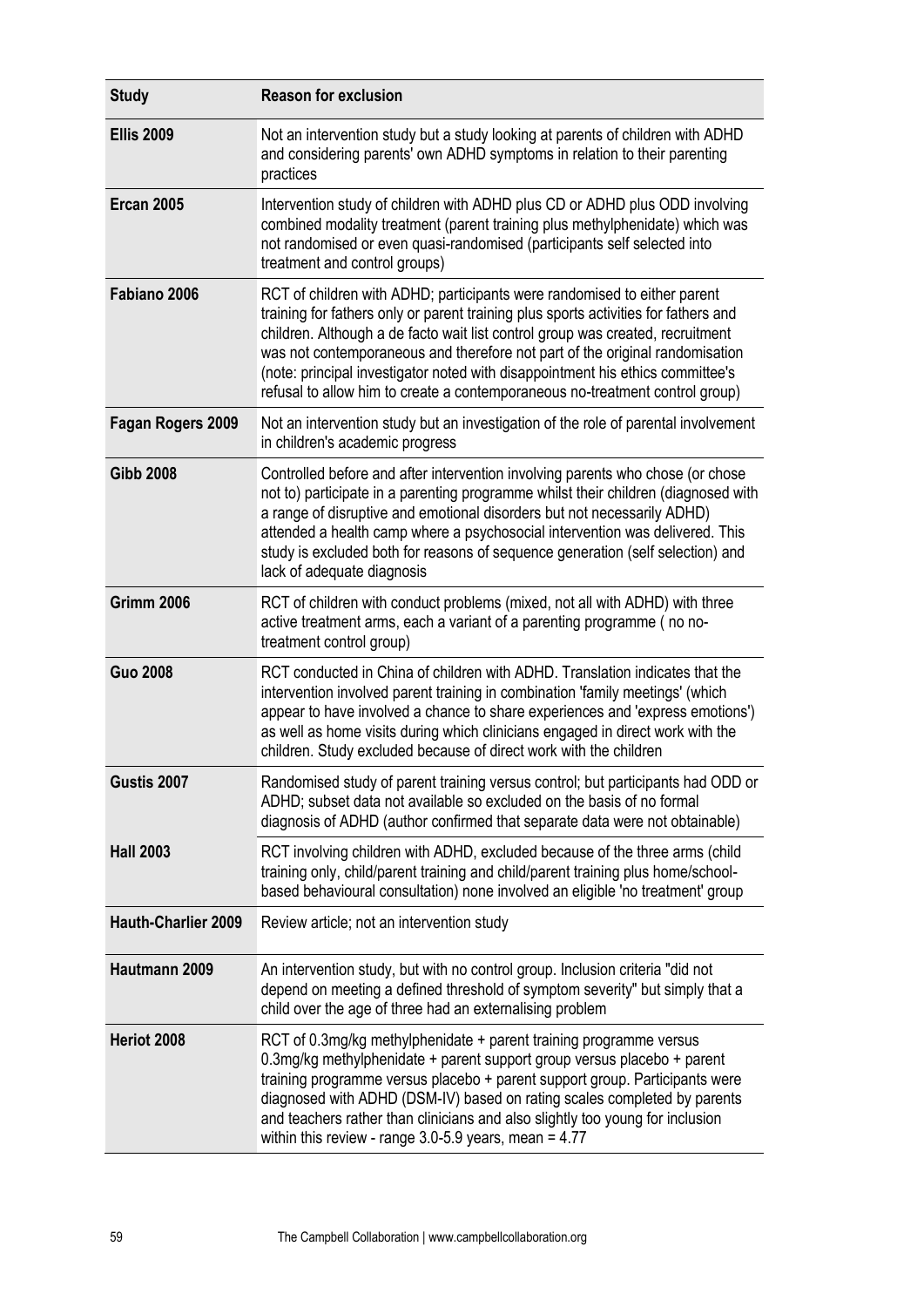| Study | Reason for exclusion |
| --- | --- |
| **Ellis 2009** | Not an intervention study but a study looking at parents of children with ADHD and considering parents' own ADHD symptoms in relation to their parenting practices |
| **Ercan 2005** | Intervention study of children with ADHD plus CD or ADHD plus ODD involving combined modality treatment (parent training plus methylphenidate) which was not randomised or even quasi-randomised (participants self selected into treatment and control groups) |
| **Fabiano 2006** | RCT of children with ADHD; participants were randomised to either parent training for fathers only or parent training plus sports activities for fathers and children. Although a de facto wait list control group was created, recruitment was not contemporaneous and therefore not part of the original randomisation (note: principal investigator noted with disappointment his ethics committee's refusal to allow him to create a contemporaneous no-treatment control group) |
| **Fagan Rogers 2009** | Not an intervention study but an investigation of the role of parental involvement in children's academic progress |
| **Gibb 2008** | Controlled before and after intervention involving parents who chose (or chose not to) participate in a parenting programme whilst their children (diagnosed with a range of disruptive and emotional disorders but not necessarily ADHD) attended a health camp where a psychosocial intervention was delivered. This study is excluded both for reasons of sequence generation (self selection) and lack of adequate diagnosis |
| **Grimm 2006** | RCT of children with conduct problems (mixed, not all with ADHD) with three active treatment arms, each a variant of a parenting programme ( no no-treatment control group) |
| **Guo 2008** | RCT conducted in China of children with ADHD. Translation indicates that the intervention involved parent training in combination 'family meetings' (which appear to have involved a chance to share experiences and 'express emotions') as well as home visits during which clinicians engaged in direct work with the children. Study excluded because of direct work with the children |
| **Gustis 2007** | Randomised study of parent training versus control; but participants had ODD or ADHD; subset data not available so excluded on the basis of no formal diagnosis of ADHD (author confirmed that separate data were not obtainable) |
| **Hall 2003** | RCT involving children with ADHD, excluded because of the three arms (child training only, child/parent training and child/parent training plus home/school-based behavioural consultation) none involved an eligible 'no treatment' group |
| **Hauth-Charlier 2009** | Review article; not an intervention study |
| **Hautmann 2009** | An intervention study, but with no control group. Inclusion criteria "did not depend on meeting a defined threshold of symptom severity" but simply that a child over the age of three had an externalising problem |
| **Heriot 2008** | RCT of 0.3mg/kg methylphenidate + parent training programme versus 0.3mg/kg methylphenidate + parent support group versus placebo + parent training programme versus placebo + parent support group. Participants were diagnosed with ADHD (DSM-IV) based on rating scales completed by parents and teachers rather than clinicians and also slightly too young for inclusion within this review - range 3.0-5.9 years, mean = 4.77 |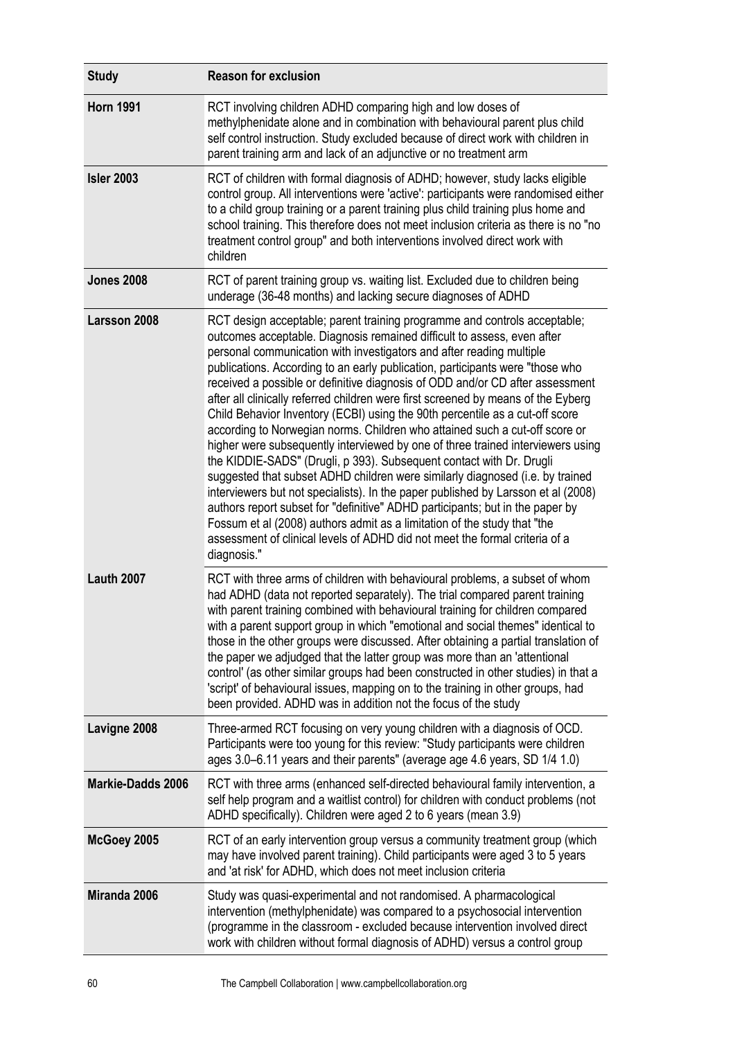| Study | Reason for exclusion |
|---|---|
| **Horn 1991** | RCT involving children ADHD comparing high and low doses of methylphenidate alone and in combination with behavioural parent plus child self control instruction. Study excluded because of direct work with children in parent training arm and lack of an adjunctive or no treatment arm |
| **Isler 2003** | RCT of children with formal diagnosis of ADHD; however, study lacks eligible control group. All interventions were 'active': participants were randomised either to a child group training or a parent training plus child training plus home and school training. This therefore does not meet inclusion criteria as there is no "no treatment control group" and both interventions involved direct work with children |
| **Jones 2008** | RCT of parent training group vs. waiting list. Excluded due to children being underage (36-48 months) and lacking secure diagnoses of ADHD |
| **Larsson 2008** | RCT design acceptable; parent training programme and controls acceptable; outcomes acceptable. Diagnosis remained difficult to assess, even after personal communication with investigators and after reading multiple publications. According to an early publication, participants were "those who received a possible or definitive diagnosis of ODD and/or CD after assessment after all clinically referred children were first screened by means of the Eyberg Child Behavior Inventory (ECBI) using the 90th percentile as a cut-off score according to Norwegian norms. Children who attained such a cut-off score or higher were subsequently interviewed by one of three trained interviewers using the KIDDIE-SADS" (Drugli, p 393). Subsequent contact with Dr. Drugli suggested that subset ADHD children were similarly diagnosed (i.e. by trained interviewers but not specialists). In the paper published by Larsson et al (2008) authors report subset for "definitive" ADHD participants; but in the paper by Fossum et al (2008) authors admit as a limitation of the study that "the assessment of clinical levels of ADHD did not meet the formal criteria of a diagnosis." |
| **Lauth 2007** | RCT with three arms of children with behavioural problems, a subset of whom had ADHD (data not reported separately). The trial compared parent training with parent training combined with behavioural training for children compared with a parent support group in which "emotional and social themes" identical to those in the other groups were discussed. After obtaining a partial translation of the paper we adjudged that the latter group was more than an 'attentional control' (as other similar groups had been constructed in other studies) in that a 'script' of behavioural issues, mapping on to the training in other groups, had been provided. ADHD was in addition not the focus of the study |
| **Lavigne 2008** | Three-armed RCT focusing on very young children with a diagnosis of OCD. Participants were too young for this review: "Study participants were children ages 3.0–6.11 years and their parents" (average age 4.6 years, SD 1/4 1.0) |
| **Markie-Dadds 2006** | RCT with three arms (enhanced self-directed behavioural family intervention, a self help program and a waitlist control) for children with conduct problems (not ADHD specifically). Children were aged 2 to 6 years (mean 3.9) |
| **McGoey 2005** | RCT of an early intervention group versus a community treatment group (which may have involved parent training). Child participants were aged 3 to 5 years and 'at risk' for ADHD, which does not meet inclusion criteria |
| **Miranda 2006** | Study was quasi-experimental and not randomised. A pharmacological intervention (methylphenidate) was compared to a psychosocial intervention (programme in the classroom - excluded because intervention involved direct work with children without formal diagnosis of ADHD) versus a control group |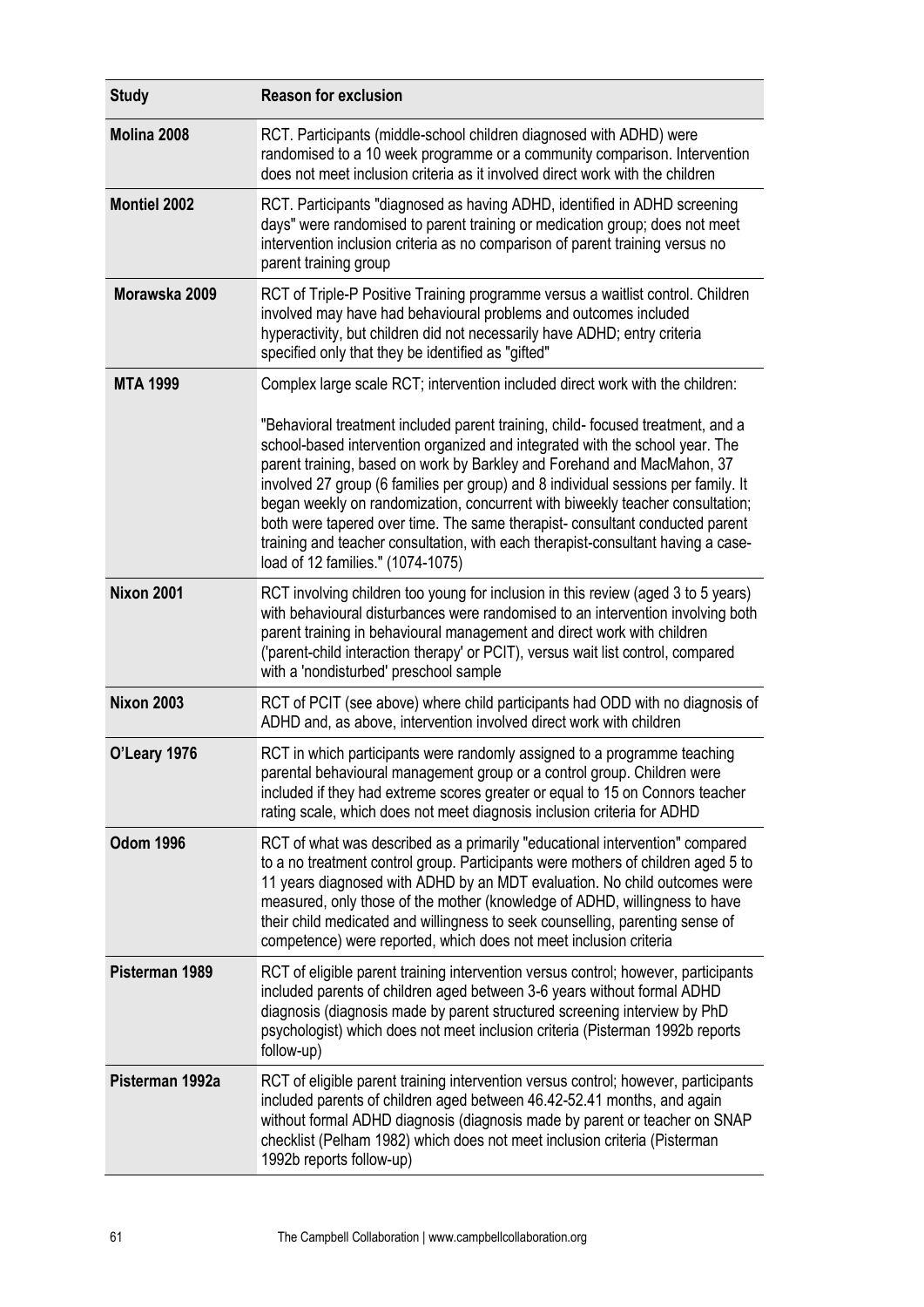| Study | Reason for exclusion |
|---|---|
| **Molina 2008** | RCT. Participants (middle-school children diagnosed with ADHD) were randomised to a 10 week programme or a community comparison. Intervention does not meet inclusion criteria as it involved direct work with the children |
| **Montiel 2002** | RCT. Participants "diagnosed as having ADHD, identified in ADHD screening days" were randomised to parent training or medication group; does not meet intervention inclusion criteria as no comparison of parent training versus no parent training group |
| **Morawska 2009** | RCT of Triple-P Positive Training programme versus a waitlist control. Children involved may have had behavioural problems and outcomes included hyperactivity, but children did not necessarily have ADHD; entry criteria specified only that they be identified as "gifted" |
| **MTA 1999** | Complex large scale RCT; intervention included direct work with the children: "Behavioral treatment included parent training, child- focused treatment, and a school-based intervention organized and integrated with the school year. The parent training, based on work by Barkley and Forehand and MacMahon, 37 involved 27 group (6 families per group) and 8 individual sessions per family. It began weekly on randomization, concurrent with biweekly teacher consultation; both were tapered over time. The same therapist- consultant conducted parent training and teacher consultation, with each therapist-consultant having a case-load of 12 families." (1074-1075) |
| **Nixon 2001** | RCT involving children too young for inclusion in this review (aged 3 to 5 years) with behavioural disturbances were randomised to an intervention involving both parent training in behavioural management and direct work with children ('parent-child interaction therapy' or PCIT), versus wait list control, compared with a 'nondisturbed' preschool sample |
| **Nixon 2003** | RCT of PCIT (see above) where child participants had ODD with no diagnosis of ADHD and, as above, intervention involved direct work with children |
| **O'Leary 1976** | RCT in which participants were randomly assigned to a programme teaching parental behavioural management group or a control group. Children were included if they had extreme scores greater or equal to 15 on Connors teacher rating scale, which does not meet diagnosis inclusion criteria for ADHD |
| **Odom 1996** | RCT of what was described as a primarily "educational intervention" compared to a no treatment control group. Participants were mothers of children aged 5 to 11 years diagnosed with ADHD by an MDT evaluation. No child outcomes were measured, only those of the mother (knowledge of ADHD, willingness to have their child medicated and willingness to seek counselling, parenting sense of competence) were reported, which does not meet inclusion criteria |
| **Pisterman 1989** | RCT of eligible parent training intervention versus control; however, participants included parents of children aged between 3-6 years without formal ADHD diagnosis (diagnosis made by parent structured screening interview by PhD psychologist) which does not meet inclusion criteria (Pisterman 1992b reports follow-up) |
| **Pisterman 1992a** | RCT of eligible parent training intervention versus control; however, participants included parents of children aged between 46.42-52.41 months, and again without formal ADHD diagnosis (diagnosis made by parent or teacher on SNAP checklist (Pelham 1982) which does not meet inclusion criteria (Pisterman 1992b reports follow-up) |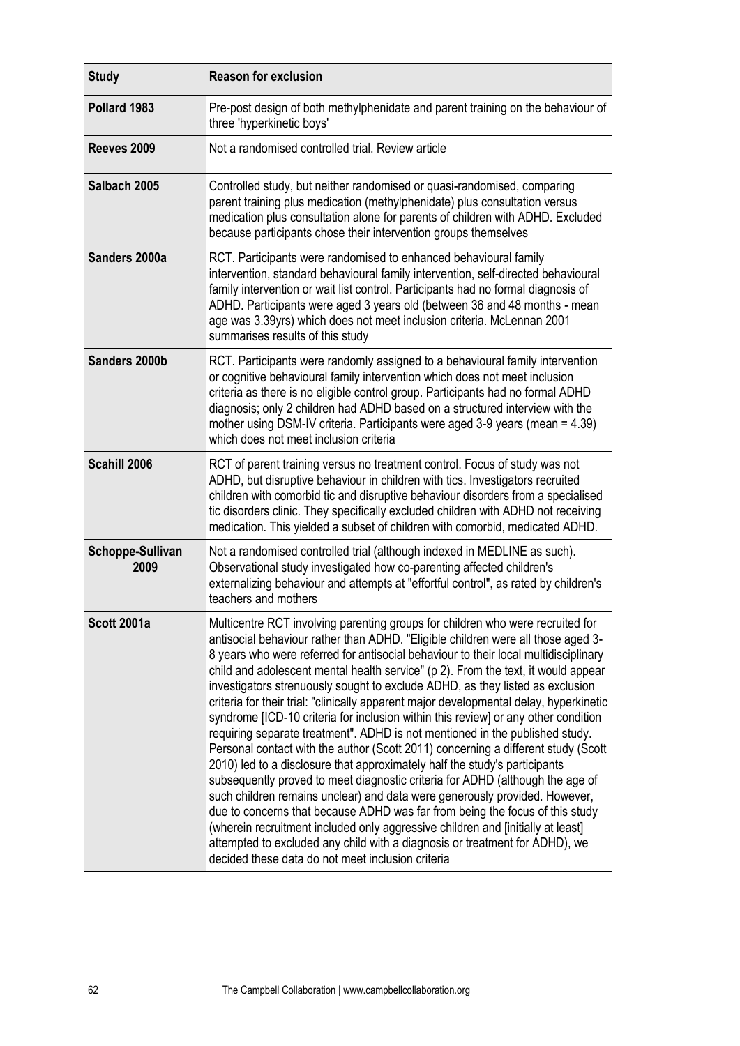| Study | Reason for exclusion |
| --- | --- |
| **Pollard 1983** | Pre-post design of both methylphenidate and parent training on the behaviour of three 'hyperkinetic boys' |
| **Reeves 2009** | Not a randomised controlled trial. Review article |
| **Salbach 2005** | Controlled study, but neither randomised or quasi-randomised, comparing parent training plus medication (methylphenidate) plus consultation versus medication plus consultation alone for parents of children with ADHD. Excluded because participants chose their intervention groups themselves |
| **Sanders 2000a** | RCT. Participants were randomised to enhanced behavioural family intervention, standard behavioural family intervention, self-directed behavioural family intervention or wait list control. Participants had no formal diagnosis of ADHD. Participants were aged 3 years old (between 36 and 48 months - mean age was 3.39yrs) which does not meet inclusion criteria. McLennan 2001 summarises results of this study |
| **Sanders 2000b** | RCT. Participants were randomly assigned to a behavioural family intervention or cognitive behavioural family intervention which does not meet inclusion criteria as there is no eligible control group. Participants had no formal ADHD diagnosis; only 2 children had ADHD based on a structured interview with the mother using DSM-IV criteria. Participants were aged 3-9 years (mean = 4.39) which does not meet inclusion criteria |
| **Scahill 2006** | RCT of parent training versus no treatment control. Focus of study was not ADHD, but disruptive behaviour in children with tics. Investigators recruited children with comorbid tic and disruptive behaviour disorders from a specialised tic disorders clinic. They specifically excluded children with ADHD not receiving medication. This yielded a subset of children with comorbid, medicated ADHD. |
| **Schoppe-Sullivan 2009** | Not a randomised controlled trial (although indexed in MEDLINE as such). Observational study investigated how co-parenting affected children's externalizing behaviour and attempts at "effortful control", as rated by children's teachers and mothers |
| **Scott 2001a** | Multicentre RCT involving parenting groups for children who were recruited for antisocial behaviour rather than ADHD. "Eligible children were all those aged 3-8 years who were referred for antisocial behaviour to their local multidisciplinary child and adolescent mental health service" (p 2). From the text, it would appear investigators strenuously sought to exclude ADHD, as they listed as exclusion criteria for their trial: "clinically apparent major developmental delay, hyperkinetic syndrome [ICD-10 criteria for inclusion within this review] or any other condition requiring separate treatment". ADHD is not mentioned in the published study. Personal contact with the author (Scott 2011) concerning a different study (Scott 2010) led to a disclosure that approximately half the study's participants subsequently proved to meet diagnostic criteria for ADHD (although the age of such children remains unclear) and data were generously provided. However, due to concerns that because ADHD was far from being the focus of this study (wherein recruitment included only aggressive children and [initially at least] attempted to excluded any child with a diagnosis or treatment for ADHD), we decided these data do not meet inclusion criteria |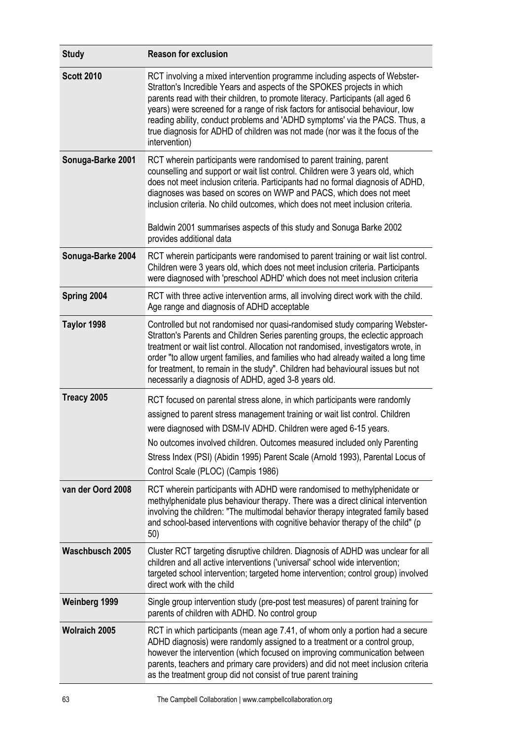| Study | Reason for exclusion |
|---|---|
| **Scott 2010** | RCT involving a mixed intervention programme including aspects of Webster-Stratton's Incredible Years and aspects of the SPOKES projects in which parents read with their children, to promote literacy. Participants (all aged 6 years) were screened for a range of risk factors for antisocial behaviour, low reading ability, conduct problems and 'ADHD symptoms' via the PACS. Thus, a true diagnosis for ADHD of children was not made (nor was it the focus of the intervention) |
| **Sonuga-Barke 2001** | RCT wherein participants were randomised to parent training, parent counselling and support or wait list control. Children were 3 years old, which does not meet inclusion criteria. Participants had no formal diagnosis of ADHD, diagnoses was based on scores on WWP and PACS, which does not meet inclusion criteria. No child outcomes, which does not meet inclusion criteria.<br><br>Baldwin 2001 summarises aspects of this study and Sonuga Barke 2002 provides additional data |
| **Sonuga-Barke 2004** | RCT wherein participants were randomised to parent training or wait list control. Children were 3 years old, which does not meet inclusion criteria. Participants were diagnosed with 'preschool ADHD' which does not meet inclusion criteria |
| **Spring 2004** | RCT with three active intervention arms, all involving direct work with the child. Age range and diagnosis of ADHD acceptable |
| **Taylor 1998** | Controlled but not randomised nor quasi-randomised study comparing Webster-Stratton's Parents and Children Series parenting groups, the eclectic approach treatment or wait list control. Allocation not randomised, investigators wrote, in order "to allow urgent families, and families who had already waited a long time for treatment, to remain in the study". Children had behavioural issues but not necessarily a diagnosis of ADHD, aged 3-8 years old. |
| **Treacy 2005** | RCT focused on parental stress alone, in which participants were randomly assigned to parent stress management training or wait list control. Children were diagnosed with DSM-IV ADHD. Children were aged 6-15 years.<br>No outcomes involved children. Outcomes measured included only Parenting Stress Index (PSI) (Abidin 1995) Parent Scale (Arnold 1993), Parental Locus of Control Scale (PLOC) (Campis 1986) |
| **van der Oord 2008** | RCT wherein participants with ADHD were randomised to methylphenidate or methylphenidate plus behaviour therapy. There was a direct clinical intervention involving the children: "The multimodal behavior therapy integrated family based and school-based interventions with cognitive behavior therapy of the child" (p 50) |
| **Waschbusch 2005** | Cluster RCT targeting disruptive children. Diagnosis of ADHD was unclear for all children and all active interventions ('universal' school wide intervention; targeted school intervention; targeted home intervention; control group) involved direct work with the child |
| **Weinberg 1999** | Single group intervention study (pre-post test measures) of parent training for parents of children with ADHD. No control group |
| **Wolraich 2005** | RCT in which participants (mean age 7.41, of whom only a portion had a secure ADHD diagnosis) were randomly assigned to a treatment or a control group, however the intervention (which focused on improving communication between parents, teachers and primary care providers) and did not meet inclusion criteria as the treatment group did not consist of true parent training |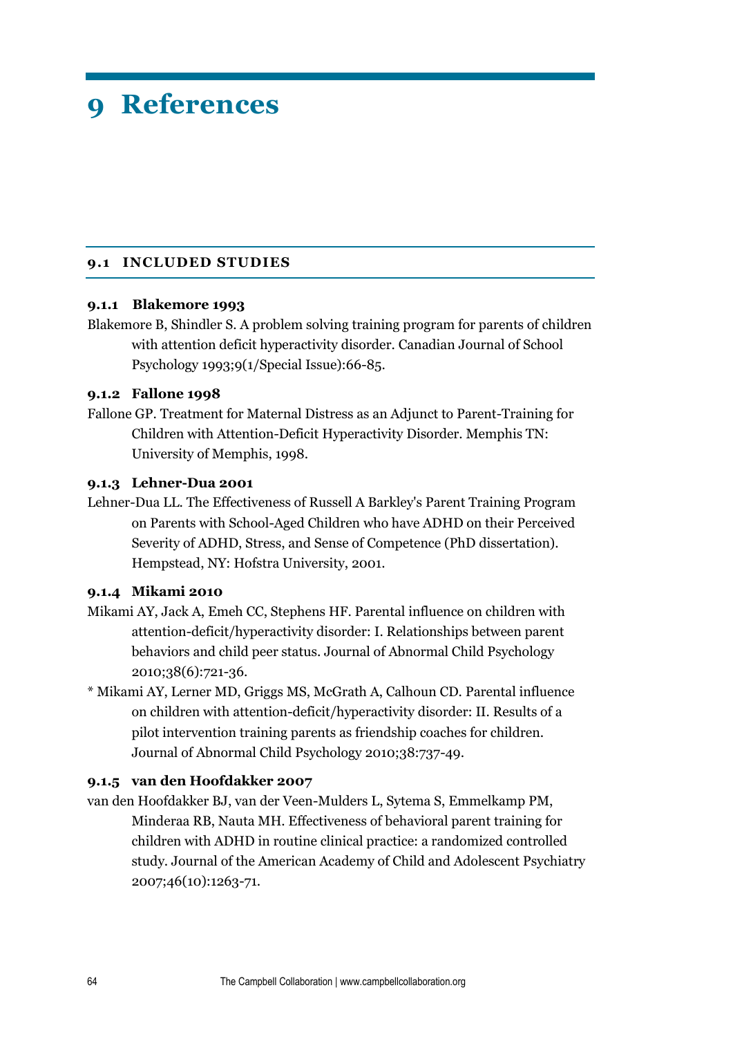# 9 References

## 9.1 INCLUDED STUDIES

### 9.1.1 Blakemore 1993

Blakemore B, Shindler S. A problem solving training program for parents of children with attention deficit hyperactivity disorder. Canadian Journal of School Psychology 1993;9(1/Special Issue):66-85.

### 9.1.2 Fallone 1998

Fallone GP. Treatment for Maternal Distress as an Adjunct to Parent-Training for Children with Attention-Deficit Hyperactivity Disorder. Memphis TN: University of Memphis, 1998.

### 9.1.3 Lehner-Dua 2001

Lehner-Dua LL. The Effectiveness of Russell A Barkley's Parent Training Program on Parents with School-Aged Children who have ADHD on their Perceived Severity of ADHD, Stress, and Sense of Competence (PhD dissertation). Hempstead, NY: Hofstra University, 2001.

### 9.1.4 Mikami 2010

Mikami AY, Jack A, Emeh CC, Stephens HF. Parental influence on children with attention-deficit/hyperactivity disorder: I. Relationships between parent behaviors and child peer status. Journal of Abnormal Child Psychology 2010;38(6):721-36.

* Mikami AY, Lerner MD, Griggs MS, McGrath A, Calhoun CD. Parental influence on children with attention-deficit/hyperactivity disorder: II. Results of a pilot intervention training parents as friendship coaches for children. Journal of Abnormal Child Psychology 2010;38:737-49.

### 9.1.5 van den Hoofdakker 2007

van den Hoofdakker BJ, van der Veen-Mulders L, Sytema S, Emmelkamp PM, Minderaa RB, Nauta MH. Effectiveness of behavioral parent training for children with ADHD in routine clinical practice: a randomized controlled study. Journal of the American Academy of Child and Adolescent Psychiatry 2007;46(10):1263-71.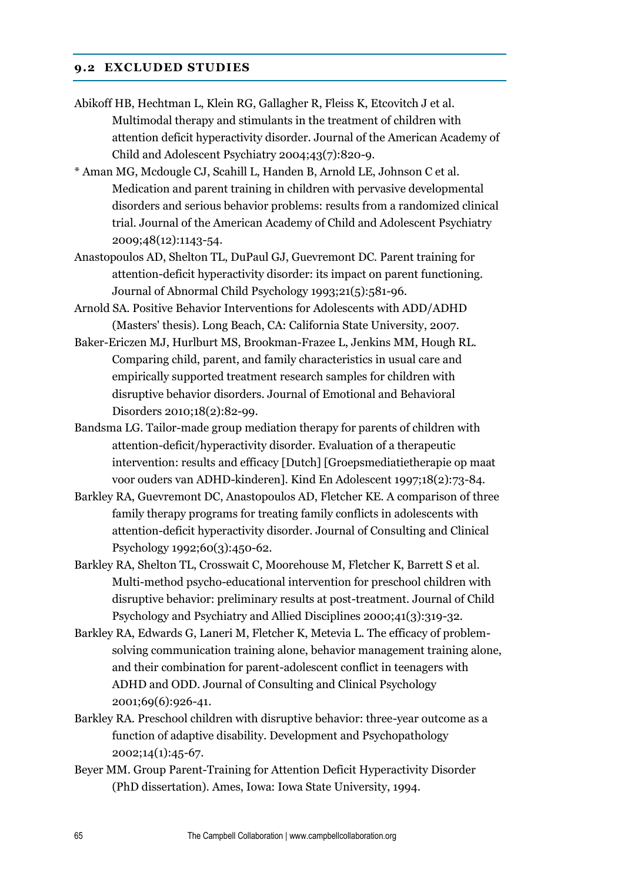## 9.2 EXCLUDED STUDIES

Abikoff HB, Hechtman L, Klein RG, Gallagher R, Fleiss K, Etcovitch J et al. Multimodal therapy and stimulants in the treatment of children with attention deficit hyperactivity disorder. Journal of the American Academy of Child and Adolescent Psychiatry 2004;43(7):820-9.

* Aman MG, Mcdougle CJ, Scahill L, Handen B, Arnold LE, Johnson C et al. Medication and parent training in children with pervasive developmental disorders and serious behavior problems: results from a randomized clinical trial. Journal of the American Academy of Child and Adolescent Psychiatry 2009;48(12):1143-54.

Anastopoulos AD, Shelton TL, DuPaul GJ, Guevremont DC. Parent training for attention-deficit hyperactivity disorder: its impact on parent functioning. Journal of Abnormal Child Psychology 1993;21(5):581-96.

Arnold SA. Positive Behavior Interventions for Adolescents with ADD/ADHD (Masters' thesis). Long Beach, CA: California State University, 2007.

Baker-Ericzen MJ, Hurlburt MS, Brookman-Frazee L, Jenkins MM, Hough RL. Comparing child, parent, and family characteristics in usual care and empirically supported treatment research samples for children with disruptive behavior disorders. Journal of Emotional and Behavioral Disorders 2010;18(2):82-99.

Bandsma LG. Tailor-made group mediation therapy for parents of children with attention-deficit/hyperactivity disorder. Evaluation of a therapeutic intervention: results and efficacy [Dutch] [Groepsmediatietherapie op maat voor ouders van ADHD-kinderen]. Kind En Adolescent 1997;18(2):73-84.

Barkley RA, Guevremont DC, Anastopoulos AD, Fletcher KE. A comparison of three family therapy programs for treating family conflicts in adolescents with attention-deficit hyperactivity disorder. Journal of Consulting and Clinical Psychology 1992;60(3):450-62.

Barkley RA, Shelton TL, Crosswait C, Moorehouse M, Fletcher K, Barrett S et al. Multi-method psycho-educational intervention for preschool children with disruptive behavior: preliminary results at post-treatment. Journal of Child Psychology and Psychiatry and Allied Disciplines 2000;41(3):319-32.

Barkley RA, Edwards G, Laneri M, Fletcher K, Metevia L. The efficacy of problem-solving communication training alone, behavior management training alone, and their combination for parent-adolescent conflict in teenagers with ADHD and ODD. Journal of Consulting and Clinical Psychology 2001;69(6):926-41.

Barkley RA. Preschool children with disruptive behavior: three-year outcome as a function of adaptive disability. Development and Psychopathology 2002;14(1):45-67.

Beyer MM. Group Parent-Training for Attention Deficit Hyperactivity Disorder (PhD dissertation). Ames, Iowa: Iowa State University, 1994.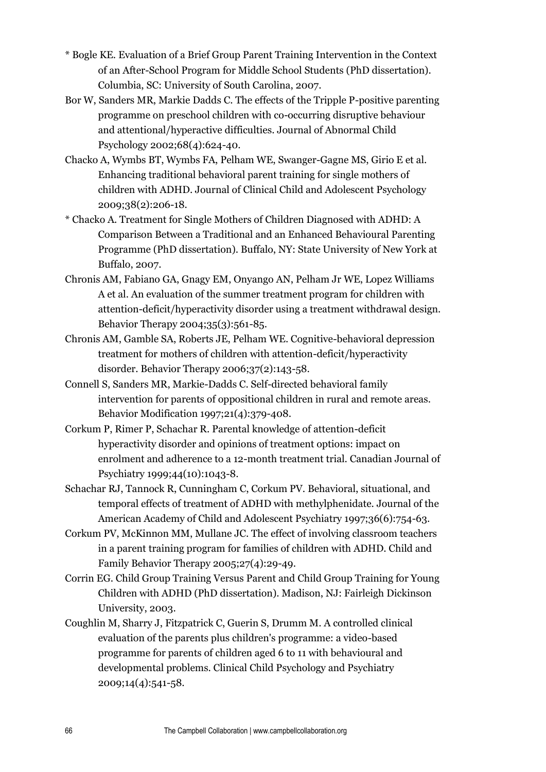* Bogle KE. Evaluation of a Brief Group Parent Training Intervention in the Context of an After-School Program for Middle School Students (PhD dissertation). Columbia, SC: University of South Carolina, 2007.

Bor W, Sanders MR, Markie Dadds C. The effects of the Tripple P-positive parenting programme on preschool children with co-occurring disruptive behaviour and attentional/hyperactive difficulties. Journal of Abnormal Child Psychology 2002;68(4):624-40.

Chacko A, Wymbs BT, Wymbs FA, Pelham WE, Swanger-Gagne MS, Girio E et al. Enhancing traditional behavioral parent training for single mothers of children with ADHD. Journal of Clinical Child and Adolescent Psychology 2009;38(2):206-18.

* Chacko A. Treatment for Single Mothers of Children Diagnosed with ADHD: A Comparison Between a Traditional and an Enhanced Behavioural Parenting Programme (PhD dissertation). Buffalo, NY: State University of New York at Buffalo, 2007.

Chronis AM, Fabiano GA, Gnagy EM, Onyango AN, Pelham Jr WE, Lopez Williams A et al. An evaluation of the summer treatment program for children with attention-deficit/hyperactivity disorder using a treatment withdrawal design. Behavior Therapy 2004;35(3):561-85.

Chronis AM, Gamble SA, Roberts JE, Pelham WE. Cognitive-behavioral depression treatment for mothers of children with attention-deficit/hyperactivity disorder. Behavior Therapy 2006;37(2):143-58.

Connell S, Sanders MR, Markie-Dadds C. Self-directed behavioral family intervention for parents of oppositional children in rural and remote areas. Behavior Modification 1997;21(4):379-408.

Corkum P, Rimer P, Schachar R. Parental knowledge of attention-deficit hyperactivity disorder and opinions of treatment options: impact on enrolment and adherence to a 12-month treatment trial. Canadian Journal of Psychiatry 1999;44(10):1043-8.

Schachar RJ, Tannock R, Cunningham C, Corkum PV. Behavioral, situational, and temporal effects of treatment of ADHD with methylphenidate. Journal of the American Academy of Child and Adolescent Psychiatry 1997;36(6):754-63.

Corkum PV, McKinnon MM, Mullane JC. The effect of involving classroom teachers in a parent training program for families of children with ADHD. Child and Family Behavior Therapy 2005;27(4):29-49.

Corrin EG. Child Group Training Versus Parent and Child Group Training for Young Children with ADHD (PhD dissertation). Madison, NJ: Fairleigh Dickinson University, 2003.

Coughlin M, Sharry J, Fitzpatrick C, Guerin S, Drumm M. A controlled clinical evaluation of the parents plus children's programme: a video-based programme for parents of children aged 6 to 11 with behavioural and developmental problems. Clinical Child Psychology and Psychiatry 2009;14(4):541-58.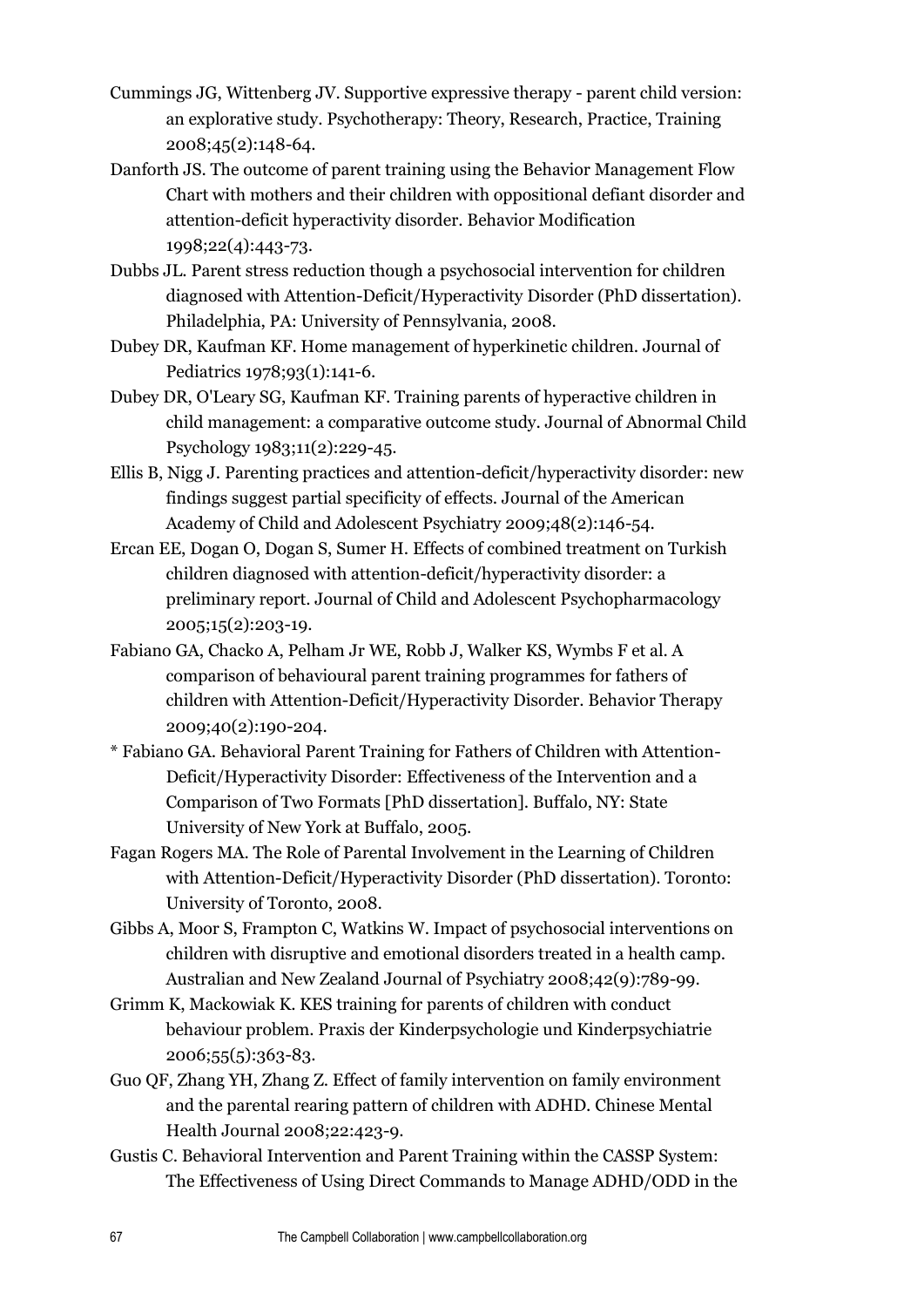Cummings JG, Wittenberg JV. Supportive expressive therapy - parent child version: an explorative study. Psychotherapy: Theory, Research, Practice, Training 2008;45(2):148-64.

Danforth JS. The outcome of parent training using the Behavior Management Flow Chart with mothers and their children with oppositional defiant disorder and attention-deficit hyperactivity disorder. Behavior Modification 1998;22(4):443-73.

Dubbs JL. Parent stress reduction though a psychosocial intervention for children diagnosed with Attention-Deficit/Hyperactivity Disorder (PhD dissertation). Philadelphia, PA: University of Pennsylvania, 2008.

Dubey DR, Kaufman KF. Home management of hyperkinetic children. Journal of Pediatrics 1978;93(1):141-6.

Dubey DR, O'Leary SG, Kaufman KF. Training parents of hyperactive children in child management: a comparative outcome study. Journal of Abnormal Child Psychology 1983;11(2):229-45.

Ellis B, Nigg J. Parenting practices and attention-deficit/hyperactivity disorder: new findings suggest partial specificity of effects. Journal of the American Academy of Child and Adolescent Psychiatry 2009;48(2):146-54.

Ercan EE, Dogan O, Dogan S, Sumer H. Effects of combined treatment on Turkish children diagnosed with attention-deficit/hyperactivity disorder: a preliminary report. Journal of Child and Adolescent Psychopharmacology 2005;15(2):203-19.

Fabiano GA, Chacko A, Pelham Jr WE, Robb J, Walker KS, Wymbs F et al. A comparison of behavioural parent training programmes for fathers of children with Attention-Deficit/Hyperactivity Disorder. Behavior Therapy 2009;40(2):190-204.

\* Fabiano GA. Behavioral Parent Training for Fathers of Children with Attention-Deficit/Hyperactivity Disorder: Effectiveness of the Intervention and a Comparison of Two Formats [PhD dissertation]. Buffalo, NY: State University of New York at Buffalo, 2005.

Fagan Rogers MA. The Role of Parental Involvement in the Learning of Children with Attention-Deficit/Hyperactivity Disorder (PhD dissertation). Toronto: University of Toronto, 2008.

Gibbs A, Moor S, Frampton C, Watkins W. Impact of psychosocial interventions on children with disruptive and emotional disorders treated in a health camp. Australian and New Zealand Journal of Psychiatry 2008;42(9):789-99.

Grimm K, Mackowiak K. KES training for parents of children with conduct behaviour problem. Praxis der Kinderpsychologie und Kinderpsychiatrie 2006;55(5):363-83.

Guo QF, Zhang YH, Zhang Z. Effect of family intervention on family environment and the parental rearing pattern of children with ADHD. Chinese Mental Health Journal 2008;22:423-9.

Gustis C. Behavioral Intervention and Parent Training within the CASSP System: The Effectiveness of Using Direct Commands to Manage ADHD/ODD in the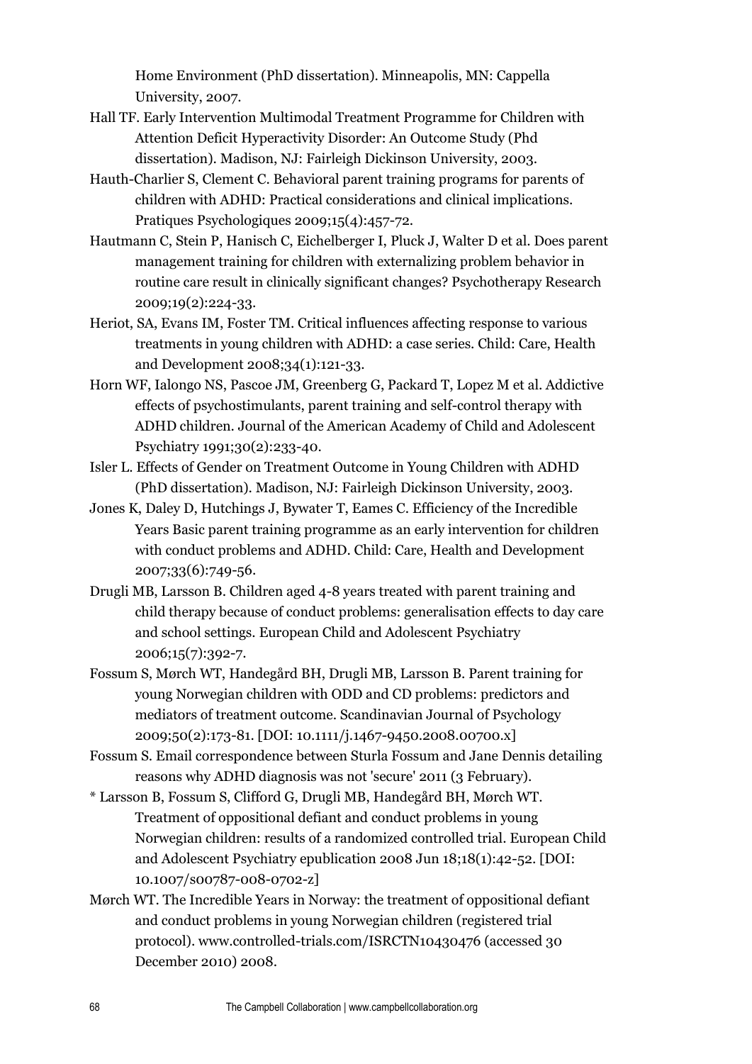Home Environment (PhD dissertation). Minneapolis, MN: Cappella University, 2007.

Hall TF. Early Intervention Multimodal Treatment Programme for Children with Attention Deficit Hyperactivity Disorder: An Outcome Study (Phd dissertation). Madison, NJ: Fairleigh Dickinson University, 2003.

Hauth-Charlier S, Clement C. Behavioral parent training programs for parents of children with ADHD: Practical considerations and clinical implications. Pratiques Psychologiques 2009;15(4):457-72.

Hautmann C, Stein P, Hanisch C, Eichelberger I, Pluck J, Walter D et al. Does parent management training for children with externalizing problem behavior in routine care result in clinically significant changes? Psychotherapy Research 2009;19(2):224-33.

Heriot, SA, Evans IM, Foster TM. Critical influences affecting response to various treatments in young children with ADHD: a case series. Child: Care, Health and Development 2008;34(1):121-33.

Horn WF, Ialongo NS, Pascoe JM, Greenberg G, Packard T, Lopez M et al. Addictive effects of psychostimulants, parent training and self-control therapy with ADHD children. Journal of the American Academy of Child and Adolescent Psychiatry 1991;30(2):233-40.

Isler L. Effects of Gender on Treatment Outcome in Young Children with ADHD (PhD dissertation). Madison, NJ: Fairleigh Dickinson University, 2003.

Jones K, Daley D, Hutchings J, Bywater T, Eames C. Efficiency of the Incredible Years Basic parent training programme as an early intervention for children with conduct problems and ADHD. Child: Care, Health and Development 2007;33(6):749-56.

Drugli MB, Larsson B. Children aged 4-8 years treated with parent training and child therapy because of conduct problems: generalisation effects to day care and school settings. European Child and Adolescent Psychiatry 2006;15(7):392-7.

Fossum S, Mørch WT, Handegård BH, Drugli MB, Larsson B. Parent training for young Norwegian children with ODD and CD problems: predictors and mediators of treatment outcome. Scandinavian Journal of Psychology 2009;50(2):173-81. [DOI: 10.1111/j.1467-9450.2008.00700.x]

Fossum S. Email correspondence between Sturla Fossum and Jane Dennis detailing reasons why ADHD diagnosis was not 'secure' 2011 (3 February).

* Larsson B, Fossum S, Clifford G, Drugli MB, Handegård BH, Mørch WT. Treatment of oppositional defiant and conduct problems in young Norwegian children: results of a randomized controlled trial. European Child and Adolescent Psychiatry epublication 2008 Jun 18;18(1):42-52. [DOI: 10.1007/s00787-008-0702-z]

Mørch WT. The Incredible Years in Norway: the treatment of oppositional defiant and conduct problems in young Norwegian children (registered trial protocol). www.controlled-trials.com/ISRCTN10430476 (accessed 30 December 2010) 2008.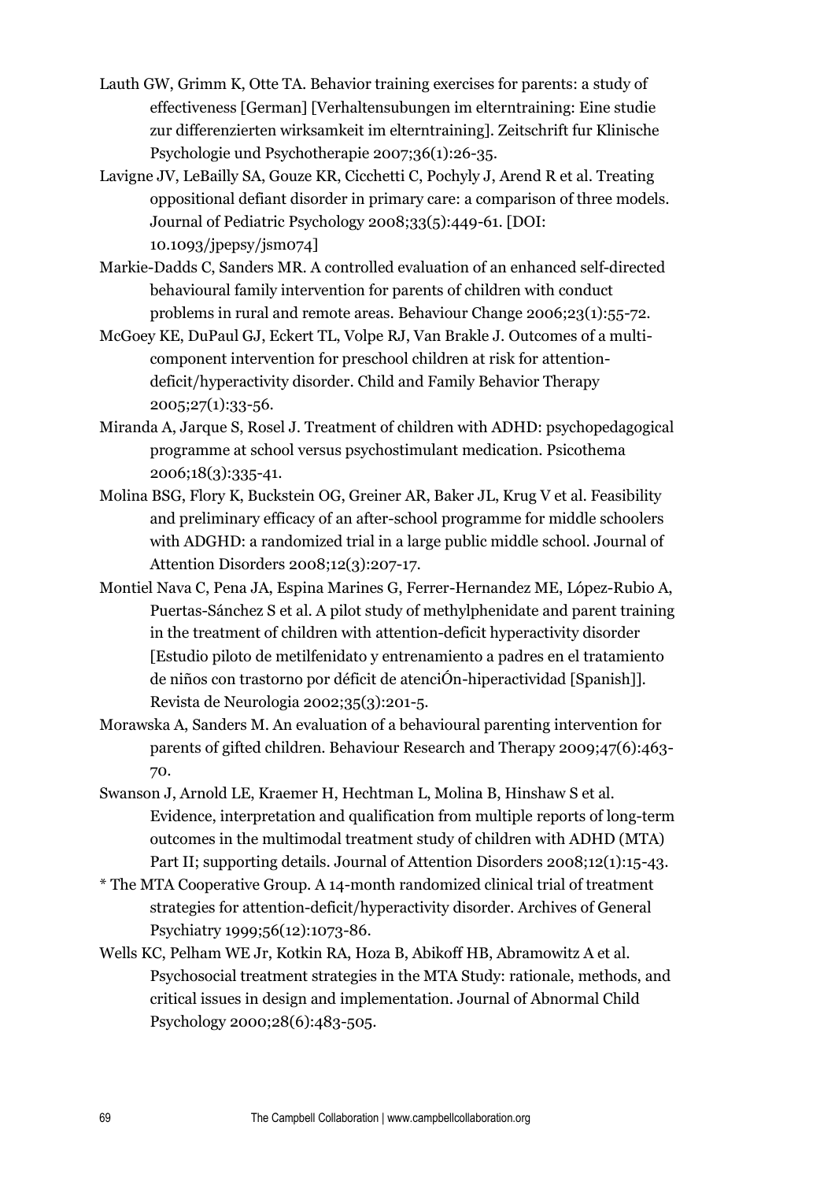Lauth GW, Grimm K, Otte TA. Behavior training exercises for parents: a study of effectiveness [German] [Verhaltensubungen im elterntraining: Eine studie zur differenzierten wirksamkeit im elterntraining]. Zeitschrift fur Klinische Psychologie und Psychotherapie 2007;36(1):26-35.

Lavigne JV, LeBailly SA, Gouze KR, Cicchetti C, Pochyly J, Arend R et al. Treating oppositional defiant disorder in primary care: a comparison of three models. Journal of Pediatric Psychology 2008;33(5):449-61. [DOI: 10.1093/jpepsy/jsm074]

Markie-Dadds C, Sanders MR. A controlled evaluation of an enhanced self-directed behavioural family intervention for parents of children with conduct problems in rural and remote areas. Behaviour Change 2006;23(1):55-72.

McGoey KE, DuPaul GJ, Eckert TL, Volpe RJ, Van Brakle J. Outcomes of a multi-component intervention for preschool children at risk for attention-deficit/hyperactivity disorder. Child and Family Behavior Therapy 2005;27(1):33-56.

Miranda A, Jarque S, Rosel J. Treatment of children with ADHD: psychopedagogical programme at school versus psychostimulant medication. Psicothema 2006;18(3):335-41.

Molina BSG, Flory K, Buckstein OG, Greiner AR, Baker JL, Krug V et al. Feasibility and preliminary efficacy of an after-school programme for middle schoolers with ADGHD: a randomized trial in a large public middle school. Journal of Attention Disorders 2008;12(3):207-17.

Montiel Nava C, Pena JA, Espina Marines G, Ferrer-Hernandez ME, López-Rubio A, Puertas-Sánchez S et al. A pilot study of methylphenidate and parent training in the treatment of children with attention-deficit hyperactivity disorder [Estudio piloto de metilfenidato y entrenamiento a padres en el tratamiento de niños con trastorno por déficit de atenciÓn-hiperactividad [Spanish]]. Revista de Neurologia 2002;35(3):201-5.

Morawska A, Sanders M. An evaluation of a behavioural parenting intervention for parents of gifted children. Behaviour Research and Therapy 2009;47(6):463-70.

Swanson J, Arnold LE, Kraemer H, Hechtman L, Molina B, Hinshaw S et al. Evidence, interpretation and qualification from multiple reports of long-term outcomes in the multimodal treatment study of children with ADHD (MTA) Part II; supporting details. Journal of Attention Disorders 2008;12(1):15-43.

* The MTA Cooperative Group. A 14-month randomized clinical trial of treatment strategies for attention-deficit/hyperactivity disorder. Archives of General Psychiatry 1999;56(12):1073-86.

Wells KC, Pelham WE Jr, Kotkin RA, Hoza B, Abikoff HB, Abramowitz A et al. Psychosocial treatment strategies in the MTA Study: rationale, methods, and critical issues in design and implementation. Journal of Abnormal Child Psychology 2000;28(6):483-505.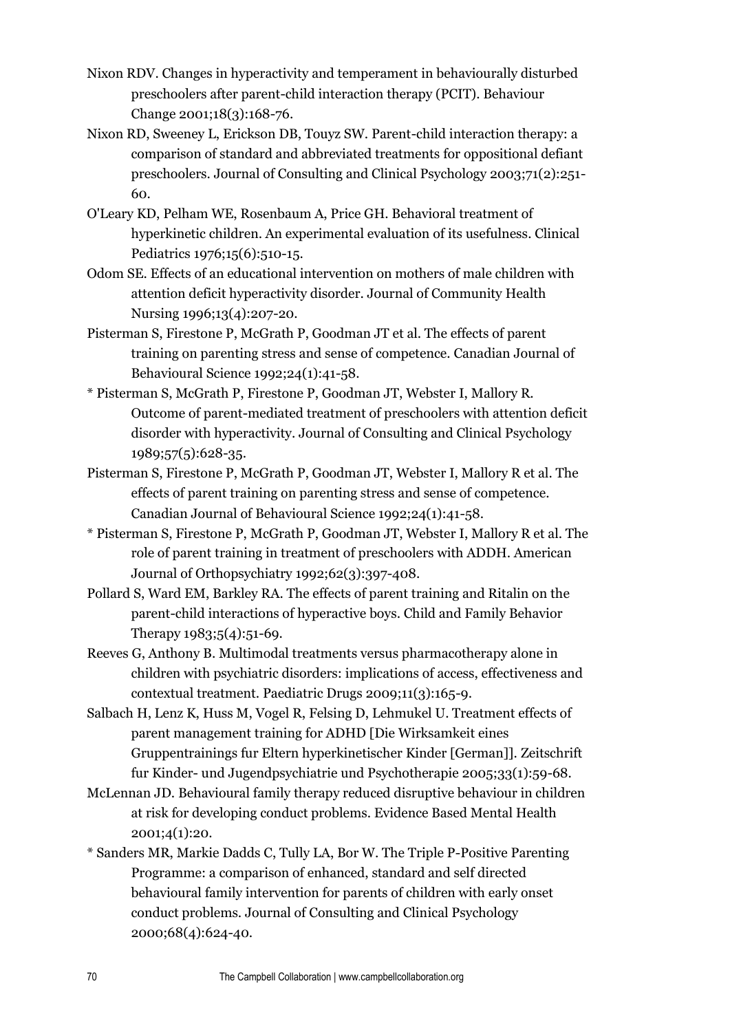Nixon RDV. Changes in hyperactivity and temperament in behaviourally disturbed preschoolers after parent-child interaction therapy (PCIT). Behaviour Change 2001;18(3):168-76.

Nixon RD, Sweeney L, Erickson DB, Touyz SW. Parent-child interaction therapy: a comparison of standard and abbreviated treatments for oppositional defiant preschoolers. Journal of Consulting and Clinical Psychology 2003;71(2):251-60.

O'Leary KD, Pelham WE, Rosenbaum A, Price GH. Behavioral treatment of hyperkinetic children. An experimental evaluation of its usefulness. Clinical Pediatrics 1976;15(6):510-15.

Odom SE. Effects of an educational intervention on mothers of male children with attention deficit hyperactivity disorder. Journal of Community Health Nursing 1996;13(4):207-20.

Pisterman S, Firestone P, McGrath P, Goodman JT et al. The effects of parent training on parenting stress and sense of competence. Canadian Journal of Behavioural Science 1992;24(1):41-58.

* Pisterman S, McGrath P, Firestone P, Goodman JT, Webster I, Mallory R. Outcome of parent-mediated treatment of preschoolers with attention deficit disorder with hyperactivity. Journal of Consulting and Clinical Psychology 1989;57(5):628-35.

Pisterman S, Firestone P, McGrath P, Goodman JT, Webster I, Mallory R et al. The effects of parent training on parenting stress and sense of competence. Canadian Journal of Behavioural Science 1992;24(1):41-58.

* Pisterman S, Firestone P, McGrath P, Goodman JT, Webster I, Mallory R et al. The role of parent training in treatment of preschoolers with ADDH. American Journal of Orthopsychiatry 1992;62(3):397-408.

Pollard S, Ward EM, Barkley RA. The effects of parent training and Ritalin on the parent-child interactions of hyperactive boys. Child and Family Behavior Therapy 1983;5(4):51-69.

Reeves G, Anthony B. Multimodal treatments versus pharmacotherapy alone in children with psychiatric disorders: implications of access, effectiveness and contextual treatment. Paediatric Drugs 2009;11(3):165-9.

Salbach H, Lenz K, Huss M, Vogel R, Felsing D, Lehmukel U. Treatment effects of parent management training for ADHD [Die Wirksamkeit eines Gruppentrainings fur Eltern hyperkinetischer Kinder [German]]. Zeitschrift fur Kinder- und Jugendpsychiatrie und Psychotherapie 2005;33(1):59-68.

McLennan JD. Behavioural family therapy reduced disruptive behaviour in children at risk for developing conduct problems. Evidence Based Mental Health 2001;4(1):20.

* Sanders MR, Markie Dadds C, Tully LA, Bor W. The Triple P-Positive Parenting Programme: a comparison of enhanced, standard and self directed behavioural family intervention for parents of children with early onset conduct problems. Journal of Consulting and Clinical Psychology 2000;68(4):624-40.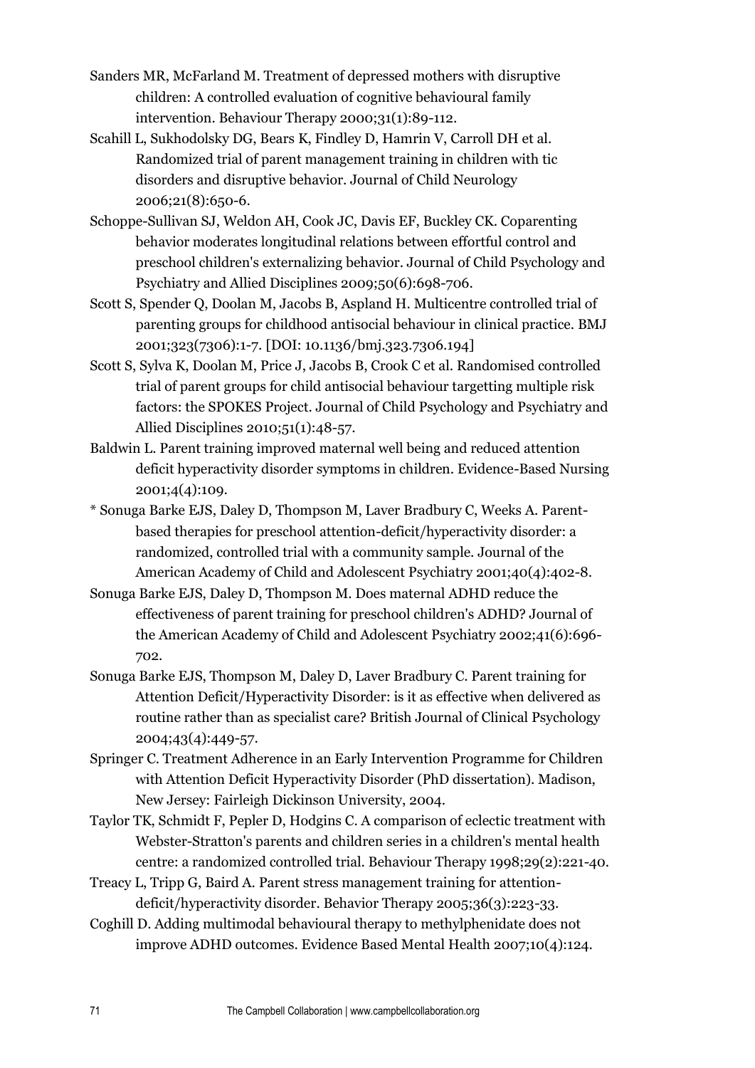Sanders MR, McFarland M. Treatment of depressed mothers with disruptive children: A controlled evaluation of cognitive behavioural family intervention. Behaviour Therapy 2000;31(1):89-112.

Scahill L, Sukhodolsky DG, Bears K, Findley D, Hamrin V, Carroll DH et al. Randomized trial of parent management training in children with tic disorders and disruptive behavior. Journal of Child Neurology 2006;21(8):650-6.

Schoppe-Sullivan SJ, Weldon AH, Cook JC, Davis EF, Buckley CK. Coparenting behavior moderates longitudinal relations between effortful control and preschool children's externalizing behavior. Journal of Child Psychology and Psychiatry and Allied Disciplines 2009;50(6):698-706.

Scott S, Spender Q, Doolan M, Jacobs B, Aspland H. Multicentre controlled trial of parenting groups for childhood antisocial behaviour in clinical practice. BMJ 2001;323(7306):1-7. [DOI: 10.1136/bmj.323.7306.194]

Scott S, Sylva K, Doolan M, Price J, Jacobs B, Crook C et al. Randomised controlled trial of parent groups for child antisocial behaviour targetting multiple risk factors: the SPOKES Project. Journal of Child Psychology and Psychiatry and Allied Disciplines 2010;51(1):48-57.

Baldwin L. Parent training improved maternal well being and reduced attention deficit hyperactivity disorder symptoms in children. Evidence-Based Nursing 2001;4(4):109.

* Sonuga Barke EJS, Daley D, Thompson M, Laver Bradbury C, Weeks A. Parent-based therapies for preschool attention-deficit/hyperactivity disorder: a randomized, controlled trial with a community sample. Journal of the American Academy of Child and Adolescent Psychiatry 2001;40(4):402-8.

Sonuga Barke EJS, Daley D, Thompson M. Does maternal ADHD reduce the effectiveness of parent training for preschool children's ADHD? Journal of the American Academy of Child and Adolescent Psychiatry 2002;41(6):696-702.

Sonuga Barke EJS, Thompson M, Daley D, Laver Bradbury C. Parent training for Attention Deficit/Hyperactivity Disorder: is it as effective when delivered as routine rather than as specialist care? British Journal of Clinical Psychology 2004;43(4):449-57.

Springer C. Treatment Adherence in an Early Intervention Programme for Children with Attention Deficit Hyperactivity Disorder (PhD dissertation). Madison, New Jersey: Fairleigh Dickinson University, 2004.

Taylor TK, Schmidt F, Pepler D, Hodgins C. A comparison of eclectic treatment with Webster-Stratton's parents and children series in a children's mental health centre: a randomized controlled trial. Behaviour Therapy 1998;29(2):221-40.

Treacy L, Tripp G, Baird A. Parent stress management training for attention-deficit/hyperactivity disorder. Behavior Therapy 2005;36(3):223-33.

Coghill D. Adding multimodal behavioural therapy to methylphenidate does not improve ADHD outcomes. Evidence Based Mental Health 2007;10(4):124.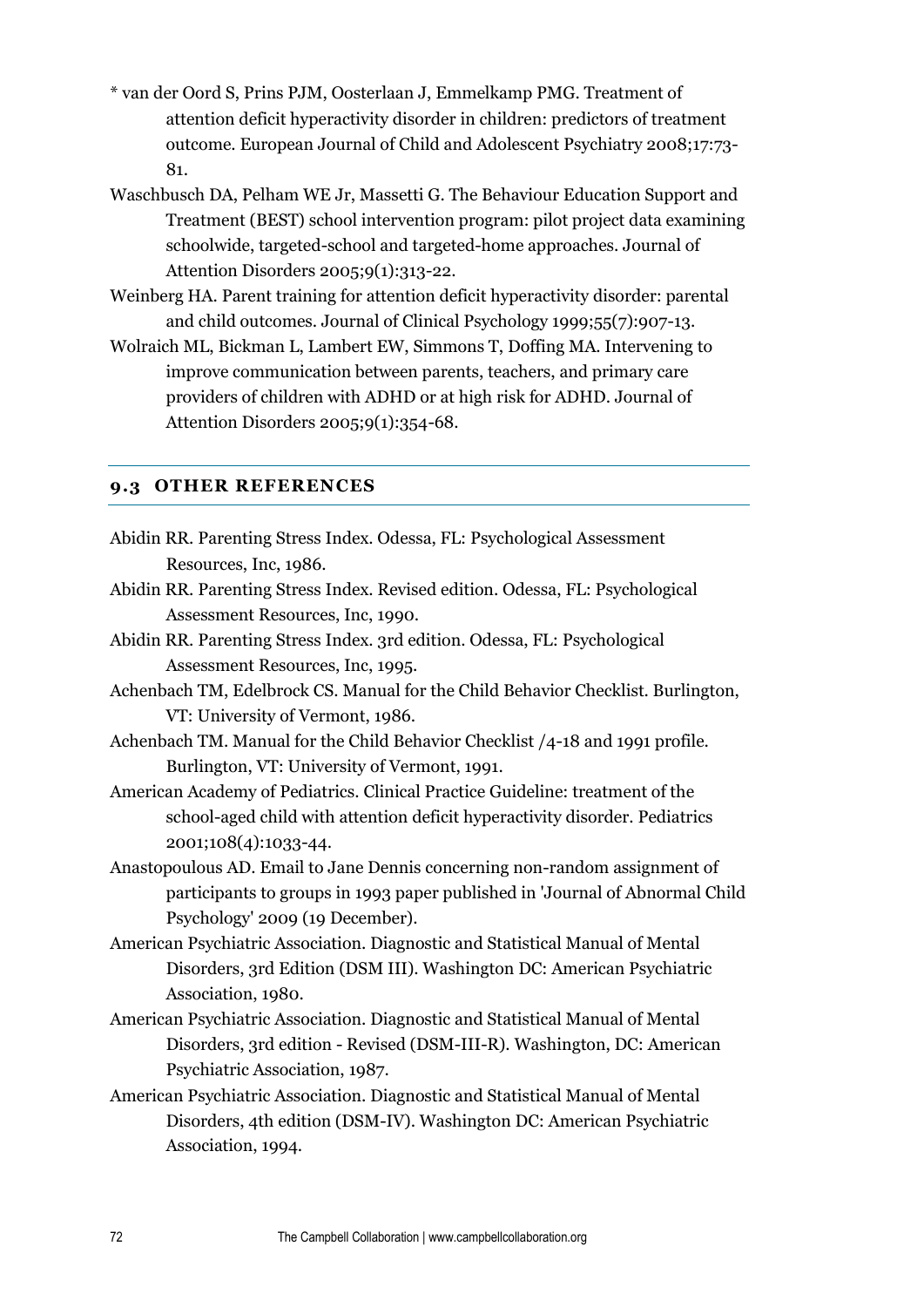* van der Oord S, Prins PJM, Oosterlaan J, Emmelkamp PMG. Treatment of attention deficit hyperactivity disorder in children: predictors of treatment outcome. European Journal of Child and Adolescent Psychiatry 2008;17:73-81.

Waschbusch DA, Pelham WE Jr, Massetti G. The Behaviour Education Support and Treatment (BEST) school intervention program: pilot project data examining schoolwide, targeted-school and targeted-home approaches. Journal of Attention Disorders 2005;9(1):313-22.

Weinberg HA. Parent training for attention deficit hyperactivity disorder: parental and child outcomes. Journal of Clinical Psychology 1999;55(7):907-13.

Wolraich ML, Bickman L, Lambert EW, Simmons T, Doffing MA. Intervening to improve communication between parents, teachers, and primary care providers of children with ADHD or at high risk for ADHD. Journal of Attention Disorders 2005;9(1):354-68.

## 9.3 OTHER REFERENCES

Abidin RR. Parenting Stress Index. Odessa, FL: Psychological Assessment Resources, Inc, 1986.

Abidin RR. Parenting Stress Index. Revised edition. Odessa, FL: Psychological Assessment Resources, Inc, 1990.

Abidin RR. Parenting Stress Index. 3rd edition. Odessa, FL: Psychological Assessment Resources, Inc, 1995.

Achenbach TM, Edelbrock CS. Manual for the Child Behavior Checklist. Burlington, VT: University of Vermont, 1986.

Achenbach TM. Manual for the Child Behavior Checklist /4-18 and 1991 profile. Burlington, VT: University of Vermont, 1991.

American Academy of Pediatrics. Clinical Practice Guideline: treatment of the school-aged child with attention deficit hyperactivity disorder. Pediatrics 2001;108(4):1033-44.

Anastopoulous AD. Email to Jane Dennis concerning non-random assignment of participants to groups in 1993 paper published in 'Journal of Abnormal Child Psychology' 2009 (19 December).

American Psychiatric Association. Diagnostic and Statistical Manual of Mental Disorders, 3rd Edition (DSM III). Washington DC: American Psychiatric Association, 1980.

American Psychiatric Association. Diagnostic and Statistical Manual of Mental Disorders, 3rd edition - Revised (DSM-III-R). Washington, DC: American Psychiatric Association, 1987.

American Psychiatric Association. Diagnostic and Statistical Manual of Mental Disorders, 4th edition (DSM-IV). Washington DC: American Psychiatric Association, 1994.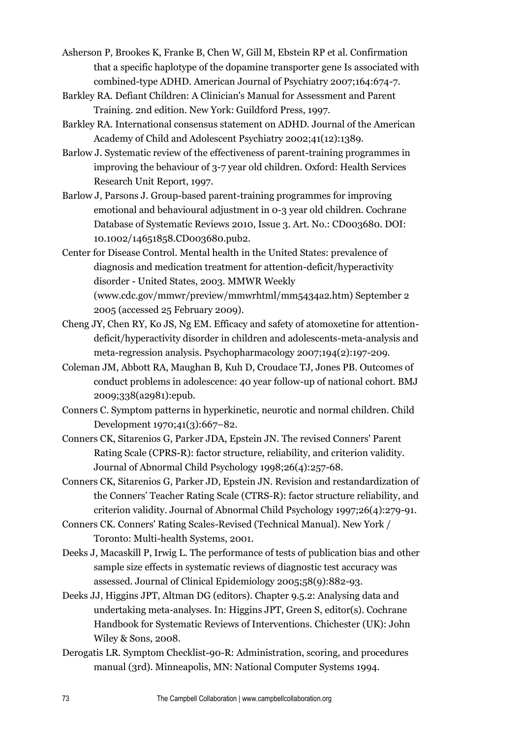Asherson P, Brookes K, Franke B, Chen W, Gill M, Ebstein RP et al. Confirmation that a specific haplotype of the dopamine transporter gene Is associated with combined-type ADHD. American Journal of Psychiatry 2007;164:674-7.

Barkley RA. Defiant Children: A Clinician's Manual for Assessment and Parent Training. 2nd edition. New York: Guildford Press, 1997.

Barkley RA. International consensus statement on ADHD. Journal of the American Academy of Child and Adolescent Psychiatry 2002;41(12):1389.

Barlow J. Systematic review of the effectiveness of parent-training programmes in improving the behaviour of 3-7 year old children. Oxford: Health Services Research Unit Report, 1997.

Barlow J, Parsons J. Group-based parent-training programmes for improving emotional and behavioural adjustment in 0-3 year old children. Cochrane Database of Systematic Reviews 2010, Issue 3. Art. No.: CD003680. DOI: 10.1002/14651858.CD003680.pub2.

Center for Disease Control. Mental health in the United States: prevalence of diagnosis and medication treatment for attention-deficit/hyperactivity disorder - United States, 2003. MMWR Weekly (www.cdc.gov/mmwr/preview/mmwrhtml/mm5434a2.htm) September 2 2005 (accessed 25 February 2009).

Cheng JY, Chen RY, Ko JS, Ng EM. Efficacy and safety of atomoxetine for attention-deficit/hyperactivity disorder in children and adolescents-meta-analysis and meta-regression analysis. Psychopharmacology 2007;194(2):197-209.

Coleman JM, Abbott RA, Maughan B, Kuh D, Croudace TJ, Jones PB. Outcomes of conduct problems in adolescence: 40 year follow-up of national cohort. BMJ 2009;338(a2981):epub.

Conners C. Symptom patterns in hyperkinetic, neurotic and normal children. Child Development 1970;41(3):667–82.

Conners CK, Sitarenios G, Parker JDA, Epstein JN. The revised Conners' Parent Rating Scale (CPRS-R): factor structure, reliability, and criterion validity. Journal of Abnormal Child Psychology 1998;26(4):257-68.

Conners CK, Sitarenios G, Parker JD, Epstein JN. Revision and restandardization of the Conners' Teacher Rating Scale (CTRS-R): factor structure reliability, and criterion validity. Journal of Abnormal Child Psychology 1997;26(4):279-91.

Conners CK. Conners' Rating Scales-Revised (Technical Manual). New York / Toronto: Multi-health Systems, 2001.

Deeks J, Macaskill P, Irwig L. The performance of tests of publication bias and other sample size effects in systematic reviews of diagnostic test accuracy was assessed. Journal of Clinical Epidemiology 2005;58(9):882-93.

Deeks JJ, Higgins JPT, Altman DG (editors). Chapter 9.5.2: Analysing data and undertaking meta-analyses. In: Higgins JPT, Green S, editor(s). Cochrane Handbook for Systematic Reviews of Interventions. Chichester (UK): John Wiley & Sons, 2008.

Derogatis LR. Symptom Checklist-90-R: Administration, scoring, and procedures manual (3rd). Minneapolis, MN: National Computer Systems 1994.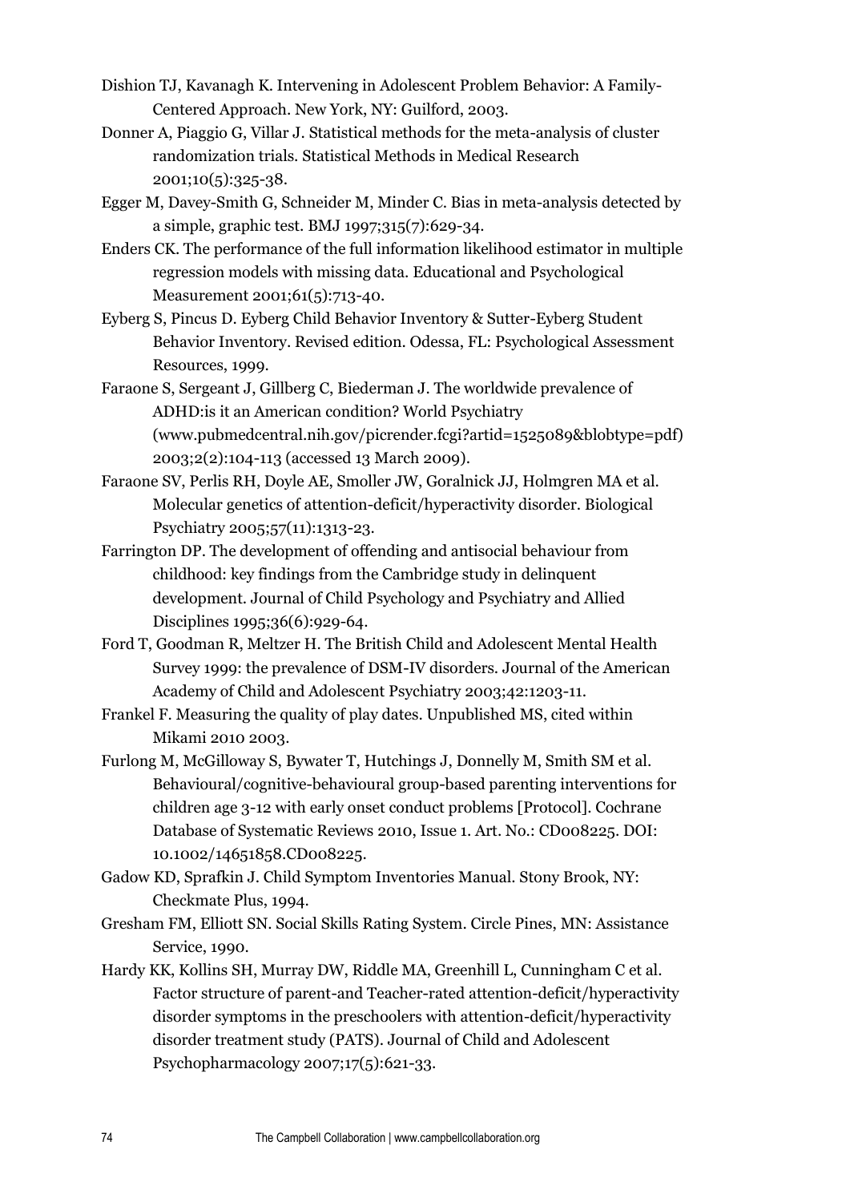Dishion TJ, Kavanagh K. Intervening in Adolescent Problem Behavior: A Family-Centered Approach. New York, NY: Guilford, 2003.

Donner A, Piaggio G, Villar J. Statistical methods for the meta-analysis of cluster randomization trials. Statistical Methods in Medical Research 2001;10(5):325-38.

Egger M, Davey-Smith G, Schneider M, Minder C. Bias in meta-analysis detected by a simple, graphic test. BMJ 1997;315(7):629-34.

Enders CK. The performance of the full information likelihood estimator in multiple regression models with missing data. Educational and Psychological Measurement 2001;61(5):713-40.

Eyberg S, Pincus D. Eyberg Child Behavior Inventory & Sutter-Eyberg Student Behavior Inventory. Revised edition. Odessa, FL: Psychological Assessment Resources, 1999.

Faraone S, Sergeant J, Gillberg C, Biederman J. The worldwide prevalence of ADHD:is it an American condition? World Psychiatry (www.pubmedcentral.nih.gov/picrender.fcgi?artid=1525089&blobtype=pdf) 2003;2(2):104-113 (accessed 13 March 2009).

Faraone SV, Perlis RH, Doyle AE, Smoller JW, Goralnick JJ, Holmgren MA et al. Molecular genetics of attention-deficit/hyperactivity disorder. Biological Psychiatry 2005;57(11):1313-23.

Farrington DP. The development of offending and antisocial behaviour from childhood: key findings from the Cambridge study in delinquent development. Journal of Child Psychology and Psychiatry and Allied Disciplines 1995;36(6):929-64.

Ford T, Goodman R, Meltzer H. The British Child and Adolescent Mental Health Survey 1999: the prevalence of DSM-IV disorders. Journal of the American Academy of Child and Adolescent Psychiatry 2003;42:1203-11.

Frankel F. Measuring the quality of play dates. Unpublished MS, cited within Mikami 2010 2003.

Furlong M, McGilloway S, Bywater T, Hutchings J, Donnelly M, Smith SM et al. Behavioural/cognitive-behavioural group-based parenting interventions for children age 3-12 with early onset conduct problems [Protocol]. Cochrane Database of Systematic Reviews 2010, Issue 1. Art. No.: CD008225. DOI: 10.1002/14651858.CD008225.

Gadow KD, Sprafkin J. Child Symptom Inventories Manual. Stony Brook, NY: Checkmate Plus, 1994.

Gresham FM, Elliott SN. Social Skills Rating System. Circle Pines, MN: Assistance Service, 1990.

Hardy KK, Kollins SH, Murray DW, Riddle MA, Greenhill L, Cunningham C et al. Factor structure of parent-and Teacher-rated attention-deficit/hyperactivity disorder symptoms in the preschoolers with attention-deficit/hyperactivity disorder treatment study (PATS). Journal of Child and Adolescent Psychopharmacology 2007;17(5):621-33.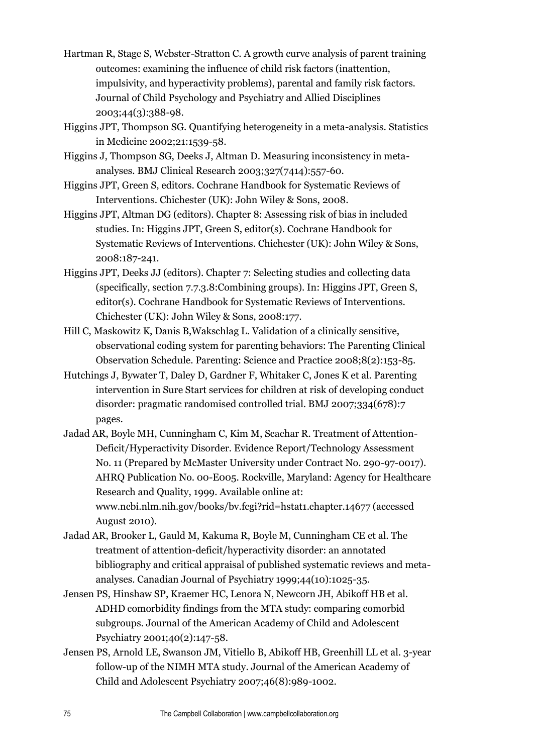Hartman R, Stage S, Webster-Stratton C. A growth curve analysis of parent training outcomes: examining the influence of child risk factors (inattention, impulsivity, and hyperactivity problems), parental and family risk factors. Journal of Child Psychology and Psychiatry and Allied Disciplines 2003;44(3):388-98.

Higgins JPT, Thompson SG. Quantifying heterogeneity in a meta-analysis. Statistics in Medicine 2002;21:1539-58.

Higgins J, Thompson SG, Deeks J, Altman D. Measuring inconsistency in meta-analyses. BMJ Clinical Research 2003;327(7414):557-60.

Higgins JPT, Green S, editors. Cochrane Handbook for Systematic Reviews of Interventions. Chichester (UK): John Wiley & Sons, 2008.

Higgins JPT, Altman DG (editors). Chapter 8: Assessing risk of bias in included studies. In: Higgins JPT, Green S, editor(s). Cochrane Handbook for Systematic Reviews of Interventions. Chichester (UK): John Wiley & Sons, 2008:187-241.

Higgins JPT, Deeks JJ (editors). Chapter 7: Selecting studies and collecting data (specifically, section 7.7.3.8:Combining groups). In: Higgins JPT, Green S, editor(s). Cochrane Handbook for Systematic Reviews of Interventions. Chichester (UK): John Wiley & Sons, 2008:177.

Hill C, Maskowitz K, Danis B,Wakschlag L. Validation of a clinically sensitive, observational coding system for parenting behaviors: The Parenting Clinical Observation Schedule. Parenting: Science and Practice 2008;8(2):153-85.

Hutchings J, Bywater T, Daley D, Gardner F, Whitaker C, Jones K et al. Parenting intervention in Sure Start services for children at risk of developing conduct disorder: pragmatic randomised controlled trial. BMJ 2007;334(678):7 pages.

Jadad AR, Boyle MH, Cunningham C, Kim M, Scachar R. Treatment of Attention-Deficit/Hyperactivity Disorder. Evidence Report/Technology Assessment No. 11 (Prepared by McMaster University under Contract No. 290-97-0017). AHRQ Publication No. 00-E005. Rockville, Maryland: Agency for Healthcare Research and Quality, 1999. Available online at: www.ncbi.nlm.nih.gov/books/bv.fcgi?rid=hstat1.chapter.14677 (accessed August 2010).

Jadad AR, Brooker L, Gauld M, Kakuma R, Boyle M, Cunningham CE et al. The treatment of attention-deficit/hyperactivity disorder: an annotated bibliography and critical appraisal of published systematic reviews and meta-analyses. Canadian Journal of Psychiatry 1999;44(10):1025-35.

Jensen PS, Hinshaw SP, Kraemer HC, Lenora N, Newcorn JH, Abikoff HB et al. ADHD comorbidity findings from the MTA study: comparing comorbid subgroups. Journal of the American Academy of Child and Adolescent Psychiatry 2001;40(2):147-58.

Jensen PS, Arnold LE, Swanson JM, Vitiello B, Abikoff HB, Greenhill LL et al. 3-year follow-up of the NIMH MTA study. Journal of the American Academy of Child and Adolescent Psychiatry 2007;46(8):989-1002.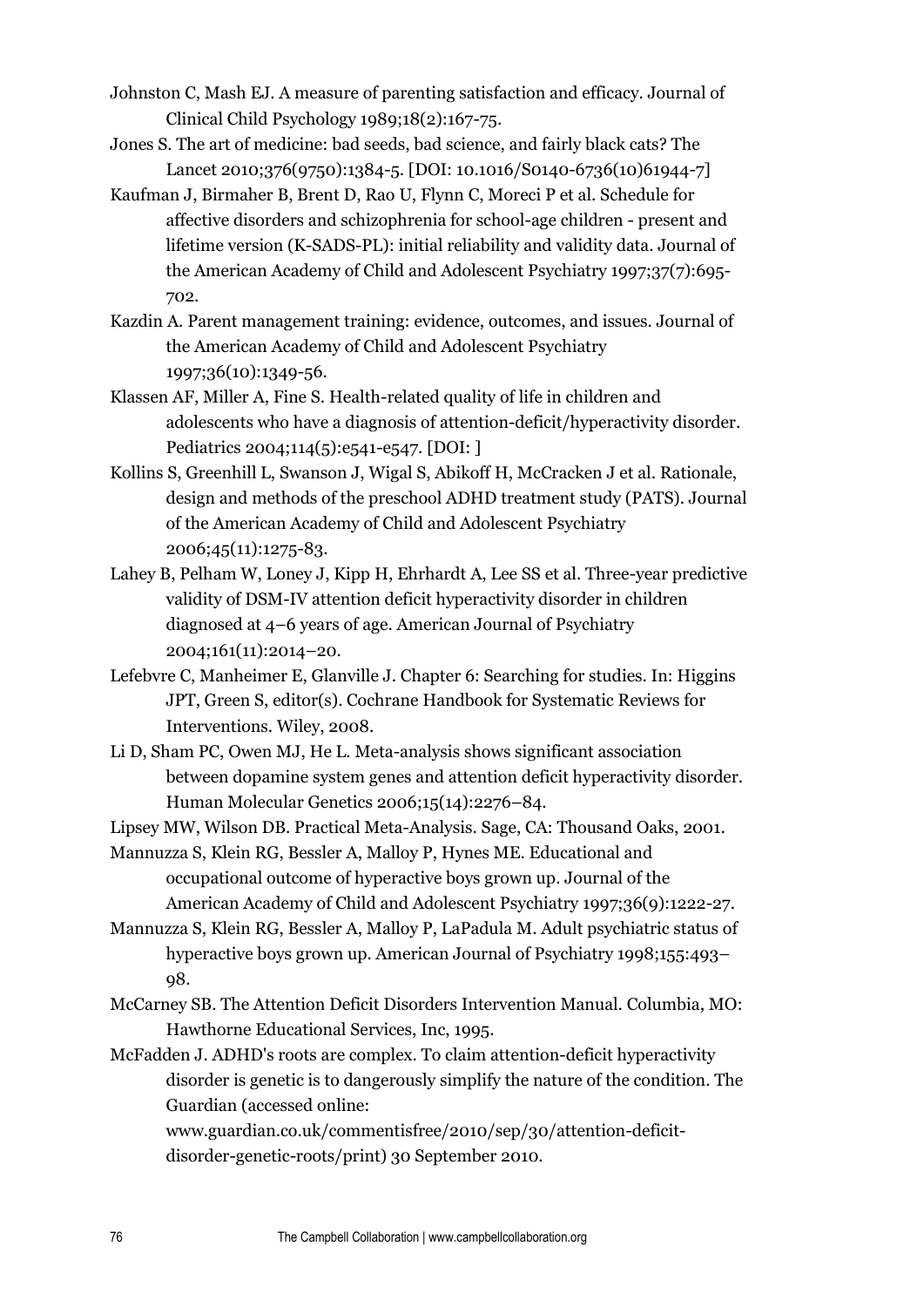Johnston C, Mash EJ. A measure of parenting satisfaction and efficacy. Journal of Clinical Child Psychology 1989;18(2):167-75.

Jones S. The art of medicine: bad seeds, bad science, and fairly black cats? The Lancet 2010;376(9750):1384-5. [DOI: 10.1016/S0140-6736(10)61944-7]

Kaufman J, Birmaher B, Brent D, Rao U, Flynn C, Moreci P et al. Schedule for affective disorders and schizophrenia for school-age children - present and lifetime version (K-SADS-PL): initial reliability and validity data. Journal of the American Academy of Child and Adolescent Psychiatry 1997;37(7):695-702.

Kazdin A. Parent management training: evidence, outcomes, and issues. Journal of the American Academy of Child and Adolescent Psychiatry 1997;36(10):1349-56.

Klassen AF, Miller A, Fine S. Health-related quality of life in children and adolescents who have a diagnosis of attention-deficit/hyperactivity disorder. Pediatrics 2004;114(5):e541-e547. [DOI: ]

Kollins S, Greenhill L, Swanson J, Wigal S, Abikoff H, McCracken J et al. Rationale, design and methods of the preschool ADHD treatment study (PATS). Journal of the American Academy of Child and Adolescent Psychiatry 2006;45(11):1275-83.

Lahey B, Pelham W, Loney J, Kipp H, Ehrhardt A, Lee SS et al. Three-year predictive validity of DSM-IV attention deficit hyperactivity disorder in children diagnosed at 4–6 years of age. American Journal of Psychiatry 2004;161(11):2014–20.

Lefebvre C, Manheimer E, Glanville J. Chapter 6: Searching for studies. In: Higgins JPT, Green S, editor(s). Cochrane Handbook for Systematic Reviews for Interventions. Wiley, 2008.

Li D, Sham PC, Owen MJ, He L. Meta-analysis shows significant association between dopamine system genes and attention deficit hyperactivity disorder. Human Molecular Genetics 2006;15(14):2276–84.

Lipsey MW, Wilson DB. Practical Meta-Analysis. Sage, CA: Thousand Oaks, 2001.

Mannuzza S, Klein RG, Bessler A, Malloy P, Hynes ME. Educational and occupational outcome of hyperactive boys grown up. Journal of the American Academy of Child and Adolescent Psychiatry 1997;36(9):1222-27.

Mannuzza S, Klein RG, Bessler A, Malloy P, LaPadula M. Adult psychiatric status of hyperactive boys grown up. American Journal of Psychiatry 1998;155:493–98.

McCarney SB. The Attention Deficit Disorders Intervention Manual. Columbia, MO: Hawthorne Educational Services, Inc, 1995.

McFadden J. ADHD's roots are complex. To claim attention-deficit hyperactivity disorder is genetic is to dangerously simplify the nature of the condition. The Guardian (accessed online: www.guardian.co.uk/commentisfree/2010/sep/30/attention-deficit-disorder-genetic-roots/print) 30 September 2010.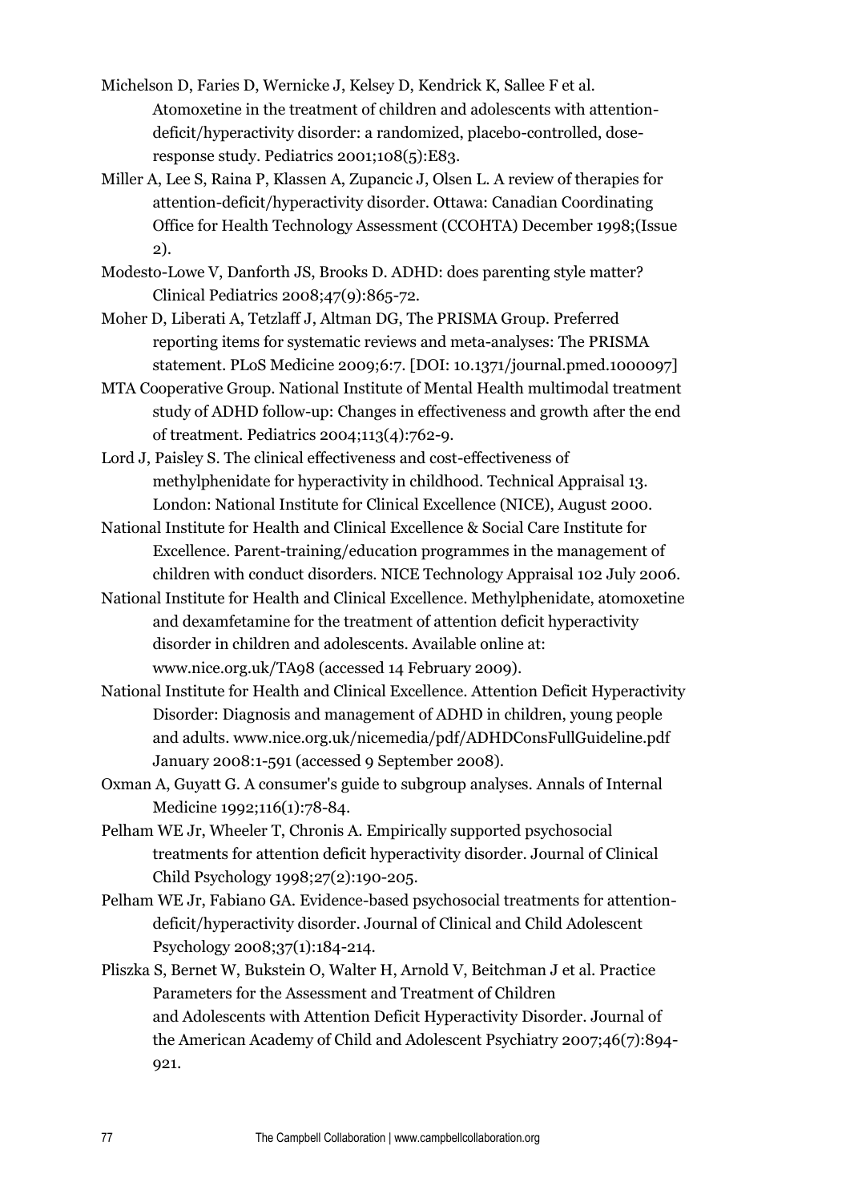Michelson D, Faries D, Wernicke J, Kelsey D, Kendrick K, Sallee F et al. Atomoxetine in the treatment of children and adolescents with attention-deficit/hyperactivity disorder: a randomized, placebo-controlled, dose-response study. Pediatrics 2001;108(5):E83.

Miller A, Lee S, Raina P, Klassen A, Zupancic J, Olsen L. A review of therapies for attention-deficit/hyperactivity disorder. Ottawa: Canadian Coordinating Office for Health Technology Assessment (CCOHTA) December 1998;(Issue 2).

Modesto-Lowe V, Danforth JS, Brooks D. ADHD: does parenting style matter? Clinical Pediatrics 2008;47(9):865-72.

Moher D, Liberati A, Tetzlaff J, Altman DG, The PRISMA Group. Preferred reporting items for systematic reviews and meta-analyses: The PRISMA statement. PLoS Medicine 2009;6:7. [DOI: 10.1371/journal.pmed.1000097]

MTA Cooperative Group. National Institute of Mental Health multimodal treatment study of ADHD follow-up: Changes in effectiveness and growth after the end of treatment. Pediatrics 2004;113(4):762-9.

Lord J, Paisley S. The clinical effectiveness and cost-effectiveness of methylphenidate for hyperactivity in childhood. Technical Appraisal 13. London: National Institute for Clinical Excellence (NICE), August 2000.

National Institute for Health and Clinical Excellence & Social Care Institute for Excellence. Parent-training/education programmes in the management of children with conduct disorders. NICE Technology Appraisal 102 July 2006.

National Institute for Health and Clinical Excellence. Methylphenidate, atomoxetine and dexamfetamine for the treatment of attention deficit hyperactivity disorder in children and adolescents. Available online at: www.nice.org.uk/TA98 (accessed 14 February 2009).

National Institute for Health and Clinical Excellence. Attention Deficit Hyperactivity Disorder: Diagnosis and management of ADHD in children, young people and adults. www.nice.org.uk/nicemedia/pdf/ADHDConsFullGuideline.pdf January 2008:1-591 (accessed 9 September 2008).

Oxman A, Guyatt G. A consumer's guide to subgroup analyses. Annals of Internal Medicine 1992;116(1):78-84.

Pelham WE Jr, Wheeler T, Chronis A. Empirically supported psychosocial treatments for attention deficit hyperactivity disorder. Journal of Clinical Child Psychology 1998;27(2):190-205.

Pelham WE Jr, Fabiano GA. Evidence-based psychosocial treatments for attention-deficit/hyperactivity disorder. Journal of Clinical and Child Adolescent Psychology 2008;37(1):184-214.

Pliszka S, Bernet W, Bukstein O, Walter H, Arnold V, Beitchman J et al. Practice Parameters for the Assessment and Treatment of Children and Adolescents with Attention Deficit Hyperactivity Disorder. Journal of the American Academy of Child and Adolescent Psychiatry 2007;46(7):894-921.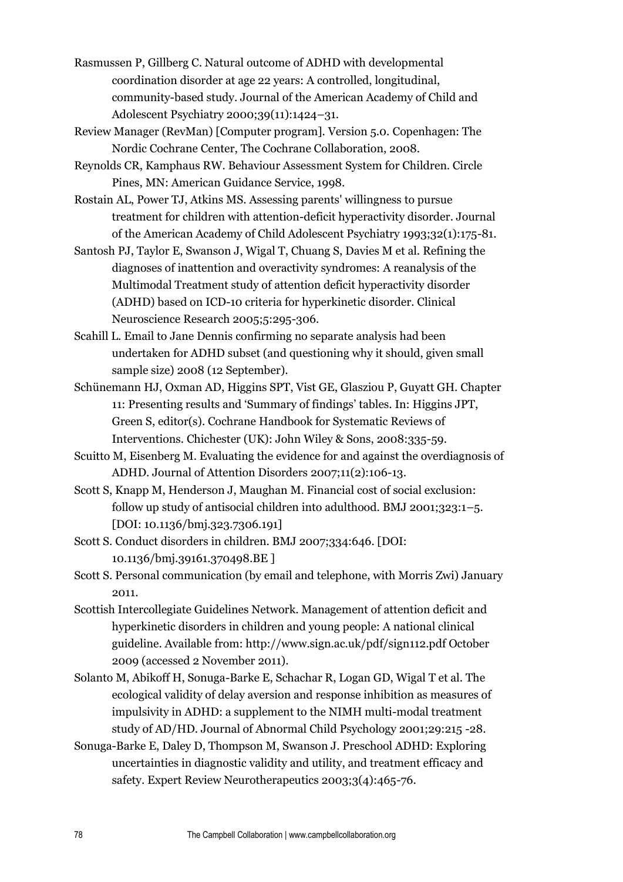Rasmussen P, Gillberg C. Natural outcome of ADHD with developmental coordination disorder at age 22 years: A controlled, longitudinal, community-based study. Journal of the American Academy of Child and Adolescent Psychiatry 2000;39(11):1424–31.

Review Manager (RevMan) [Computer program]. Version 5.0. Copenhagen: The Nordic Cochrane Center, The Cochrane Collaboration, 2008.

Reynolds CR, Kamphaus RW. Behaviour Assessment System for Children. Circle Pines, MN: American Guidance Service, 1998.

Rostain AL, Power TJ, Atkins MS. Assessing parents' willingness to pursue treatment for children with attention-deficit hyperactivity disorder. Journal of the American Academy of Child Adolescent Psychiatry 1993;32(1):175-81.

Santosh PJ, Taylor E, Swanson J, Wigal T, Chuang S, Davies M et al. Refining the diagnoses of inattention and overactivity syndromes: A reanalysis of the Multimodal Treatment study of attention deficit hyperactivity disorder (ADHD) based on ICD-10 criteria for hyperkinetic disorder. Clinical Neuroscience Research 2005;5:295-306.

Scahill L. Email to Jane Dennis confirming no separate analysis had been undertaken for ADHD subset (and questioning why it should, given small sample size) 2008 (12 September).

Schünemann HJ, Oxman AD, Higgins SPT, Vist GE, Glasziou P, Guyatt GH. Chapter 11: Presenting results and 'Summary of findings' tables. In: Higgins JPT, Green S, editor(s). Cochrane Handbook for Systematic Reviews of Interventions. Chichester (UK): John Wiley & Sons, 2008:335-59.

Scuitto M, Eisenberg M. Evaluating the evidence for and against the overdiagnosis of ADHD. Journal of Attention Disorders 2007;11(2):106-13.

Scott S, Knapp M, Henderson J, Maughan M. Financial cost of social exclusion: follow up study of antisocial children into adulthood. BMJ 2001;323:1–5. [DOI: 10.1136/bmj.323.7306.191]

Scott S. Conduct disorders in children. BMJ 2007;334:646. [DOI: 10.1136/bmj.39161.370498.BE ]

Scott S. Personal communication (by email and telephone, with Morris Zwi) January 2011.

Scottish Intercollegiate Guidelines Network. Management of attention deficit and hyperkinetic disorders in children and young people: A national clinical guideline. Available from: http://www.sign.ac.uk/pdf/sign112.pdf October 2009 (accessed 2 November 2011).

Solanto M, Abikoff H, Sonuga-Barke E, Schachar R, Logan GD, Wigal T et al. The ecological validity of delay aversion and response inhibition as measures of impulsivity in ADHD: a supplement to the NIMH multi-modal treatment study of AD/HD. Journal of Abnormal Child Psychology 2001;29:215 -28.

Sonuga-Barke E, Daley D, Thompson M, Swanson J. Preschool ADHD: Exploring uncertainties in diagnostic validity and utility, and treatment efficacy and safety. Expert Review Neurotherapeutics 2003;3(4):465-76.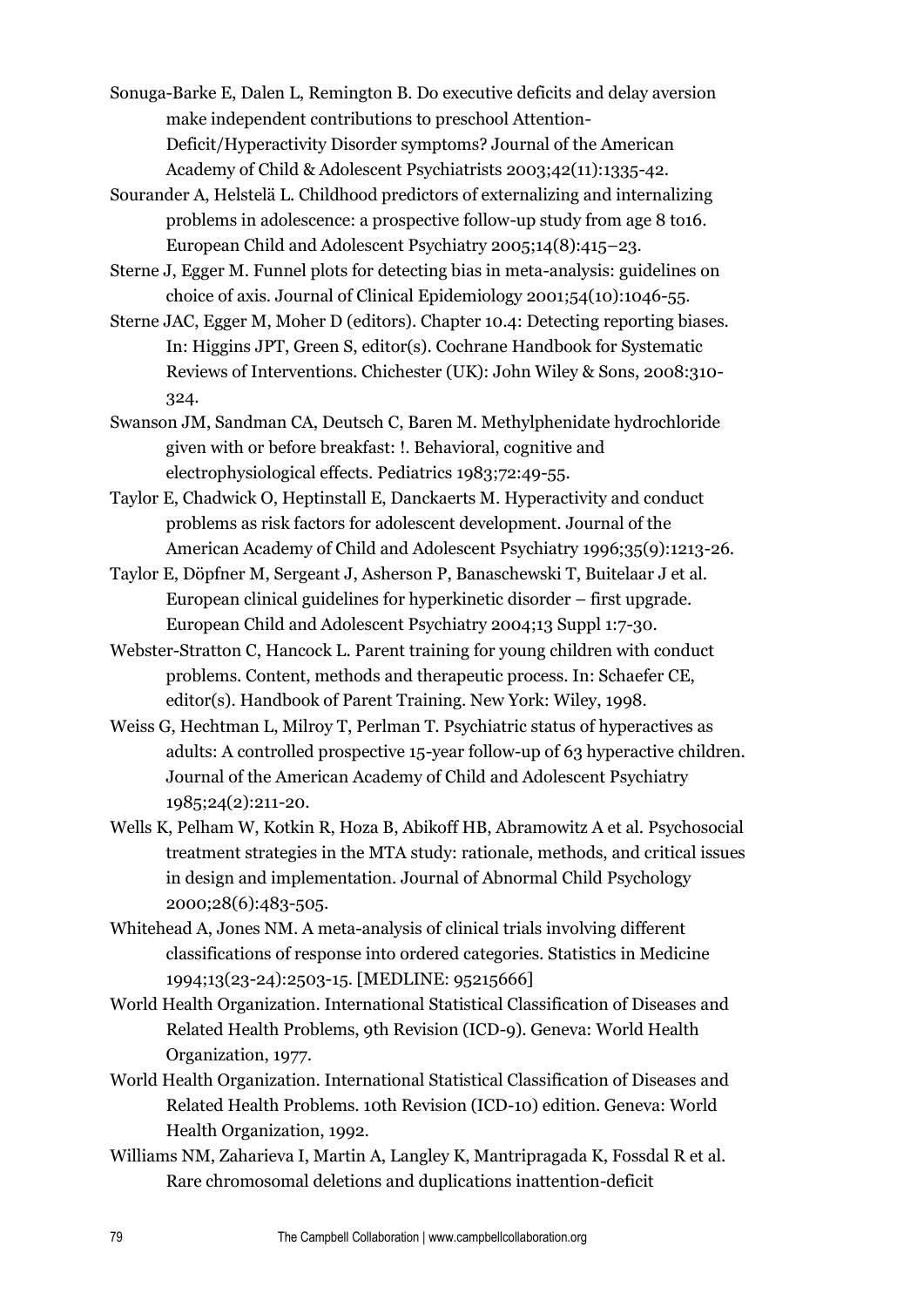Sonuga-Barke E, Dalen L, Remington B. Do executive deficits and delay aversion make independent contributions to preschool Attention-Deficit/Hyperactivity Disorder symptoms? Journal of the American Academy of Child & Adolescent Psychiatrists 2003;42(11):1335-42.

Sourander A, Helstelä L. Childhood predictors of externalizing and internalizing problems in adolescence: a prospective follow-up study from age 8 to16. European Child and Adolescent Psychiatry 2005;14(8):415–23.

Sterne J, Egger M. Funnel plots for detecting bias in meta-analysis: guidelines on choice of axis. Journal of Clinical Epidemiology 2001;54(10):1046-55.

Sterne JAC, Egger M, Moher D (editors). Chapter 10.4: Detecting reporting biases. In: Higgins JPT, Green S, editor(s). Cochrane Handbook for Systematic Reviews of Interventions. Chichester (UK): John Wiley & Sons, 2008:310-324.

Swanson JM, Sandman CA, Deutsch C, Baren M. Methylphenidate hydrochloride given with or before breakfast: !. Behavioral, cognitive and electrophysiological effects. Pediatrics 1983;72:49-55.

Taylor E, Chadwick O, Heptinstall E, Danckaerts M. Hyperactivity and conduct problems as risk factors for adolescent development. Journal of the American Academy of Child and Adolescent Psychiatry 1996;35(9):1213-26.

Taylor E, Döpfner M, Sergeant J, Asherson P, Banaschewski T, Buitelaar J et al. European clinical guidelines for hyperkinetic disorder – first upgrade. European Child and Adolescent Psychiatry 2004;13 Suppl 1:7-30.

Webster-Stratton C, Hancock L. Parent training for young children with conduct problems. Content, methods and therapeutic process. In: Schaefer CE, editor(s). Handbook of Parent Training. New York: Wiley, 1998.

Weiss G, Hechtman L, Milroy T, Perlman T. Psychiatric status of hyperactives as adults: A controlled prospective 15-year follow-up of 63 hyperactive children. Journal of the American Academy of Child and Adolescent Psychiatry 1985;24(2):211-20.

Wells K, Pelham W, Kotkin R, Hoza B, Abikoff HB, Abramowitz A et al. Psychosocial treatment strategies in the MTA study: rationale, methods, and critical issues in design and implementation. Journal of Abnormal Child Psychology 2000;28(6):483-505.

Whitehead A, Jones NM. A meta-analysis of clinical trials involving different classifications of response into ordered categories. Statistics in Medicine 1994;13(23-24):2503-15. [MEDLINE: 95215666]

World Health Organization. International Statistical Classification of Diseases and Related Health Problems, 9th Revision (ICD-9). Geneva: World Health Organization, 1977.

World Health Organization. International Statistical Classification of Diseases and Related Health Problems. 10th Revision (ICD-10) edition. Geneva: World Health Organization, 1992.

Williams NM, Zaharieva I, Martin A, Langley K, Mantripragada K, Fossdal R et al. Rare chromosomal deletions and duplications inattention-deficit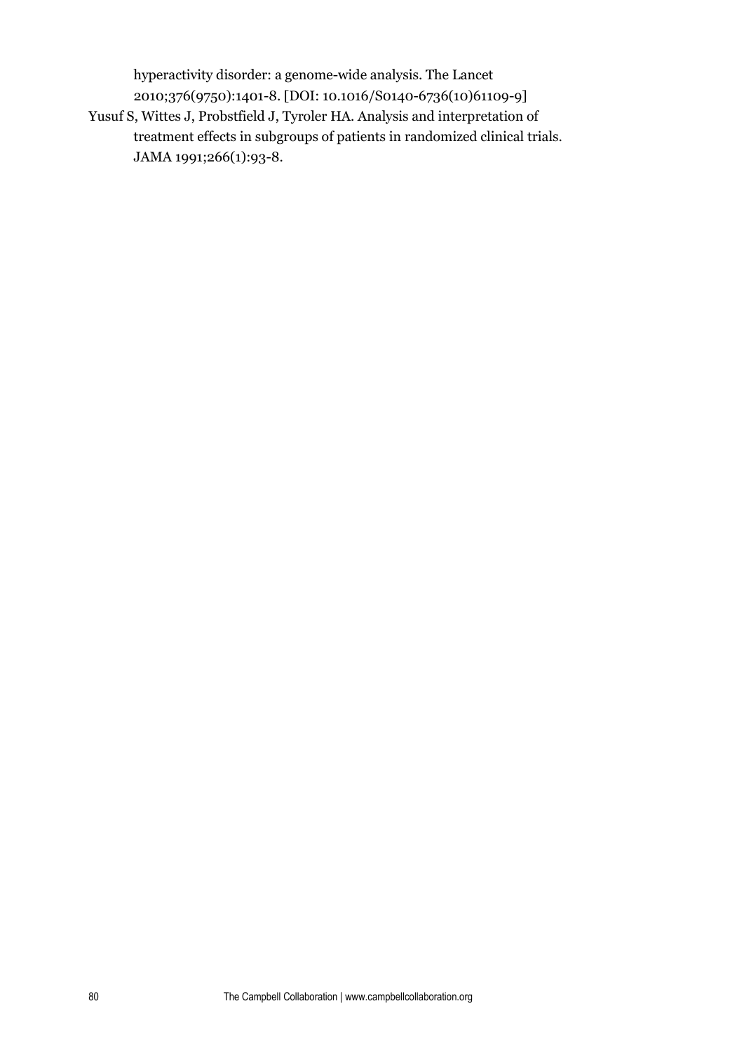hyperactivity disorder: a genome-wide analysis. The Lancet 2010;376(9750):1401-8. [DOI: 10.1016/S0140-6736(10)61109-9]

Yusuf S, Wittes J, Probstfield J, Tyroler HA. Analysis and interpretation of treatment effects in subgroups of patients in randomized clinical trials. JAMA 1991;266(1):93-8.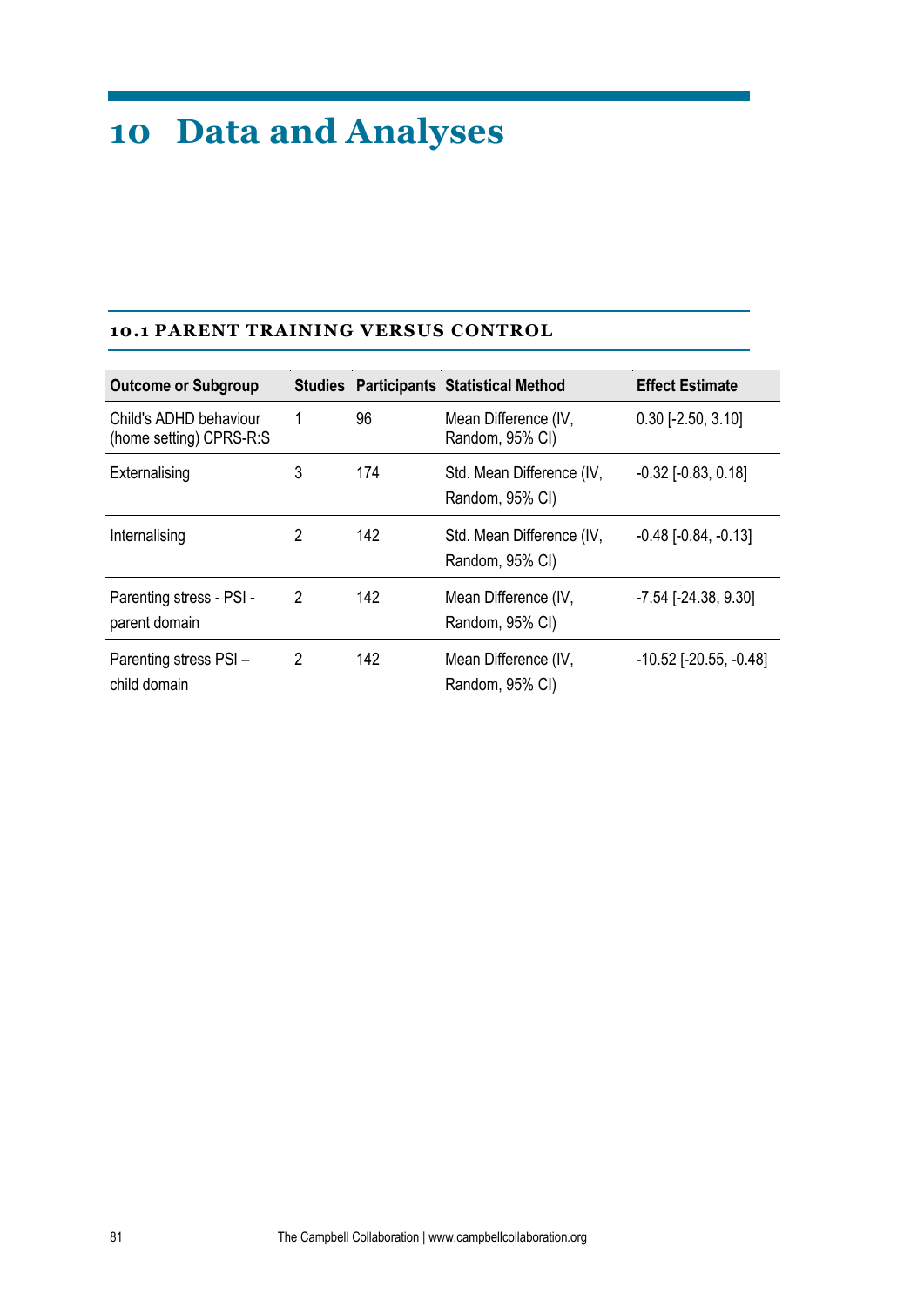# 10 Data and Analyses

## 10.1 PARENT TRAINING VERSUS CONTROL

| Outcome or Subgroup | Studies | Participants | Statistical Method | Effect Estimate |
|---|---|---|---|---|
| Child's ADHD behaviour (home setting) CPRS-R:S | 1 | 96 | Mean Difference (IV, Random, 95% CI) | 0.30 [-2.50, 3.10] |
| Externalising | 3 | 174 | Std. Mean Difference (IV, Random, 95% CI) | -0.32 [-0.83, 0.18] |
| Internalising | 2 | 142 | Std. Mean Difference (IV, Random, 95% CI) | -0.48 [-0.84, -0.13] |
| Parenting stress - PSI - parent domain | 2 | 142 | Mean Difference (IV, Random, 95% CI) | -7.54 [-24.38, 9.30] |
| Parenting stress PSI – child domain | 2 | 142 | Mean Difference (IV, Random, 95% CI) | -10.52 [-20.55, -0.48] |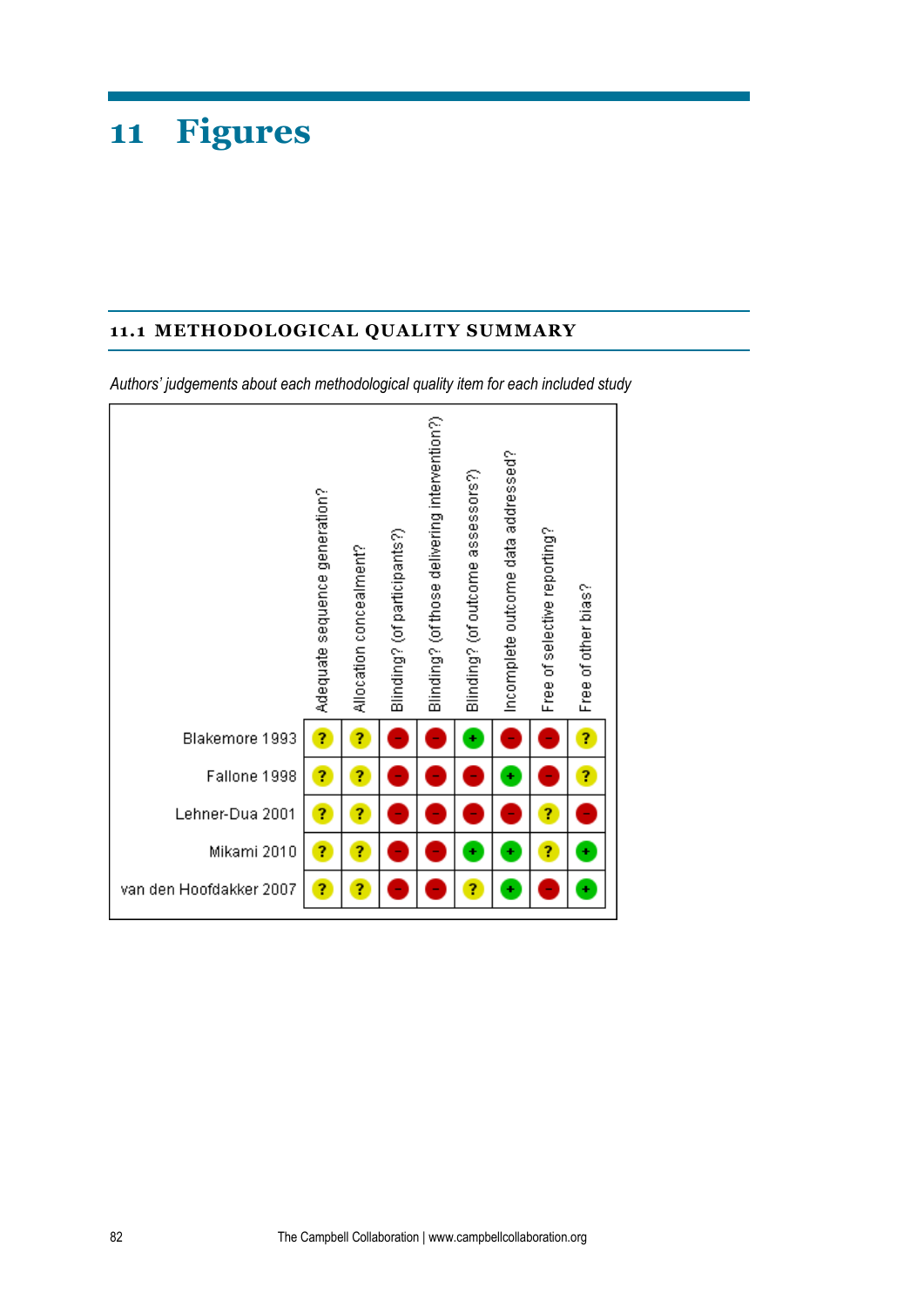# 11 Figures

## 11.1 METHODOLOGICAL QUALITY SUMMARY

*Authors' judgements about each methodological quality item for each included study*

| | Adequate sequence generation? | Allocation concealment? | Blinding? (of participants?) | Blinding? (of those delivering intervention?) | Blinding? (of outcome assessors?) | Incomplete outcome data addressed? | Free of selective reporting? | Free of other bias? |
|---|---|---|---|---|---|---|---|---|
| Blakemore 1993 | ? | ? | − | − | + | − | − | ? |
| Fallone 1998 | ? | ? | − | − | − | + | − | ? |
| Lehner-Dua 2001 | ? | ? | − | − | − | − | ? | − |
| Mikami 2010 | ? | ? | − | − | + | + | ? | + |
| van den Hoofdakker 2007 | ? | ? | − | − | ? | + | − | + |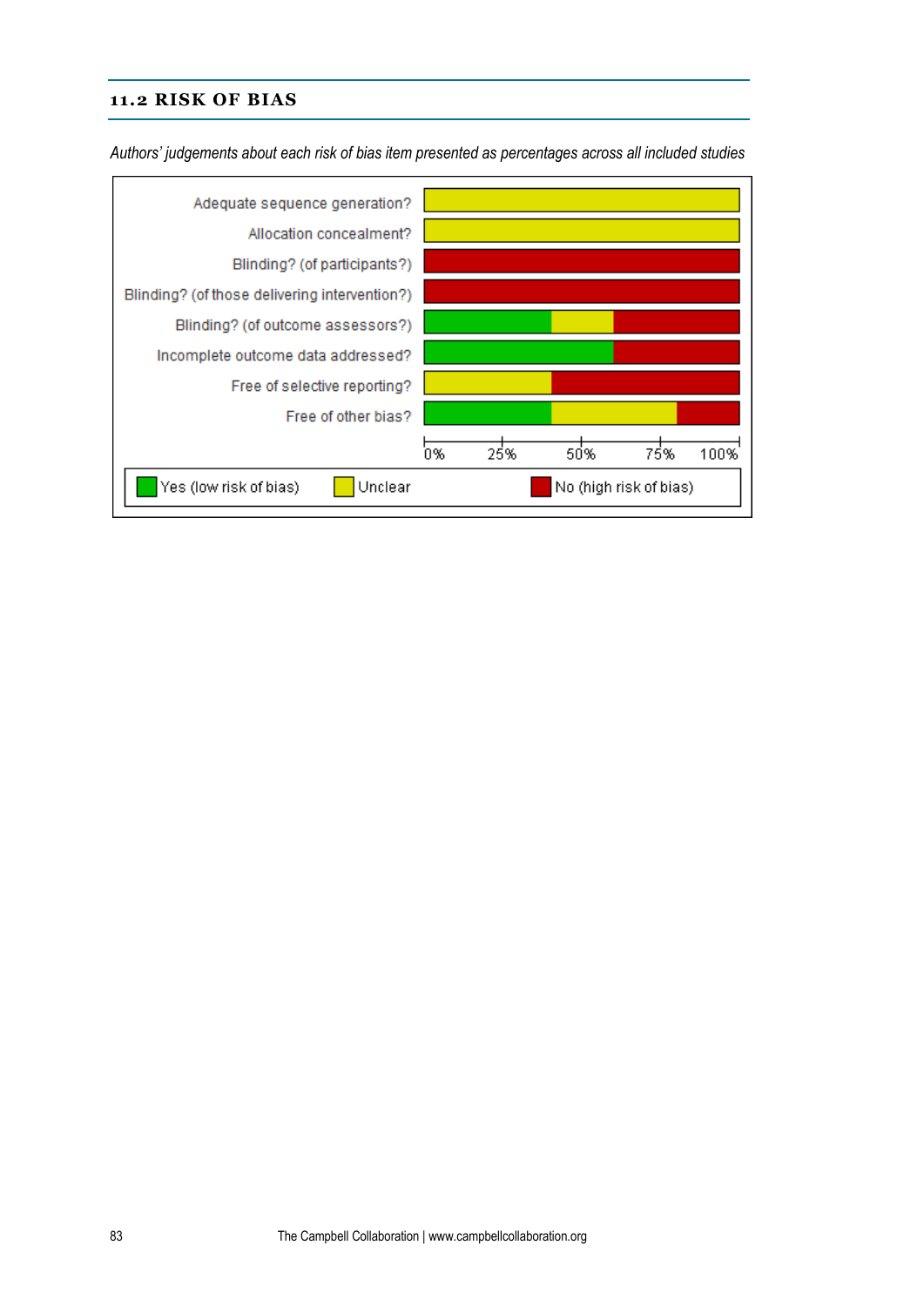## 11.2 RISK OF BIAS

*Authors' judgements about each risk of bias item presented as percentages across all included studies*

| Item | Yes (low risk of bias) | Unclear | No (high risk of bias) |
|---|---|---|---|
| Adequate sequence generation? | | | |
| Allocation concealment? | | | |
| Blinding? (of participants?) | | | |
| Blinding? (of those delivering intervention?) | | | |
| Blinding? (of outcome assessors?) | | | |
| Incomplete outcome data addressed? | | | |
| Free of selective reporting? | | | |
| Free of other bias? | | | |

0% 25% 50% 75% 100%

Yes (low risk of bias) | Unclear | No (high risk of bias)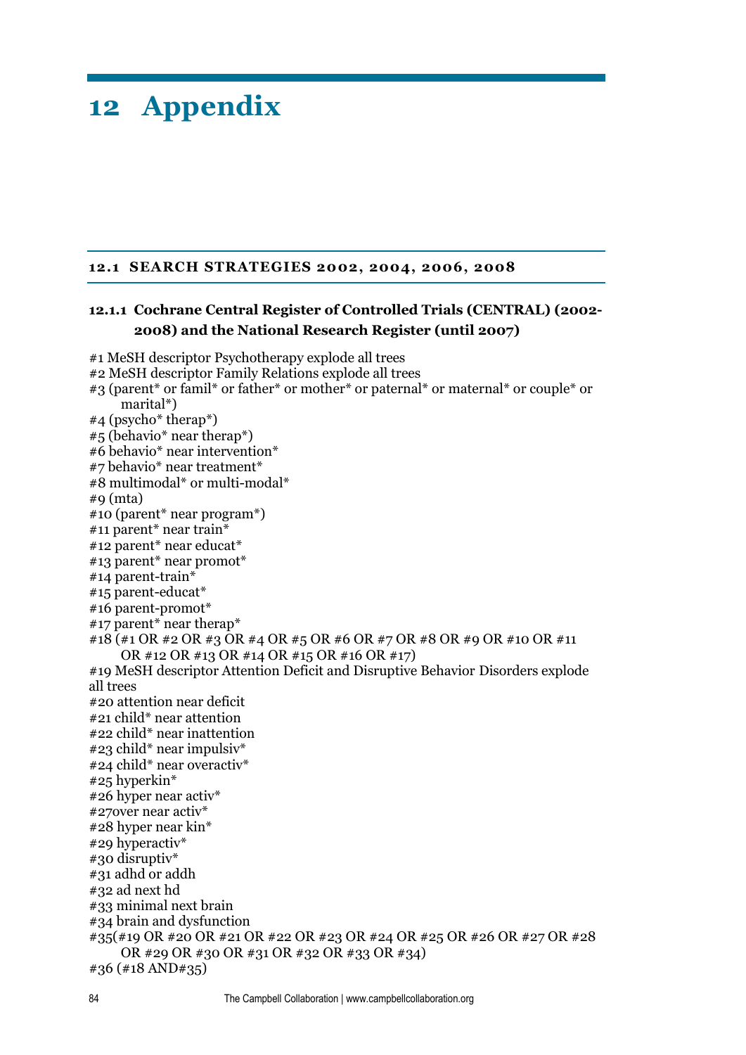# 12 Appendix

## 12.1 SEARCH STRATEGIES 2002, 2004, 2006, 2008

### 12.1.1 Cochrane Central Register of Controlled Trials (CENTRAL) (2002-2008) and the National Research Register (until 2007)

#1 MeSH descriptor Psychotherapy explode all trees
#2 MeSH descriptor Family Relations explode all trees
#3 (parent* or famil* or father* or mother* or paternal* or maternal* or couple* or marital*)
#4 (psycho* therap*)
#5 (behavio* near therap*)
#6 behavio* near intervention*
#7 behavio* near treatment*
#8 multimodal* or multi-modal*
#9 (mta)
#10 (parent* near program*)
#11 parent* near train*
#12 parent* near educat*
#13 parent* near promot*
#14 parent-train*
#15 parent-educat*
#16 parent-promot*
#17 parent* near therap*
#18 (#1 OR #2 OR #3 OR #4 OR #5 OR #6 OR #7 OR #8 OR #9 OR #10 OR #11 OR #12 OR #13 OR #14 OR #15 OR #16 OR #17)
#19 MeSH descriptor Attention Deficit and Disruptive Behavior Disorders explode all trees
#20 attention near deficit
#21 child* near attention
#22 child* near inattention
#23 child* near impulsiv*
#24 child* near overactiv*
#25 hyperkin*
#26 hyper near activ*
#27over near activ*
#28 hyper near kin*
#29 hyperactiv*
#30 disruptiv*
#31 adhd or addh
#32 ad next hd
#33 minimal next brain
#34 brain and dysfunction
#35(#19 OR #20 OR #21 OR #22 OR #23 OR #24 OR #25 OR #26 OR #27 OR #28 OR #29 OR #30 OR #31 OR #32 OR #33 OR #34)
#36 (#18 AND#35)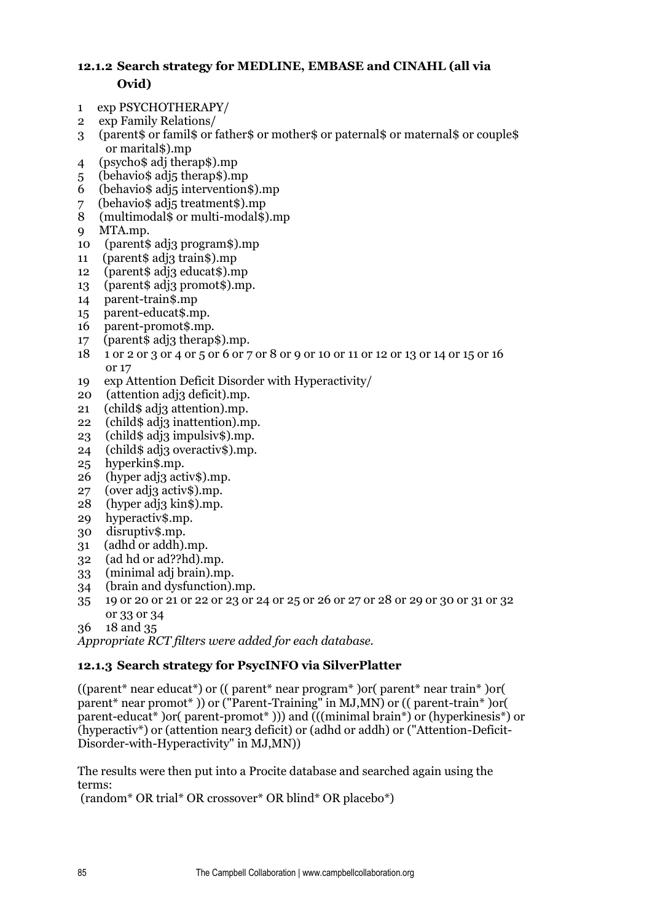### 12.1.2 Search strategy for MEDLINE, EMBASE and CINAHL (all via Ovid)

1 exp PSYCHOTHERAPY/
2 exp Family Relations/
3 (parent$ or famil$ or father$ or mother$ or paternal$ or maternal$ or couple$ or marital$).mp
4 (psycho$ adj therap$).mp
5 (behavio$ adj5 therap$).mp
6 (behavio$ adj5 intervention$).mp
7 (behavio$ adj5 treatment$).mp
8 (multimodal$ or multi-modal$).mp
9 MTA.mp.
10 (parent$ adj3 program$).mp
11 (parent$ adj3 train$).mp
12 (parent$ adj3 educat$).mp
13 (parent$ adj3 promot$).mp.
14 parent-train$.mp
15 parent-educat$.mp.
16 parent-promot$.mp.
17 (parent$ adj3 therap$).mp.
18 1 or 2 or 3 or 4 or 5 or 6 or 7 or 8 or 9 or 10 or 11 or 12 or 13 or 14 or 15 or 16 or 17
19 exp Attention Deficit Disorder with Hyperactivity/
20 (attention adj3 deficit).mp.
21 (child$ adj3 attention).mp.
22 (child$ adj3 inattention).mp.
23 (child$ adj3 impulsiv$).mp.
24 (child$ adj3 overactiv$).mp.
25 hyperkin$.mp.
26 (hyper adj3 activ$).mp.
27 (over adj3 activ$).mp.
28 (hyper adj3 kin$).mp.
29 hyperactiv$.mp.
30 disruptiv$.mp.
31 (adhd or addh).mp.
32 (ad hd or ad??hd).mp.
33 (minimal adj brain).mp.
34 (brain and dysfunction).mp.
35 19 or 20 or 21 or 22 or 23 or 24 or 25 or 26 or 27 or 28 or 29 or 30 or 31 or 32 or 33 or 34
36 18 and 35

*Appropriate RCT filters were added for each database.*

### 12.1.3 Search strategy for PsycINFO via SilverPlatter

((parent* near educat*) or (( parent* near program* )or( parent* near train* )or( parent* near promot* )) or ("Parent-Training" in MJ,MN) or (( parent-train* )or( parent-educat* )or( parent-promot* ))) and (((minimal brain*) or (hyperkinesis*) or (hyperactiv*) or (attention near3 deficit) or (adhd or addh) or ("Attention-Deficit-Disorder-with-Hyperactivity" in MJ,MN))

The results were then put into a Procite database and searched again using the terms:

(random* OR trial* OR crossover* OR blind* OR placebo*)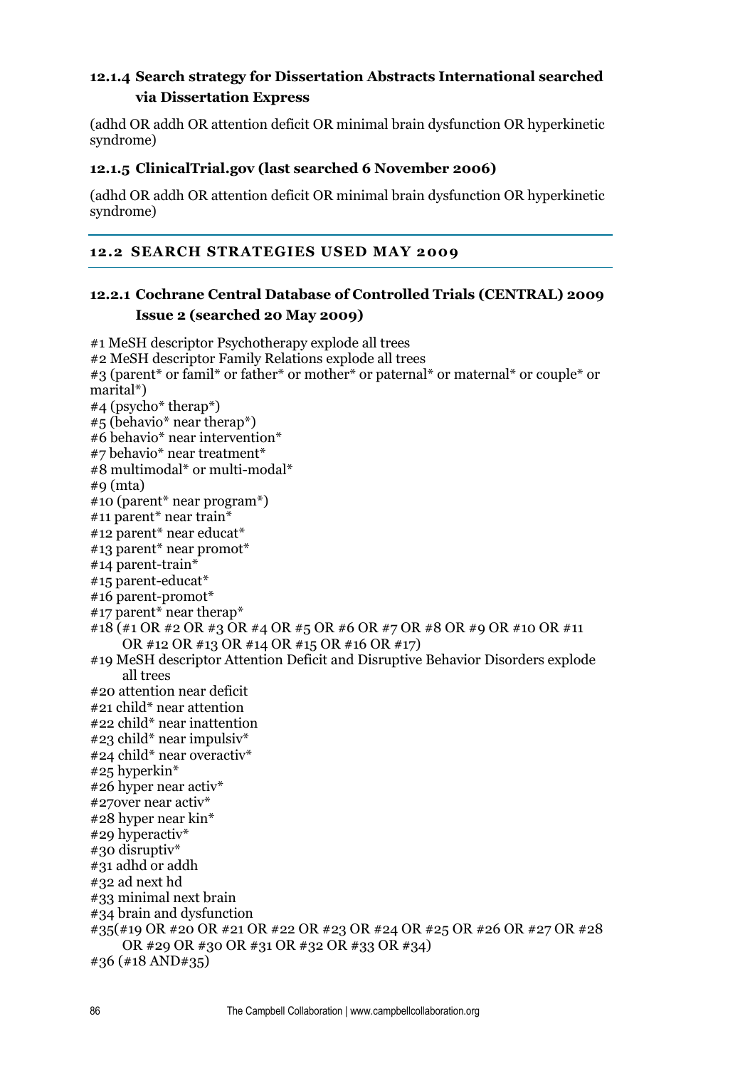#### 12.1.4 Search strategy for Dissertation Abstracts International searched via Dissertation Express

(adhd OR addh OR attention deficit OR minimal brain dysfunction OR hyperkinetic syndrome)

#### 12.1.5 ClinicalTrial.gov (last searched 6 November 2006)

(adhd OR addh OR attention deficit OR minimal brain dysfunction OR hyperkinetic syndrome)

### 12.2 SEARCH STRATEGIES USED MAY 2009

#### 12.2.1 Cochrane Central Database of Controlled Trials (CENTRAL) 2009 Issue 2 (searched 20 May 2009)

#1 MeSH descriptor Psychotherapy explode all trees
#2 MeSH descriptor Family Relations explode all trees
#3 (parent* or famil* or father* or mother* or paternal* or maternal* or couple* or marital*)
#4 (psycho* therap*)
#5 (behavio* near therap*)
#6 behavio* near intervention*
#7 behavio* near treatment*
#8 multimodal* or multi-modal*
#9 (mta)
#10 (parent* near program*)
#11 parent* near train*
#12 parent* near educat*
#13 parent* near promot*
#14 parent-train*
#15 parent-educat*
#16 parent-promot*
#17 parent* near therap*
#18 (#1 OR #2 OR #3 OR #4 OR #5 OR #6 OR #7 OR #8 OR #9 OR #10 OR #11 OR #12 OR #13 OR #14 OR #15 OR #16 OR #17)
#19 MeSH descriptor Attention Deficit and Disruptive Behavior Disorders explode all trees
#20 attention near deficit
#21 child* near attention
#22 child* near inattention
#23 child* near impulsiv*
#24 child* near overactiv*
#25 hyperkin*
#26 hyper near activ*
#27over near activ*
#28 hyper near kin*
#29 hyperactiv*
#30 disruptiv*
#31 adhd or addh
#32 ad next hd
#33 minimal next brain
#34 brain and dysfunction
#35(#19 OR #20 OR #21 OR #22 OR #23 OR #24 OR #25 OR #26 OR #27 OR #28 OR #29 OR #30 OR #31 OR #32 OR #33 OR #34)
#36 (#18 AND#35)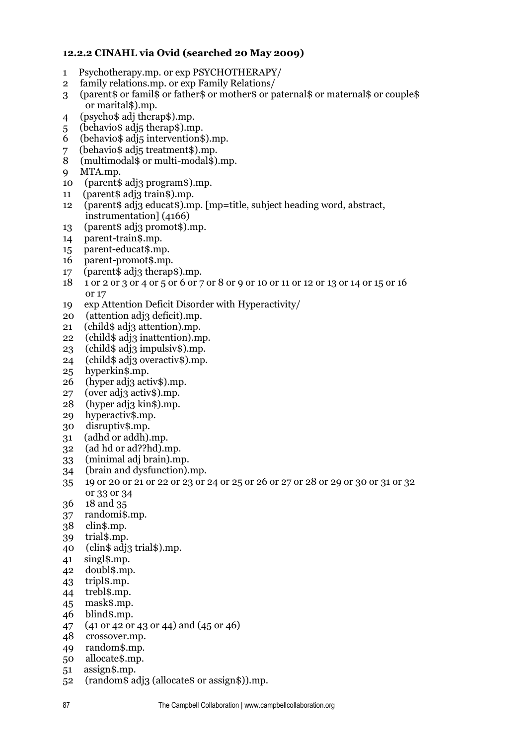### 12.2.2 CINAHL via Ovid (searched 20 May 2009)

1 Psychotherapy.mp. or exp PSYCHOTHERAPY/
2 family relations.mp. or exp Family Relations/
3 (parent$ or famil$ or father$ or mother$ or paternal$ or maternal$ or couple$ or marital$).mp.
4 (psycho$ adj therap$).mp.
5 (behavio$ adj5 therap$).mp.
6 (behavio$ adj5 intervention$).mp.
7 (behavio$ adj5 treatment$).mp.
8 (multimodal$ or multi-modal$).mp.
9 MTA.mp.
10 (parent$ adj3 program$).mp.
11 (parent$ adj3 train$).mp.
12 (parent$ adj3 educat$).mp. [mp=title, subject heading word, abstract, instrumentation] (4166)
13 (parent$ adj3 promot$).mp.
14 parent-train$.mp.
15 parent-educat$.mp.
16 parent-promot$.mp.
17 (parent$ adj3 therap$).mp.
18 1 or 2 or 3 or 4 or 5 or 6 or 7 or 8 or 9 or 10 or 11 or 12 or 13 or 14 or 15 or 16 or 17
19 exp Attention Deficit Disorder with Hyperactivity/
20 (attention adj3 deficit).mp.
21 (child$ adj3 attention).mp.
22 (child$ adj3 inattention).mp.
23 (child$ adj3 impulsiv$).mp.
24 (child$ adj3 overactiv$).mp.
25 hyperkin$.mp.
26 (hyper adj3 activ$).mp.
27 (over adj3 activ$).mp.
28 (hyper adj3 kin$).mp.
29 hyperactiv$.mp.
30 disruptiv$.mp.
31 (adhd or addh).mp.
32 (ad hd or ad??hd).mp.
33 (minimal adj brain).mp.
34 (brain and dysfunction).mp.
35 19 or 20 or 21 or 22 or 23 or 24 or 25 or 26 or 27 or 28 or 29 or 30 or 31 or 32 or 33 or 34
36 18 and 35
37 randomi$.mp.
38 clin$.mp.
39 trial$.mp.
40 (clin$ adj3 trial$).mp.
41 singl$.mp.
42 doubl$.mp.
43 tripl$.mp.
44 trebl$.mp.
45 mask$.mp.
46 blind$.mp.
47 (41 or 42 or 43 or 44) and (45 or 46)
48 crossover.mp.
49 random$.mp.
50 allocate$.mp.
51 assign$.mp.
52 (random$ adj3 (allocate$ or assign$)).mp.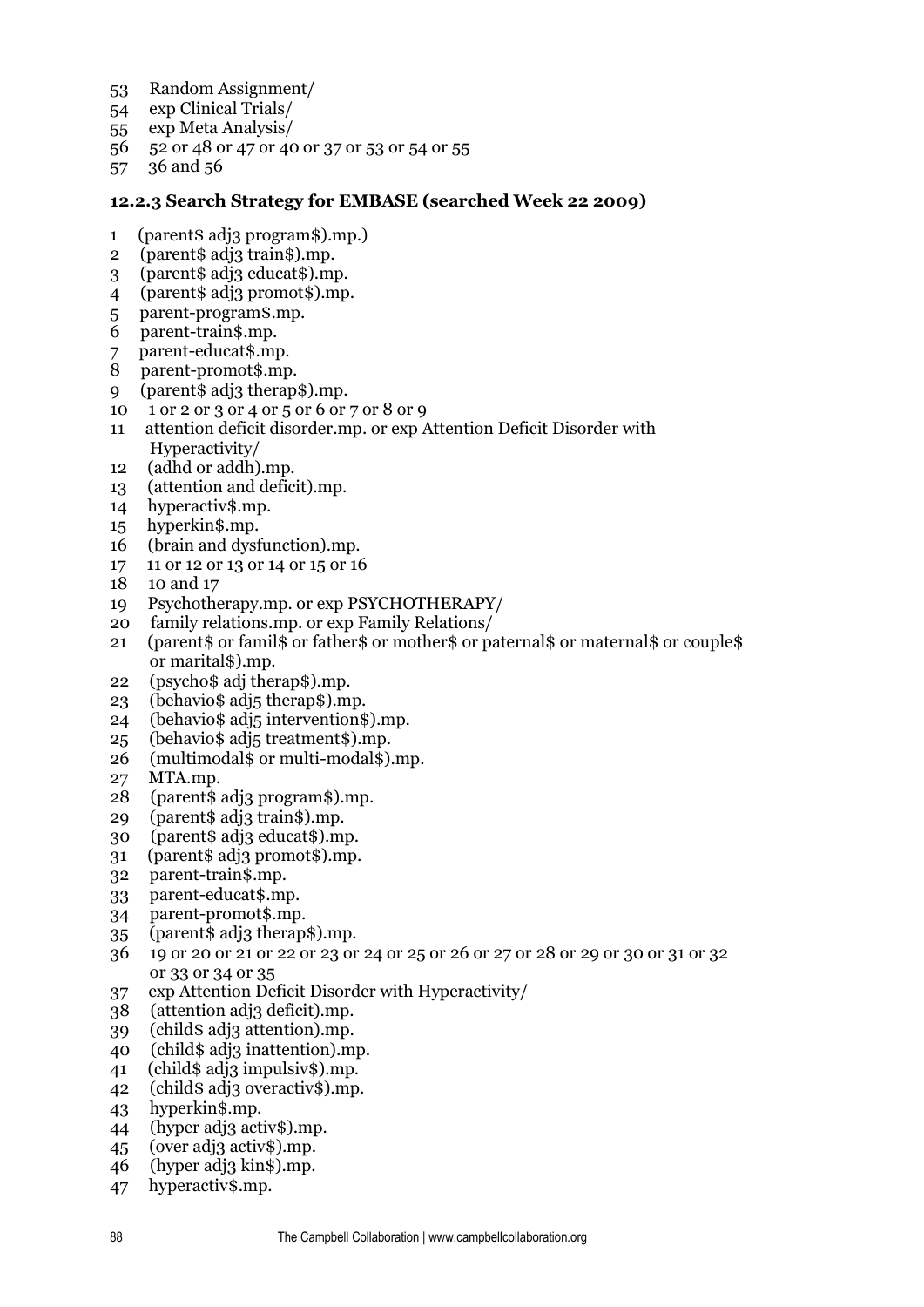53 Random Assignment/
54 exp Clinical Trials/
55 exp Meta Analysis/
56 52 or 48 or 47 or 40 or 37 or 53 or 54 or 55
57 36 and 56

### 12.2.3 Search Strategy for EMBASE (searched Week 22 2009)

1 (parent$ adj3 program$).mp.)
2 (parent$ adj3 train$).mp.
3 (parent$ adj3 educat$).mp.
4 (parent$ adj3 promot$).mp.
5 parent-program$.mp.
6 parent-train$.mp.
7 parent-educat$.mp.
8 parent-promot$.mp.
9 (parent$ adj3 therap$).mp.
10 1 or 2 or 3 or 4 or 5 or 6 or 7 or 8 or 9
11 attention deficit disorder.mp. or exp Attention Deficit Disorder with Hyperactivity/
12 (adhd or addh).mp.
13 (attention and deficit).mp.
14 hyperactiv$.mp.
15 hyperkin$.mp.
16 (brain and dysfunction).mp.
17 11 or 12 or 13 or 14 or 15 or 16
18 10 and 17
19 Psychotherapy.mp. or exp PSYCHOTHERAPY/
20 family relations.mp. or exp Family Relations/
21 (parent$ or famil$ or father$ or mother$ or paternal$ or maternal$ or couple$ or marital$).mp.
22 (psycho$ adj therap$).mp.
23 (behavio$ adj5 therap$).mp.
24 (behavio$ adj5 intervention$).mp.
25 (behavio$ adj5 treatment$).mp.
26 (multimodal$ or multi-modal$).mp.
27 MTA.mp.
28 (parent$ adj3 program$).mp.
29 (parent$ adj3 train$).mp.
30 (parent$ adj3 educat$).mp.
31 (parent$ adj3 promot$).mp.
32 parent-train$.mp.
33 parent-educat$.mp.
34 parent-promot$.mp.
35 (parent$ adj3 therap$).mp.
36 19 or 20 or 21 or 22 or 23 or 24 or 25 or 26 or 27 or 28 or 29 or 30 or 31 or 32 or 33 or 34 or 35
37 exp Attention Deficit Disorder with Hyperactivity/
38 (attention adj3 deficit).mp.
39 (child$ adj3 attention).mp.
40 (child$ adj3 inattention).mp.
41 (child$ adj3 impulsiv$).mp.
42 (child$ adj3 overactiv$).mp.
43 hyperkin$.mp.
44 (hyper adj3 activ$).mp.
45 (over adj3 activ$).mp.
46 (hyper adj3 kin$).mp.
47 hyperactiv$.mp.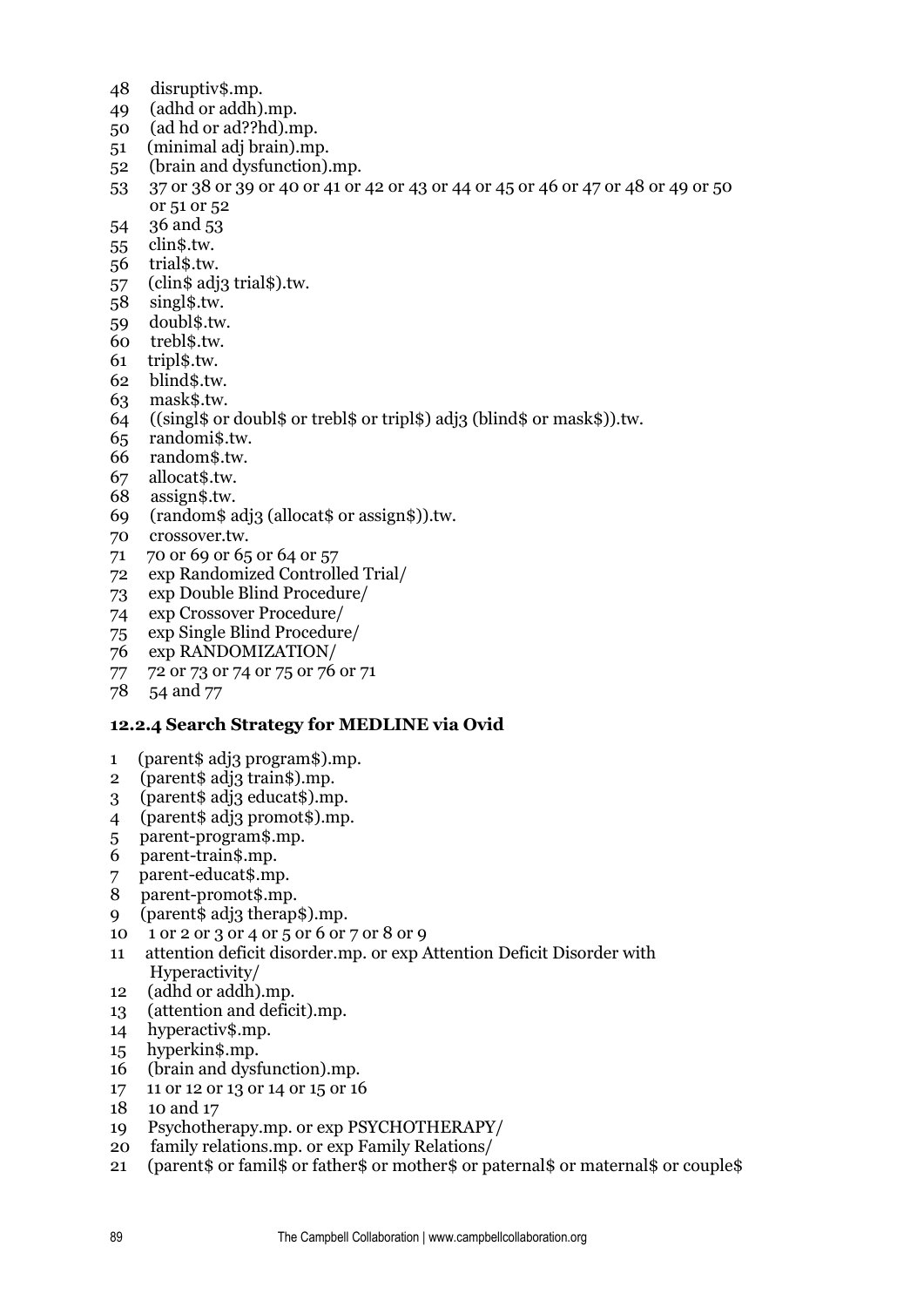48 disruptiv$.mp.
49 (adhd or addh).mp.
50 (ad hd or ad??hd).mp.
51 (minimal adj brain).mp.
52 (brain and dysfunction).mp.
53 37 or 38 or 39 or 40 or 41 or 42 or 43 or 44 or 45 or 46 or 47 or 48 or 49 or 50 or 51 or 52
54 36 and 53
55 clin$.tw.
56 trial$.tw.
57 (clin$ adj3 trial$).tw.
58 singl$.tw.
59 doubl$.tw.
60 trebl$.tw.
61 tripl$.tw.
62 blind$.tw.
63 mask$.tw.
64 ((singl$ or doubl$ or trebl$ or tripl$) adj3 (blind$ or mask$)).tw.
65 randomi$.tw.
66 random$.tw.
67 allocat$.tw.
68 assign$.tw.
69 (random$ adj3 (allocat$ or assign$)).tw.
70 crossover.tw.
71 70 or 69 or 65 or 64 or 57
72 exp Randomized Controlled Trial/
73 exp Double Blind Procedure/
74 exp Crossover Procedure/
75 exp Single Blind Procedure/
76 exp RANDOMIZATION/
77 72 or 73 or 74 or 75 or 76 or 71
78 54 and 77

#### 12.2.4 Search Strategy for MEDLINE via Ovid

1 (parent$ adj3 program$).mp.
2 (parent$ adj3 train$).mp.
3 (parent$ adj3 educat$).mp.
4 (parent$ adj3 promot$).mp.
5 parent-program$.mp.
6 parent-train$.mp.
7 parent-educat$.mp.
8 parent-promot$.mp.
9 (parent$ adj3 therap$).mp.
10 1 or 2 or 3 or 4 or 5 or 6 or 7 or 8 or 9
11 attention deficit disorder.mp. or exp Attention Deficit Disorder with Hyperactivity/
12 (adhd or addh).mp.
13 (attention and deficit).mp.
14 hyperactiv$.mp.
15 hyperkin$.mp.
16 (brain and dysfunction).mp.
17 11 or 12 or 13 or 14 or 15 or 16
18 10 and 17
19 Psychotherapy.mp. or exp PSYCHOTHERAPY/
20 family relations.mp. or exp Family Relations/
21 (parent$ or famil$ or father$ or mother$ or paternal$ or maternal$ or couple$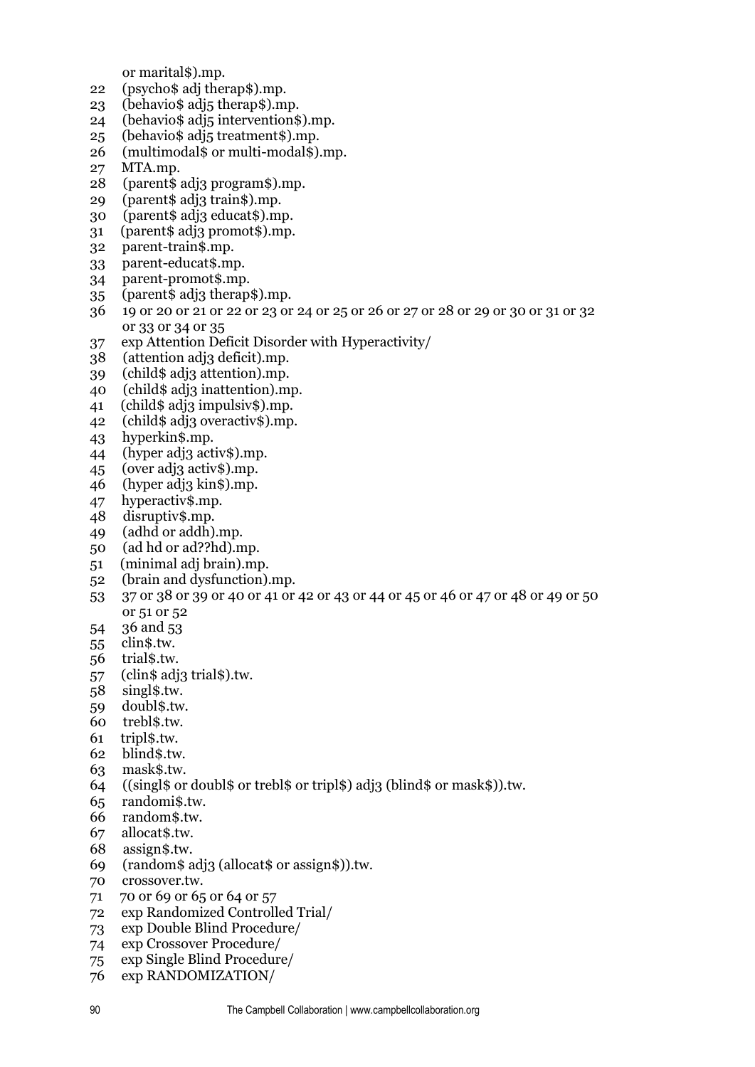or marital$).mp.

22 (psycho$ adj therap$).mp.
23 (behavio$ adj5 therap$).mp.
24 (behavio$ adj5 intervention$).mp.
25 (behavio$ adj5 treatment$).mp.
26 (multimodal$ or multi-modal$).mp.
27 MTA.mp.
28 (parent$ adj3 program$).mp.
29 (parent$ adj3 train$).mp.
30 (parent$ adj3 educat$).mp.
31 (parent$ adj3 promot$).mp.
32 parent-train$.mp.
33 parent-educat$.mp.
34 parent-promot$.mp.
35 (parent$ adj3 therap$).mp.
36 19 or 20 or 21 or 22 or 23 or 24 or 25 or 26 or 27 or 28 or 29 or 30 or 31 or 32 or 33 or 34 or 35
37 exp Attention Deficit Disorder with Hyperactivity/
38 (attention adj3 deficit).mp.
39 (child$ adj3 attention).mp.
40 (child$ adj3 inattention).mp.
41 (child$ adj3 impulsiv$).mp.
42 (child$ adj3 overactiv$).mp.
43 hyperkin$.mp.
44 (hyper adj3 activ$).mp.
45 (over adj3 activ$).mp.
46 (hyper adj3 kin$).mp.
47 hyperactiv$.mp.
48 disruptiv$.mp.
49 (adhd or addh).mp.
50 (ad hd or ad??hd).mp.
51 (minimal adj brain).mp.
52 (brain and dysfunction).mp.
53 37 or 38 or 39 or 40 or 41 or 42 or 43 or 44 or 45 or 46 or 47 or 48 or 49 or 50 or 51 or 52
54 36 and 53
55 clin$.tw.
56 trial$.tw.
57 (clin$ adj3 trial$).tw.
58 singl$.tw.
59 doubl$.tw.
60 trebl$.tw.
61 tripl$.tw.
62 blind$.tw.
63 mask$.tw.
64 ((singl$ or doubl$ or trebl$ or tripl$) adj3 (blind$ or mask$)).tw.
65 randomi$.tw.
66 random$.tw.
67 allocat$.tw.
68 assign$.tw.
69 (random$ adj3 (allocat$ or assign$)).tw.
70 crossover.tw.
71 70 or 69 or 65 or 64 or 57
72 exp Randomized Controlled Trial/
73 exp Double Blind Procedure/
74 exp Crossover Procedure/
75 exp Single Blind Procedure/
76 exp RANDOMIZATION/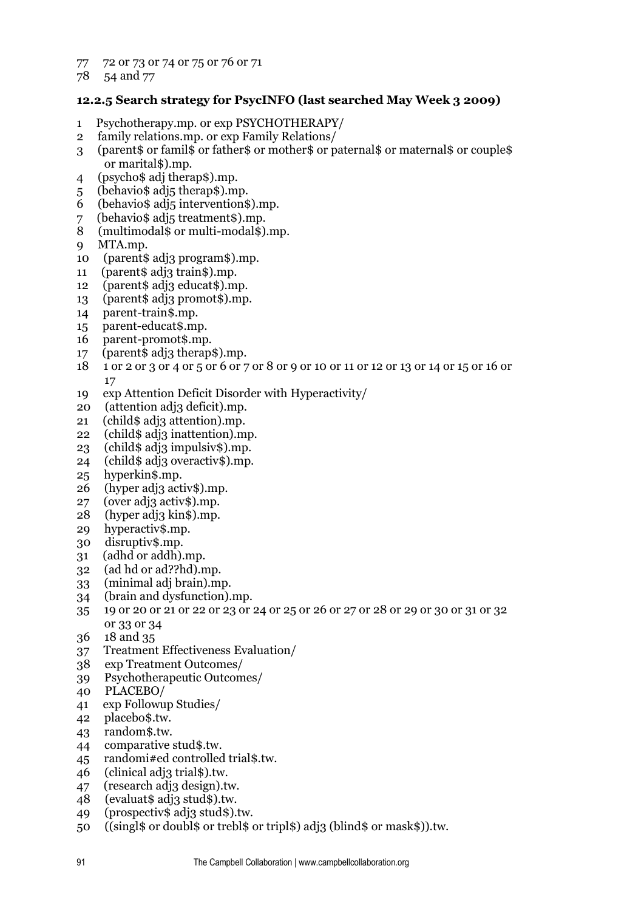77 72 or 73 or 74 or 75 or 76 or 71
78 54 and 77

### 12.2.5 Search strategy for PsycINFO (last searched May Week 3 2009)

1 Psychotherapy.mp. or exp PSYCHOTHERAPY/
2 family relations.mp. or exp Family Relations/
3 (parent$ or famil$ or father$ or mother$ or paternal$ or maternal$ or couple$ or marital$).mp.
4 (psycho$ adj therap$).mp.
5 (behavio$ adj5 therap$).mp.
6 (behavio$ adj5 intervention$).mp.
7 (behavio$ adj5 treatment$).mp.
8 (multimodal$ or multi-modal$).mp.
9 MTA.mp.
10 (parent$ adj3 program$).mp.
11 (parent$ adj3 train$).mp.
12 (parent$ adj3 educat$).mp.
13 (parent$ adj3 promot$).mp.
14 parent-train$.mp.
15 parent-educat$.mp.
16 parent-promot$.mp.
17 (parent$ adj3 therap$).mp.
18 1 or 2 or 3 or 4 or 5 or 6 or 7 or 8 or 9 or 10 or 11 or 12 or 13 or 14 or 15 or 16 or 17
19 exp Attention Deficit Disorder with Hyperactivity/
20 (attention adj3 deficit).mp.
21 (child$ adj3 attention).mp.
22 (child$ adj3 inattention).mp.
23 (child$ adj3 impulsiv$).mp.
24 (child$ adj3 overactiv$).mp.
25 hyperkin$.mp.
26 (hyper adj3 activ$).mp.
27 (over adj3 activ$).mp.
28 (hyper adj3 kin$).mp.
29 hyperactiv$.mp.
30 disruptiv$.mp.
31 (adhd or addh).mp.
32 (ad hd or ad??hd).mp.
33 (minimal adj brain).mp.
34 (brain and dysfunction).mp.
35 19 or 20 or 21 or 22 or 23 or 24 or 25 or 26 or 27 or 28 or 29 or 30 or 31 or 32 or 33 or 34
36 18 and 35
37 Treatment Effectiveness Evaluation/
38 exp Treatment Outcomes/
39 Psychotherapeutic Outcomes/
40 PLACEBO/
41 exp Followup Studies/
42 placebo$.tw.
43 random$.tw.
44 comparative stud$.tw.
45 randomi#ed controlled trial$.tw.
46 (clinical adj3 trial$).tw.
47 (research adj3 design).tw.
48 (evaluat$ adj3 stud$).tw.
49 (prospectiv$ adj3 stud$).tw.
50 ((singl$ or doubl$ or trebl$ or tripl$) adj3 (blind$ or mask$)).tw.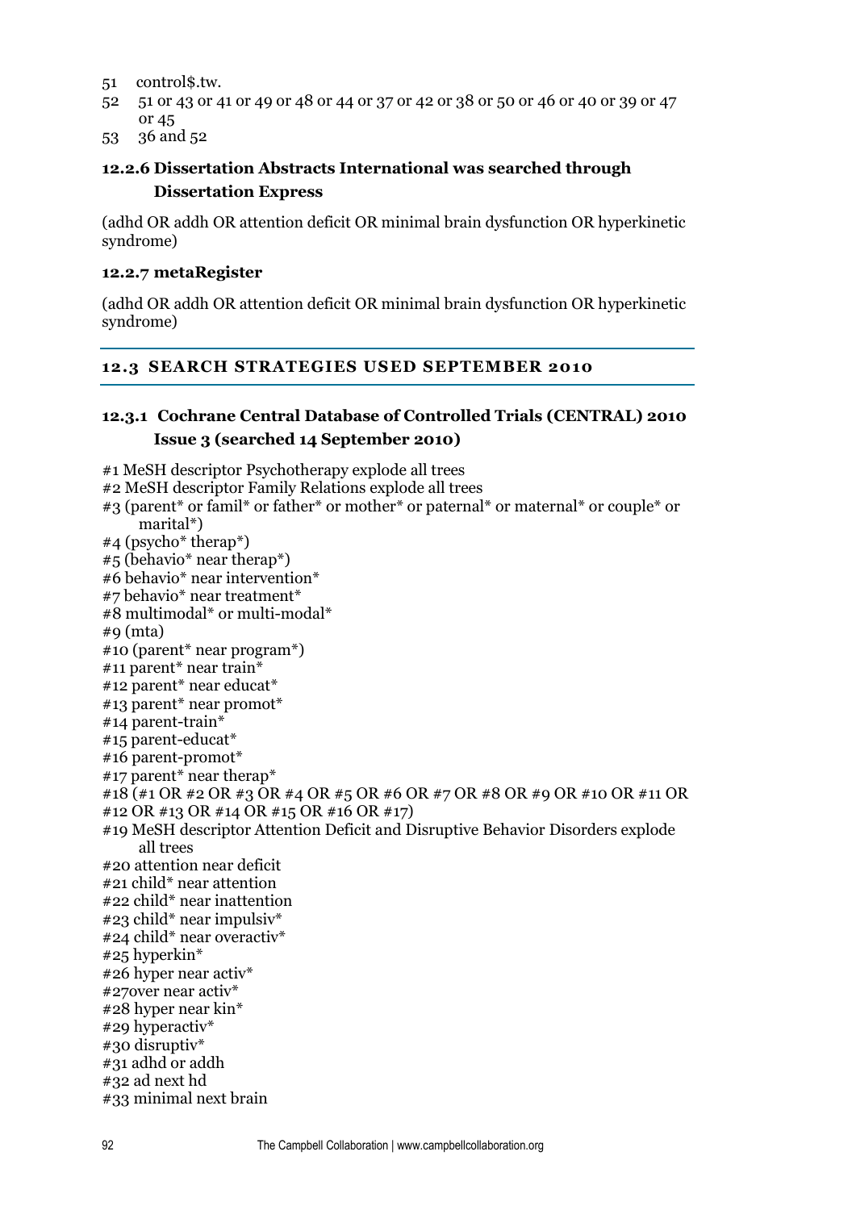51 control$.tw.
52 51 or 43 or 41 or 49 or 48 or 44 or 37 or 42 or 38 or 50 or 46 or 40 or 39 or 47 or 45
53 36 and 52

### 12.2.6 Dissertation Abstracts International was searched through Dissertation Express

(adhd OR addh OR attention deficit OR minimal brain dysfunction OR hyperkinetic syndrome)

### 12.2.7 metaRegister

(adhd OR addh OR attention deficit OR minimal brain dysfunction OR hyperkinetic syndrome)

## 12.3 SEARCH STRATEGIES USED SEPTEMBER 2010

### 12.3.1 Cochrane Central Database of Controlled Trials (CENTRAL) 2010 Issue 3 (searched 14 September 2010)

#1 MeSH descriptor Psychotherapy explode all trees
#2 MeSH descriptor Family Relations explode all trees
#3 (parent* or famil* or father* or mother* or paternal* or maternal* or couple* or marital*)
#4 (psycho* therap*)
#5 (behavio* near therap*)
#6 behavio* near intervention*
#7 behavio* near treatment*
#8 multimodal* or multi-modal*
#9 (mta)
#10 (parent* near program*)
#11 parent* near train*
#12 parent* near educat*
#13 parent* near promot*
#14 parent-train*
#15 parent-educat*
#16 parent-promot*
#17 parent* near therap*
#18 (#1 OR #2 OR #3 OR #4 OR #5 OR #6 OR #7 OR #8 OR #9 OR #10 OR #11 OR #12 OR #13 OR #14 OR #15 OR #16 OR #17)
#19 MeSH descriptor Attention Deficit and Disruptive Behavior Disorders explode all trees
#20 attention near deficit
#21 child* near attention
#22 child* near inattention
#23 child* near impulsiv*
#24 child* near overactiv*
#25 hyperkin*
#26 hyper near activ*
#27over near activ*
#28 hyper near kin*
#29 hyperactiv*
#30 disruptiv*
#31 adhd or addh
#32 ad next hd
#33 minimal next brain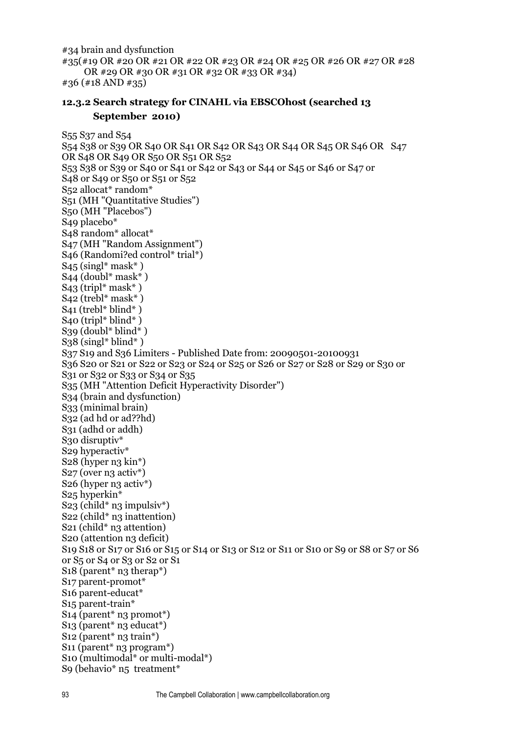#34 brain and dysfunction
#35(#19 OR #20 OR #21 OR #22 OR #23 OR #24 OR #25 OR #26 OR #27 OR #28 OR #29 OR #30 OR #31 OR #32 OR #33 OR #34)
#36 (#18 AND #35)

### 12.3.2 Search strategy for CINAHL via EBSCOhost (searched 13 September 2010)

S55 S37 and S54
S54 S38 or S39 OR S40 OR S41 OR S42 OR S43 OR S44 OR S45 OR S46 OR S47 OR S48 OR S49 OR S50 OR S51 OR S52
S53 S38 or S39 or S40 or S41 or S42 or S43 or S44 or S45 or S46 or S47 or S48 or S49 or S50 or S51 or S52
S52 allocat* random*
S51 (MH "Quantitative Studies")
S50 (MH "Placebos")
S49 placebo*
S48 random* allocat*
S47 (MH "Random Assignment")
S46 (Randomi?ed control* trial*)
S45 (singl* mask* )
S44 (doubl* mask* )
S43 (tripl* mask* )
S42 (trebl* mask* )
S41 (trebl* blind* )
S40 (tripl* blind* )
S39 (doubl* blind* )
S38 (singl* blind* )
S37 S19 and S36 Limiters - Published Date from: 20090501-20100931
S36 S20 or S21 or S22 or S23 or S24 or S25 or S26 or S27 or S28 or S29 or S30 or S31 or S32 or S33 or S34 or S35
S35 (MH "Attention Deficit Hyperactivity Disorder")
S34 (brain and dysfunction)
S33 (minimal brain)
S32 (ad hd or ad??hd)
S31 (adhd or addh)
S30 disruptiv*
S29 hyperactiv*
S28 (hyper n3 kin*)
S27 (over n3 activ*)
S26 (hyper n3 activ*)
S25 hyperkin*
S23 (child* n3 impulsiv*)
S22 (child* n3 inattention)
S21 (child* n3 attention)
S20 (attention n3 deficit)
S19 S18 or S17 or S16 or S15 or S14 or S13 or S12 or S11 or S10 or S9 or S8 or S7 or S6 or S5 or S4 or S3 or S2 or S1
S18 (parent* n3 therap*)
S17 parent-promot*
S16 parent-educat*
S15 parent-train*
S14 (parent* n3 promot*)
S13 (parent* n3 educat*)
S12 (parent* n3 train*)
S11 (parent* n3 program*)
S10 (multimodal* or multi-modal*)
S9 (behavio* n5 treatment*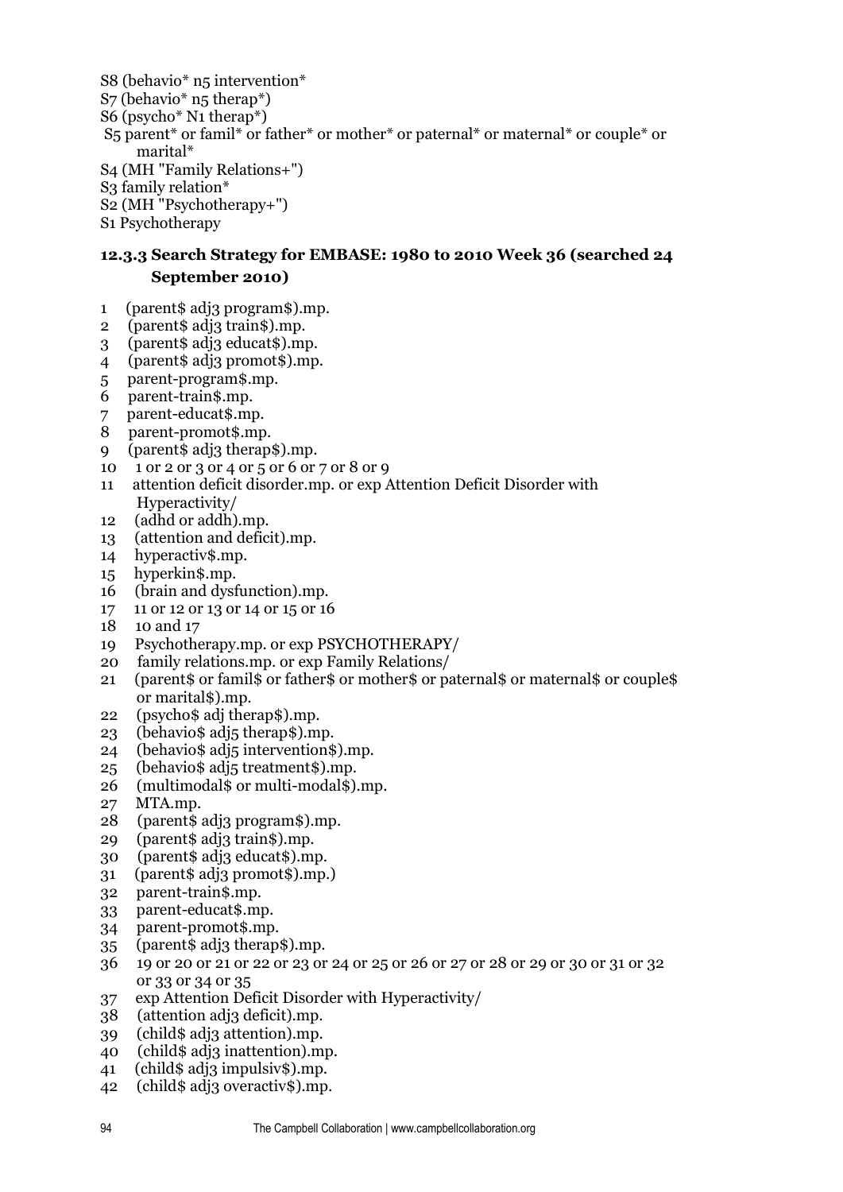S8 (behavio* n5 intervention*

S7 (behavio* n5 therap*)

S6 (psycho* N1 therap*)

S5 parent* or famil* or father* or mother* or paternal* or maternal* or couple* or marital*

S4 (MH "Family Relations+")

S3 family relation*

S2 (MH "Psychotherapy+")

S1 Psychotherapy

### 12.3.3 Search Strategy for EMBASE: 1980 to 2010 Week 36 (searched 24 September 2010)

1 (parent$ adj3 program$).mp.
2 (parent$ adj3 train$).mp.
3 (parent$ adj3 educat$).mp.
4 (parent$ adj3 promot$).mp.
5 parent-program$.mp.
6 parent-train$.mp.
7 parent-educat$.mp.
8 parent-promot$.mp.
9 (parent$ adj3 therap$).mp.
10 1 or 2 or 3 or 4 or 5 or 6 or 7 or 8 or 9
11 attention deficit disorder.mp. or exp Attention Deficit Disorder with Hyperactivity/
12 (adhd or addh).mp.
13 (attention and deficit).mp.
14 hyperactiv$.mp.
15 hyperkin$.mp.
16 (brain and dysfunction).mp.
17 11 or 12 or 13 or 14 or 15 or 16
18 10 and 17
19 Psychotherapy.mp. or exp PSYCHOTHERAPY/
20 family relations.mp. or exp Family Relations/
21 (parent$ or famil$ or father$ or mother$ or paternal$ or maternal$ or couple$ or marital$).mp.
22 (psycho$ adj therap$).mp.
23 (behavio$ adj5 therap$).mp.
24 (behavio$ adj5 intervention$).mp.
25 (behavio$ adj5 treatment$).mp.
26 (multimodal$ or multi-modal$).mp.
27 MTA.mp.
28 (parent$ adj3 program$).mp.
29 (parent$ adj3 train$).mp.
30 (parent$ adj3 educat$).mp.
31 (parent$ adj3 promot$).mp.)
32 parent-train$.mp.
33 parent-educat$.mp.
34 parent-promot$.mp.
35 (parent$ adj3 therap$).mp.
36 19 or 20 or 21 or 22 or 23 or 24 or 25 or 26 or 27 or 28 or 29 or 30 or 31 or 32 or 33 or 34 or 35
37 exp Attention Deficit Disorder with Hyperactivity/
38 (attention adj3 deficit).mp.
39 (child$ adj3 attention).mp.
40 (child$ adj3 inattention).mp.
41 (child$ adj3 impulsiv$).mp.
42 (child$ adj3 overactiv$).mp.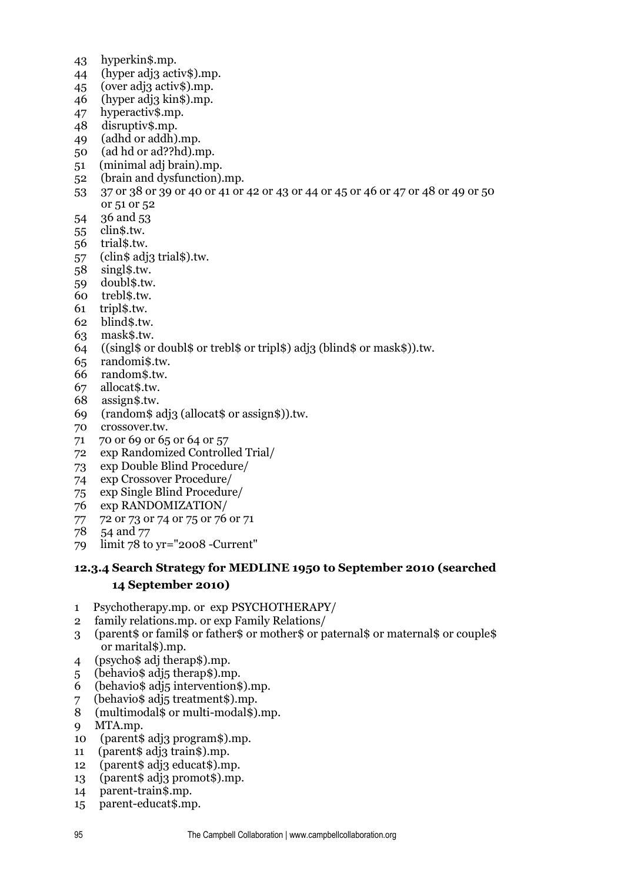43 hyperkin$.mp.
44 (hyper adj3 activ$).mp.
45 (over adj3 activ$).mp.
46 (hyper adj3 kin$).mp.
47 hyperactiv$.mp.
48 disruptiv$.mp.
49 (adhd or addh).mp.
50 (ad hd or ad??hd).mp.
51 (minimal adj brain).mp.
52 (brain and dysfunction).mp.
53 37 or 38 or 39 or 40 or 41 or 42 or 43 or 44 or 45 or 46 or 47 or 48 or 49 or 50 or 51 or 52
54 36 and 53
55 clin$.tw.
56 trial$.tw.
57 (clin$ adj3 trial$).tw.
58 singl$.tw.
59 doubl$.tw.
60 trebl$.tw.
61 tripl$.tw.
62 blind$.tw.
63 mask$.tw.
64 ((singl$ or doubl$ or trebl$ or tripl$) adj3 (blind$ or mask$)).tw.
65 randomi$.tw.
66 random$.tw.
67 allocat$.tw.
68 assign$.tw.
69 (random$ adj3 (allocat$ or assign$)).tw.
70 crossover.tw.
71 70 or 69 or 65 or 64 or 57
72 exp Randomized Controlled Trial/
73 exp Double Blind Procedure/
74 exp Crossover Procedure/
75 exp Single Blind Procedure/
76 exp RANDOMIZATION/
77 72 or 73 or 74 or 75 or 76 or 71
78 54 and 77
79 limit 78 to yr="2008 -Current"

### 12.3.4 Search Strategy for MEDLINE 1950 to September 2010 (searched 14 September 2010)

1 Psychotherapy.mp. or exp PSYCHOTHERAPY/
2 family relations.mp. or exp Family Relations/
3 (parent$ or famil$ or father$ or mother$ or paternal$ or maternal$ or couple$ or marital$).mp.
4 (psycho$ adj therap$).mp.
5 (behavio$ adj5 therap$).mp.
6 (behavio$ adj5 intervention$).mp.
7 (behavio$ adj5 treatment$).mp.
8 (multimodal$ or multi-modal$).mp.
9 MTA.mp.
10 (parent$ adj3 program$).mp.
11 (parent$ adj3 train$).mp.
12 (parent$ adj3 educat$).mp.
13 (parent$ adj3 promot$).mp.
14 parent-train$.mp.
15 parent-educat$.mp.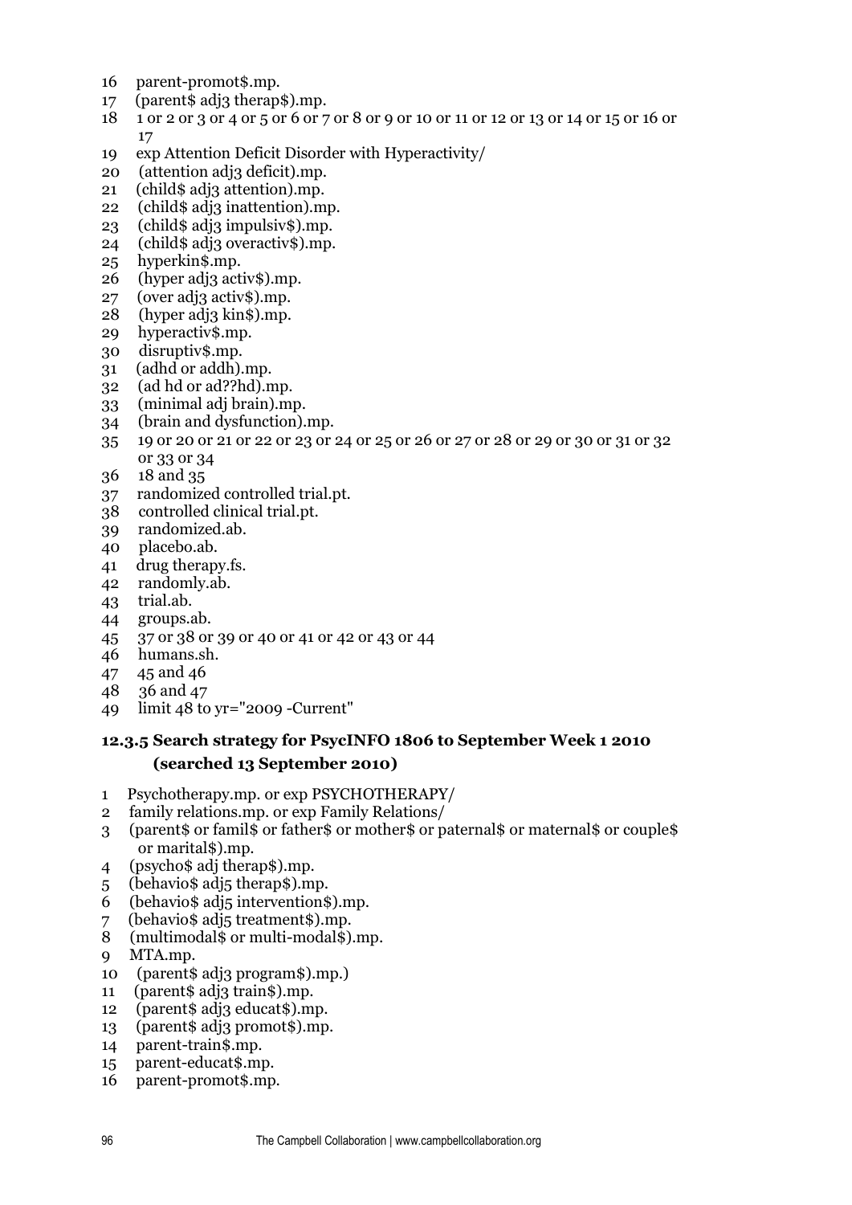16 parent-promot$.mp.
17 (parent$ adj3 therap$).mp.
18 1 or 2 or 3 or 4 or 5 or 6 or 7 or 8 or 9 or 10 or 11 or 12 or 13 or 14 or 15 or 16 or 17
19 exp Attention Deficit Disorder with Hyperactivity/
20 (attention adj3 deficit).mp.
21 (child$ adj3 attention).mp.
22 (child$ adj3 inattention).mp.
23 (child$ adj3 impulsiv$).mp.
24 (child$ adj3 overactiv$).mp.
25 hyperkin$.mp.
26 (hyper adj3 activ$).mp.
27 (over adj3 activ$).mp.
28 (hyper adj3 kin$).mp.
29 hyperactiv$.mp.
30 disruptiv$.mp.
31 (adhd or addh).mp.
32 (ad hd or ad??hd).mp.
33 (minimal adj brain).mp.
34 (brain and dysfunction).mp.
35 19 or 20 or 21 or 22 or 23 or 24 or 25 or 26 or 27 or 28 or 29 or 30 or 31 or 32 or 33 or 34
36 18 and 35
37 randomized controlled trial.pt.
38 controlled clinical trial.pt.
39 randomized.ab.
40 placebo.ab.
41 drug therapy.fs.
42 randomly.ab.
43 trial.ab.
44 groups.ab.
45 37 or 38 or 39 or 40 or 41 or 42 or 43 or 44
46 humans.sh.
47 45 and 46
48 36 and 47
49 limit 48 to yr="2009 -Current"

### 12.3.5 Search strategy for PsycINFO 1806 to September Week 1 2010 (searched 13 September 2010)

1 Psychotherapy.mp. or exp PSYCHOTHERAPY/
2 family relations.mp. or exp Family Relations/
3 (parent$ or famil$ or father$ or mother$ or paternal$ or maternal$ or couple$ or marital$).mp.
4 (psycho$ adj therap$).mp.
5 (behavio$ adj5 therap$).mp.
6 (behavio$ adj5 intervention$).mp.
7 (behavio$ adj5 treatment$).mp.
8 (multimodal$ or multi-modal$).mp.
9 MTA.mp.
10 (parent$ adj3 program$).mp.)
11 (parent$ adj3 train$).mp.
12 (parent$ adj3 educat$).mp.
13 (parent$ adj3 promot$).mp.
14 parent-train$.mp.
15 parent-educat$.mp.
16 parent-promot$.mp.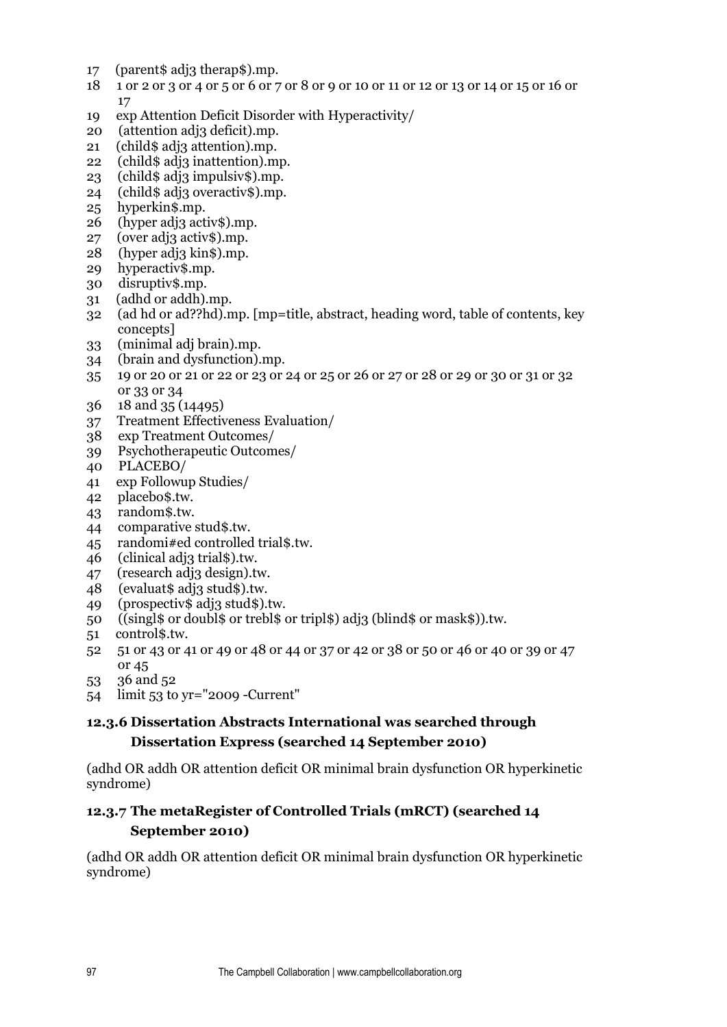17 (parent$ adj3 therap$).mp.
18 1 or 2 or 3 or 4 or 5 or 6 or 7 or 8 or 9 or 10 or 11 or 12 or 13 or 14 or 15 or 16 or 17
19 exp Attention Deficit Disorder with Hyperactivity/
20 (attention adj3 deficit).mp.
21 (child$ adj3 attention).mp.
22 (child$ adj3 inattention).mp.
23 (child$ adj3 impulsiv$).mp.
24 (child$ adj3 overactiv$).mp.
25 hyperkin$.mp.
26 (hyper adj3 activ$).mp.
27 (over adj3 activ$).mp.
28 (hyper adj3 kin$).mp.
29 hyperactiv$.mp.
30 disruptiv$.mp.
31 (adhd or addh).mp.
32 (ad hd or ad??hd).mp. [mp=title, abstract, heading word, table of contents, key concepts]
33 (minimal adj brain).mp.
34 (brain and dysfunction).mp.
35 19 or 20 or 21 or 22 or 23 or 24 or 25 or 26 or 27 or 28 or 29 or 30 or 31 or 32 or 33 or 34
36 18 and 35 (14495)
37 Treatment Effectiveness Evaluation/
38 exp Treatment Outcomes/
39 Psychotherapeutic Outcomes/
40 PLACEBO/
41 exp Followup Studies/
42 placebo$.tw.
43 random$.tw.
44 comparative stud$.tw.
45 randomi#ed controlled trial$.tw.
46 (clinical adj3 trial$).tw.
47 (research adj3 design).tw.
48 (evaluat$ adj3 stud$).tw.
49 (prospectiv$ adj3 stud$).tw.
50 ((singl$ or doubl$ or trebl$ or tripl$) adj3 (blind$ or mask$)).tw.
51 control$.tw.
52 51 or 43 or 41 or 49 or 48 or 44 or 37 or 42 or 38 or 50 or 46 or 40 or 39 or 47 or 45
53 36 and 52
54 limit 53 to yr="2009 -Current"

### 12.3.6 Dissertation Abstracts International was searched through Dissertation Express (searched 14 September 2010)

(adhd OR addh OR attention deficit OR minimal brain dysfunction OR hyperkinetic syndrome)

### 12.3.7 The metaRegister of Controlled Trials (mRCT) (searched 14 September 2010)

(adhd OR addh OR attention deficit OR minimal brain dysfunction OR hyperkinetic syndrome)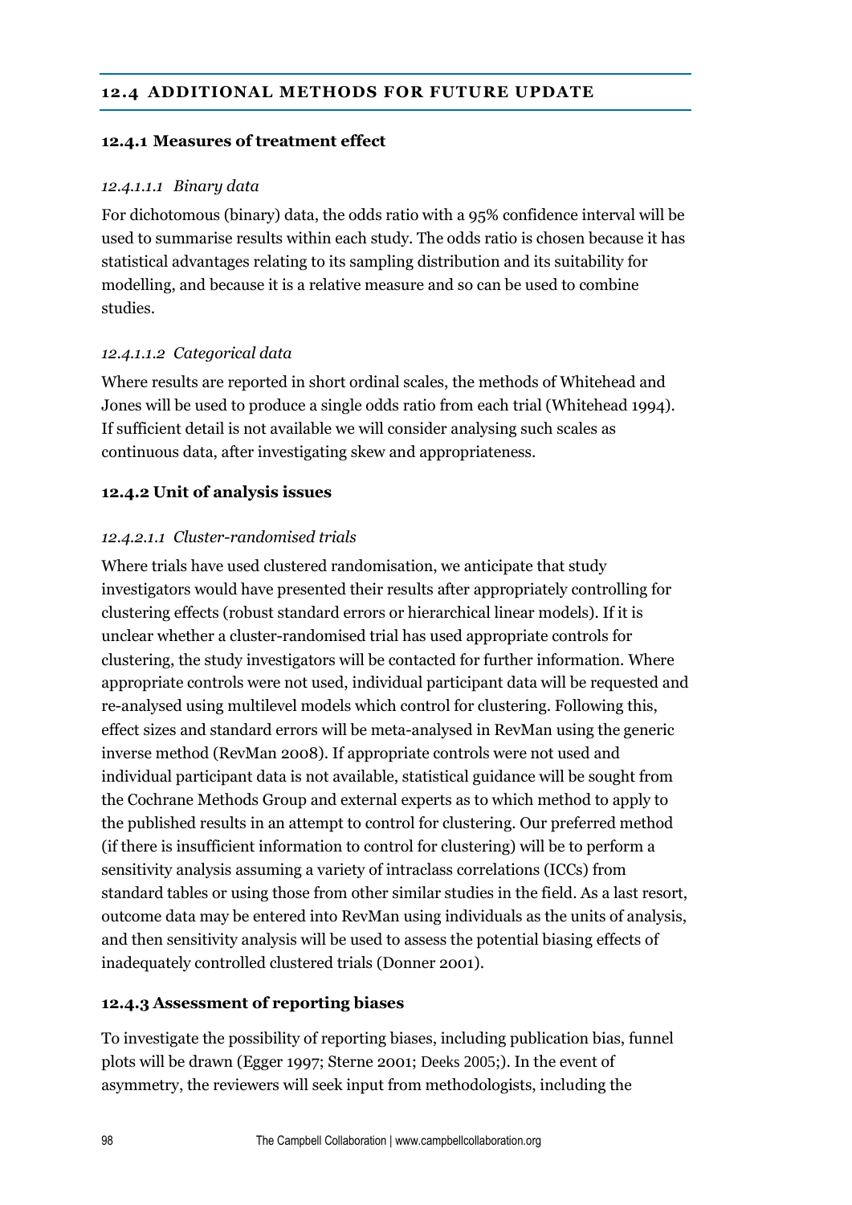## 12.4 ADDITIONAL METHODS FOR FUTURE UPDATE

### 12.4.1 Measures of treatment effect

#### *12.4.1.1.1 Binary data*

For dichotomous (binary) data, the odds ratio with a 95% confidence interval will be used to summarise results within each study. The odds ratio is chosen because it has statistical advantages relating to its sampling distribution and its suitability for modelling, and because it is a relative measure and so can be used to combine studies.

#### *12.4.1.1.2 Categorical data*

Where results are reported in short ordinal scales, the methods of Whitehead and Jones will be used to produce a single odds ratio from each trial (Whitehead 1994). If sufficient detail is not available we will consider analysing such scales as continuous data, after investigating skew and appropriateness.

### 12.4.2 Unit of analysis issues

#### *12.4.2.1.1 Cluster-randomised trials*

Where trials have used clustered randomisation, we anticipate that study investigators would have presented their results after appropriately controlling for clustering effects (robust standard errors or hierarchical linear models). If it is unclear whether a cluster-randomised trial has used appropriate controls for clustering, the study investigators will be contacted for further information. Where appropriate controls were not used, individual participant data will be requested and re-analysed using multilevel models which control for clustering. Following this, effect sizes and standard errors will be meta-analysed in RevMan using the generic inverse method (RevMan 2008). If appropriate controls were not used and individual participant data is not available, statistical guidance will be sought from the Cochrane Methods Group and external experts as to which method to apply to the published results in an attempt to control for clustering. Our preferred method (if there is insufficient information to control for clustering) will be to perform a sensitivity analysis assuming a variety of intraclass correlations (ICCs) from standard tables or using those from other similar studies in the field. As a last resort, outcome data may be entered into RevMan using individuals as the units of analysis, and then sensitivity analysis will be used to assess the potential biasing effects of inadequately controlled clustered trials (Donner 2001).

### 12.4.3 Assessment of reporting biases

To investigate the possibility of reporting biases, including publication bias, funnel plots will be drawn (Egger 1997; Sterne 2001; Deeks 2005;). In the event of asymmetry, the reviewers will seek input from methodologists, including the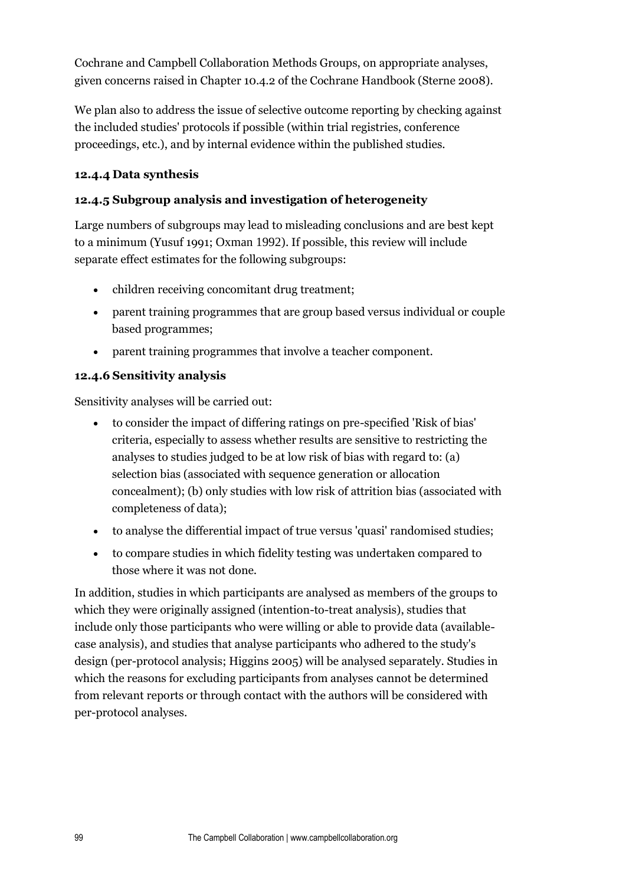Cochrane and Campbell Collaboration Methods Groups, on appropriate analyses, given concerns raised in Chapter 10.4.2 of the Cochrane Handbook (Sterne 2008).

We plan also to address the issue of selective outcome reporting by checking against the included studies' protocols if possible (within trial registries, conference proceedings, etc.), and by internal evidence within the published studies.

### 12.4.4 Data synthesis

### 12.4.5 Subgroup analysis and investigation of heterogeneity

Large numbers of subgroups may lead to misleading conclusions and are best kept to a minimum (Yusuf 1991; Oxman 1992). If possible, this review will include separate effect estimates for the following subgroups:

- children receiving concomitant drug treatment;
- parent training programmes that are group based versus individual or couple based programmes;
- parent training programmes that involve a teacher component.

### 12.4.6 Sensitivity analysis

Sensitivity analyses will be carried out:

- to consider the impact of differing ratings on pre-specified 'Risk of bias' criteria, especially to assess whether results are sensitive to restricting the analyses to studies judged to be at low risk of bias with regard to: (a) selection bias (associated with sequence generation or allocation concealment); (b) only studies with low risk of attrition bias (associated with completeness of data);
- to analyse the differential impact of true versus 'quasi' randomised studies;
- to compare studies in which fidelity testing was undertaken compared to those where it was not done.

In addition, studies in which participants are analysed as members of the groups to which they were originally assigned (intention-to-treat analysis), studies that include only those participants who were willing or able to provide data (available-case analysis), and studies that analyse participants who adhered to the study's design (per-protocol analysis; Higgins 2005) will be analysed separately. Studies in which the reasons for excluding participants from analyses cannot be determined from relevant reports or through contact with the authors will be considered with per-protocol analyses.